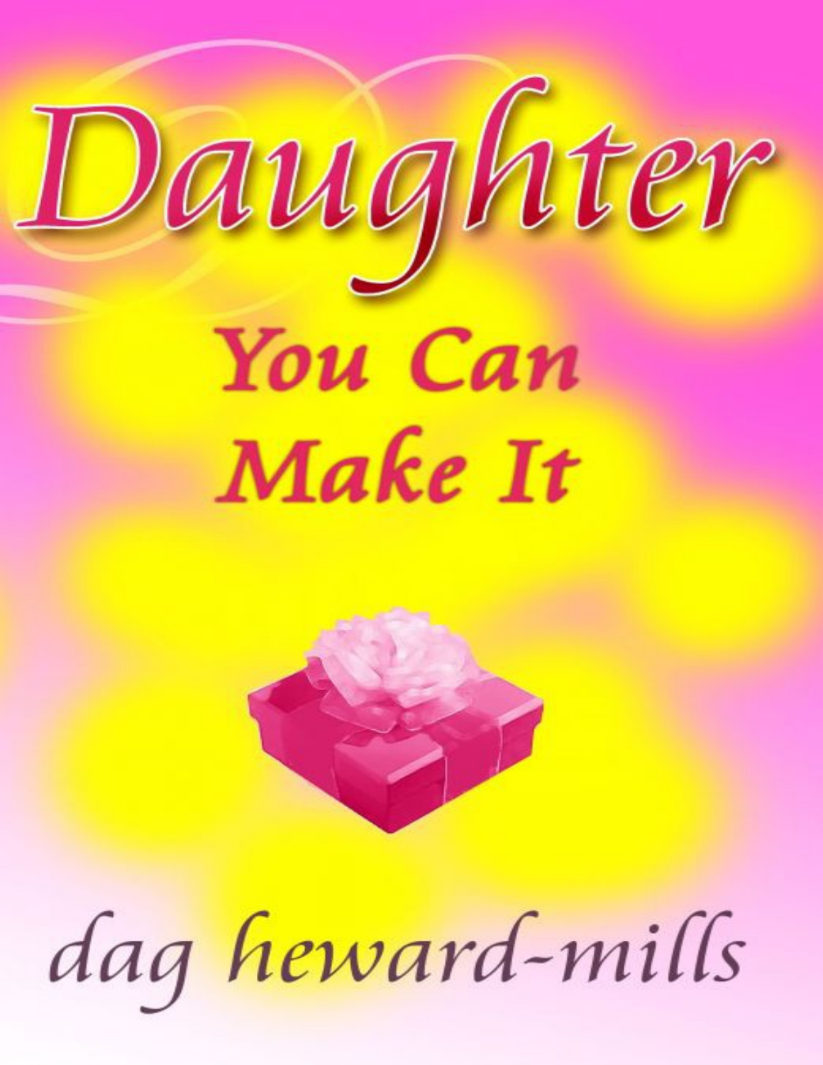# Daughter

## You Can Make It

dag heward-mills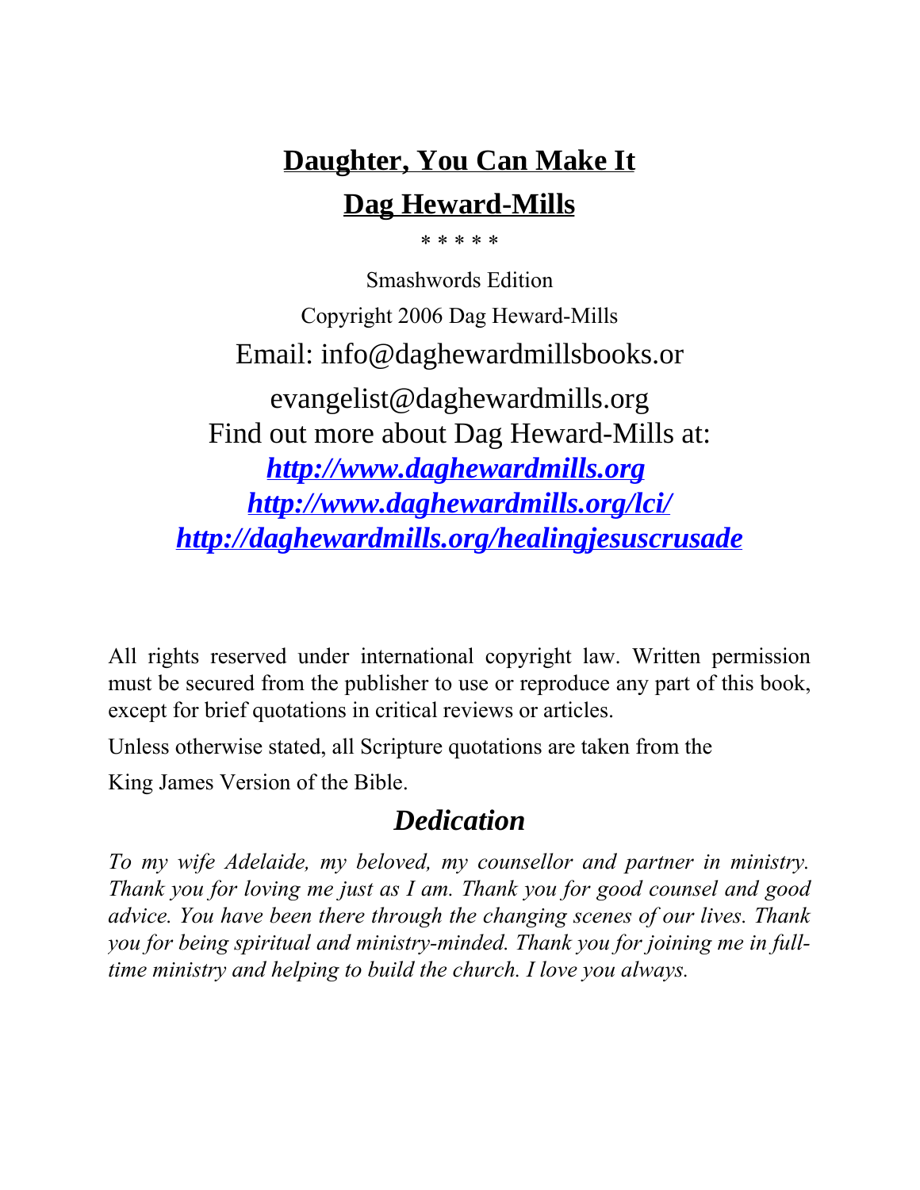# **Daughter, You Can Make It**

## **Dag Heward-Mills**

* * * * *

Smashwords Edition

Copyright 2006 Dag Heward-Mills

Email: info@daghewardmillsbooks.or

evangelist@daghewardmills.org

Find out more about Dag Heward-Mills at:

***http://www.daghewardmills.org***

***http://www.daghewardmills.org/lci/***

***http://daghewardmills.org/healingjesuscrusade***

All rights reserved under international copyright law. Written permission must be secured from the publisher to use or reproduce any part of this book, except for brief quotations in critical reviews or articles.

Unless otherwise stated, all Scripture quotations are taken from the

King James Version of the Bible.

## ***Dedication***

*To my wife Adelaide, my beloved, my counsellor and partner in ministry. Thank you for loving me just as I am. Thank you for good counsel and good advice. You have been there through the changing scenes of our lives. Thank you for being spiritual and ministry-minded. Thank you for joining me in full-time ministry and helping to build the church. I love you always.*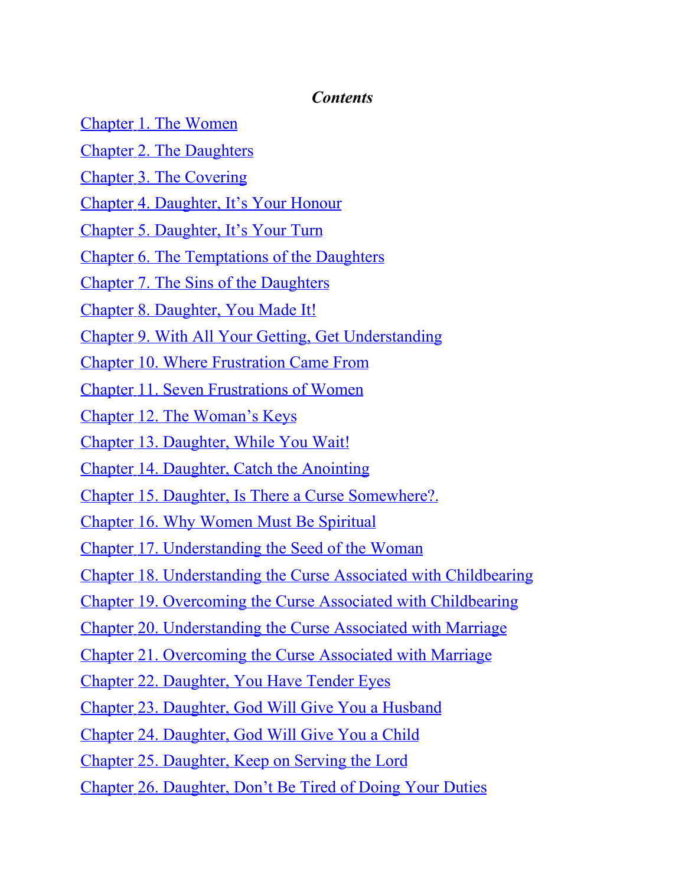*Contents*

Chapter 1. The Women

Chapter 2. The Daughters

Chapter 3. The Covering

Chapter 4. Daughter, It’s Your Honour

Chapter 5. Daughter, It’s Your Turn

Chapter 6. The Temptations of the Daughters

Chapter 7. The Sins of the Daughters

Chapter 8. Daughter, You Made It!

Chapter 9. With All Your Getting, Get Understanding

Chapter 10. Where Frustration Came From

Chapter 11. Seven Frustrations of Women

Chapter 12. The Woman’s Keys

Chapter 13. Daughter, While You Wait!

Chapter 14. Daughter, Catch the Anointing

Chapter 15. Daughter, Is There a Curse Somewhere?.

Chapter 16. Why Women Must Be Spiritual

Chapter 17. Understanding the Seed of the Woman

Chapter 18. Understanding the Curse Associated with Childbearing

Chapter 19. Overcoming the Curse Associated with Childbearing

Chapter 20. Understanding the Curse Associated with Marriage

Chapter 21. Overcoming the Curse Associated with Marriage

Chapter 22. Daughter, You Have Tender Eyes

Chapter 23. Daughter, God Will Give You a Husband

Chapter 24. Daughter, God Will Give You a Child

Chapter 25. Daughter, Keep on Serving the Lord

Chapter 26. Daughter, Don’t Be Tired of Doing Your Duties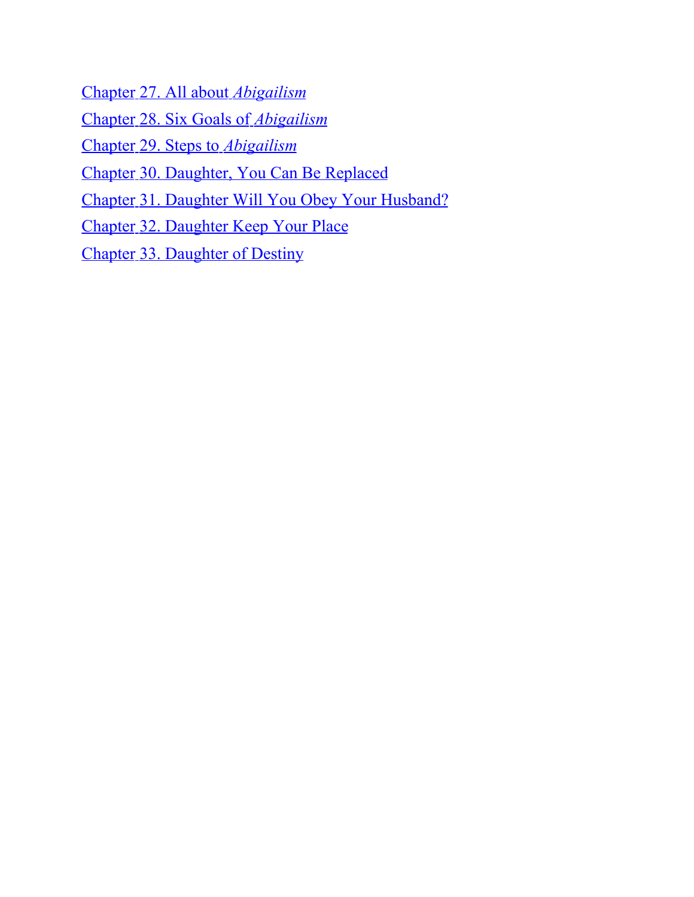Chapter 27. All about *Abigailism*

Chapter 28. Six Goals of *Abigailism*

Chapter 29. Steps to *Abigailism*

Chapter 30. Daughter, You Can Be Replaced

Chapter 31. Daughter Will You Obey Your Husband?

Chapter 32. Daughter Keep Your Place

Chapter 33. Daughter of Destiny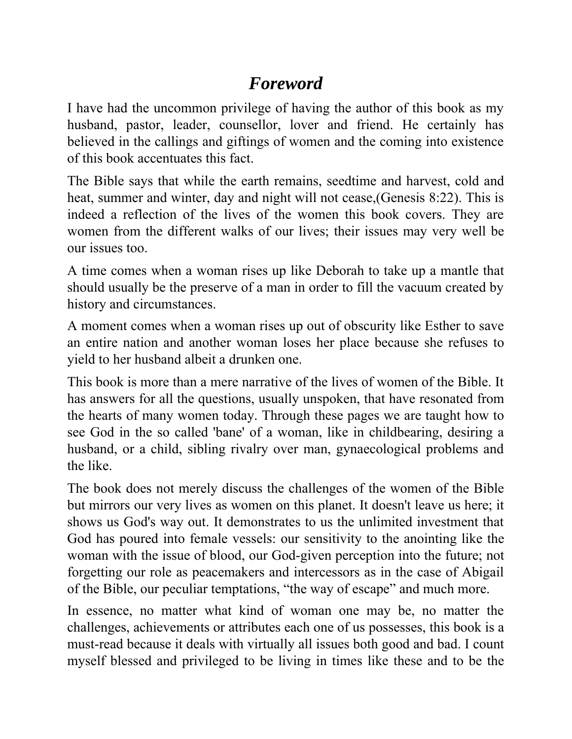# *Foreword*

I have had the uncommon privilege of having the author of this book as my husband, pastor, leader, counsellor, lover and friend. He certainly has believed in the callings and giftings of women and the coming into existence of this book accentuates this fact.

The Bible says that while the earth remains, seedtime and harvest, cold and heat, summer and winter, day and night will not cease,(Genesis 8:22). This is indeed a reflection of the lives of the women this book covers. They are women from the different walks of our lives; their issues may very well be our issues too.

A time comes when a woman rises up like Deborah to take up a mantle that should usually be the preserve of a man in order to fill the vacuum created by history and circumstances.

A moment comes when a woman rises up out of obscurity like Esther to save an entire nation and another woman loses her place because she refuses to yield to her husband albeit a drunken one.

This book is more than a mere narrative of the lives of women of the Bible. It has answers for all the questions, usually unspoken, that have resonated from the hearts of many women today. Through these pages we are taught how to see God in the so called 'bane' of a woman, like in childbearing, desiring a husband, or a child, sibling rivalry over man, gynaecological problems and the like.

The book does not merely discuss the challenges of the women of the Bible but mirrors our very lives as women on this planet. It doesn't leave us here; it shows us God's way out. It demonstrates to us the unlimited investment that God has poured into female vessels: our sensitivity to the anointing like the woman with the issue of blood, our God-given perception into the future; not forgetting our role as peacemakers and intercessors as in the case of Abigail of the Bible, our peculiar temptations, "the way of escape" and much more.

In essence, no matter what kind of woman one may be, no matter the challenges, achievements or attributes each one of us possesses, this book is a must-read because it deals with virtually all issues both good and bad. I count myself blessed and privileged to be living in times like these and to be the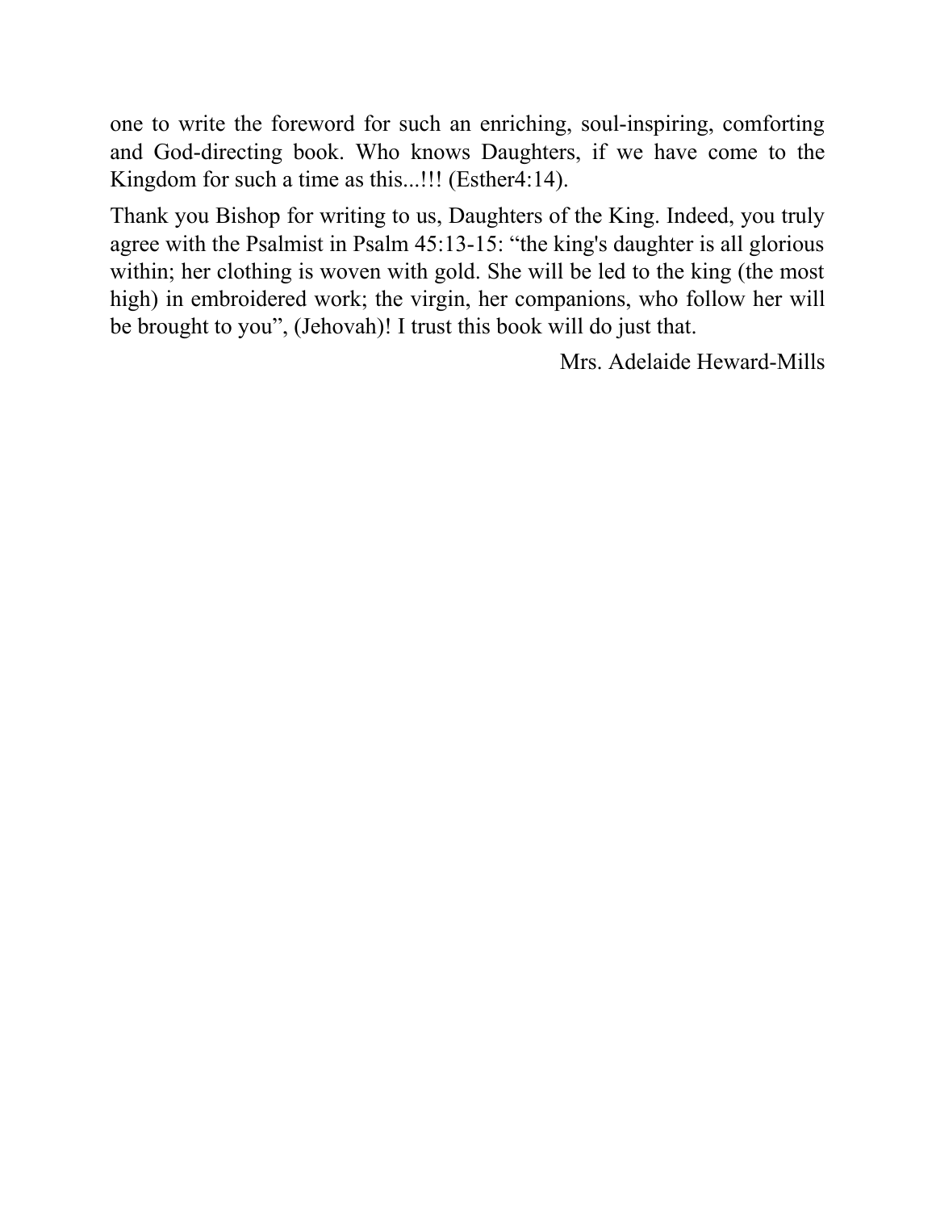one to write the foreword for such an enriching, soul-inspiring, comforting and God-directing book. Who knows Daughters, if we have come to the Kingdom for such a time as this...!!! (Esther4:14).

Thank you Bishop for writing to us, Daughters of the King. Indeed, you truly agree with the Psalmist in Psalm 45:13-15: “the king's daughter is all glorious within; her clothing is woven with gold. She will be led to the king (the most high) in embroidered work; the virgin, her companions, who follow her will be brought to you”, (Jehovah)! I trust this book will do just that.

Mrs. Adelaide Heward-Mills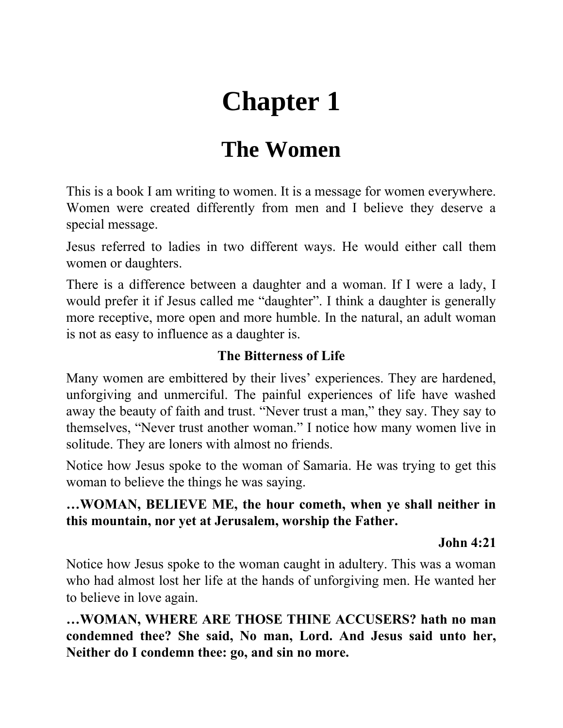# Chapter 1

## The Women

This is a book I am writing to women. It is a message for women everywhere. Women were created differently from men and I believe they deserve a special message.

Jesus referred to ladies in two different ways. He would either call them women or daughters.

There is a difference between a daughter and a woman. If I were a lady, I would prefer it if Jesus called me "daughter". I think a daughter is generally more receptive, more open and more humble. In the natural, an adult woman is not as easy to influence as a daughter is.

### The Bitterness of Life

Many women are embittered by their lives' experiences. They are hardened, unforgiving and unmerciful. The painful experiences of life have washed away the beauty of faith and trust. "Never trust a man," they say. They say to themselves, "Never trust another woman." I notice how many women live in solitude. They are loners with almost no friends.

Notice how Jesus spoke to the woman of Samaria. He was trying to get this woman to believe the things he was saying.

**…WOMAN, BELIEVE ME, the hour cometh, when ye shall neither in this mountain, nor yet at Jerusalem, worship the Father.**

**John 4:21**

Notice how Jesus spoke to the woman caught in adultery. This was a woman who had almost lost her life at the hands of unforgiving men. He wanted her to believe in love again.

**…WOMAN, WHERE ARE THOSE THINE ACCUSERS? hath no man condemned thee? She said, No man, Lord. And Jesus said unto her, Neither do I condemn thee: go, and sin no more.**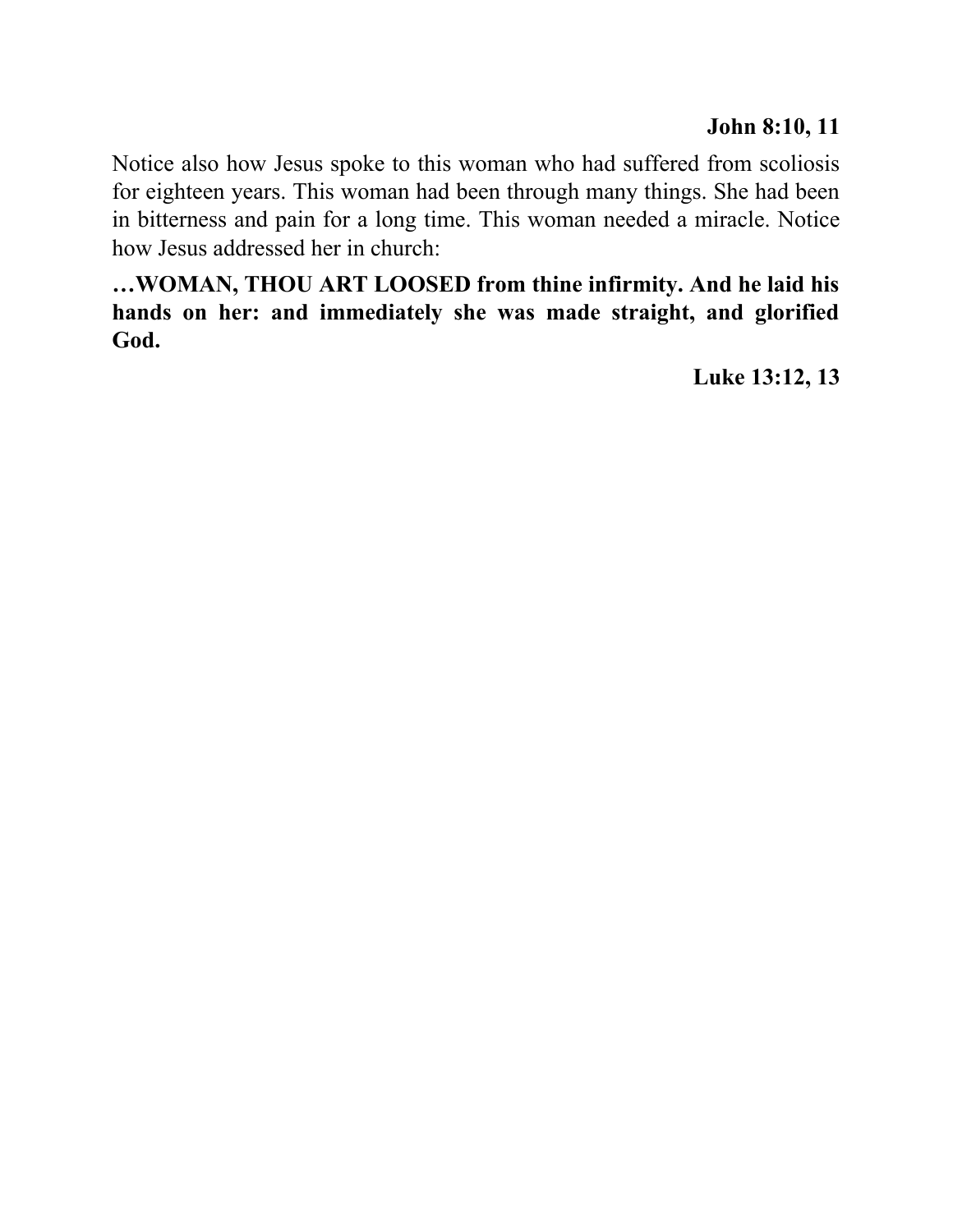**John 8:10, 11**

Notice also how Jesus spoke to this woman who had suffered from scoliosis for eighteen years. This woman had been through many things. She had been in bitterness and pain for a long time. This woman needed a miracle. Notice how Jesus addressed her in church:

**…WOMAN, THOU ART LOOSED from thine infirmity. And he laid his hands on her: and immediately she was made straight, and glorified God.**

**Luke 13:12, 13**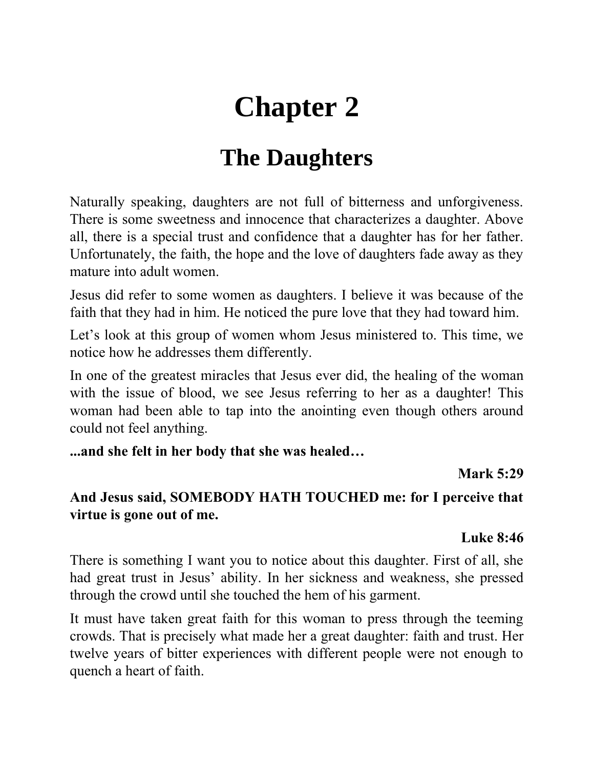# Chapter 2

## The Daughters

Naturally speaking, daughters are not full of bitterness and unforgiveness. There is some sweetness and innocence that characterizes a daughter. Above all, there is a special trust and confidence that a daughter has for her father. Unfortunately, the faith, the hope and the love of daughters fade away as they mature into adult women.

Jesus did refer to some women as daughters. I believe it was because of the faith that they had in him. He noticed the pure love that they had toward him.

Let's look at this group of women whom Jesus ministered to. This time, we notice how he addresses them differently.

In one of the greatest miracles that Jesus ever did, the healing of the woman with the issue of blood, we see Jesus referring to her as a daughter! This woman had been able to tap into the anointing even though others around could not feel anything.

**...and she felt in her body that she was healed…**

**Mark 5:29**

**And Jesus said, SOMEBODY HATH TOUCHED me: for I perceive that virtue is gone out of me.**

**Luke 8:46**

There is something I want you to notice about this daughter. First of all, she had great trust in Jesus' ability. In her sickness and weakness, she pressed through the crowd until she touched the hem of his garment.

It must have taken great faith for this woman to press through the teeming crowds. That is precisely what made her a great daughter: faith and trust. Her twelve years of bitter experiences with different people were not enough to quench a heart of faith.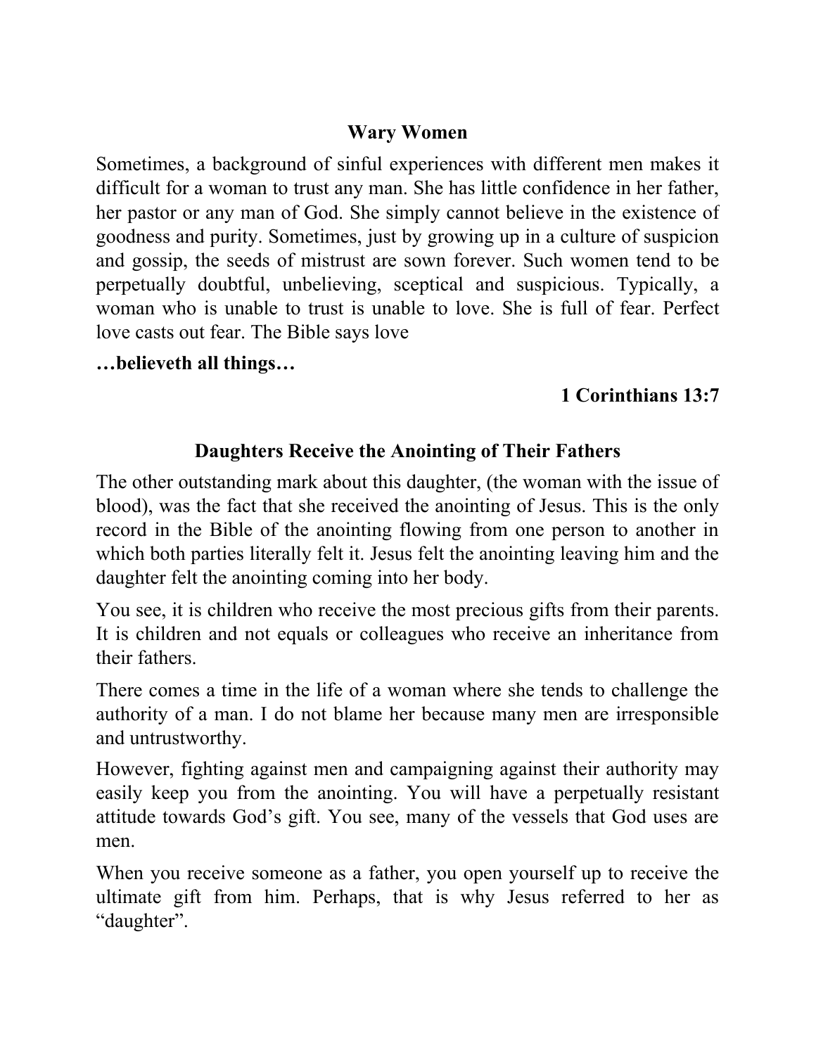### Wary Women

Sometimes, a background of sinful experiences with different men makes it difficult for a woman to trust any man. She has little confidence in her father, her pastor or any man of God. She simply cannot believe in the existence of goodness and purity. Sometimes, just by growing up in a culture of suspicion and gossip, the seeds of mistrust are sown forever. Such women tend to be perpetually doubtful, unbelieving, sceptical and suspicious. Typically, a woman who is unable to trust is unable to love. She is full of fear. Perfect love casts out fear. The Bible says love

**…believeth all things…**

**1 Corinthians 13:7**

### Daughters Receive the Anointing of Their Fathers

The other outstanding mark about this daughter, (the woman with the issue of blood), was the fact that she received the anointing of Jesus. This is the only record in the Bible of the anointing flowing from one person to another in which both parties literally felt it. Jesus felt the anointing leaving him and the daughter felt the anointing coming into her body.

You see, it is children who receive the most precious gifts from their parents. It is children and not equals or colleagues who receive an inheritance from their fathers.

There comes a time in the life of a woman where she tends to challenge the authority of a man. I do not blame her because many men are irresponsible and untrustworthy.

However, fighting against men and campaigning against their authority may easily keep you from the anointing. You will have a perpetually resistant attitude towards God's gift. You see, many of the vessels that God uses are men.

When you receive someone as a father, you open yourself up to receive the ultimate gift from him. Perhaps, that is why Jesus referred to her as "daughter".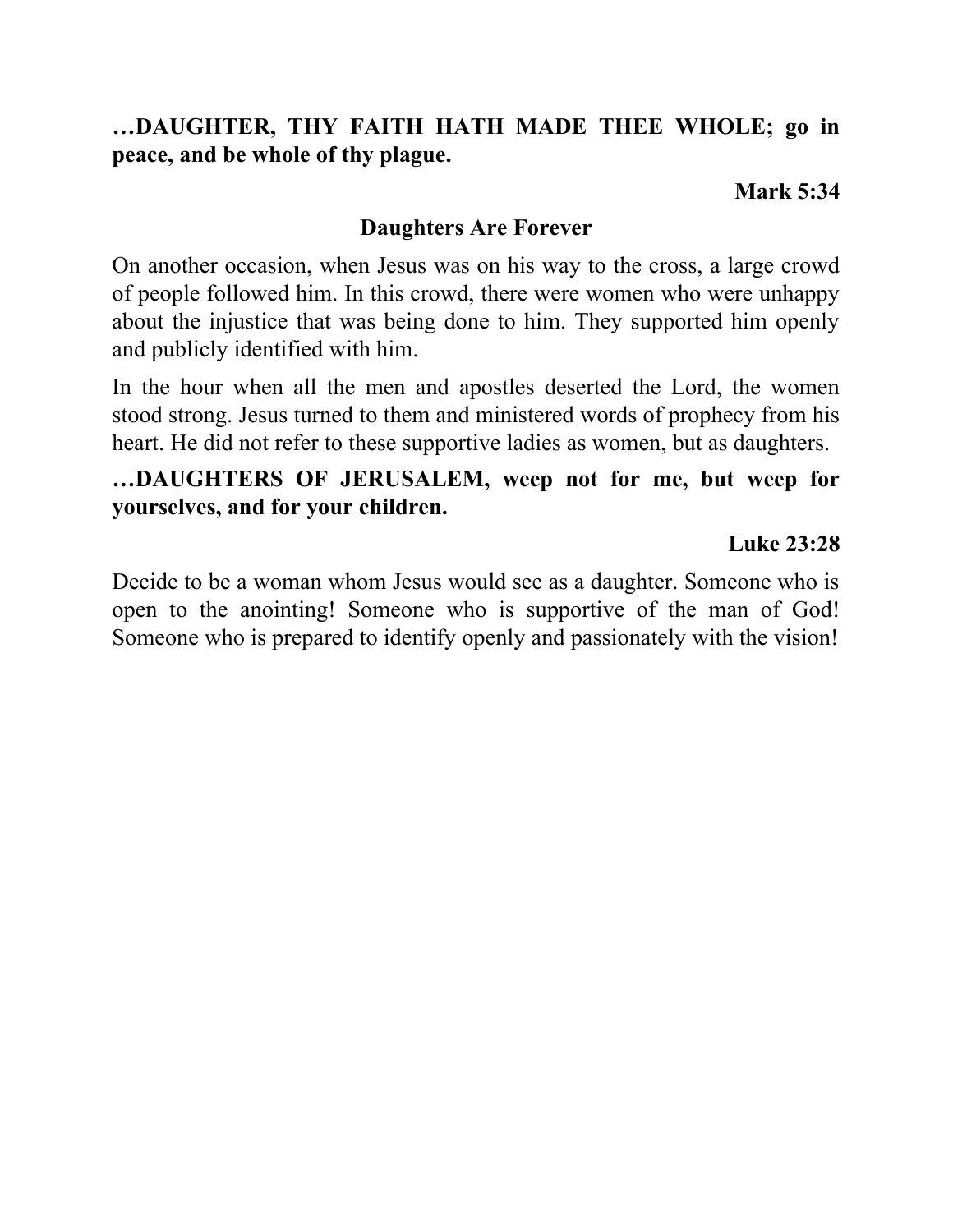**…DAUGHTER, THY FAITH HATH MADE THEE WHOLE; go in peace, and be whole of thy plague.**

**Mark 5:34**

## Daughters Are Forever

On another occasion, when Jesus was on his way to the cross, a large crowd of people followed him. In this crowd, there were women who were unhappy about the injustice that was being done to him. They supported him openly and publicly identified with him.

In the hour when all the men and apostles deserted the Lord, the women stood strong. Jesus turned to them and ministered words of prophecy from his heart. He did not refer to these supportive ladies as women, but as daughters.

**…DAUGHTERS OF JERUSALEM, weep not for me, but weep for yourselves, and for your children.**

**Luke 23:28**

Decide to be a woman whom Jesus would see as a daughter. Someone who is open to the anointing! Someone who is supportive of the man of God! Someone who is prepared to identify openly and passionately with the vision!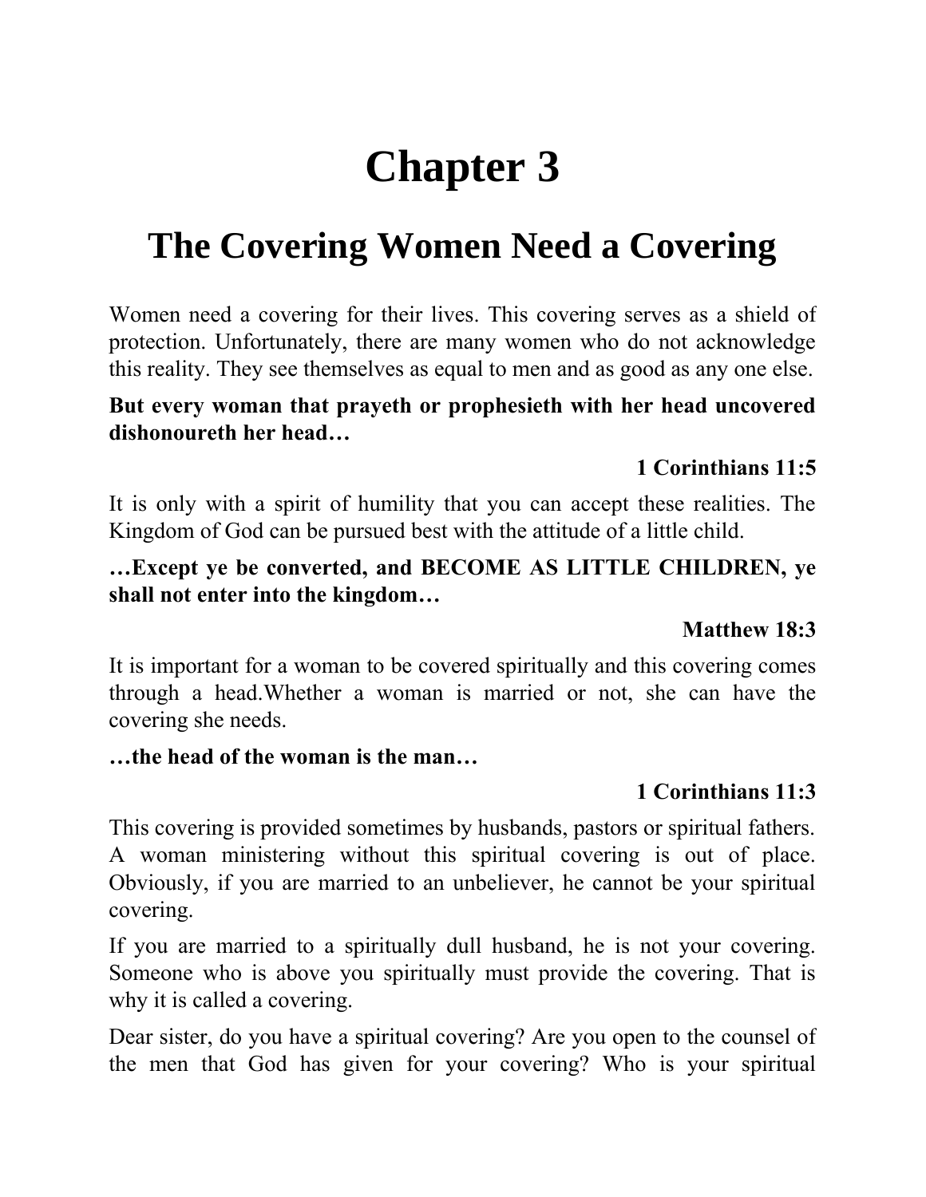# Chapter 3

## The Covering Women Need a Covering

Women need a covering for their lives. This covering serves as a shield of protection. Unfortunately, there are many women who do not acknowledge this reality. They see themselves as equal to men and as good as any one else.

**But every woman that prayeth or prophesieth with her head uncovered dishonoureth her head…**

**1 Corinthians 11:5**

It is only with a spirit of humility that you can accept these realities. The Kingdom of God can be pursued best with the attitude of a little child.

**…Except ye be converted, and BECOME AS LITTLE CHILDREN, ye shall not enter into the kingdom…**

**Matthew 18:3**

It is important for a woman to be covered spiritually and this covering comes through a head.Whether a woman is married or not, she can have the covering she needs.

**…the head of the woman is the man…**

**1 Corinthians 11:3**

This covering is provided sometimes by husbands, pastors or spiritual fathers. A woman ministering without this spiritual covering is out of place. Obviously, if you are married to an unbeliever, he cannot be your spiritual covering.

If you are married to a spiritually dull husband, he is not your covering. Someone who is above you spiritually must provide the covering. That is why it is called a covering.

Dear sister, do you have a spiritual covering? Are you open to the counsel of the men that God has given for your covering? Who is your spiritual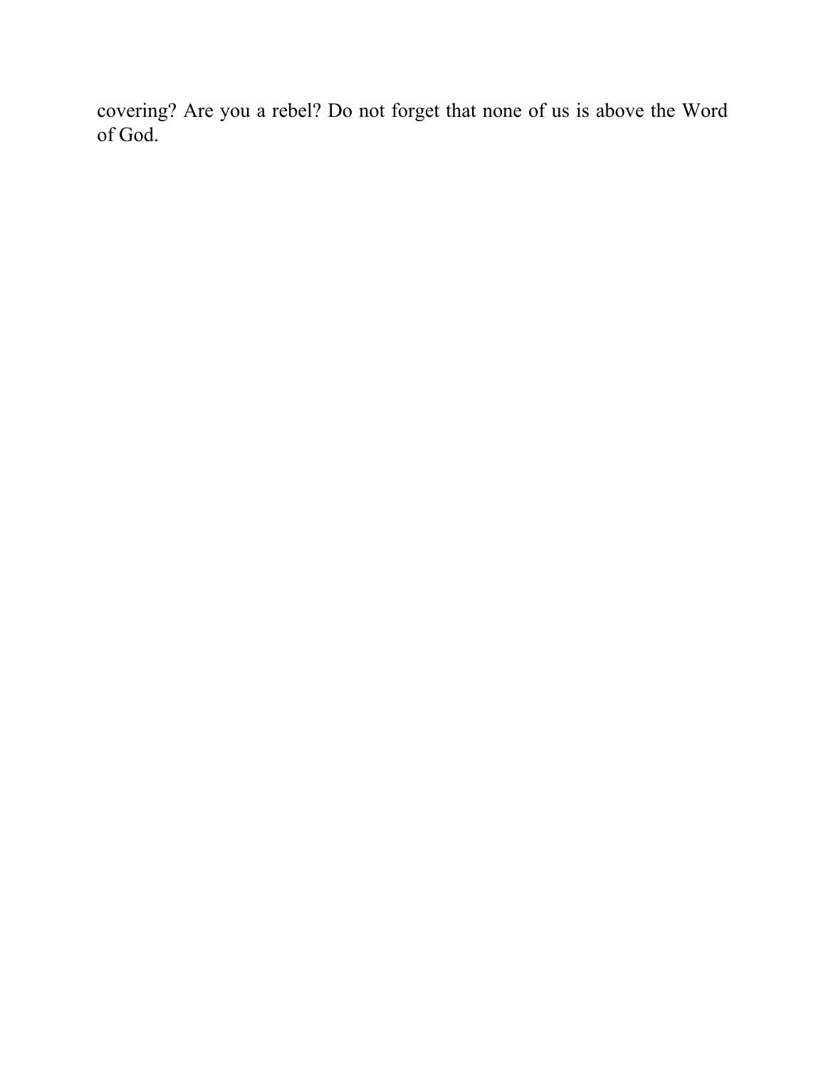covering? Are you a rebel? Do not forget that none of us is above the Word of God.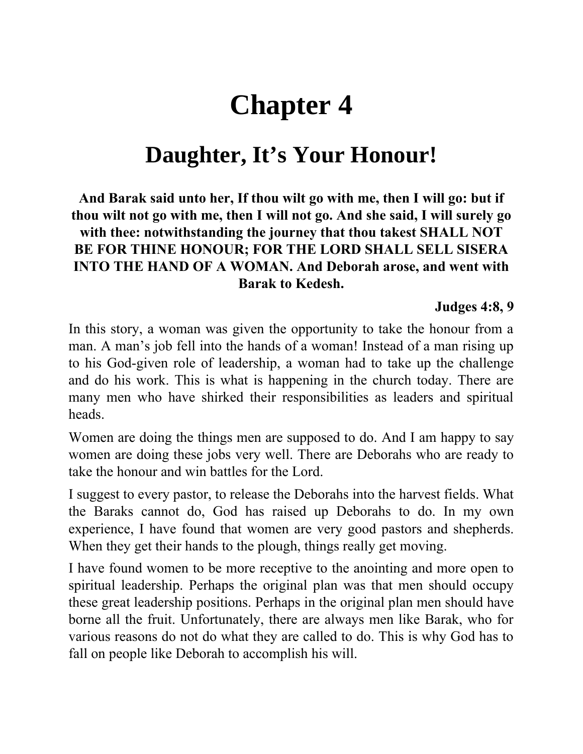# Chapter 4

## Daughter, It's Your Honour!

**And Barak said unto her, If thou wilt go with me, then I will go: but if thou wilt not go with me, then I will not go. And she said, I will surely go with thee: notwithstanding the journey that thou takest SHALL NOT BE FOR THINE HONOUR; FOR THE LORD SHALL SELL SISERA INTO THE HAND OF A WOMAN. And Deborah arose, and went with Barak to Kedesh.**

**Judges 4:8, 9**

In this story, a woman was given the opportunity to take the honour from a man. A man's job fell into the hands of a woman! Instead of a man rising up to his God-given role of leadership, a woman had to take up the challenge and do his work. This is what is happening in the church today. There are many men who have shirked their responsibilities as leaders and spiritual heads.

Women are doing the things men are supposed to do. And I am happy to say women are doing these jobs very well. There are Deborahs who are ready to take the honour and win battles for the Lord.

I suggest to every pastor, to release the Deborahs into the harvest fields. What the Baraks cannot do, God has raised up Deborahs to do. In my own experience, I have found that women are very good pastors and shepherds. When they get their hands to the plough, things really get moving.

I have found women to be more receptive to the anointing and more open to spiritual leadership. Perhaps the original plan was that men should occupy these great leadership positions. Perhaps in the original plan men should have borne all the fruit. Unfortunately, there are always men like Barak, who for various reasons do not do what they are called to do. This is why God has to fall on people like Deborah to accomplish his will.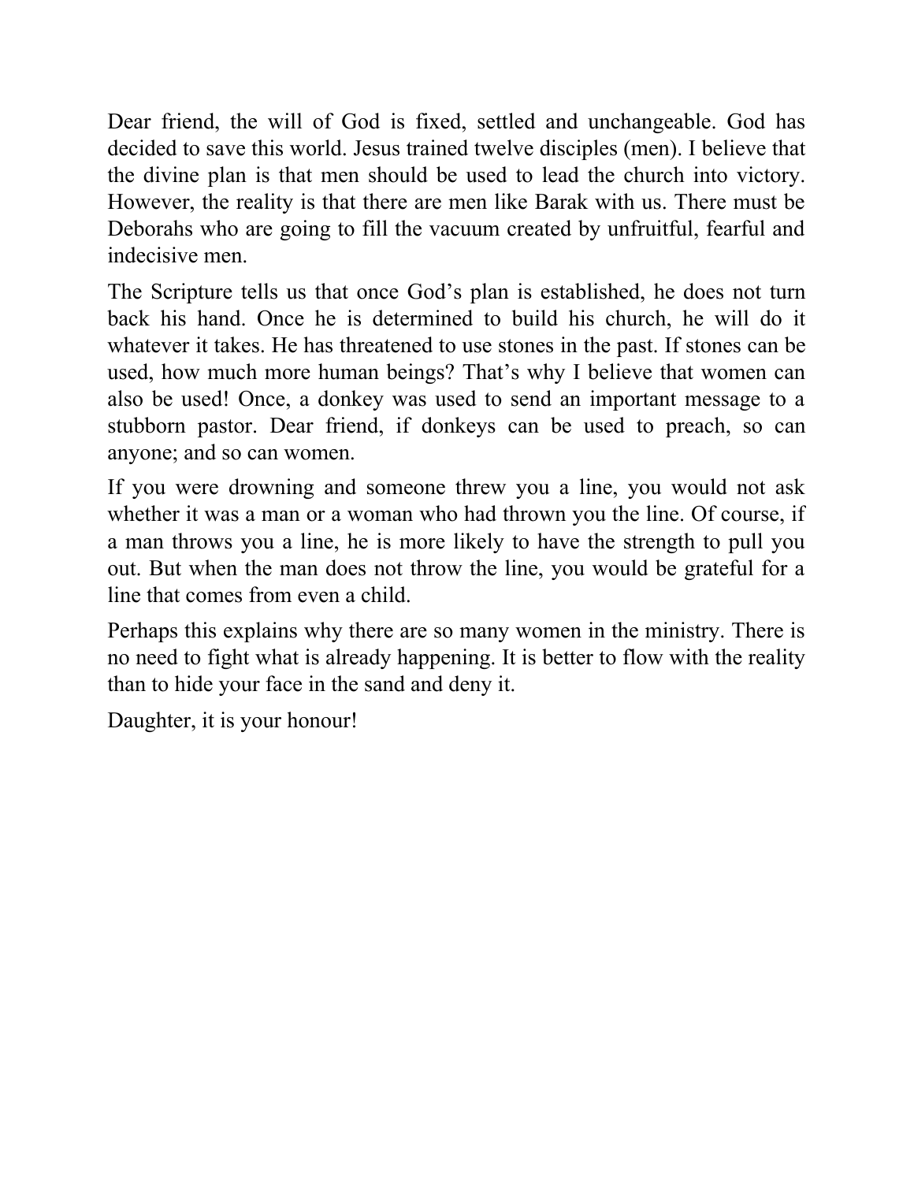Dear friend, the will of God is fixed, settled and unchangeable. God has decided to save this world. Jesus trained twelve disciples (men). I believe that the divine plan is that men should be used to lead the church into victory. However, the reality is that there are men like Barak with us. There must be Deborahs who are going to fill the vacuum created by unfruitful, fearful and indecisive men.

The Scripture tells us that once God's plan is established, he does not turn back his hand. Once he is determined to build his church, he will do it whatever it takes. He has threatened to use stones in the past. If stones can be used, how much more human beings? That's why I believe that women can also be used! Once, a donkey was used to send an important message to a stubborn pastor. Dear friend, if donkeys can be used to preach, so can anyone; and so can women.

If you were drowning and someone threw you a line, you would not ask whether it was a man or a woman who had thrown you the line. Of course, if a man throws you a line, he is more likely to have the strength to pull you out. But when the man does not throw the line, you would be grateful for a line that comes from even a child.

Perhaps this explains why there are so many women in the ministry. There is no need to fight what is already happening. It is better to flow with the reality than to hide your face in the sand and deny it.

Daughter, it is your honour!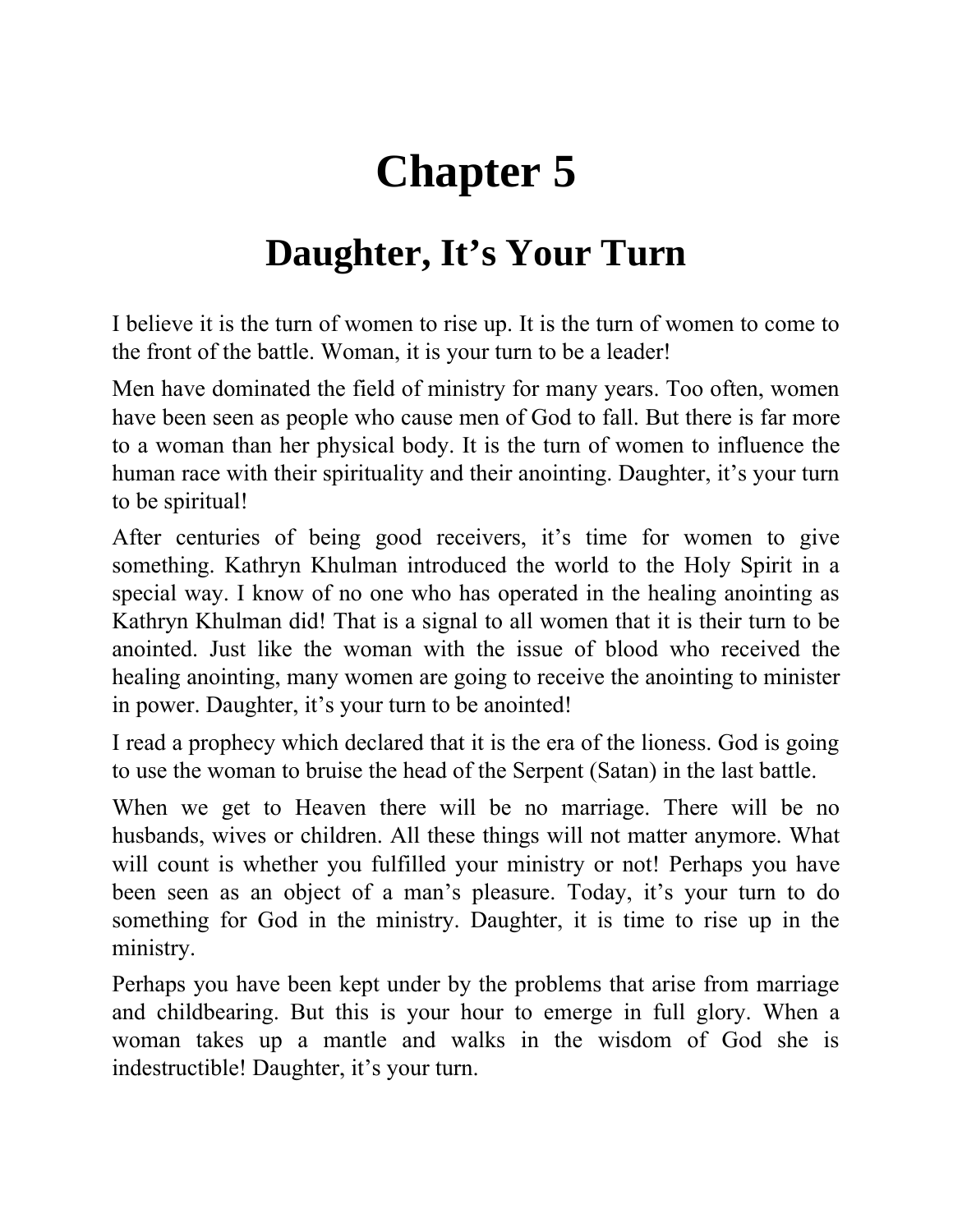# Chapter 5

## Daughter, It's Your Turn

I believe it is the turn of women to rise up. It is the turn of women to come to the front of the battle. Woman, it is your turn to be a leader!

Men have dominated the field of ministry for many years. Too often, women have been seen as people who cause men of God to fall. But there is far more to a woman than her physical body. It is the turn of women to influence the human race with their spirituality and their anointing. Daughter, it's your turn to be spiritual!

After centuries of being good receivers, it's time for women to give something. Kathryn Khulman introduced the world to the Holy Spirit in a special way. I know of no one who has operated in the healing anointing as Kathryn Khulman did! That is a signal to all women that it is their turn to be anointed. Just like the woman with the issue of blood who received the healing anointing, many women are going to receive the anointing to minister in power. Daughter, it's your turn to be anointed!

I read a prophecy which declared that it is the era of the lioness. God is going to use the woman to bruise the head of the Serpent (Satan) in the last battle.

When we get to Heaven there will be no marriage. There will be no husbands, wives or children. All these things will not matter anymore. What will count is whether you fulfilled your ministry or not! Perhaps you have been seen as an object of a man's pleasure. Today, it's your turn to do something for God in the ministry. Daughter, it is time to rise up in the ministry.

Perhaps you have been kept under by the problems that arise from marriage and childbearing. But this is your hour to emerge in full glory. When a woman takes up a mantle and walks in the wisdom of God she is indestructible! Daughter, it's your turn.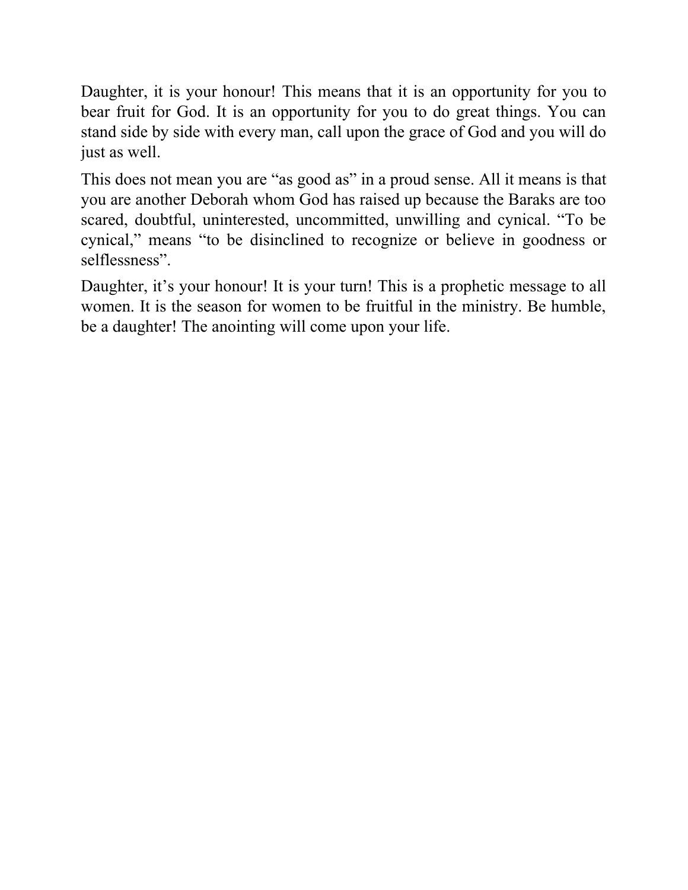Daughter, it is your honour! This means that it is an opportunity for you to bear fruit for God. It is an opportunity for you to do great things. You can stand side by side with every man, call upon the grace of God and you will do just as well.

This does not mean you are "as good as" in a proud sense. All it means is that you are another Deborah whom God has raised up because the Baraks are too scared, doubtful, uninterested, uncommitted, unwilling and cynical. "To be cynical," means "to be disinclined to recognize or believe in goodness or selflessness".

Daughter, it's your honour! It is your turn! This is a prophetic message to all women. It is the season for women to be fruitful in the ministry. Be humble, be a daughter! The anointing will come upon your life.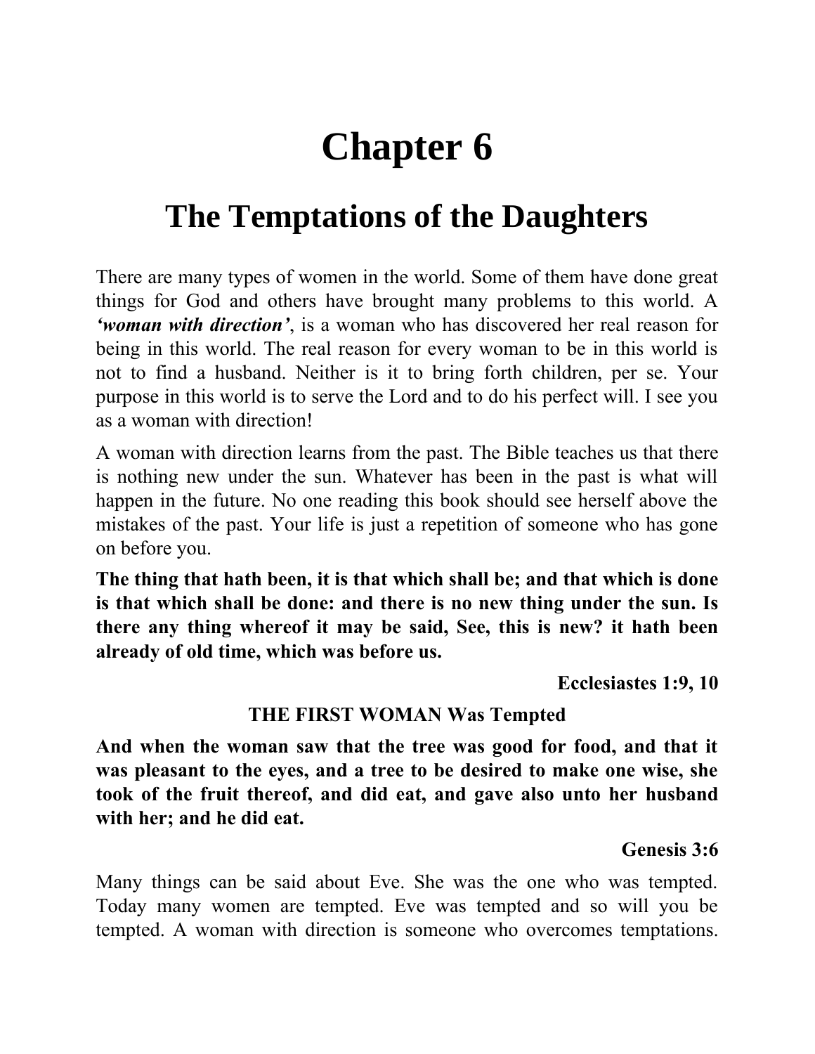# Chapter 6

## The Temptations of the Daughters

There are many types of women in the world. Some of them have done great things for God and others have brought many problems to this world. A ***'woman with direction'***, is a woman who has discovered her real reason for being in this world. The real reason for every woman to be in this world is not to find a husband. Neither is it to bring forth children, per se. Your purpose in this world is to serve the Lord and to do his perfect will. I see you as a woman with direction!

A woman with direction learns from the past. The Bible teaches us that there is nothing new under the sun. Whatever has been in the past is what will happen in the future. No one reading this book should see herself above the mistakes of the past. Your life is just a repetition of someone who has gone on before you.

**The thing that hath been, it is that which shall be; and that which is done is that which shall be done: and there is no new thing under the sun. Is there any thing whereof it may be said, See, this is new? it hath been already of old time, which was before us.**

**Ecclesiastes 1:9, 10**

**THE FIRST WOMAN Was Tempted**

**And when the woman saw that the tree was good for food, and that it was pleasant to the eyes, and a tree to be desired to make one wise, she took of the fruit thereof, and did eat, and gave also unto her husband with her; and he did eat.**

**Genesis 3:6**

Many things can be said about Eve. She was the one who was tempted. Today many women are tempted. Eve was tempted and so will you be tempted. A woman with direction is someone who overcomes temptations.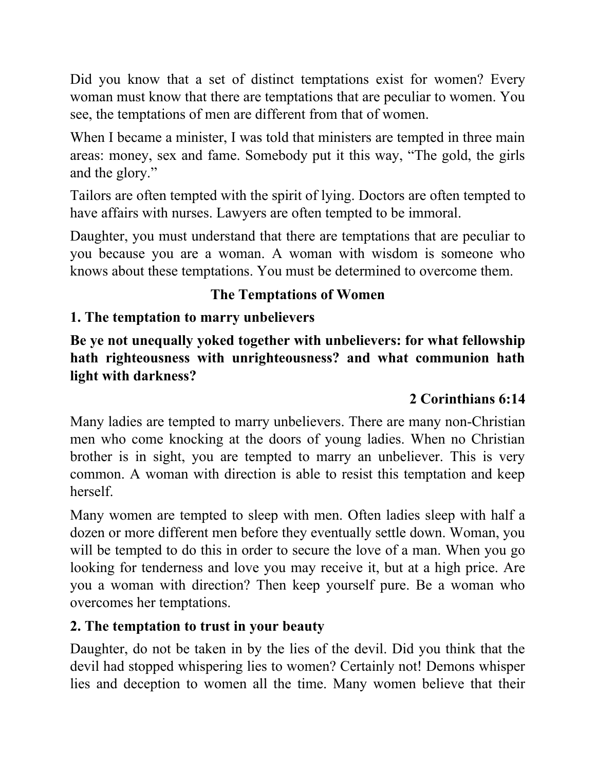Did you know that a set of distinct temptations exist for women? Every woman must know that there are temptations that are peculiar to women. You see, the temptations of men are different from that of women.

When I became a minister, I was told that ministers are tempted in three main areas: money, sex and fame. Somebody put it this way, "The gold, the girls and the glory."

Tailors are often tempted with the spirit of lying. Doctors are often tempted to have affairs with nurses. Lawyers are often tempted to be immoral.

Daughter, you must understand that there are temptations that are peculiar to you because you are a woman. A woman with wisdom is someone who knows about these temptations. You must be determined to overcome them.

## The Temptations of Women

### 1. The temptation to marry unbelievers

**Be ye not unequally yoked together with unbelievers: for what fellowship hath righteousness with unrighteousness? and what communion hath light with darkness?**

**2 Corinthians 6:14**

Many ladies are tempted to marry unbelievers. There are many non-Christian men who come knocking at the doors of young ladies. When no Christian brother is in sight, you are tempted to marry an unbeliever. This is very common. A woman with direction is able to resist this temptation and keep herself.

Many women are tempted to sleep with men. Often ladies sleep with half a dozen or more different men before they eventually settle down. Woman, you will be tempted to do this in order to secure the love of a man. When you go looking for tenderness and love you may receive it, but at a high price. Are you a woman with direction? Then keep yourself pure. Be a woman who overcomes her temptations.

### 2. The temptation to trust in your beauty

Daughter, do not be taken in by the lies of the devil. Did you think that the devil had stopped whispering lies to women? Certainly not! Demons whisper lies and deception to women all the time. Many women believe that their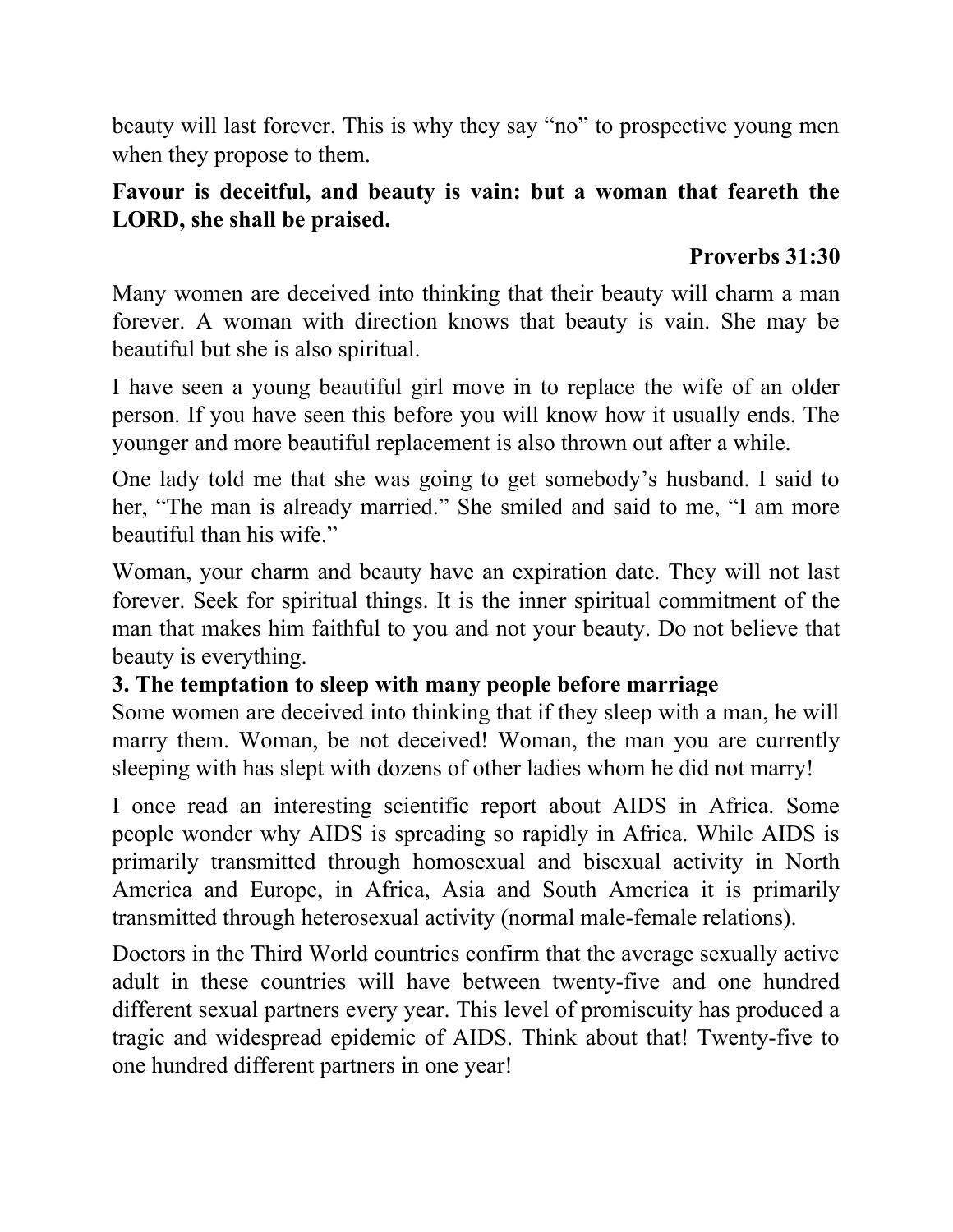beauty will last forever. This is why they say "no" to prospective young men when they propose to them.

**Favour is deceitful, and beauty is vain: but a woman that feareth the LORD, she shall be praised.**

**Proverbs 31:30**

Many women are deceived into thinking that their beauty will charm a man forever. A woman with direction knows that beauty is vain. She may be beautiful but she is also spiritual.

I have seen a young beautiful girl move in to replace the wife of an older person. If you have seen this before you will know how it usually ends. The younger and more beautiful replacement is also thrown out after a while.

One lady told me that she was going to get somebody's husband. I said to her, "The man is already married." She smiled and said to me, "I am more beautiful than his wife."

Woman, your charm and beauty have an expiration date. They will not last forever. Seek for spiritual things. It is the inner spiritual commitment of the man that makes him faithful to you and not your beauty. Do not believe that beauty is everything.

**3. The temptation to sleep with many people before marriage**

Some women are deceived into thinking that if they sleep with a man, he will marry them. Woman, be not deceived! Woman, the man you are currently sleeping with has slept with dozens of other ladies whom he did not marry!

I once read an interesting scientific report about AIDS in Africa. Some people wonder why AIDS is spreading so rapidly in Africa. While AIDS is primarily transmitted through homosexual and bisexual activity in North America and Europe, in Africa, Asia and South America it is primarily transmitted through heterosexual activity (normal male-female relations).

Doctors in the Third World countries confirm that the average sexually active adult in these countries will have between twenty-five and one hundred different sexual partners every year. This level of promiscuity has produced a tragic and widespread epidemic of AIDS. Think about that! Twenty-five to one hundred different partners in one year!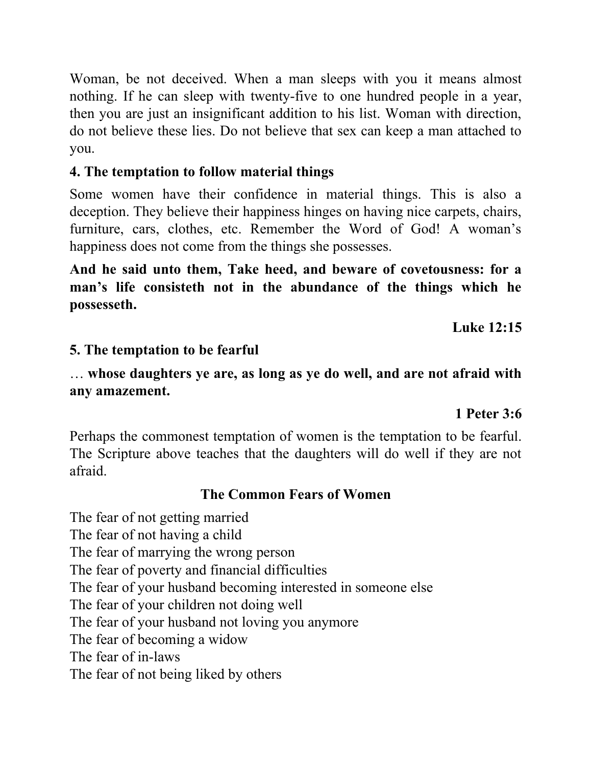Woman, be not deceived. When a man sleeps with you it means almost nothing. If he can sleep with twenty-five to one hundred people in a year, then you are just an insignificant addition to his list. Woman with direction, do not believe these lies. Do not believe that sex can keep a man attached to you.

### 4. The temptation to follow material things

Some women have their confidence in material things. This is also a deception. They believe their happiness hinges on having nice carpets, chairs, furniture, cars, clothes, etc. Remember the Word of God! A woman's happiness does not come from the things she possesses.

**And he said unto them, Take heed, and beware of covetousness: for a man's life consisteth not in the abundance of the things which he possesseth.**

**Luke 12:15**

### 5. The temptation to be fearful

… **whose daughters ye are, as long as ye do well, and are not afraid with any amazement.**

**1 Peter 3:6**

Perhaps the commonest temptation of women is the temptation to be fearful. The Scripture above teaches that the daughters will do well if they are not afraid.

**The Common Fears of Women**

The fear of not getting married
The fear of not having a child
The fear of marrying the wrong person
The fear of poverty and financial difficulties
The fear of your husband becoming interested in someone else
The fear of your children not doing well
The fear of your husband not loving you anymore
The fear of becoming a widow
The fear of in-laws
The fear of not being liked by others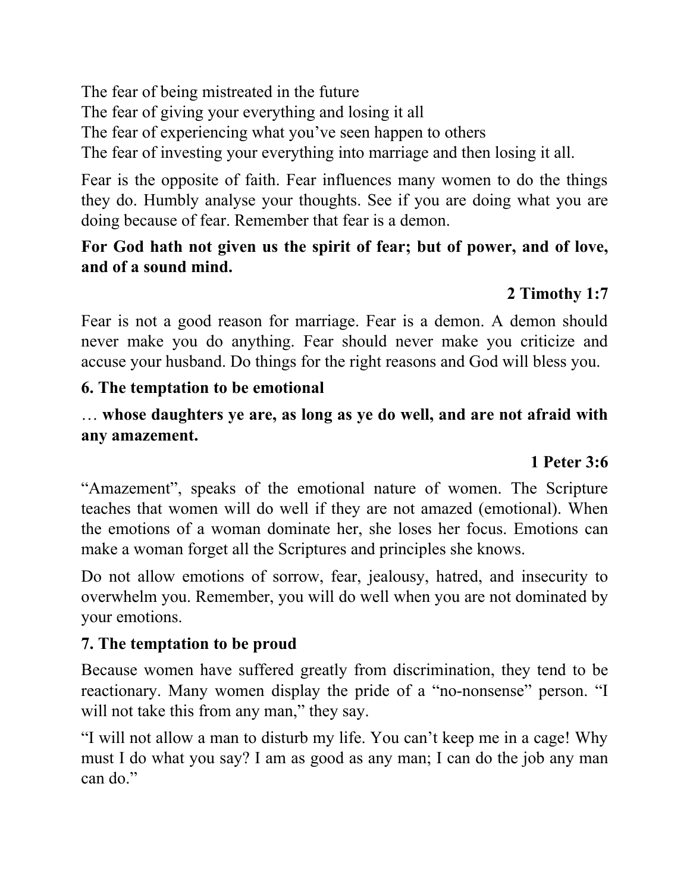The fear of being mistreated in the future
The fear of giving your everything and losing it all
The fear of experiencing what you've seen happen to others
The fear of investing your everything into marriage and then losing it all.

Fear is the opposite of faith. Fear influences many women to do the things they do. Humbly analyse your thoughts. See if you are doing what you are doing because of fear. Remember that fear is a demon.

**For God hath not given us the spirit of fear; but of power, and of love, and of a sound mind.**

**2 Timothy 1:7**

Fear is not a good reason for marriage. Fear is a demon. A demon should never make you do anything. Fear should never make you criticize and accuse your husband. Do things for the right reasons and God will bless you.

### 6. The temptation to be emotional

… **whose daughters ye are, as long as ye do well, and are not afraid with any amazement.**

**1 Peter 3:6**

"Amazement", speaks of the emotional nature of women. The Scripture teaches that women will do well if they are not amazed (emotional). When the emotions of a woman dominate her, she loses her focus. Emotions can make a woman forget all the Scriptures and principles she knows.

Do not allow emotions of sorrow, fear, jealousy, hatred, and insecurity to overwhelm you. Remember, you will do well when you are not dominated by your emotions.

### 7. The temptation to be proud

Because women have suffered greatly from discrimination, they tend to be reactionary. Many women display the pride of a "no-nonsense" person. "I will not take this from any man," they say.

"I will not allow a man to disturb my life. You can't keep me in a cage! Why must I do what you say? I am as good as any man; I can do the job any man can do."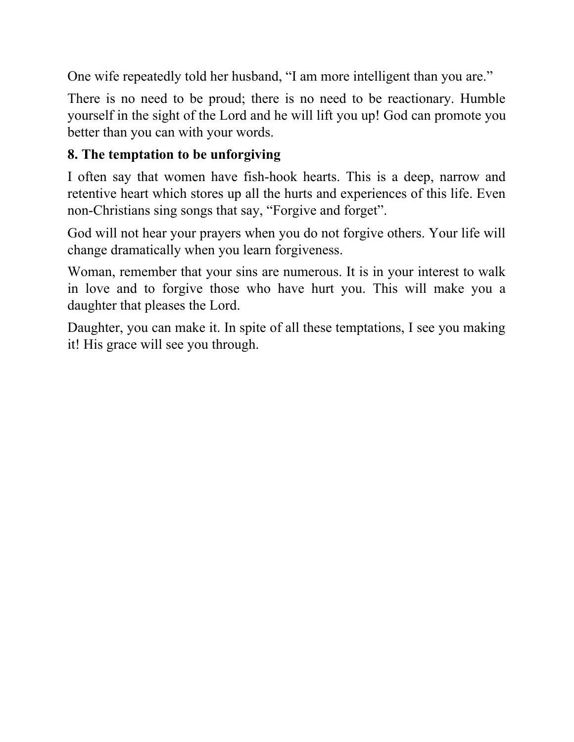One wife repeatedly told her husband, "I am more intelligent than you are."

There is no need to be proud; there is no need to be reactionary. Humble yourself in the sight of the Lord and he will lift you up! God can promote you better than you can with your words.

**8. The temptation to be unforgiving**

I often say that women have fish-hook hearts. This is a deep, narrow and retentive heart which stores up all the hurts and experiences of this life. Even non-Christians sing songs that say, "Forgive and forget".

God will not hear your prayers when you do not forgive others. Your life will change dramatically when you learn forgiveness.

Woman, remember that your sins are numerous. It is in your interest to walk in love and to forgive those who have hurt you. This will make you a daughter that pleases the Lord.

Daughter, you can make it. In spite of all these temptations, I see you making it! His grace will see you through.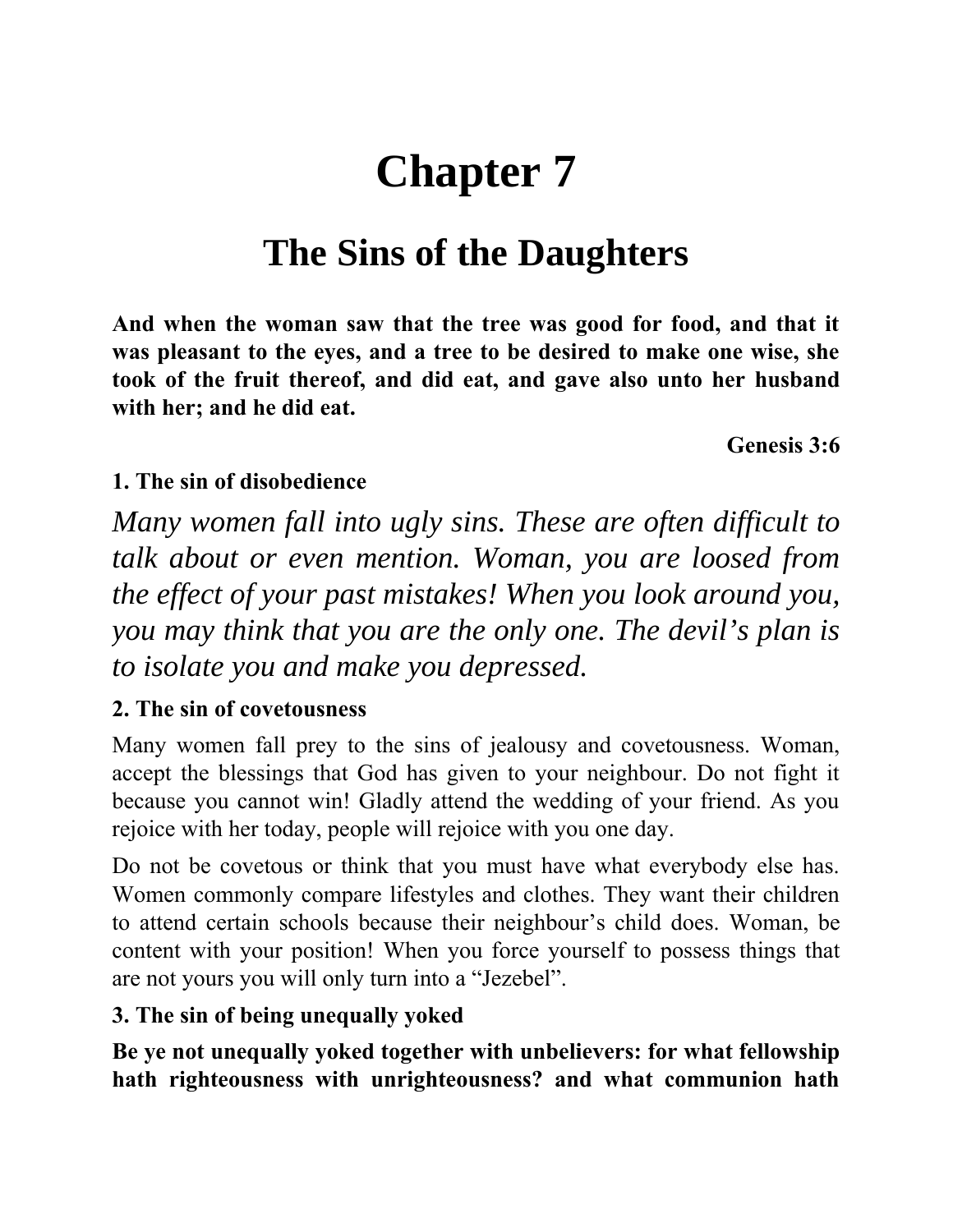# Chapter 7

## The Sins of the Daughters

**And when the woman saw that the tree was good for food, and that it was pleasant to the eyes, and a tree to be desired to make one wise, she took of the fruit thereof, and did eat, and gave also unto her husband with her; and he did eat.**

**Genesis 3:6**

### 1. The sin of disobedience

*Many women fall into ugly sins. These are often difficult to talk about or even mention. Woman, you are loosed from the effect of your past mistakes! When you look around you, you may think that you are the only one. The devil's plan is to isolate you and make you depressed.*

### 2. The sin of covetousness

Many women fall prey to the sins of jealousy and covetousness. Woman, accept the blessings that God has given to your neighbour. Do not fight it because you cannot win! Gladly attend the wedding of your friend. As you rejoice with her today, people will rejoice with you one day.

Do not be covetous or think that you must have what everybody else has. Women commonly compare lifestyles and clothes. They want their children to attend certain schools because their neighbour's child does. Woman, be content with your position! When you force yourself to possess things that are not yours you will only turn into a "Jezebel".

### 3. The sin of being unequally yoked

**Be ye not unequally yoked together with unbelievers: for what fellowship hath righteousness with unrighteousness? and what communion hath**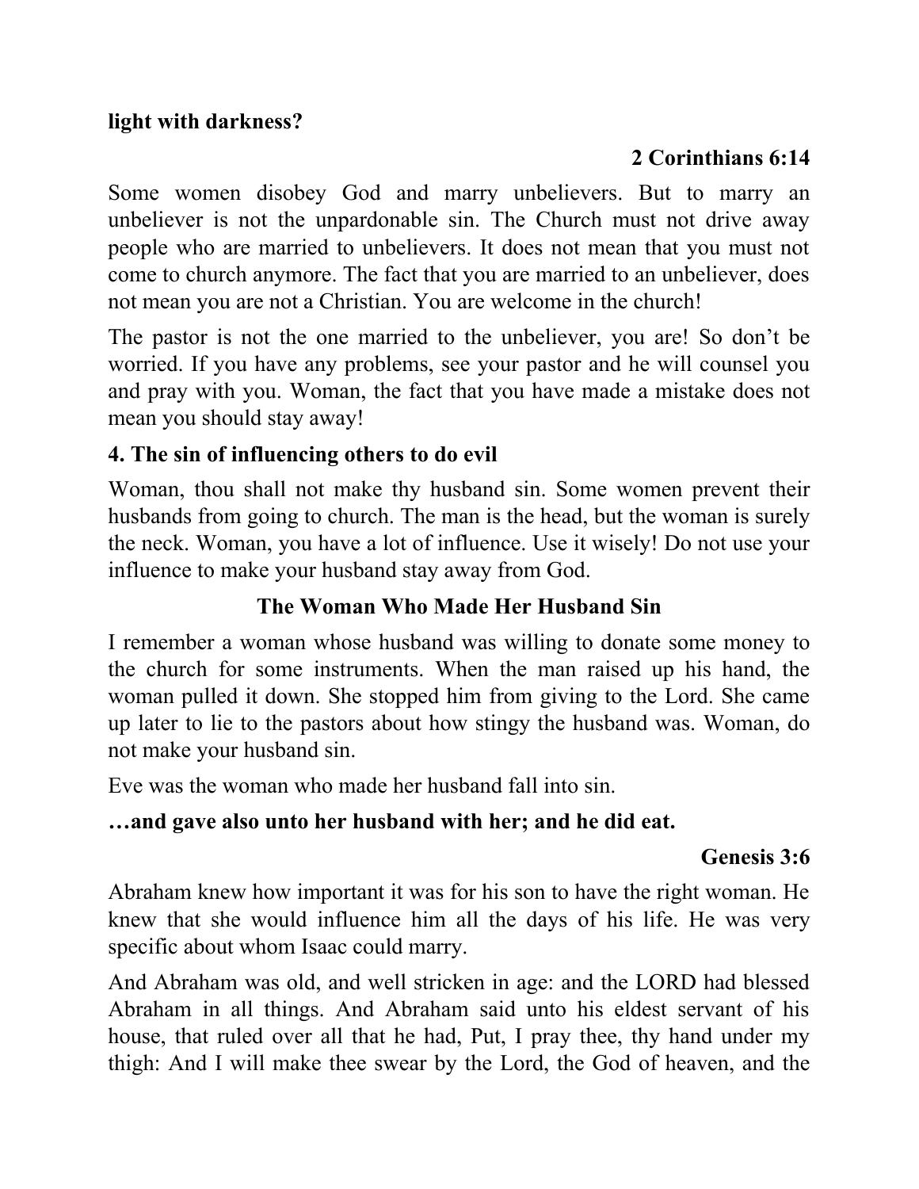**light with darkness?**

**2 Corinthians 6:14**

Some women disobey God and marry unbelievers. But to marry an unbeliever is not the unpardonable sin. The Church must not drive away people who are married to unbelievers. It does not mean that you must not come to church anymore. The fact that you are married to an unbeliever, does not mean you are not a Christian. You are welcome in the church!

The pastor is not the one married to the unbeliever, you are! So don't be worried. If you have any problems, see your pastor and he will counsel you and pray with you. Woman, the fact that you have made a mistake does not mean you should stay away!

### 4. The sin of influencing others to do evil

Woman, thou shall not make thy husband sin. Some women prevent their husbands from going to church. The man is the head, but the woman is surely the neck. Woman, you have a lot of influence. Use it wisely! Do not use your influence to make your husband stay away from God.

### The Woman Who Made Her Husband Sin

I remember a woman whose husband was willing to donate some money to the church for some instruments. When the man raised up his hand, the woman pulled it down. She stopped him from giving to the Lord. She came up later to lie to the pastors about how stingy the husband was. Woman, do not make your husband sin.

Eve was the woman who made her husband fall into sin.

**…and gave also unto her husband with her; and he did eat.**

**Genesis 3:6**

Abraham knew how important it was for his son to have the right woman. He knew that she would influence him all the days of his life. He was very specific about whom Isaac could marry.

And Abraham was old, and well stricken in age: and the LORD had blessed Abraham in all things. And Abraham said unto his eldest servant of his house, that ruled over all that he had, Put, I pray thee, thy hand under my thigh: And I will make thee swear by the Lord, the God of heaven, and the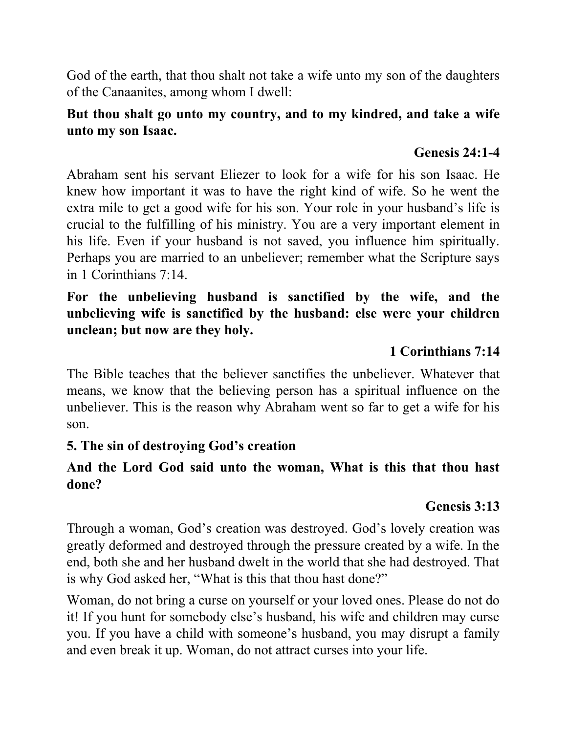God of the earth, that thou shalt not take a wife unto my son of the daughters of the Canaanites, among whom I dwell:

**But thou shalt go unto my country, and to my kindred, and take a wife unto my son Isaac.**

**Genesis 24:1-4**

Abraham sent his servant Eliezer to look for a wife for his son Isaac. He knew how important it was to have the right kind of wife. So he went the extra mile to get a good wife for his son. Your role in your husband's life is crucial to the fulfilling of his ministry. You are a very important element in his life. Even if your husband is not saved, you influence him spiritually. Perhaps you are married to an unbeliever; remember what the Scripture says in 1 Corinthians 7:14.

**For the unbelieving husband is sanctified by the wife, and the unbelieving wife is sanctified by the husband: else were your children unclean; but now are they holy.**

**1 Corinthians 7:14**

The Bible teaches that the believer sanctifies the unbeliever. Whatever that means, we know that the believing person has a spiritual influence on the unbeliever. This is the reason why Abraham went so far to get a wife for his son.

### 5. The sin of destroying God's creation

**And the Lord God said unto the woman, What is this that thou hast done?**

**Genesis 3:13**

Through a woman, God's creation was destroyed. God's lovely creation was greatly deformed and destroyed through the pressure created by a wife. In the end, both she and her husband dwelt in the world that she had destroyed. That is why God asked her, "What is this that thou hast done?"

Woman, do not bring a curse on yourself or your loved ones. Please do not do it! If you hunt for somebody else's husband, his wife and children may curse you. If you have a child with someone's husband, you may disrupt a family and even break it up. Woman, do not attract curses into your life.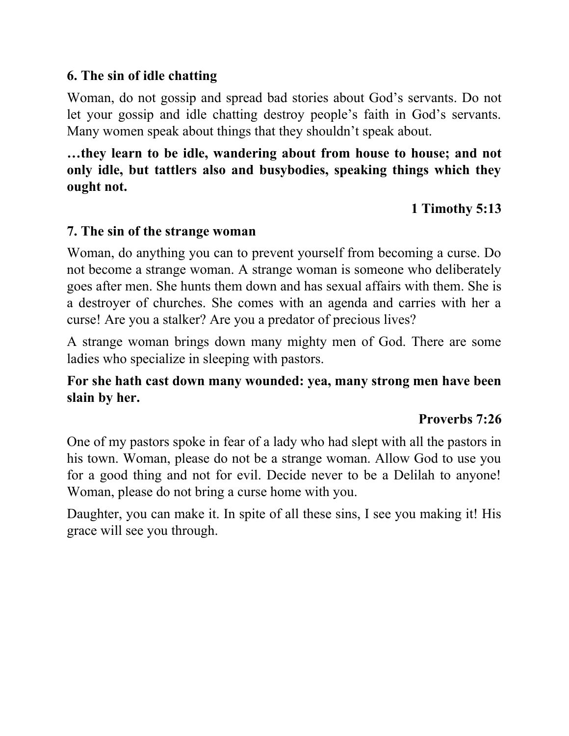**6. The sin of idle chatting**

Woman, do not gossip and spread bad stories about God's servants. Do not let your gossip and idle chatting destroy people's faith in God's servants. Many women speak about things that they shouldn't speak about.

**…they learn to be idle, wandering about from house to house; and not only idle, but tattlers also and busybodies, speaking things which they ought not.**

**1 Timothy 5:13**

**7. The sin of the strange woman**

Woman, do anything you can to prevent yourself from becoming a curse. Do not become a strange woman. A strange woman is someone who deliberately goes after men. She hunts them down and has sexual affairs with them. She is a destroyer of churches. She comes with an agenda and carries with her a curse! Are you a stalker? Are you a predator of precious lives?

A strange woman brings down many mighty men of God. There are some ladies who specialize in sleeping with pastors.

**For she hath cast down many wounded: yea, many strong men have been slain by her.**

**Proverbs 7:26**

One of my pastors spoke in fear of a lady who had slept with all the pastors in his town. Woman, please do not be a strange woman. Allow God to use you for a good thing and not for evil. Decide never to be a Delilah to anyone! Woman, please do not bring a curse home with you.

Daughter, you can make it. In spite of all these sins, I see you making it! His grace will see you through.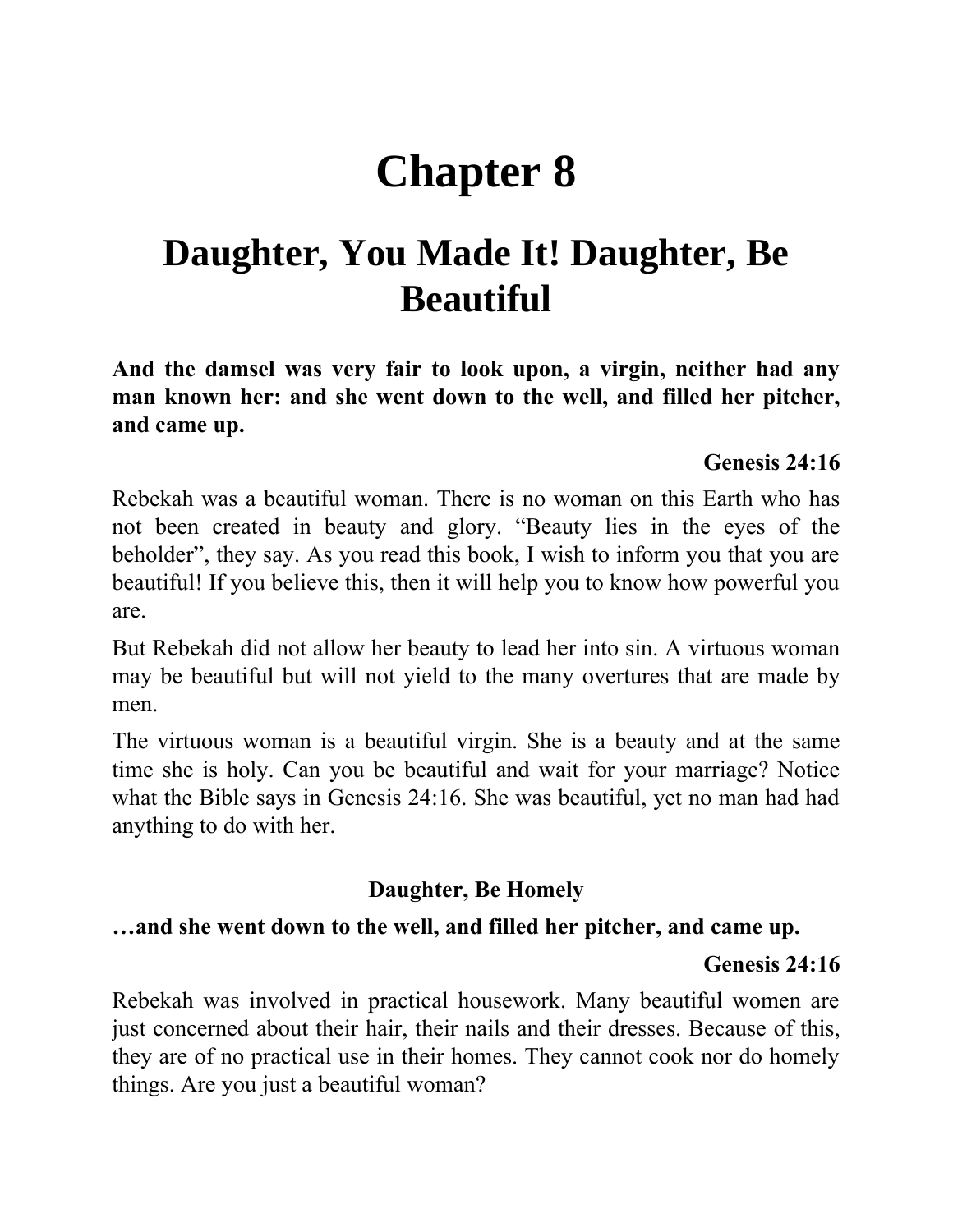# Chapter 8

## Daughter, You Made It! Daughter, Be Beautiful

**And the damsel was very fair to look upon, a virgin, neither had any man known her: and she went down to the well, and filled her pitcher, and came up.**

**Genesis 24:16**

Rebekah was a beautiful woman. There is no woman on this Earth who has not been created in beauty and glory. “Beauty lies in the eyes of the beholder”, they say. As you read this book, I wish to inform you that you are beautiful! If you believe this, then it will help you to know how powerful you are.

But Rebekah did not allow her beauty to lead her into sin. A virtuous woman may be beautiful but will not yield to the many overtures that are made by men.

The virtuous woman is a beautiful virgin. She is a beauty and at the same time she is holy. Can you be beautiful and wait for your marriage? Notice what the Bible says in Genesis 24:16. She was beautiful, yet no man had had anything to do with her.

### Daughter, Be Homely

**…and she went down to the well, and filled her pitcher, and came up.**

**Genesis 24:16**

Rebekah was involved in practical housework. Many beautiful women are just concerned about their hair, their nails and their dresses. Because of this, they are of no practical use in their homes. They cannot cook nor do homely things. Are you just a beautiful woman?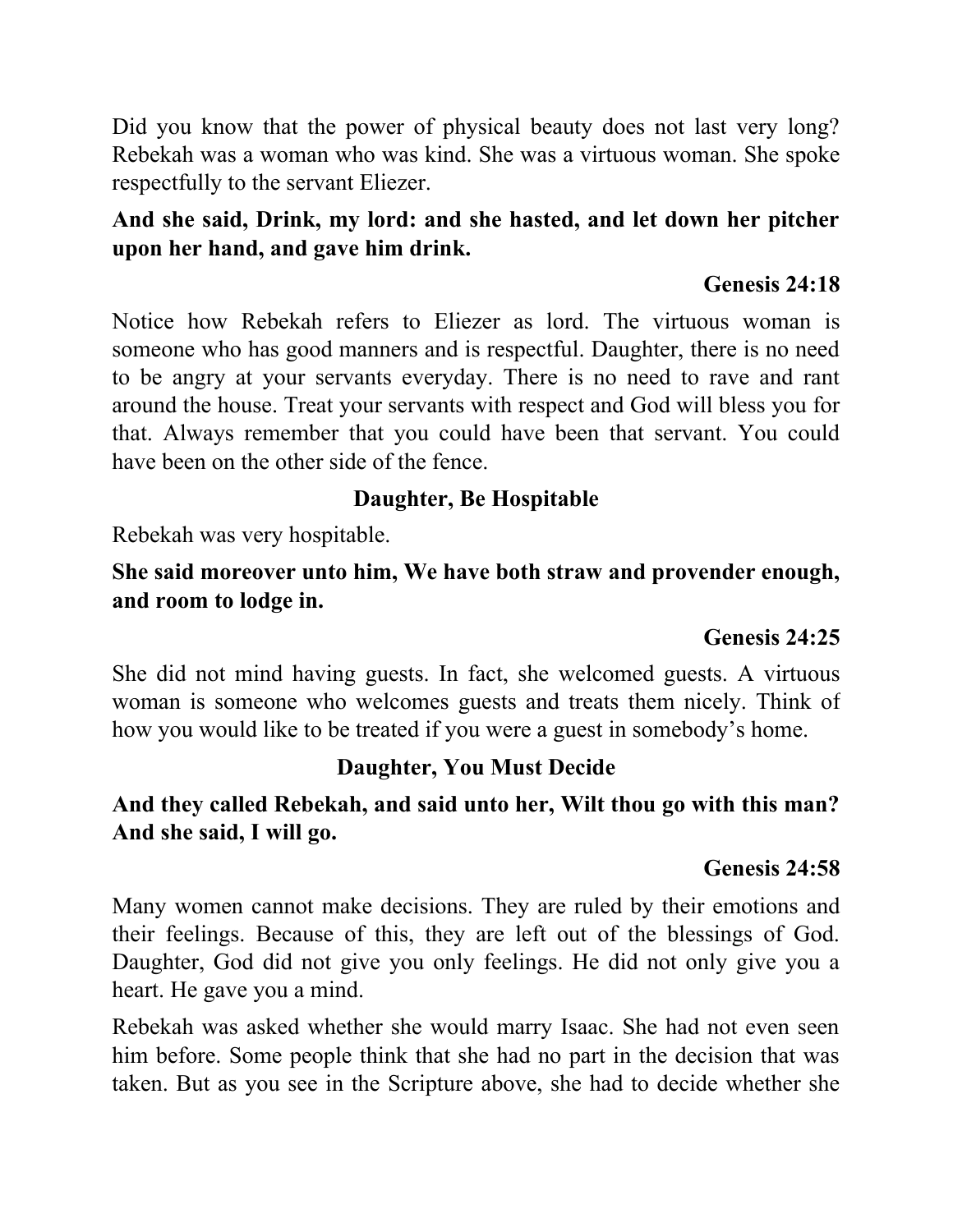Did you know that the power of physical beauty does not last very long? Rebekah was a woman who was kind. She was a virtuous woman. She spoke respectfully to the servant Eliezer.

**And she said, Drink, my lord: and she hasted, and let down her pitcher upon her hand, and gave him drink.**

**Genesis 24:18**

Notice how Rebekah refers to Eliezer as lord. The virtuous woman is someone who has good manners and is respectful. Daughter, there is no need to be angry at your servants everyday. There is no need to rave and rant around the house. Treat your servants with respect and God will bless you for that. Always remember that you could have been that servant. You could have been on the other side of the fence.

### Daughter, Be Hospitable

Rebekah was very hospitable.

**She said moreover unto him, We have both straw and provender enough, and room to lodge in.**

**Genesis 24:25**

She did not mind having guests. In fact, she welcomed guests. A virtuous woman is someone who welcomes guests and treats them nicely. Think of how you would like to be treated if you were a guest in somebody's home.

### Daughter, You Must Decide

**And they called Rebekah, and said unto her, Wilt thou go with this man? And she said, I will go.**

**Genesis 24:58**

Many women cannot make decisions. They are ruled by their emotions and their feelings. Because of this, they are left out of the blessings of God. Daughter, God did not give you only feelings. He did not only give you a heart. He gave you a mind.

Rebekah was asked whether she would marry Isaac. She had not even seen him before. Some people think that she had no part in the decision that was taken. But as you see in the Scripture above, she had to decide whether she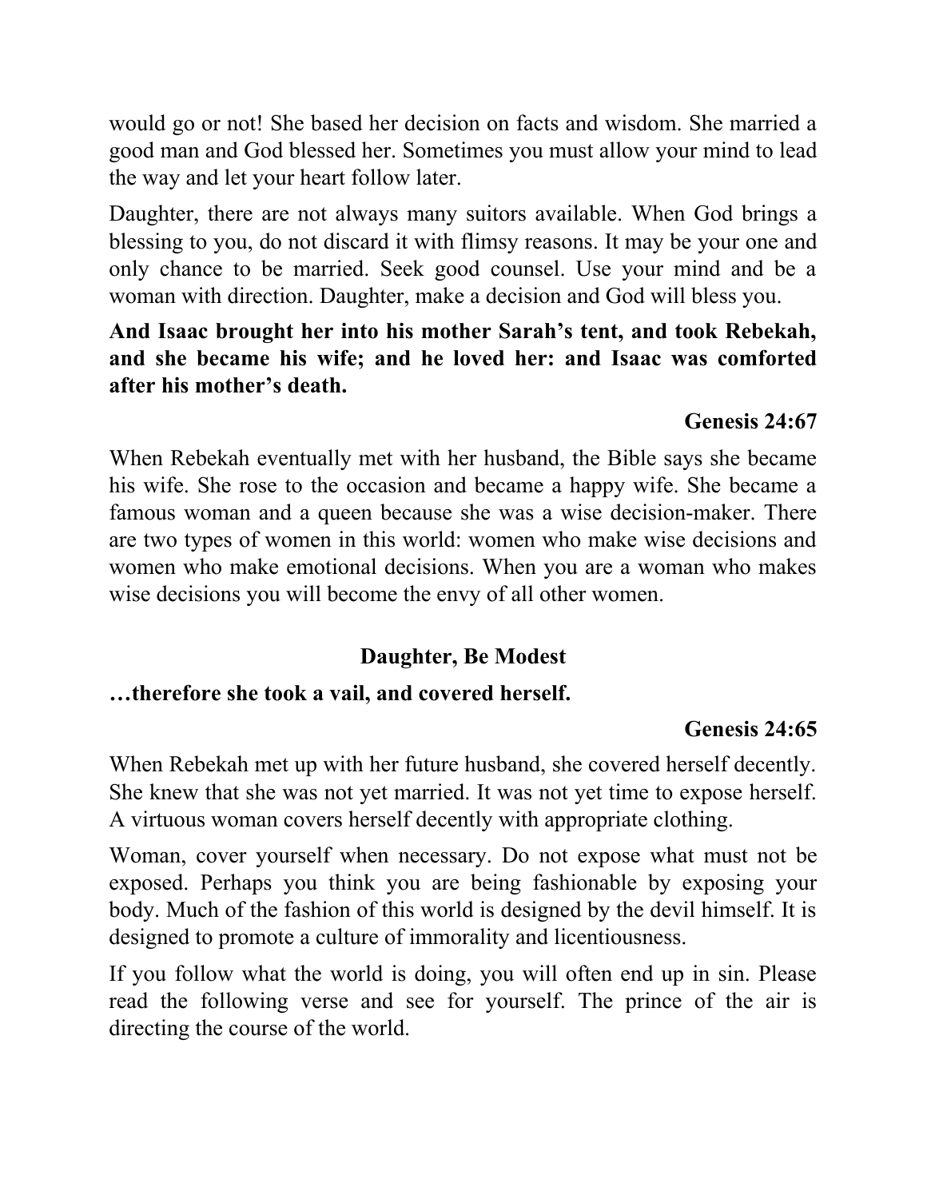would go or not! She based her decision on facts and wisdom. She married a good man and God blessed her. Sometimes you must allow your mind to lead the way and let your heart follow later.

Daughter, there are not always many suitors available. When God brings a blessing to you, do not discard it with flimsy reasons. It may be your one and only chance to be married. Seek good counsel. Use your mind and be a woman with direction. Daughter, make a decision and God will bless you.

**And Isaac brought her into his mother Sarah's tent, and took Rebekah, and she became his wife; and he loved her: and Isaac was comforted after his mother's death.**

**Genesis 24:67**

When Rebekah eventually met with her husband, the Bible says she became his wife. She rose to the occasion and became a happy wife. She became a famous woman and a queen because she was a wise decision-maker. There are two types of women in this world: women who make wise decisions and women who make emotional decisions. When you are a woman who makes wise decisions you will become the envy of all other women.

## Daughter, Be Modest

**…therefore she took a vail, and covered herself.**

**Genesis 24:65**

When Rebekah met up with her future husband, she covered herself decently. She knew that she was not yet married. It was not yet time to expose herself. A virtuous woman covers herself decently with appropriate clothing.

Woman, cover yourself when necessary. Do not expose what must not be exposed. Perhaps you think you are being fashionable by exposing your body. Much of the fashion of this world is designed by the devil himself. It is designed to promote a culture of immorality and licentiousness.

If you follow what the world is doing, you will often end up in sin. Please read the following verse and see for yourself. The prince of the air is directing the course of the world.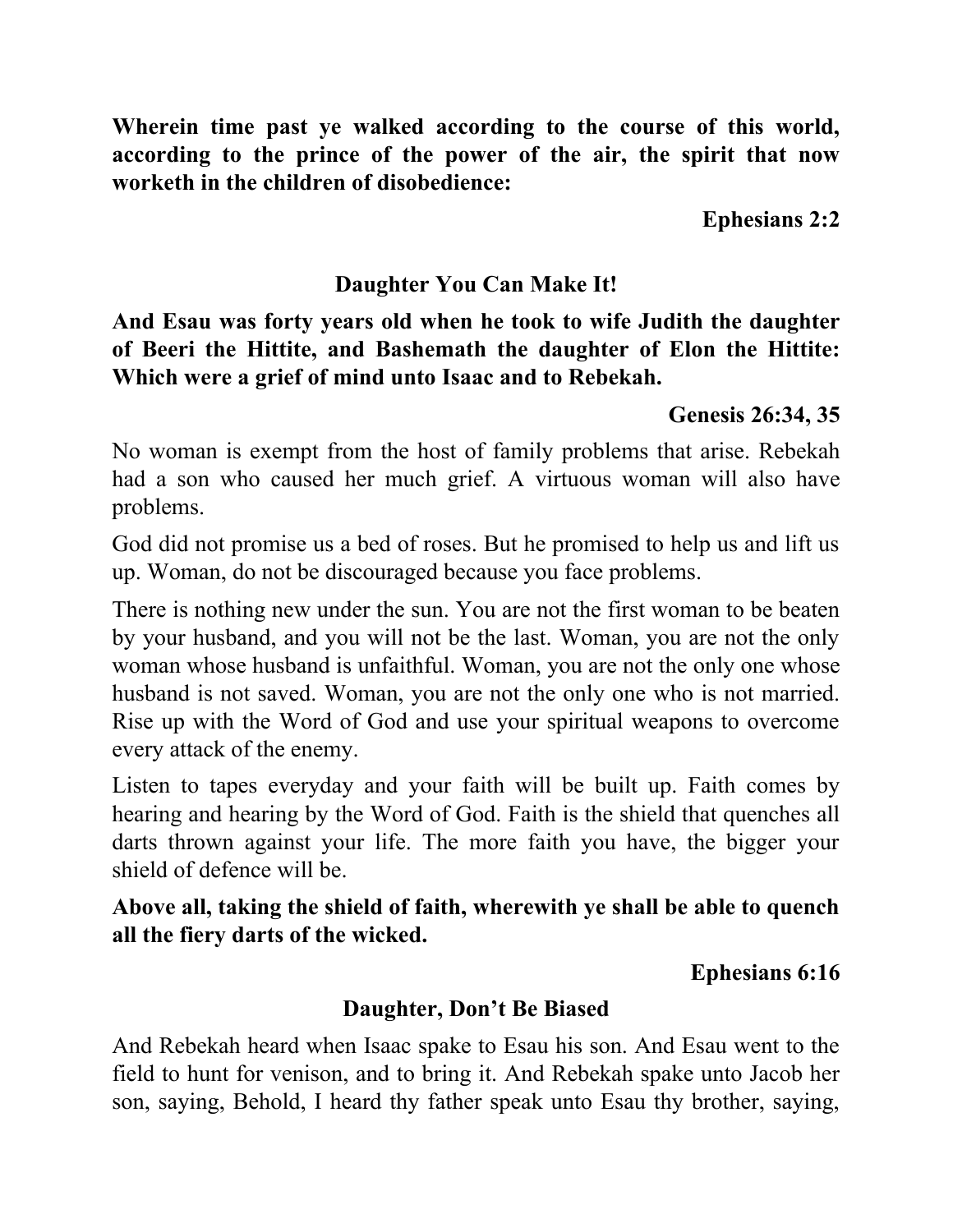**Wherein time past ye walked according to the course of this world, according to the prince of the power of the air, the spirit that now worketh in the children of disobedience:**

**Ephesians 2:2**

## Daughter You Can Make It!

**And Esau was forty years old when he took to wife Judith the daughter of Beeri the Hittite, and Bashemath the daughter of Elon the Hittite: Which were a grief of mind unto Isaac and to Rebekah.**

**Genesis 26:34, 35**

No woman is exempt from the host of family problems that arise. Rebekah had a son who caused her much grief. A virtuous woman will also have problems.

God did not promise us a bed of roses. But he promised to help us and lift us up. Woman, do not be discouraged because you face problems.

There is nothing new under the sun. You are not the first woman to be beaten by your husband, and you will not be the last. Woman, you are not the only woman whose husband is unfaithful. Woman, you are not the only one whose husband is not saved. Woman, you are not the only one who is not married. Rise up with the Word of God and use your spiritual weapons to overcome every attack of the enemy.

Listen to tapes everyday and your faith will be built up. Faith comes by hearing and hearing by the Word of God. Faith is the shield that quenches all darts thrown against your life. The more faith you have, the bigger your shield of defence will be.

**Above all, taking the shield of faith, wherewith ye shall be able to quench all the fiery darts of the wicked.**

**Ephesians 6:16**

## Daughter, Don't Be Biased

And Rebekah heard when Isaac spake to Esau his son. And Esau went to the field to hunt for venison, and to bring it. And Rebekah spake unto Jacob her son, saying, Behold, I heard thy father speak unto Esau thy brother, saying,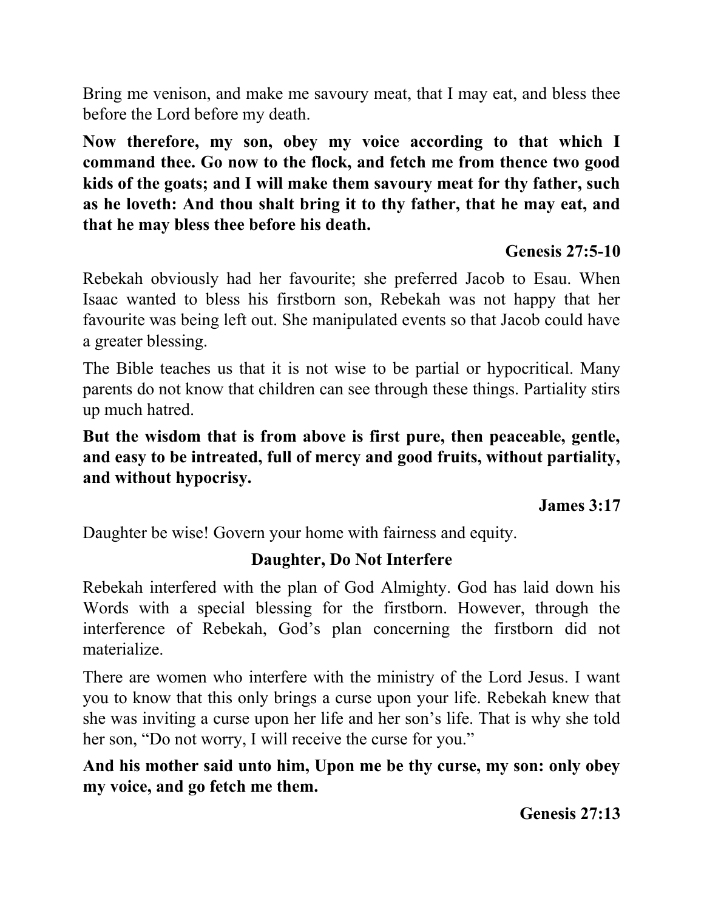Bring me venison, and make me savoury meat, that I may eat, and bless thee before the Lord before my death.

**Now therefore, my son, obey my voice according to that which I command thee. Go now to the flock, and fetch me from thence two good kids of the goats; and I will make them savoury meat for thy father, such as he loveth: And thou shalt bring it to thy father, that he may eat, and that he may bless thee before his death.**

**Genesis 27:5-10**

Rebekah obviously had her favourite; she preferred Jacob to Esau. When Isaac wanted to bless his firstborn son, Rebekah was not happy that her favourite was being left out. She manipulated events so that Jacob could have a greater blessing.

The Bible teaches us that it is not wise to be partial or hypocritical. Many parents do not know that children can see through these things. Partiality stirs up much hatred.

**But the wisdom that is from above is first pure, then peaceable, gentle, and easy to be intreated, full of mercy and good fruits, without partiality, and without hypocrisy.**

**James 3:17**

Daughter be wise! Govern your home with fairness and equity.

## Daughter, Do Not Interfere

Rebekah interfered with the plan of God Almighty. God has laid down his Words with a special blessing for the firstborn. However, through the interference of Rebekah, God's plan concerning the firstborn did not materialize.

There are women who interfere with the ministry of the Lord Jesus. I want you to know that this only brings a curse upon your life. Rebekah knew that she was inviting a curse upon her life and her son's life. That is why she told her son, "Do not worry, I will receive the curse for you."

**And his mother said unto him, Upon me be thy curse, my son: only obey my voice, and go fetch me them.**

**Genesis 27:13**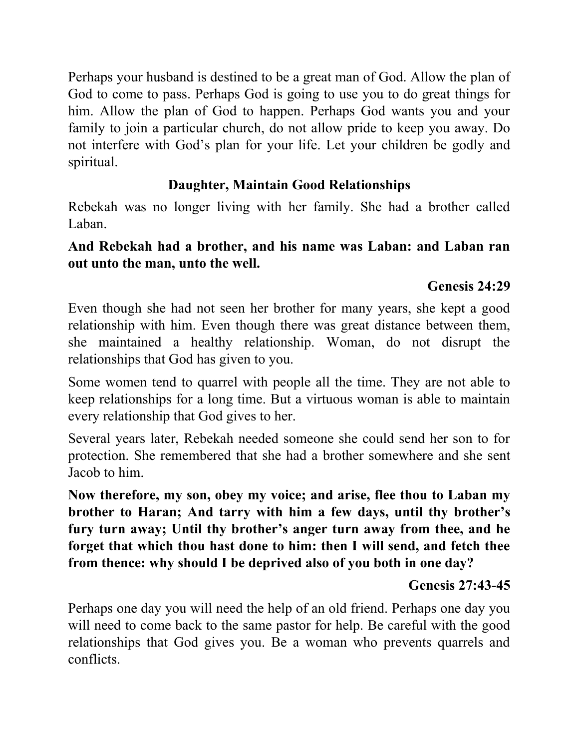Perhaps your husband is destined to be a great man of God. Allow the plan of God to come to pass. Perhaps God is going to use you to do great things for him. Allow the plan of God to happen. Perhaps God wants you and your family to join a particular church, do not allow pride to keep you away. Do not interfere with God's plan for your life. Let your children be godly and spiritual.

## Daughter, Maintain Good Relationships

Rebekah was no longer living with her family. She had a brother called Laban.

**And Rebekah had a brother, and his name was Laban: and Laban ran out unto the man, unto the well.**

**Genesis 24:29**

Even though she had not seen her brother for many years, she kept a good relationship with him. Even though there was great distance between them, she maintained a healthy relationship. Woman, do not disrupt the relationships that God has given to you.

Some women tend to quarrel with people all the time. They are not able to keep relationships for a long time. But a virtuous woman is able to maintain every relationship that God gives to her.

Several years later, Rebekah needed someone she could send her son to for protection. She remembered that she had a brother somewhere and she sent Jacob to him.

**Now therefore, my son, obey my voice; and arise, flee thou to Laban my brother to Haran; And tarry with him a few days, until thy brother's fury turn away; Until thy brother's anger turn away from thee, and he forget that which thou hast done to him: then I will send, and fetch thee from thence: why should I be deprived also of you both in one day?**

**Genesis 27:43-45**

Perhaps one day you will need the help of an old friend. Perhaps one day you will need to come back to the same pastor for help. Be careful with the good relationships that God gives you. Be a woman who prevents quarrels and conflicts.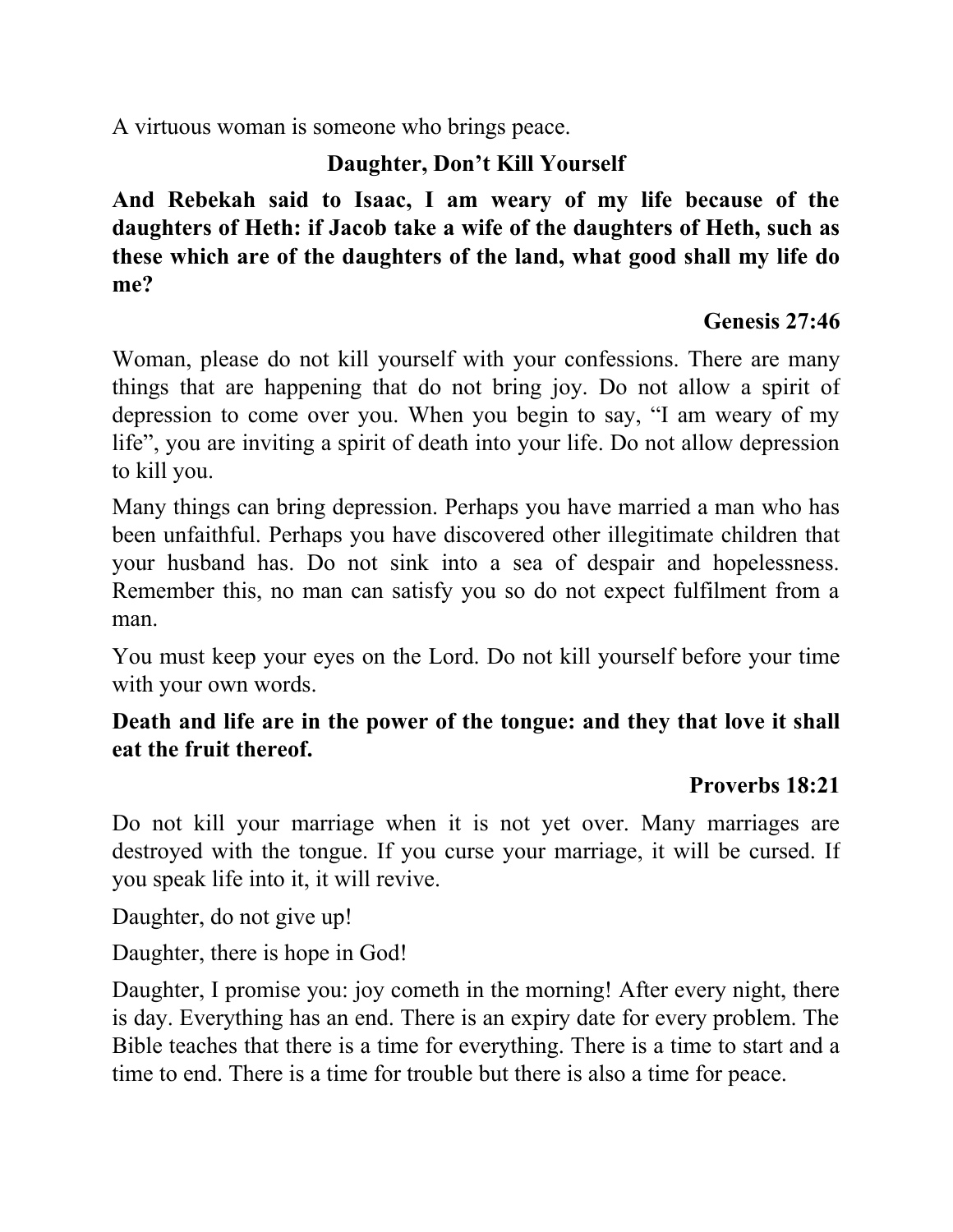A virtuous woman is someone who brings peace.

## Daughter, Don't Kill Yourself

**And Rebekah said to Isaac, I am weary of my life because of the daughters of Heth: if Jacob take a wife of the daughters of Heth, such as these which are of the daughters of the land, what good shall my life do me?**

**Genesis 27:46**

Woman, please do not kill yourself with your confessions. There are many things that are happening that do not bring joy. Do not allow a spirit of depression to come over you. When you begin to say, "I am weary of my life", you are inviting a spirit of death into your life. Do not allow depression to kill you.

Many things can bring depression. Perhaps you have married a man who has been unfaithful. Perhaps you have discovered other illegitimate children that your husband has. Do not sink into a sea of despair and hopelessness. Remember this, no man can satisfy you so do not expect fulfilment from a man.

You must keep your eyes on the Lord. Do not kill yourself before your time with your own words.

**Death and life are in the power of the tongue: and they that love it shall eat the fruit thereof.**

**Proverbs 18:21**

Do not kill your marriage when it is not yet over. Many marriages are destroyed with the tongue. If you curse your marriage, it will be cursed. If you speak life into it, it will revive.

Daughter, do not give up!

Daughter, there is hope in God!

Daughter, I promise you: joy cometh in the morning! After every night, there is day. Everything has an end. There is an expiry date for every problem. The Bible teaches that there is a time for everything. There is a time to start and a time to end. There is a time for trouble but there is also a time for peace.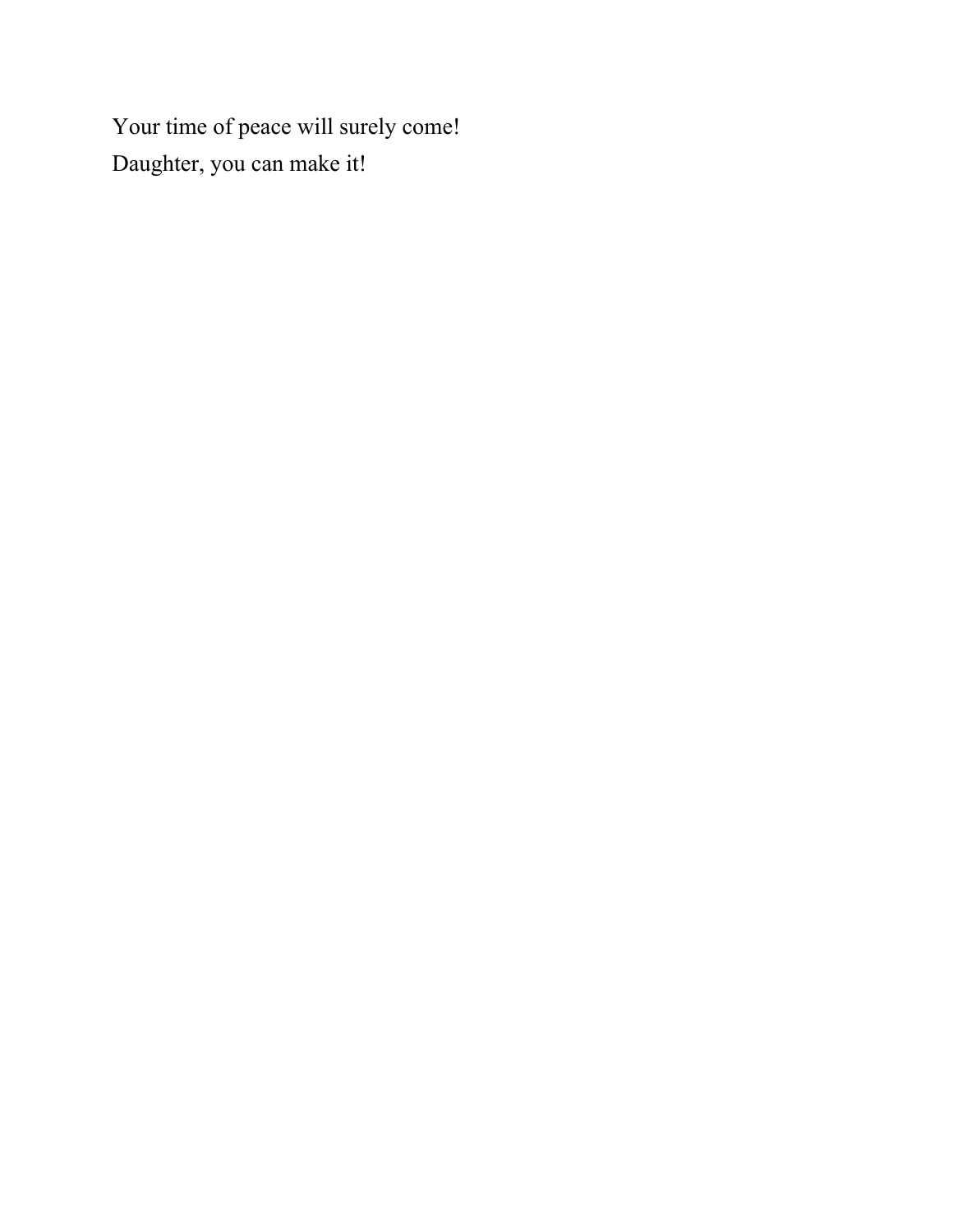Your time of peace will surely come!
Daughter, you can make it!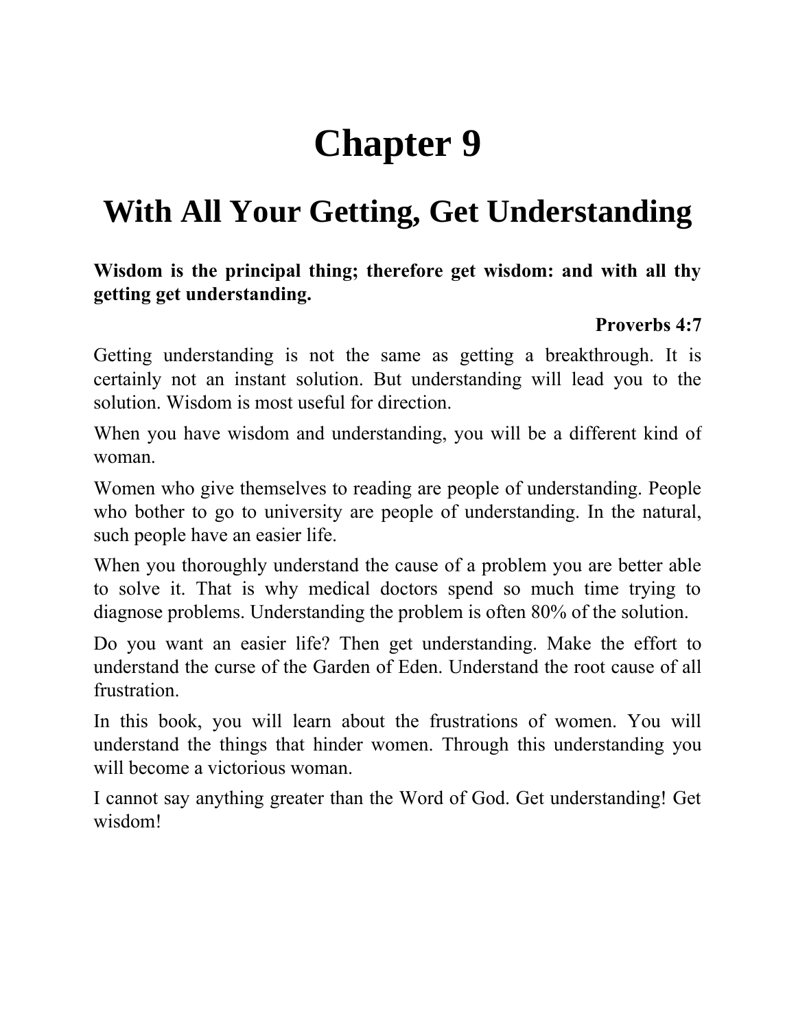# Chapter 9

## With All Your Getting, Get Understanding

**Wisdom is the principal thing; therefore get wisdom: and with all thy getting get understanding.**

**Proverbs 4:7**

Getting understanding is not the same as getting a breakthrough. It is certainly not an instant solution. But understanding will lead you to the solution. Wisdom is most useful for direction.

When you have wisdom and understanding, you will be a different kind of woman.

Women who give themselves to reading are people of understanding. People who bother to go to university are people of understanding. In the natural, such people have an easier life.

When you thoroughly understand the cause of a problem you are better able to solve it. That is why medical doctors spend so much time trying to diagnose problems. Understanding the problem is often 80% of the solution.

Do you want an easier life? Then get understanding. Make the effort to understand the curse of the Garden of Eden. Understand the root cause of all frustration.

In this book, you will learn about the frustrations of women. You will understand the things that hinder women. Through this understanding you will become a victorious woman.

I cannot say anything greater than the Word of God. Get understanding! Get wisdom!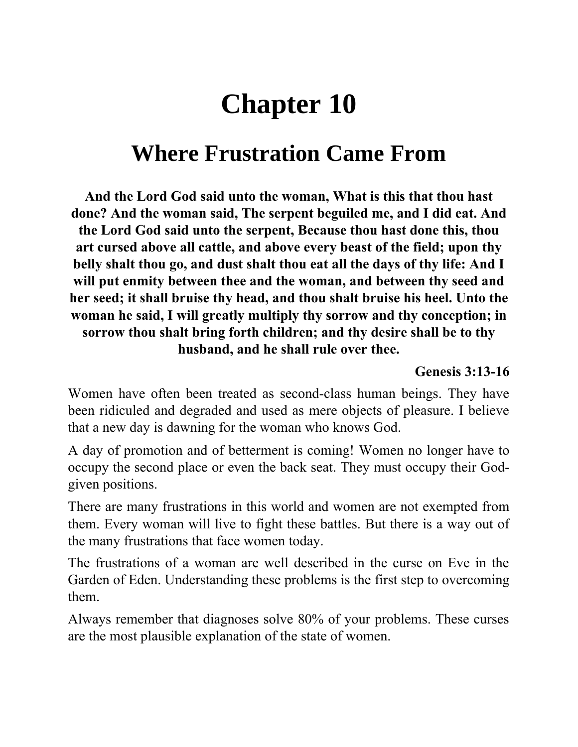# Chapter 10

## Where Frustration Came From

**And the Lord God said unto the woman, What is this that thou hast done? And the woman said, The serpent beguiled me, and I did eat. And the Lord God said unto the serpent, Because thou hast done this, thou art cursed above all cattle, and above every beast of the field; upon thy belly shalt thou go, and dust shalt thou eat all the days of thy life: And I will put enmity between thee and the woman, and between thy seed and her seed; it shall bruise thy head, and thou shalt bruise his heel. Unto the woman he said, I will greatly multiply thy sorrow and thy conception; in sorrow thou shalt bring forth children; and thy desire shall be to thy husband, and he shall rule over thee.**

**Genesis 3:13-16**

Women have often been treated as second-class human beings. They have been ridiculed and degraded and used as mere objects of pleasure. I believe that a new day is dawning for the woman who knows God.

A day of promotion and of betterment is coming! Women no longer have to occupy the second place or even the back seat. They must occupy their God-given positions.

There are many frustrations in this world and women are not exempted from them. Every woman will live to fight these battles. But there is a way out of the many frustrations that face women today.

The frustrations of a woman are well described in the curse on Eve in the Garden of Eden. Understanding these problems is the first step to overcoming them.

Always remember that diagnoses solve 80% of your problems. These curses are the most plausible explanation of the state of women.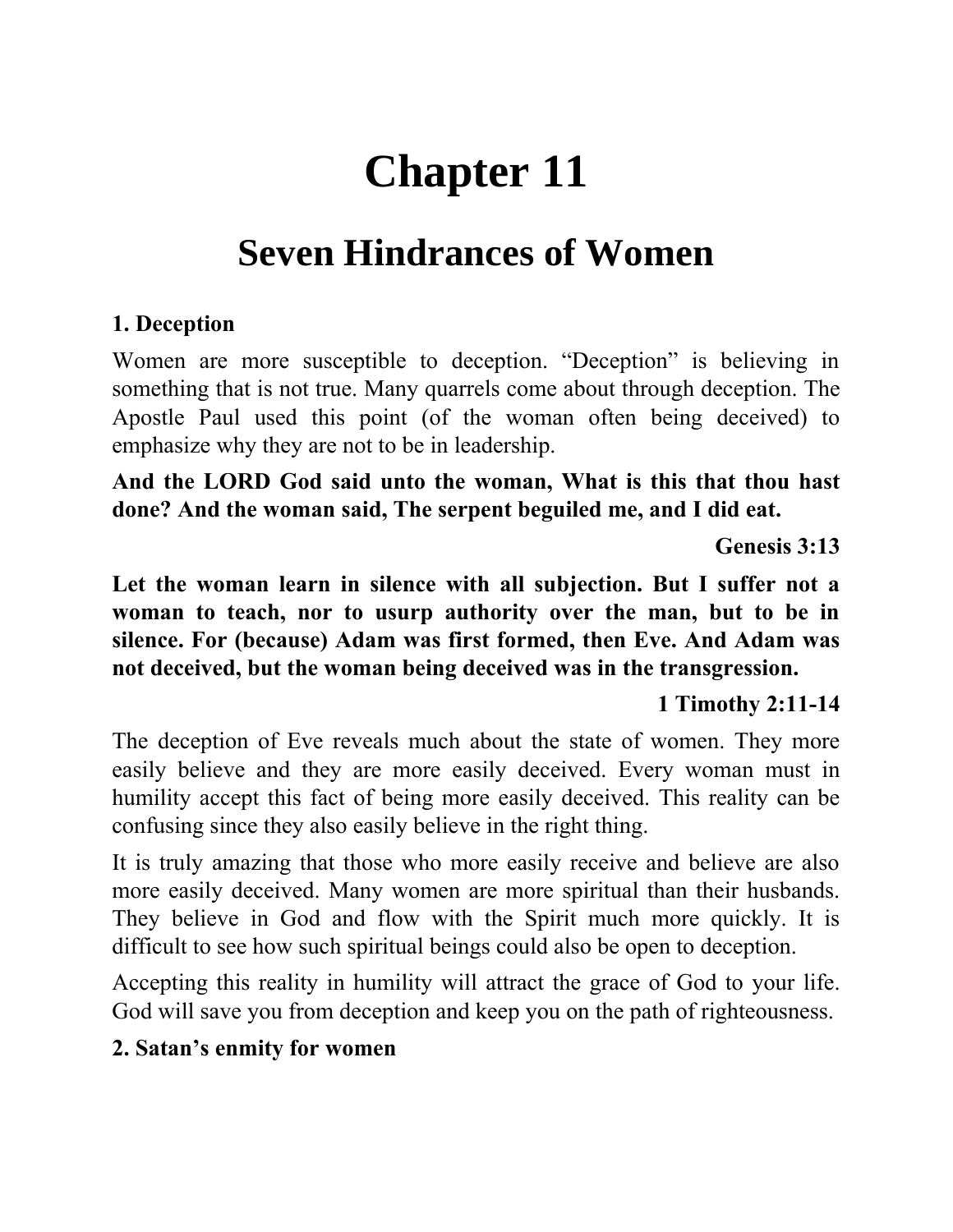# Chapter 11

## Seven Hindrances of Women

**1. Deception**

Women are more susceptible to deception. “Deception” is believing in something that is not true. Many quarrels come about through deception. The Apostle Paul used this point (of the woman often being deceived) to emphasize why they are not to be in leadership.

**And the LORD God said unto the woman, What is this that thou hast done? And the woman said, The serpent beguiled me, and I did eat.**

**Genesis 3:13**

**Let the woman learn in silence with all subjection. But I suffer not a woman to teach, nor to usurp authority over the man, but to be in silence. For (because) Adam was first formed, then Eve. And Adam was not deceived, but the woman being deceived was in the transgression.**

**1 Timothy 2:11-14**

The deception of Eve reveals much about the state of women. They more easily believe and they are more easily deceived. Every woman must in humility accept this fact of being more easily deceived. This reality can be confusing since they also easily believe in the right thing.

It is truly amazing that those who more easily receive and believe are also more easily deceived. Many women are more spiritual than their husbands. They believe in God and flow with the Spirit much more quickly. It is difficult to see how such spiritual beings could also be open to deception.

Accepting this reality in humility will attract the grace of God to your life. God will save you from deception and keep you on the path of righteousness.

**2. Satan’s enmity for women**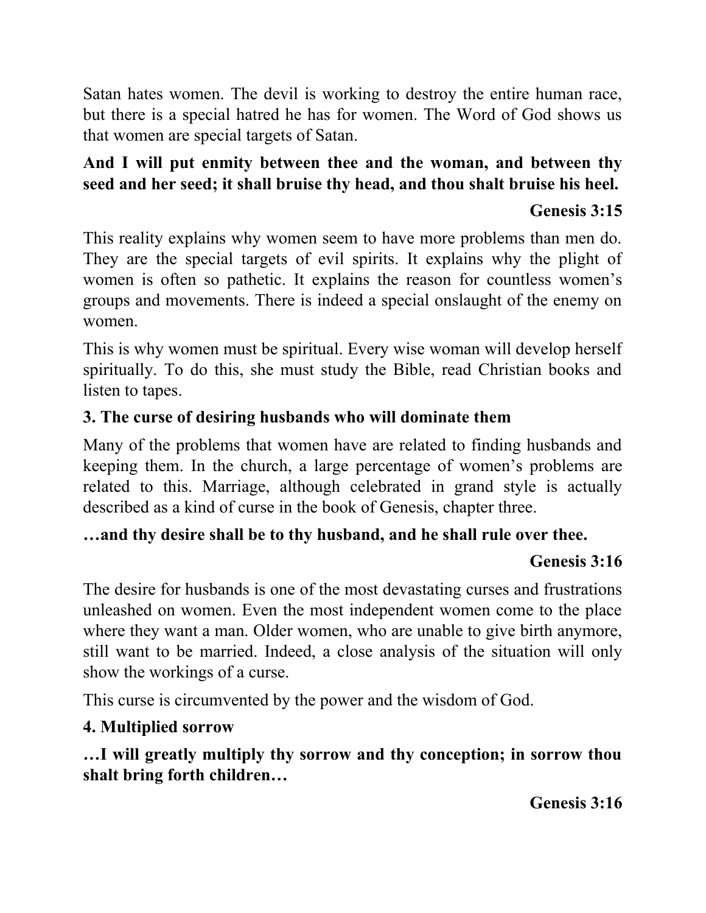Satan hates women. The devil is working to destroy the entire human race, but there is a special hatred he has for women. The Word of God shows us that women are special targets of Satan.

**And I will put enmity between thee and the woman, and between thy seed and her seed; it shall bruise thy head, and thou shalt bruise his heel.**

**Genesis 3:15**

This reality explains why women seem to have more problems than men do. They are the special targets of evil spirits. It explains why the plight of women is often so pathetic. It explains the reason for countless women's groups and movements. There is indeed a special onslaught of the enemy on women.

This is why women must be spiritual. Every wise woman will develop herself spiritually. To do this, she must study the Bible, read Christian books and listen to tapes.

### 3. The curse of desiring husbands who will dominate them

Many of the problems that women have are related to finding husbands and keeping them. In the church, a large percentage of women's problems are related to this. Marriage, although celebrated in grand style is actually described as a kind of curse in the book of Genesis, chapter three.

**…and thy desire shall be to thy husband, and he shall rule over thee.**

**Genesis 3:16**

The desire for husbands is one of the most devastating curses and frustrations unleashed on women. Even the most independent women come to the place where they want a man. Older women, who are unable to give birth anymore, still want to be married. Indeed, a close analysis of the situation will only show the workings of a curse.

This curse is circumvented by the power and the wisdom of God.

### 4. Multiplied sorrow

**…I will greatly multiply thy sorrow and thy conception; in sorrow thou shalt bring forth children…**

**Genesis 3:16**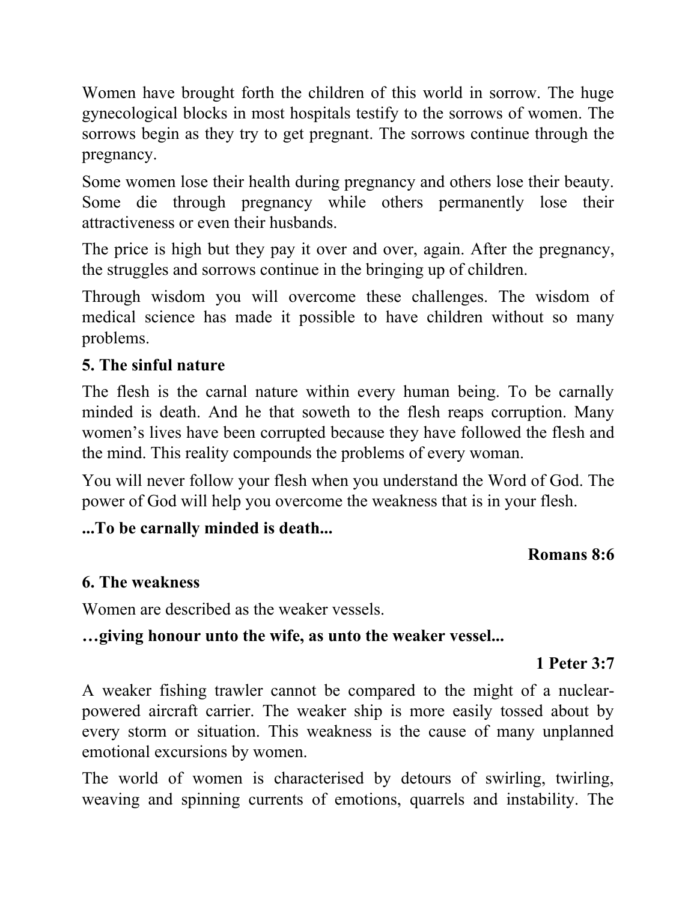Women have brought forth the children of this world in sorrow. The huge gynecological blocks in most hospitals testify to the sorrows of women. The sorrows begin as they try to get pregnant. The sorrows continue through the pregnancy.

Some women lose their health during pregnancy and others lose their beauty. Some die through pregnancy while others permanently lose their attractiveness or even their husbands.

The price is high but they pay it over and over, again. After the pregnancy, the struggles and sorrows continue in the bringing up of children.

Through wisdom you will overcome these challenges. The wisdom of medical science has made it possible to have children without so many problems.

**5. The sinful nature**

The flesh is the carnal nature within every human being. To be carnally minded is death. And he that soweth to the flesh reaps corruption. Many women's lives have been corrupted because they have followed the flesh and the mind. This reality compounds the problems of every woman.

You will never follow your flesh when you understand the Word of God. The power of God will help you overcome the weakness that is in your flesh.

**...To be carnally minded is death...**

**Romans 8:6**

**6. The weakness**

Women are described as the weaker vessels.

**…giving honour unto the wife, as unto the weaker vessel...**

**1 Peter 3:7**

A weaker fishing trawler cannot be compared to the might of a nuclear-powered aircraft carrier. The weaker ship is more easily tossed about by every storm or situation. This weakness is the cause of many unplanned emotional excursions by women.

The world of women is characterised by detours of swirling, twirling, weaving and spinning currents of emotions, quarrels and instability. The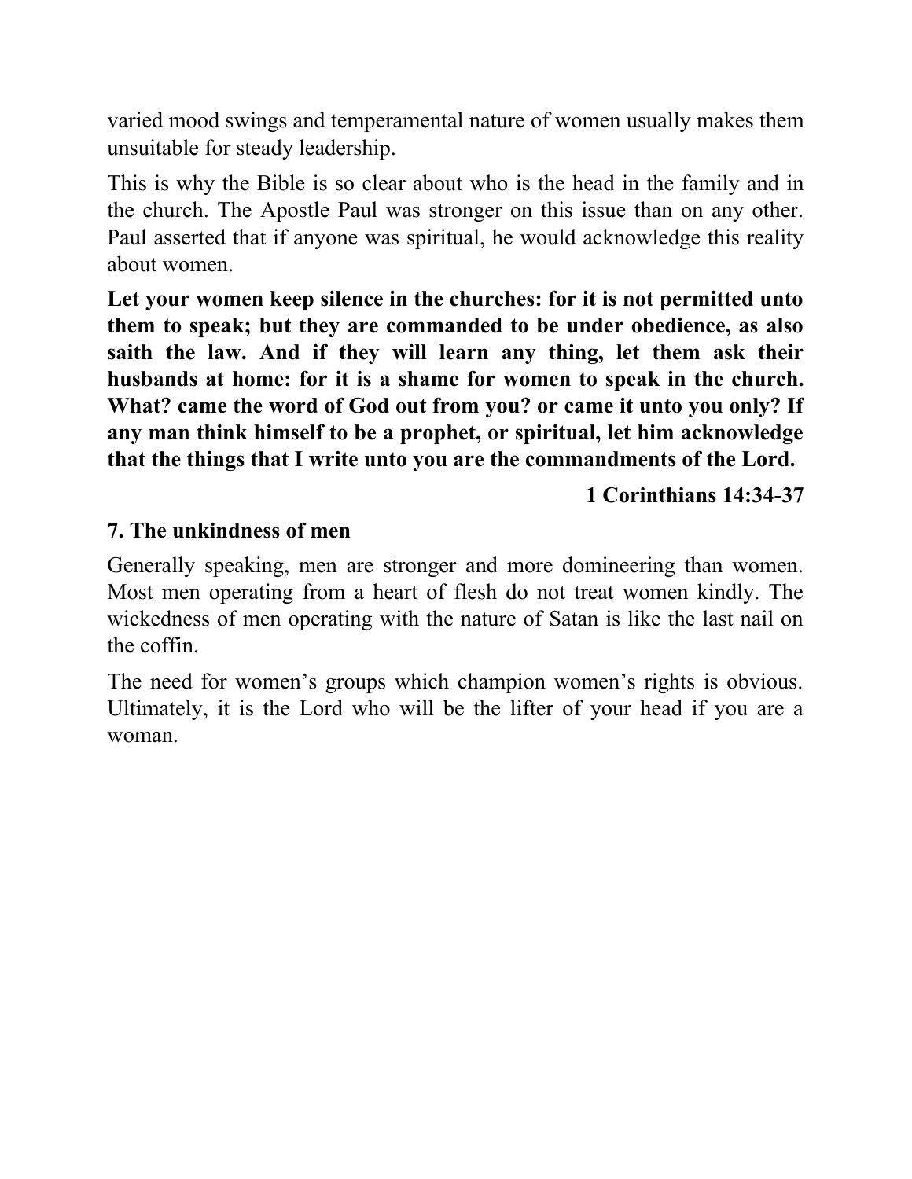varied mood swings and temperamental nature of women usually makes them unsuitable for steady leadership.

This is why the Bible is so clear about who is the head in the family and in the church. The Apostle Paul was stronger on this issue than on any other. Paul asserted that if anyone was spiritual, he would acknowledge this reality about women.

**Let your women keep silence in the churches: for it is not permitted unto them to speak; but they are commanded to be under obedience, as also saith the law. And if they will learn any thing, let them ask their husbands at home: for it is a shame for women to speak in the church. What? came the word of God out from you? or came it unto you only? If any man think himself to be a prophet, or spiritual, let him acknowledge that the things that I write unto you are the commandments of the Lord.**

**1 Corinthians 14:34-37**

### 7. The unkindness of men

Generally speaking, men are stronger and more domineering than women. Most men operating from a heart of flesh do not treat women kindly. The wickedness of men operating with the nature of Satan is like the last nail on the coffin.

The need for women's groups which champion women's rights is obvious. Ultimately, it is the Lord who will be the lifter of your head if you are a woman.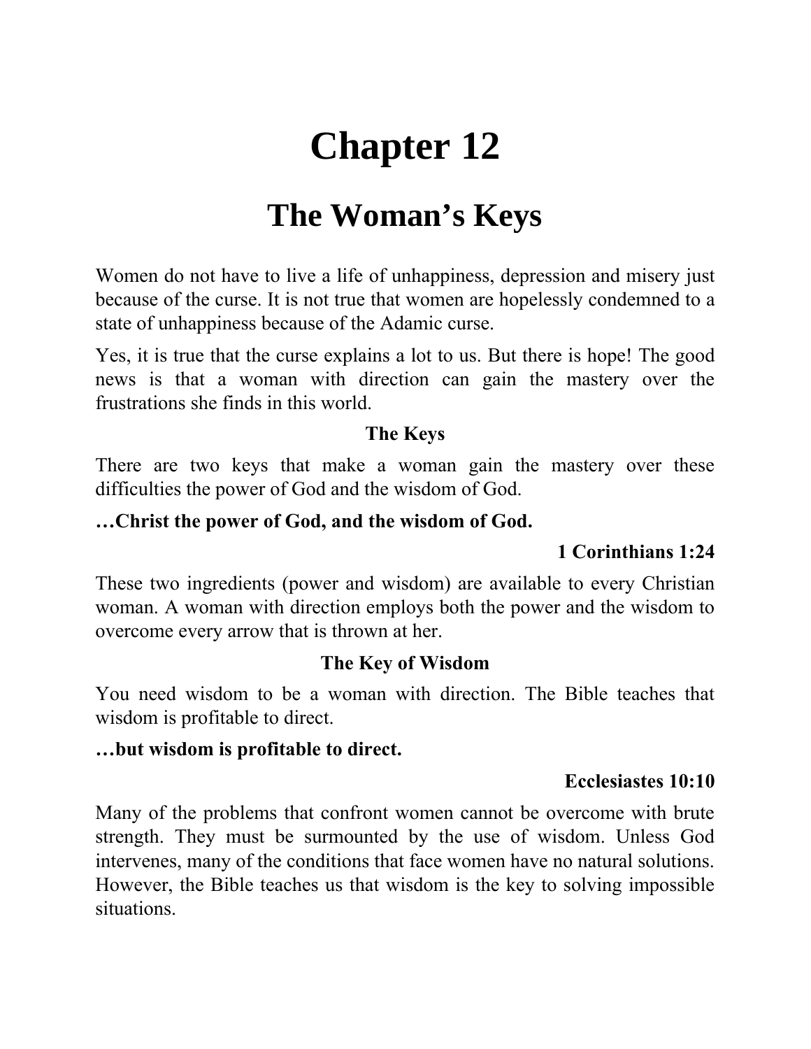# Chapter 12

## The Woman's Keys

Women do not have to live a life of unhappiness, depression and misery just because of the curse. It is not true that women are hopelessly condemned to a state of unhappiness because of the Adamic curse.

Yes, it is true that the curse explains a lot to us. But there is hope! The good news is that a woman with direction can gain the mastery over the frustrations she finds in this world.

### The Keys

There are two keys that make a woman gain the mastery over these difficulties the power of God and the wisdom of God.

**…Christ the power of God, and the wisdom of God.**

**1 Corinthians 1:24**

These two ingredients (power and wisdom) are available to every Christian woman. A woman with direction employs both the power and the wisdom to overcome every arrow that is thrown at her.

### The Key of Wisdom

You need wisdom to be a woman with direction. The Bible teaches that wisdom is profitable to direct.

**…but wisdom is profitable to direct.**

**Ecclesiastes 10:10**

Many of the problems that confront women cannot be overcome with brute strength. They must be surmounted by the use of wisdom. Unless God intervenes, many of the conditions that face women have no natural solutions. However, the Bible teaches us that wisdom is the key to solving impossible situations.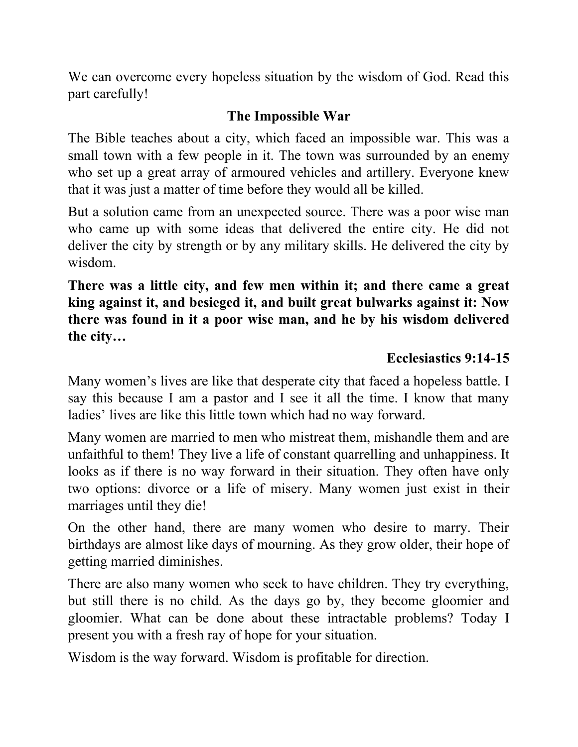We can overcome every hopeless situation by the wisdom of God. Read this part carefully!

## The Impossible War

The Bible teaches about a city, which faced an impossible war. This was a small town with a few people in it. The town was surrounded by an enemy who set up a great array of armoured vehicles and artillery. Everyone knew that it was just a matter of time before they would all be killed.

But a solution came from an unexpected source. There was a poor wise man who came up with some ideas that delivered the entire city. He did not deliver the city by strength or by any military skills. He delivered the city by wisdom.

**There was a little city, and few men within it; and there came a great king against it, and besieged it, and built great bulwarks against it: Now there was found in it a poor wise man, and he by his wisdom delivered the city…**

**Ecclesiastics 9:14-15**

Many women's lives are like that desperate city that faced a hopeless battle. I say this because I am a pastor and I see it all the time. I know that many ladies' lives are like this little town which had no way forward.

Many women are married to men who mistreat them, mishandle them and are unfaithful to them! They live a life of constant quarrelling and unhappiness. It looks as if there is no way forward in their situation. They often have only two options: divorce or a life of misery. Many women just exist in their marriages until they die!

On the other hand, there are many women who desire to marry. Their birthdays are almost like days of mourning. As they grow older, their hope of getting married diminishes.

There are also many women who seek to have children. They try everything, but still there is no child. As the days go by, they become gloomier and gloomier. What can be done about these intractable problems? Today I present you with a fresh ray of hope for your situation.

Wisdom is the way forward. Wisdom is profitable for direction.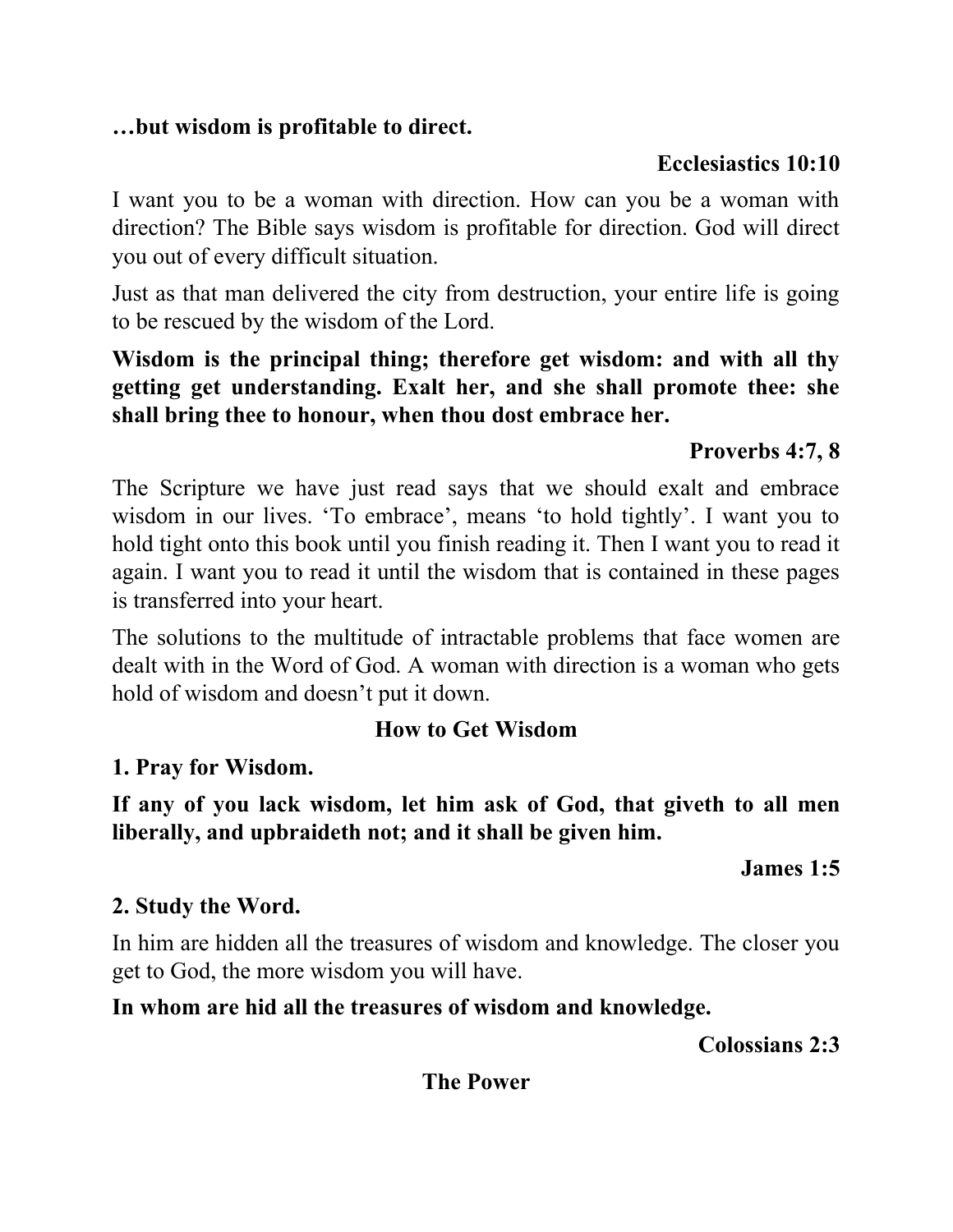**…but wisdom is profitable to direct.**

**Ecclesiastics 10:10**

I want you to be a woman with direction. How can you be a woman with direction? The Bible says wisdom is profitable for direction. God will direct you out of every difficult situation.

Just as that man delivered the city from destruction, your entire life is going to be rescued by the wisdom of the Lord.

**Wisdom is the principal thing; therefore get wisdom: and with all thy getting get understanding. Exalt her, and she shall promote thee: she shall bring thee to honour, when thou dost embrace her.**

**Proverbs 4:7, 8**

The Scripture we have just read says that we should exalt and embrace wisdom in our lives. 'To embrace', means 'to hold tightly'. I want you to hold tight onto this book until you finish reading it. Then I want you to read it again. I want you to read it until the wisdom that is contained in these pages is transferred into your heart.

The solutions to the multitude of intractable problems that face women are dealt with in the Word of God. A woman with direction is a woman who gets hold of wisdom and doesn't put it down.

## How to Get Wisdom

**1. Pray for Wisdom.**

**If any of you lack wisdom, let him ask of God, that giveth to all men liberally, and upbraideth not; and it shall be given him.**

**James 1:5**

**2. Study the Word.**

In him are hidden all the treasures of wisdom and knowledge. The closer you get to God, the more wisdom you will have.

**In whom are hid all the treasures of wisdom and knowledge.**

**Colossians 2:3**

## The Power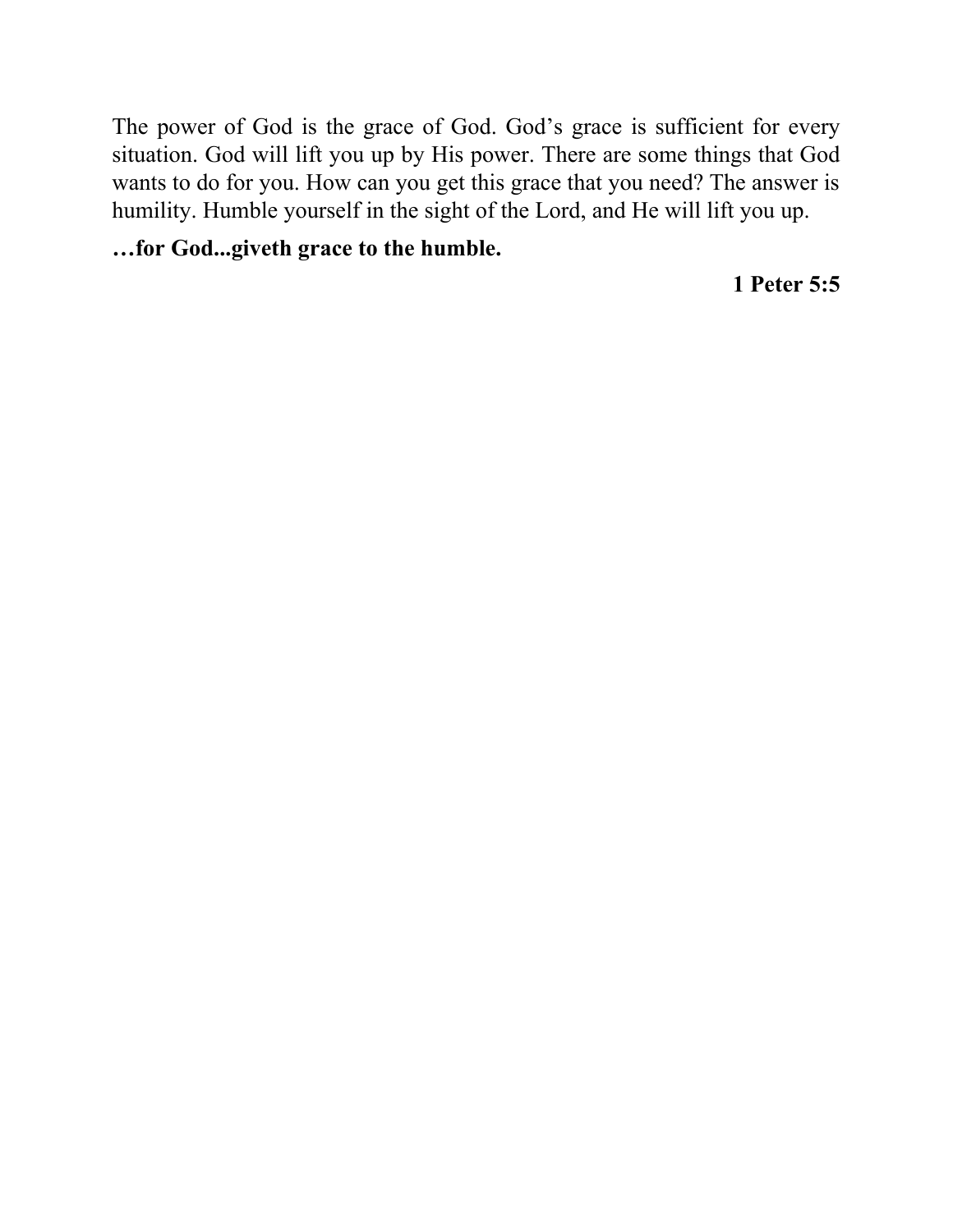The power of God is the grace of God. God’s grace is sufficient for every situation. God will lift you up by His power. There are some things that God wants to do for you. How can you get this grace that you need? The answer is humility. Humble yourself in the sight of the Lord, and He will lift you up.

**…for God...giveth grace to the humble.**

**1 Peter 5:5**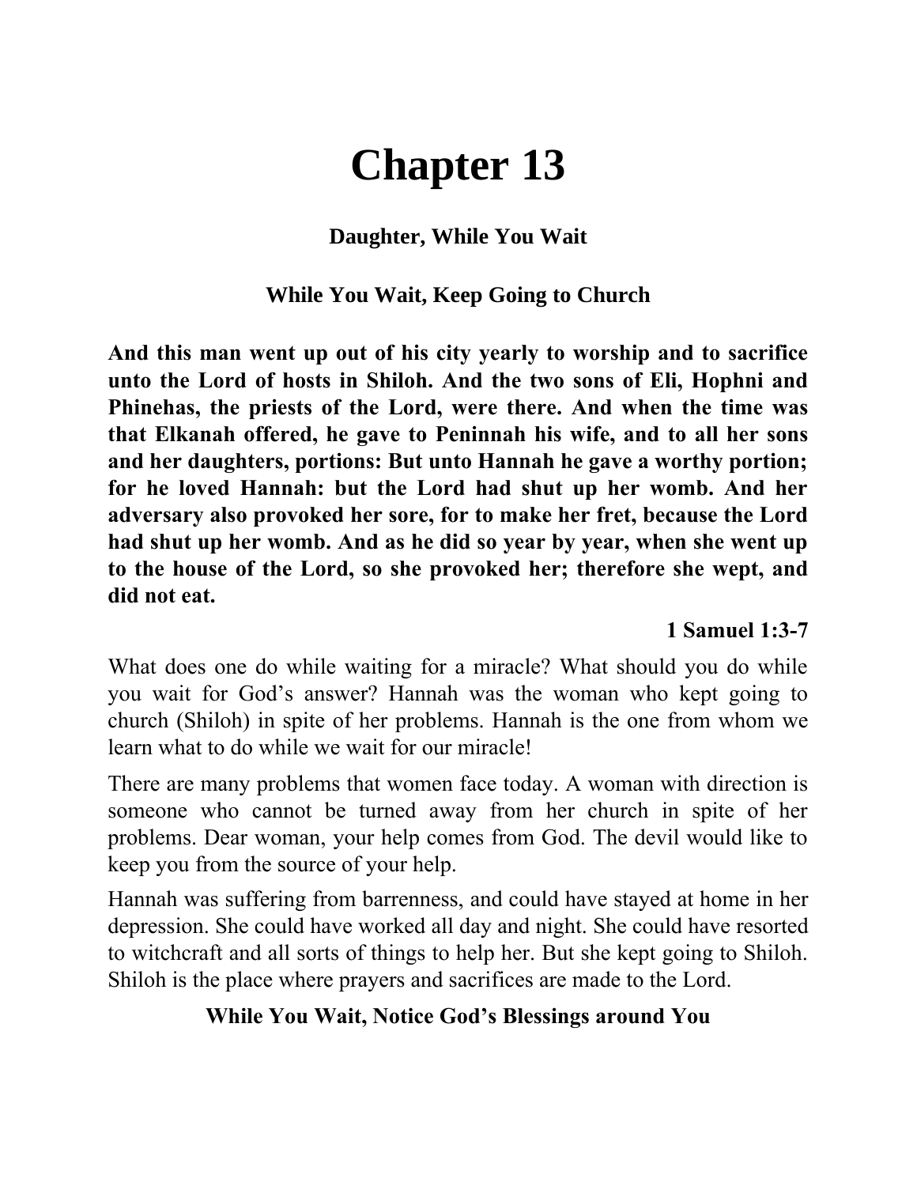# Chapter 13

### Daughter, While You Wait

### While You Wait, Keep Going to Church

**And this man went up out of his city yearly to worship and to sacrifice unto the Lord of hosts in Shiloh. And the two sons of Eli, Hophni and Phinehas, the priests of the Lord, were there. And when the time was that Elkanah offered, he gave to Peninnah his wife, and to all her sons and her daughters, portions: But unto Hannah he gave a worthy portion; for he loved Hannah: but the Lord had shut up her womb. And her adversary also provoked her sore, for to make her fret, because the Lord had shut up her womb. And as he did so year by year, when she went up to the house of the Lord, so she provoked her; therefore she wept, and did not eat.**

**1 Samuel 1:3-7**

What does one do while waiting for a miracle? What should you do while you wait for God's answer? Hannah was the woman who kept going to church (Shiloh) in spite of her problems. Hannah is the one from whom we learn what to do while we wait for our miracle!

There are many problems that women face today. A woman with direction is someone who cannot be turned away from her church in spite of her problems. Dear woman, your help comes from God. The devil would like to keep you from the source of your help.

Hannah was suffering from barrenness, and could have stayed at home in her depression. She could have worked all day and night. She could have resorted to witchcraft and all sorts of things to help her. But she kept going to Shiloh. Shiloh is the place where prayers and sacrifices are made to the Lord.

### While You Wait, Notice God's Blessings around You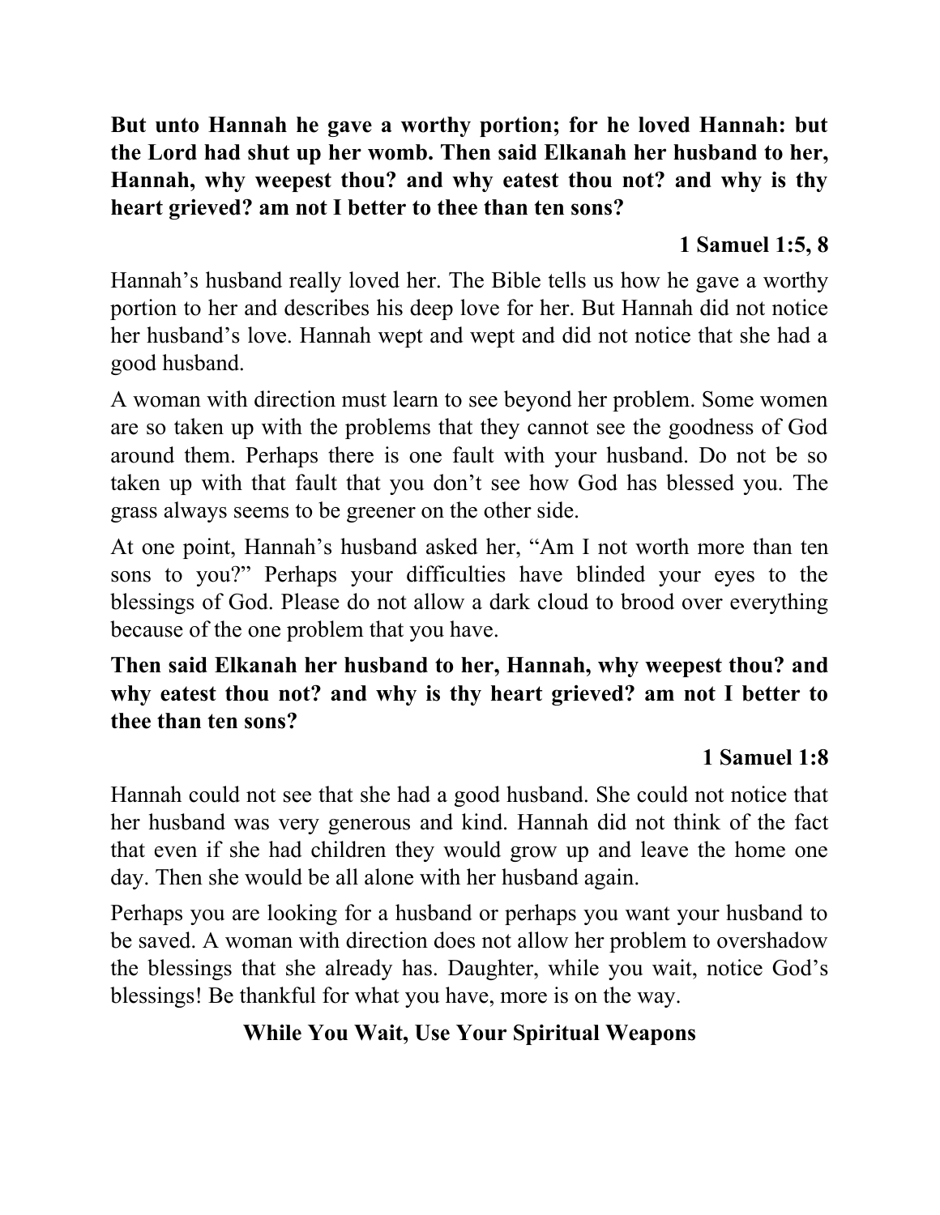**But unto Hannah he gave a worthy portion; for he loved Hannah: but the Lord had shut up her womb. Then said Elkanah her husband to her, Hannah, why weepest thou? and why eatest thou not? and why is thy heart grieved? am not I better to thee than ten sons?**

**1 Samuel 1:5, 8**

Hannah's husband really loved her. The Bible tells us how he gave a worthy portion to her and describes his deep love for her. But Hannah did not notice her husband's love. Hannah wept and wept and did not notice that she had a good husband.

A woman with direction must learn to see beyond her problem. Some women are so taken up with the problems that they cannot see the goodness of God around them. Perhaps there is one fault with your husband. Do not be so taken up with that fault that you don't see how God has blessed you. The grass always seems to be greener on the other side.

At one point, Hannah's husband asked her, "Am I not worth more than ten sons to you?" Perhaps your difficulties have blinded your eyes to the blessings of God. Please do not allow a dark cloud to brood over everything because of the one problem that you have.

**Then said Elkanah her husband to her, Hannah, why weepest thou? and why eatest thou not? and why is thy heart grieved? am not I better to thee than ten sons?**

**1 Samuel 1:8**

Hannah could not see that she had a good husband. She could not notice that her husband was very generous and kind. Hannah did not think of the fact that even if she had children they would grow up and leave the home one day. Then she would be all alone with her husband again.

Perhaps you are looking for a husband or perhaps you want your husband to be saved. A woman with direction does not allow her problem to overshadow the blessings that she already has. Daughter, while you wait, notice God's blessings! Be thankful for what you have, more is on the way.

## While You Wait, Use Your Spiritual Weapons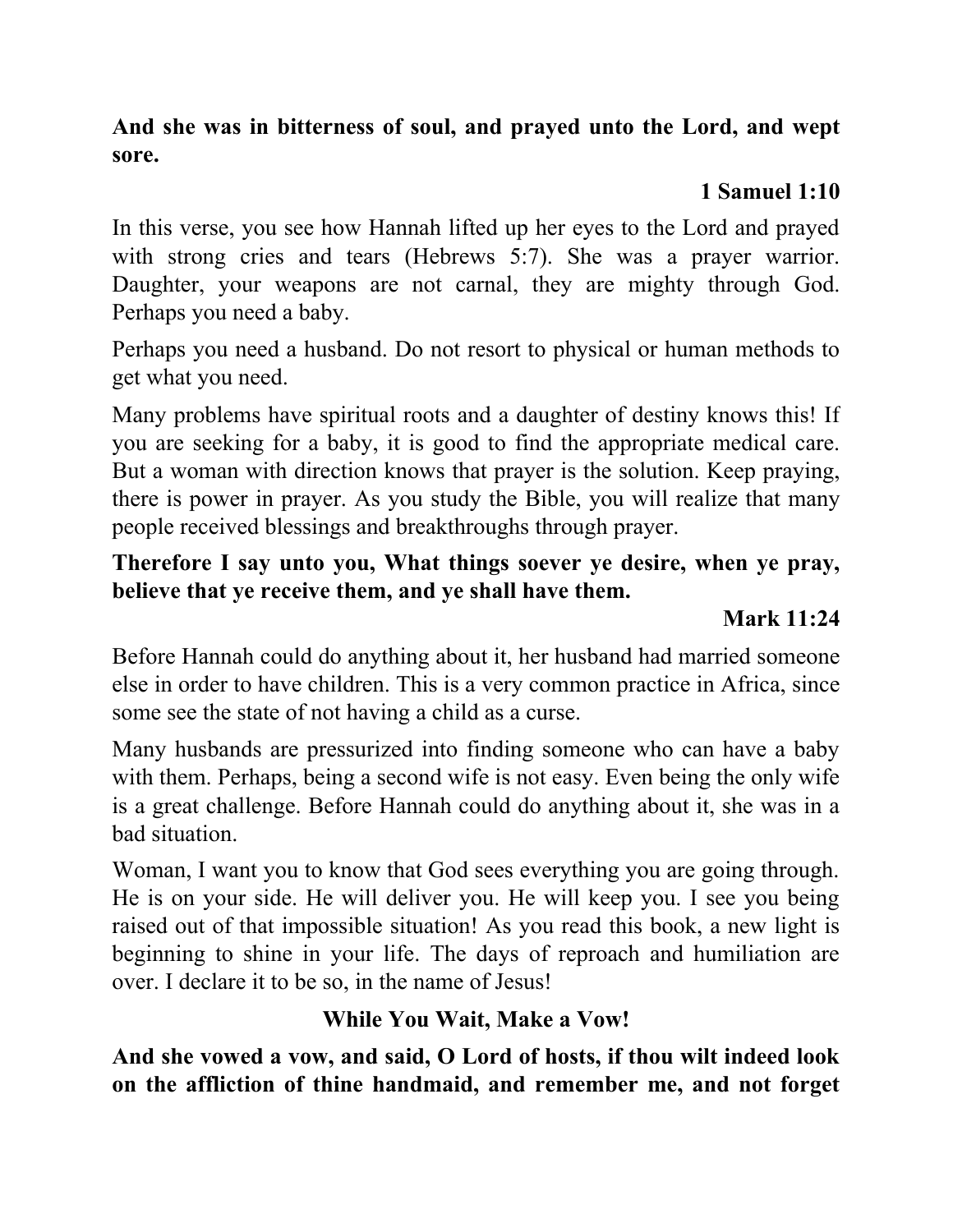**And she was in bitterness of soul, and prayed unto the Lord, and wept sore.**

**1 Samuel 1:10**

In this verse, you see how Hannah lifted up her eyes to the Lord and prayed with strong cries and tears (Hebrews 5:7). She was a prayer warrior. Daughter, your weapons are not carnal, they are mighty through God. Perhaps you need a baby.

Perhaps you need a husband. Do not resort to physical or human methods to get what you need.

Many problems have spiritual roots and a daughter of destiny knows this! If you are seeking for a baby, it is good to find the appropriate medical care. But a woman with direction knows that prayer is the solution. Keep praying, there is power in prayer. As you study the Bible, you will realize that many people received blessings and breakthroughs through prayer.

**Therefore I say unto you, What things soever ye desire, when ye pray, believe that ye receive them, and ye shall have them.**

**Mark 11:24**

Before Hannah could do anything about it, her husband had married someone else in order to have children. This is a very common practice in Africa, since some see the state of not having a child as a curse.

Many husbands are pressurized into finding someone who can have a baby with them. Perhaps, being a second wife is not easy. Even being the only wife is a great challenge. Before Hannah could do anything about it, she was in a bad situation.

Woman, I want you to know that God sees everything you are going through. He is on your side. He will deliver you. He will keep you. I see you being raised out of that impossible situation! As you read this book, a new light is beginning to shine in your life. The days of reproach and humiliation are over. I declare it to be so, in the name of Jesus!

## While You Wait, Make a Vow!

**And she vowed a vow, and said, O Lord of hosts, if thou wilt indeed look on the affliction of thine handmaid, and remember me, and not forget**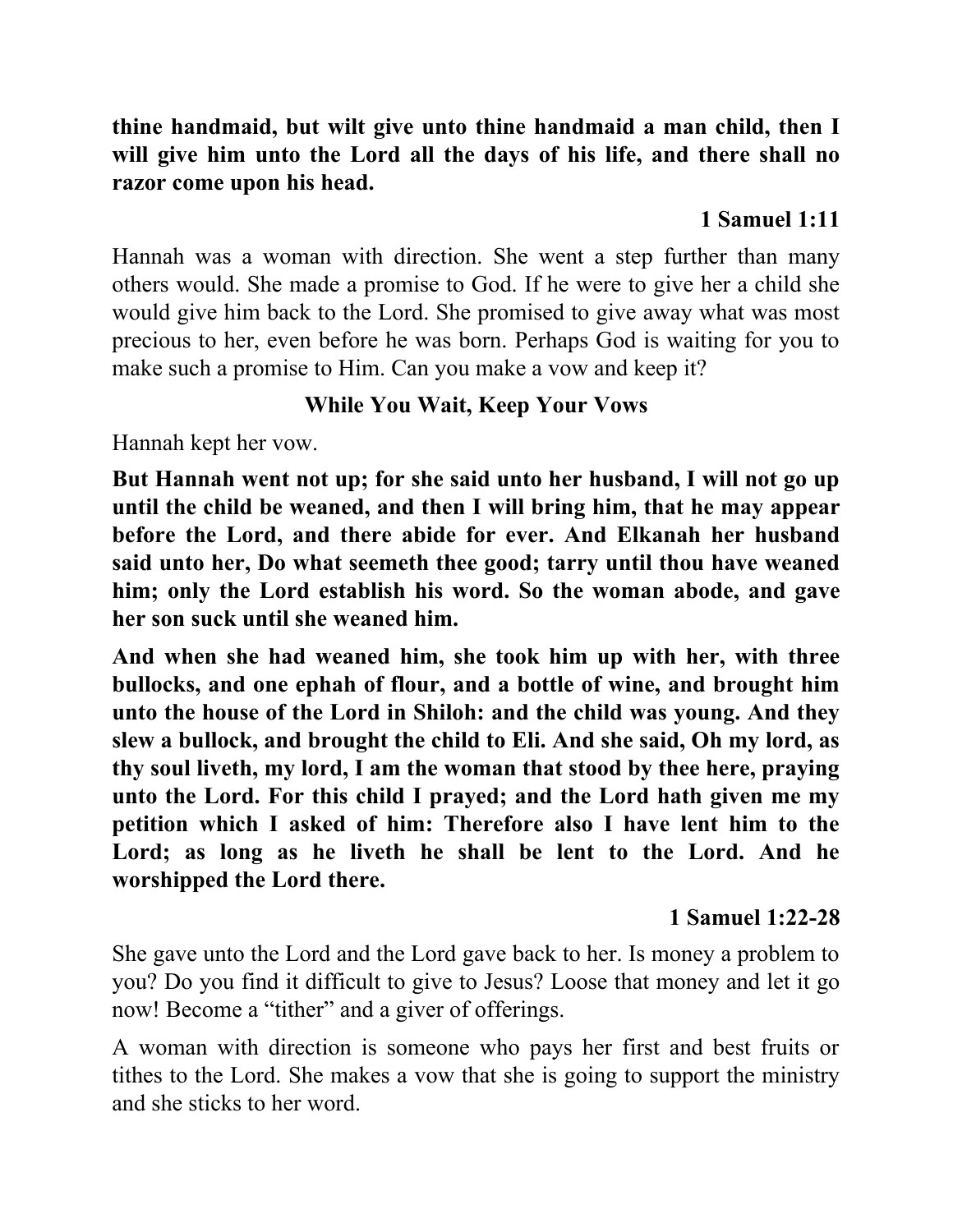**thine handmaid, but wilt give unto thine handmaid a man child, then I will give him unto the Lord all the days of his life, and there shall no razor come upon his head.**

**1 Samuel 1:11**

Hannah was a woman with direction. She went a step further than many others would. She made a promise to God. If he were to give her a child she would give him back to the Lord. She promised to give away what was most precious to her, even before he was born. Perhaps God is waiting for you to make such a promise to Him. Can you make a vow and keep it?

### While You Wait, Keep Your Vows

Hannah kept her vow.

**But Hannah went not up; for she said unto her husband, I will not go up until the child be weaned, and then I will bring him, that he may appear before the Lord, and there abide for ever. And Elkanah her husband said unto her, Do what seemeth thee good; tarry until thou have weaned him; only the Lord establish his word. So the woman abode, and gave her son suck until she weaned him.**

**And when she had weaned him, she took him up with her, with three bullocks, and one ephah of flour, and a bottle of wine, and brought him unto the house of the Lord in Shiloh: and the child was young. And they slew a bullock, and brought the child to Eli. And she said, Oh my lord, as thy soul liveth, my lord, I am the woman that stood by thee here, praying unto the Lord. For this child I prayed; and the Lord hath given me my petition which I asked of him: Therefore also I have lent him to the Lord; as long as he liveth he shall be lent to the Lord. And he worshipped the Lord there.**

**1 Samuel 1:22-28**

She gave unto the Lord and the Lord gave back to her. Is money a problem to you? Do you find it difficult to give to Jesus? Loose that money and let it go now! Become a "tither" and a giver of offerings.

A woman with direction is someone who pays her first and best fruits or tithes to the Lord. She makes a vow that she is going to support the ministry and she sticks to her word.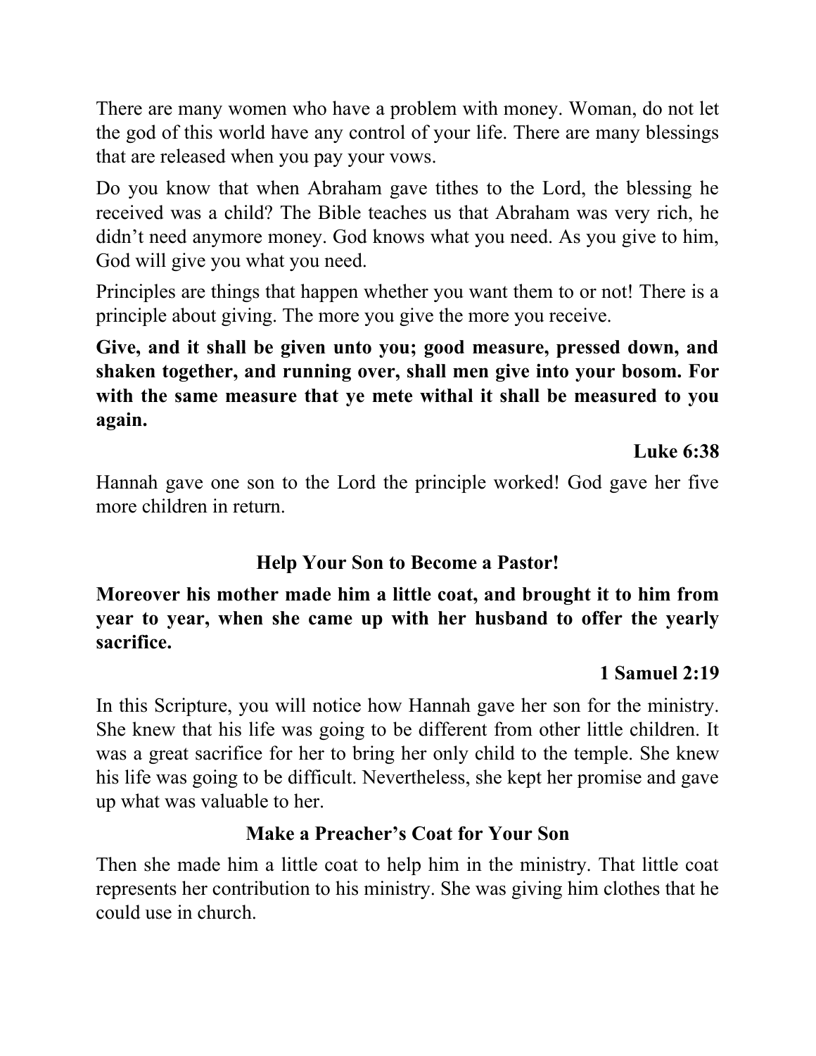There are many women who have a problem with money. Woman, do not let the god of this world have any control of your life. There are many blessings that are released when you pay your vows.

Do you know that when Abraham gave tithes to the Lord, the blessing he received was a child? The Bible teaches us that Abraham was very rich, he didn't need anymore money. God knows what you need. As you give to him, God will give you what you need.

Principles are things that happen whether you want them to or not! There is a principle about giving. The more you give the more you receive.

**Give, and it shall be given unto you; good measure, pressed down, and shaken together, and running over, shall men give into your bosom. For with the same measure that ye mete withal it shall be measured to you again.**

**Luke 6:38**

Hannah gave one son to the Lord the principle worked! God gave her five more children in return.

### Help Your Son to Become a Pastor!

**Moreover his mother made him a little coat, and brought it to him from year to year, when she came up with her husband to offer the yearly sacrifice.**

**1 Samuel 2:19**

In this Scripture, you will notice how Hannah gave her son for the ministry. She knew that his life was going to be different from other little children. It was a great sacrifice for her to bring her only child to the temple. She knew his life was going to be difficult. Nevertheless, she kept her promise and gave up what was valuable to her.

### Make a Preacher's Coat for Your Son

Then she made him a little coat to help him in the ministry. That little coat represents her contribution to his ministry. She was giving him clothes that he could use in church.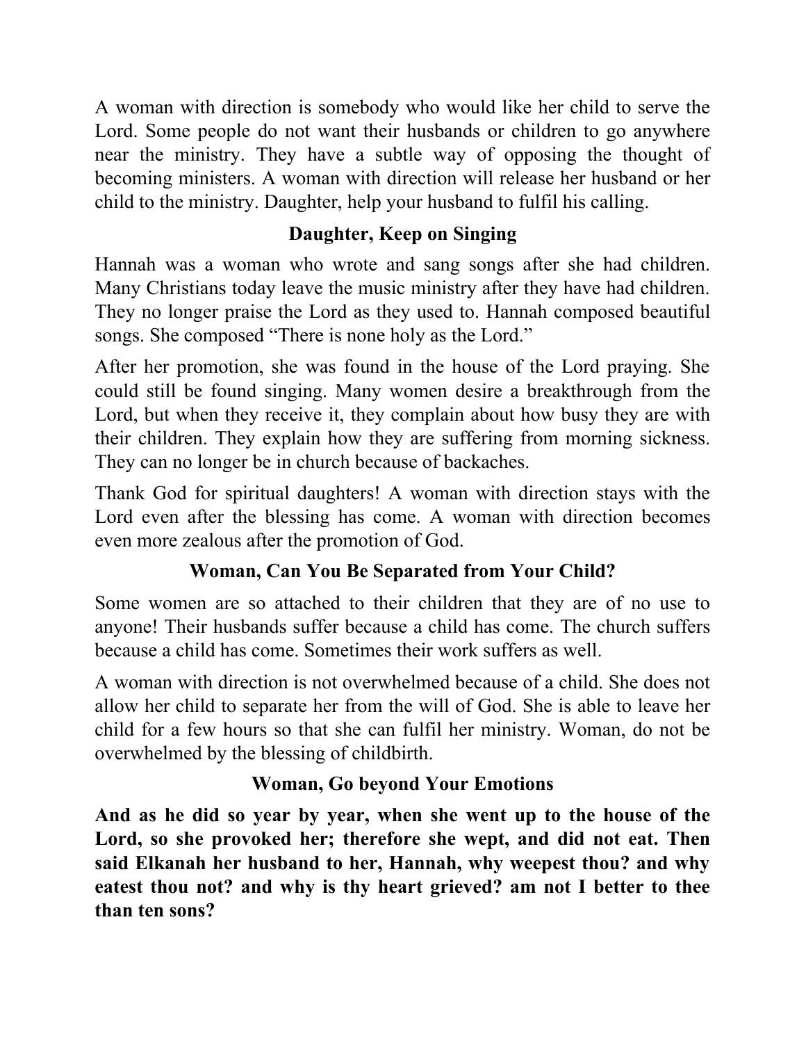A woman with direction is somebody who would like her child to serve the Lord. Some people do not want their husbands or children to go anywhere near the ministry. They have a subtle way of opposing the thought of becoming ministers. A woman with direction will release her husband or her child to the ministry. Daughter, help your husband to fulfil his calling.

### Daughter, Keep on Singing

Hannah was a woman who wrote and sang songs after she had children. Many Christians today leave the music ministry after they have had children. They no longer praise the Lord as they used to. Hannah composed beautiful songs. She composed "There is none holy as the Lord."

After her promotion, she was found in the house of the Lord praying. She could still be found singing. Many women desire a breakthrough from the Lord, but when they receive it, they complain about how busy they are with their children. They explain how they are suffering from morning sickness. They can no longer be in church because of backaches.

Thank God for spiritual daughters! A woman with direction stays with the Lord even after the blessing has come. A woman with direction becomes even more zealous after the promotion of God.

### Woman, Can You Be Separated from Your Child?

Some women are so attached to their children that they are of no use to anyone! Their husbands suffer because a child has come. The church suffers because a child has come. Sometimes their work suffers as well.

A woman with direction is not overwhelmed because of a child. She does not allow her child to separate her from the will of God. She is able to leave her child for a few hours so that she can fulfil her ministry. Woman, do not be overwhelmed by the blessing of childbirth.

### Woman, Go beyond Your Emotions

**And as he did so year by year, when she went up to the house of the Lord, so she provoked her; therefore she wept, and did not eat. Then said Elkanah her husband to her, Hannah, why weepest thou? and why eatest thou not? and why is thy heart grieved? am not I better to thee than ten sons?**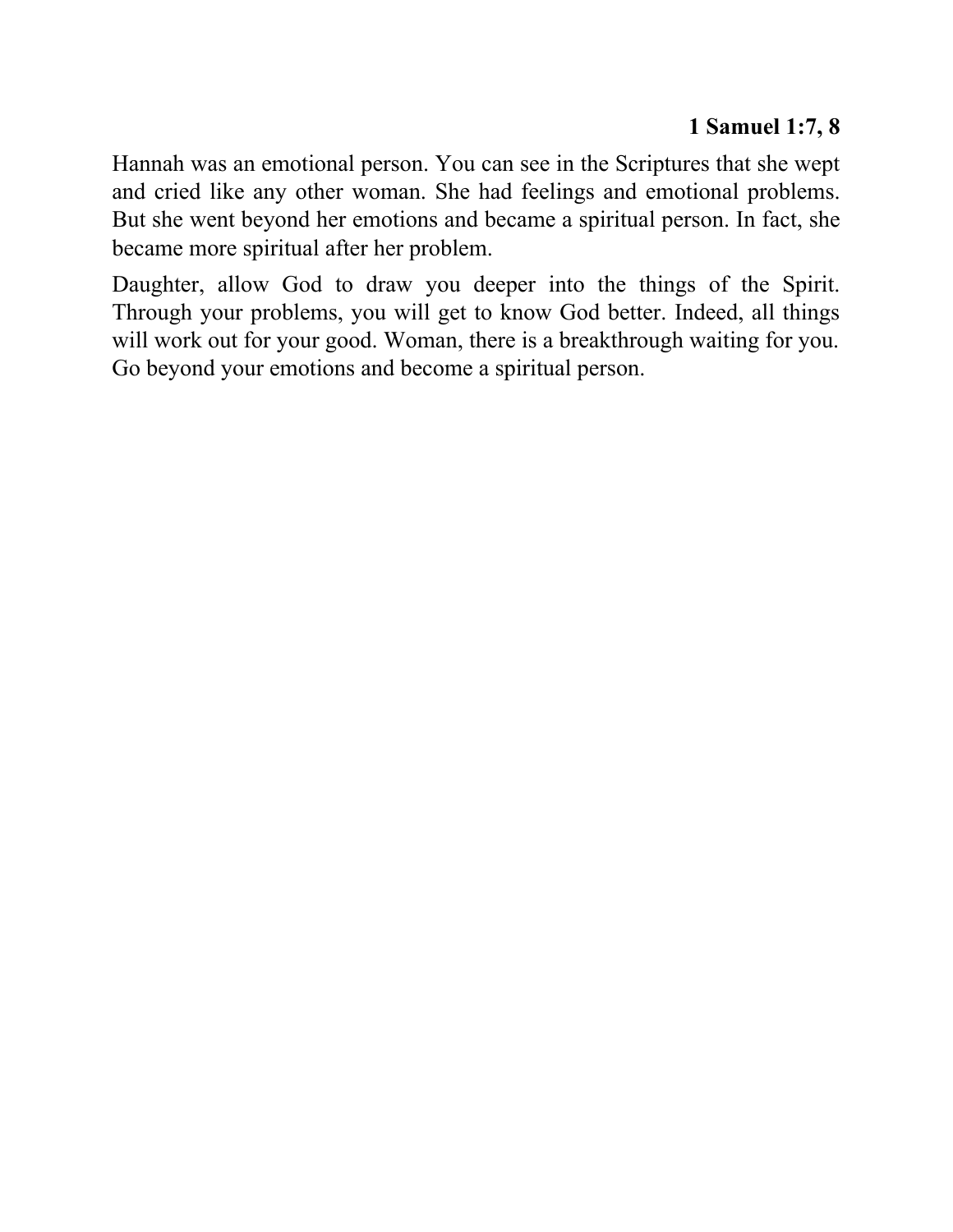**1 Samuel 1:7, 8**

Hannah was an emotional person. You can see in the Scriptures that she wept and cried like any other woman. She had feelings and emotional problems. But she went beyond her emotions and became a spiritual person. In fact, she became more spiritual after her problem.

Daughter, allow God to draw you deeper into the things of the Spirit. Through your problems, you will get to know God better. Indeed, all things will work out for your good. Woman, there is a breakthrough waiting for you. Go beyond your emotions and become a spiritual person.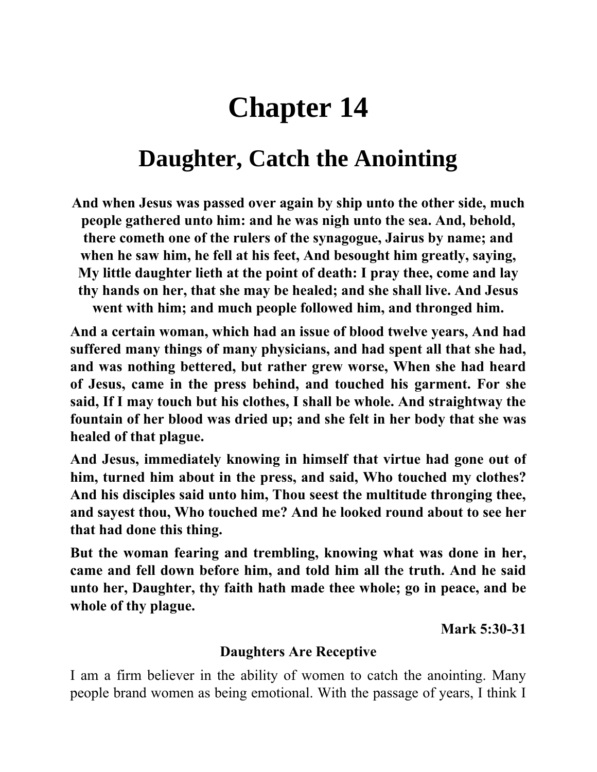# Chapter 14

## Daughter, Catch the Anointing

**And when Jesus was passed over again by ship unto the other side, much people gathered unto him: and he was nigh unto the sea. And, behold, there cometh one of the rulers of the synagogue, Jairus by name; and when he saw him, he fell at his feet, And besought him greatly, saying, My little daughter lieth at the point of death: I pray thee, come and lay thy hands on her, that she may be healed; and she shall live. And Jesus went with him; and much people followed him, and thronged him.**

**And a certain woman, which had an issue of blood twelve years, And had suffered many things of many physicians, and had spent all that she had, and was nothing bettered, but rather grew worse, When she had heard of Jesus, came in the press behind, and touched his garment. For she said, If I may touch but his clothes, I shall be whole. And straightway the fountain of her blood was dried up; and she felt in her body that she was healed of that plague.**

**And Jesus, immediately knowing in himself that virtue had gone out of him, turned him about in the press, and said, Who touched my clothes? And his disciples said unto him, Thou seest the multitude thronging thee, and sayest thou, Who touched me? And he looked round about to see her that had done this thing.**

**But the woman fearing and trembling, knowing what was done in her, came and fell down before him, and told him all the truth. And he said unto her, Daughter, thy faith hath made thee whole; go in peace, and be whole of thy plague.**

**Mark 5:30-31**

### Daughters Are Receptive

I am a firm believer in the ability of women to catch the anointing. Many people brand women as being emotional. With the passage of years, I think I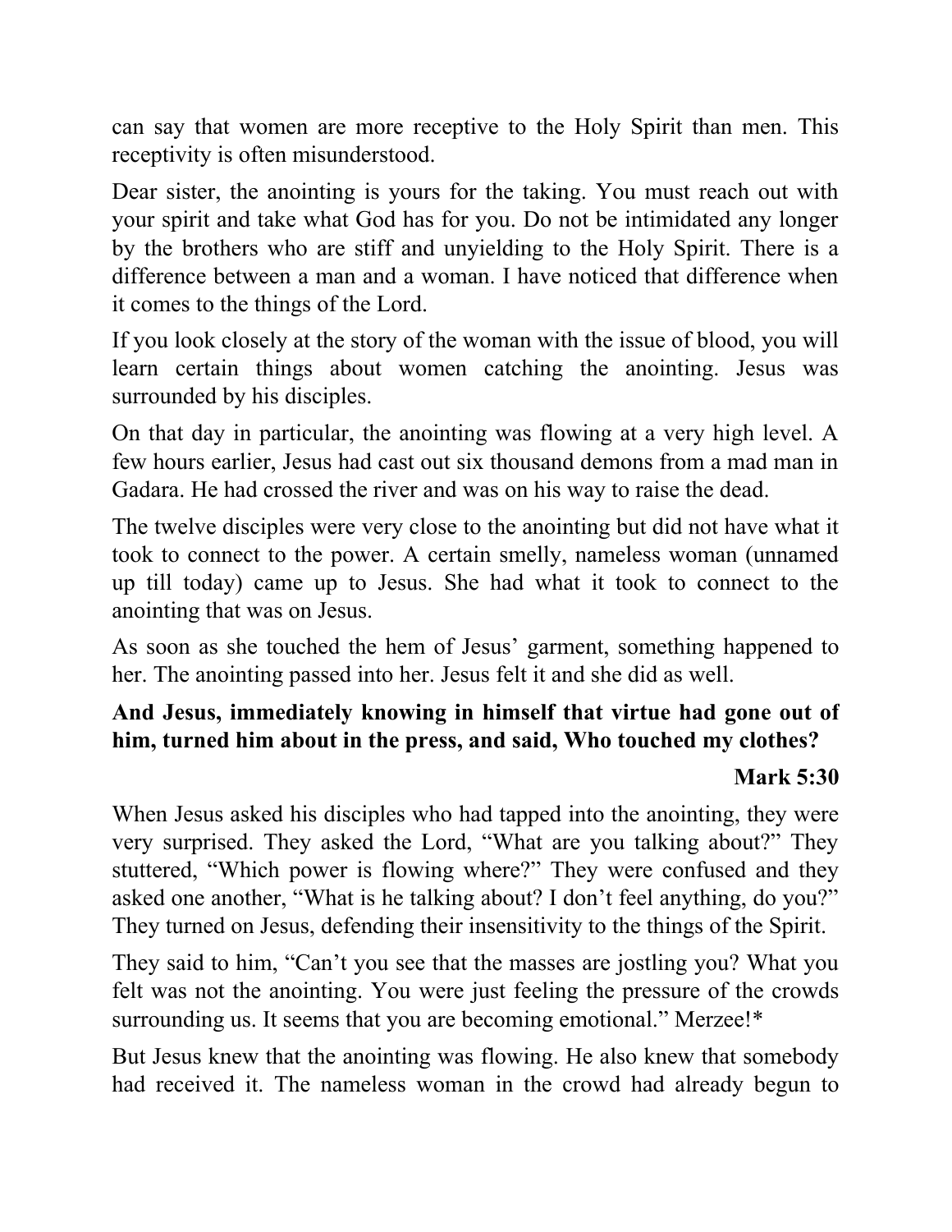can say that women are more receptive to the Holy Spirit than men. This receptivity is often misunderstood.

Dear sister, the anointing is yours for the taking. You must reach out with your spirit and take what God has for you. Do not be intimidated any longer by the brothers who are stiff and unyielding to the Holy Spirit. There is a difference between a man and a woman. I have noticed that difference when it comes to the things of the Lord.

If you look closely at the story of the woman with the issue of blood, you will learn certain things about women catching the anointing. Jesus was surrounded by his disciples.

On that day in particular, the anointing was flowing at a very high level. A few hours earlier, Jesus had cast out six thousand demons from a mad man in Gadara. He had crossed the river and was on his way to raise the dead.

The twelve disciples were very close to the anointing but did not have what it took to connect to the power. A certain smelly, nameless woman (unnamed up till today) came up to Jesus. She had what it took to connect to the anointing that was on Jesus.

As soon as she touched the hem of Jesus' garment, something happened to her. The anointing passed into her. Jesus felt it and she did as well.

**And Jesus, immediately knowing in himself that virtue had gone out of him, turned him about in the press, and said, Who touched my clothes?**

**Mark 5:30**

When Jesus asked his disciples who had tapped into the anointing, they were very surprised. They asked the Lord, "What are you talking about?" They stuttered, "Which power is flowing where?" They were confused and they asked one another, "What is he talking about? I don't feel anything, do you?" They turned on Jesus, defending their insensitivity to the things of the Spirit.

They said to him, "Can't you see that the masses are jostling you? What you felt was not the anointing. You were just feeling the pressure of the crowds surrounding us. It seems that you are becoming emotional." Merzee!*

But Jesus knew that the anointing was flowing. He also knew that somebody had received it. The nameless woman in the crowd had already begun to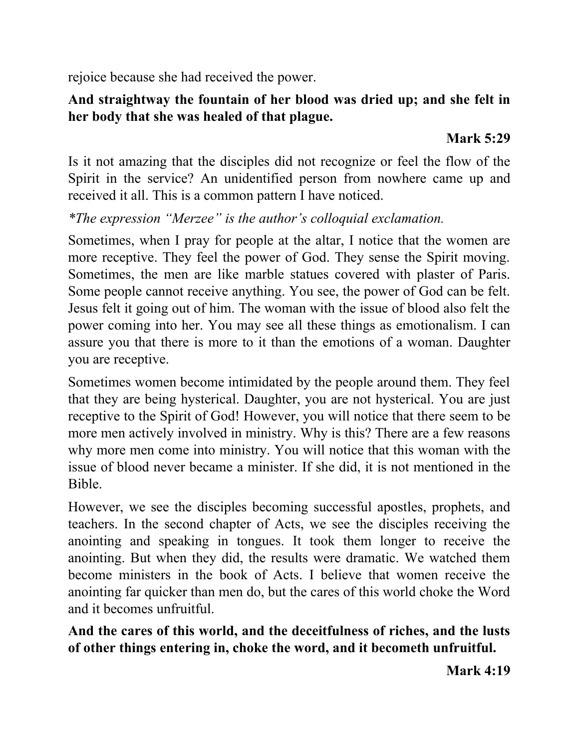rejoice because she had received the power.

**And straightway the fountain of her blood was dried up; and she felt in her body that she was healed of that plague.**

**Mark 5:29**

Is it not amazing that the disciples did not recognize or feel the flow of the Spirit in the service? An unidentified person from nowhere came up and received it all. This is a common pattern I have noticed.

**The expression “Merzee” is the author’s colloquial exclamation.*

Sometimes, when I pray for people at the altar, I notice that the women are more receptive. They feel the power of God. They sense the Spirit moving. Sometimes, the men are like marble statues covered with plaster of Paris. Some people cannot receive anything. You see, the power of God can be felt. Jesus felt it going out of him. The woman with the issue of blood also felt the power coming into her. You may see all these things as emotionalism. I can assure you that there is more to it than the emotions of a woman. Daughter you are receptive.

Sometimes women become intimidated by the people around them. They feel that they are being hysterical. Daughter, you are not hysterical. You are just receptive to the Spirit of God! However, you will notice that there seem to be more men actively involved in ministry. Why is this? There are a few reasons why more men come into ministry. You will notice that this woman with the issue of blood never became a minister. If she did, it is not mentioned in the Bible.

However, we see the disciples becoming successful apostles, prophets, and teachers. In the second chapter of Acts, we see the disciples receiving the anointing and speaking in tongues. It took them longer to receive the anointing. But when they did, the results were dramatic. We watched them become ministers in the book of Acts. I believe that women receive the anointing far quicker than men do, but the cares of this world choke the Word and it becomes unfruitful.

**And the cares of this world, and the deceitfulness of riches, and the lusts of other things entering in, choke the word, and it becometh unfruitful.**

**Mark 4:19**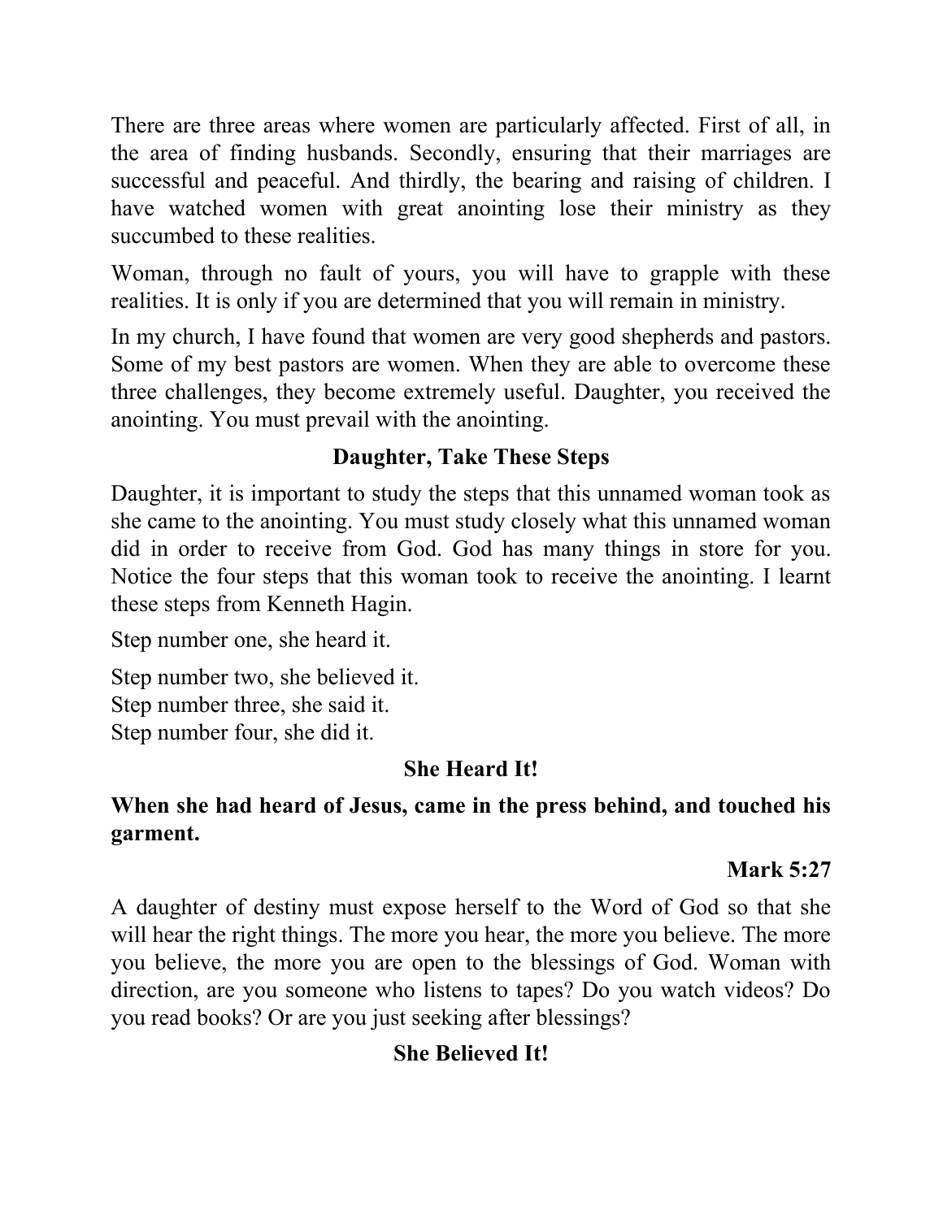There are three areas where women are particularly affected. First of all, in the area of finding husbands. Secondly, ensuring that their marriages are successful and peaceful. And thirdly, the bearing and raising of children. I have watched women with great anointing lose their ministry as they succumbed to these realities.

Woman, through no fault of yours, you will have to grapple with these realities. It is only if you are determined that you will remain in ministry.

In my church, I have found that women are very good shepherds and pastors. Some of my best pastors are women. When they are able to overcome these three challenges, they become extremely useful. Daughter, you received the anointing. You must prevail with the anointing.

## Daughter, Take These Steps

Daughter, it is important to study the steps that this unnamed woman took as she came to the anointing. You must study closely what this unnamed woman did in order to receive from God. God has many things in store for you. Notice the four steps that this woman took to receive the anointing. I learnt these steps from Kenneth Hagin.

Step number one, she heard it.

Step number two, she believed it.
Step number three, she said it.
Step number four, she did it.

## She Heard It!

**When she had heard of Jesus, came in the press behind, and touched his garment.**

**Mark 5:27**

A daughter of destiny must expose herself to the Word of God so that she will hear the right things. The more you hear, the more you believe. The more you believe, the more you are open to the blessings of God. Woman with direction, are you someone who listens to tapes? Do you watch videos? Do you read books? Or are you just seeking after blessings?

## She Believed It!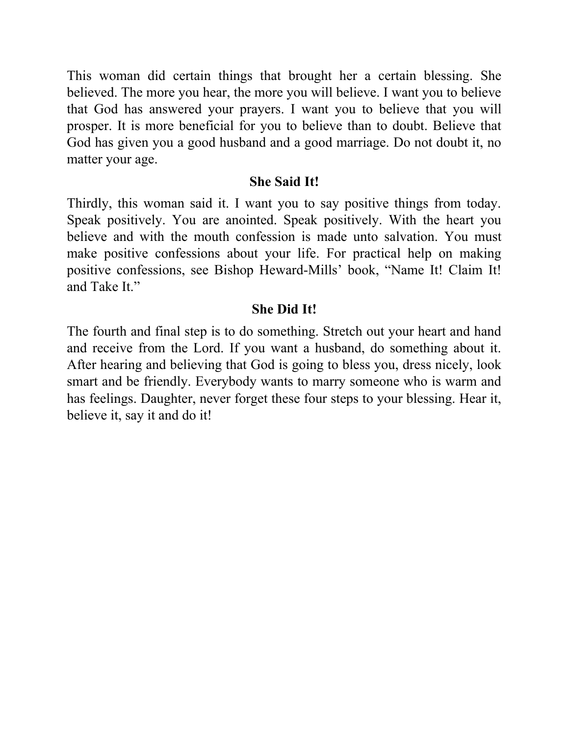This woman did certain things that brought her a certain blessing. She believed. The more you hear, the more you will believe. I want you to believe that God has answered your prayers. I want you to believe that you will prosper. It is more beneficial for you to believe than to doubt. Believe that God has given you a good husband and a good marriage. Do not doubt it, no matter your age.

### She Said It!

Thirdly, this woman said it. I want you to say positive things from today. Speak positively. You are anointed. Speak positively. With the heart you believe and with the mouth confession is made unto salvation. You must make positive confessions about your life. For practical help on making positive confessions, see Bishop Heward-Mills' book, "Name It! Claim It! and Take It."

### She Did It!

The fourth and final step is to do something. Stretch out your heart and hand and receive from the Lord. If you want a husband, do something about it. After hearing and believing that God is going to bless you, dress nicely, look smart and be friendly. Everybody wants to marry someone who is warm and has feelings. Daughter, never forget these four steps to your blessing. Hear it, believe it, say it and do it!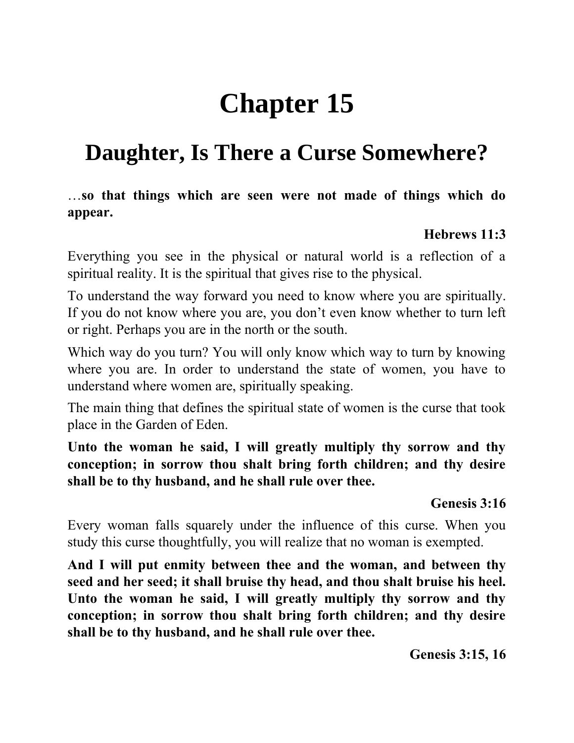# Chapter 15

## Daughter, Is There a Curse Somewhere?

…**so that things which are seen were not made of things which do appear.**

**Hebrews 11:3**

Everything you see in the physical or natural world is a reflection of a spiritual reality. It is the spiritual that gives rise to the physical.

To understand the way forward you need to know where you are spiritually. If you do not know where you are, you don't even know whether to turn left or right. Perhaps you are in the north or the south.

Which way do you turn? You will only know which way to turn by knowing where you are. In order to understand the state of women, you have to understand where women are, spiritually speaking.

The main thing that defines the spiritual state of women is the curse that took place in the Garden of Eden.

**Unto the woman he said, I will greatly multiply thy sorrow and thy conception; in sorrow thou shalt bring forth children; and thy desire shall be to thy husband, and he shall rule over thee.**

**Genesis 3:16**

Every woman falls squarely under the influence of this curse. When you study this curse thoughtfully, you will realize that no woman is exempted.

**And I will put enmity between thee and the woman, and between thy seed and her seed; it shall bruise thy head, and thou shalt bruise his heel. Unto the woman he said, I will greatly multiply thy sorrow and thy conception; in sorrow thou shalt bring forth children; and thy desire shall be to thy husband, and he shall rule over thee.**

**Genesis 3:15, 16**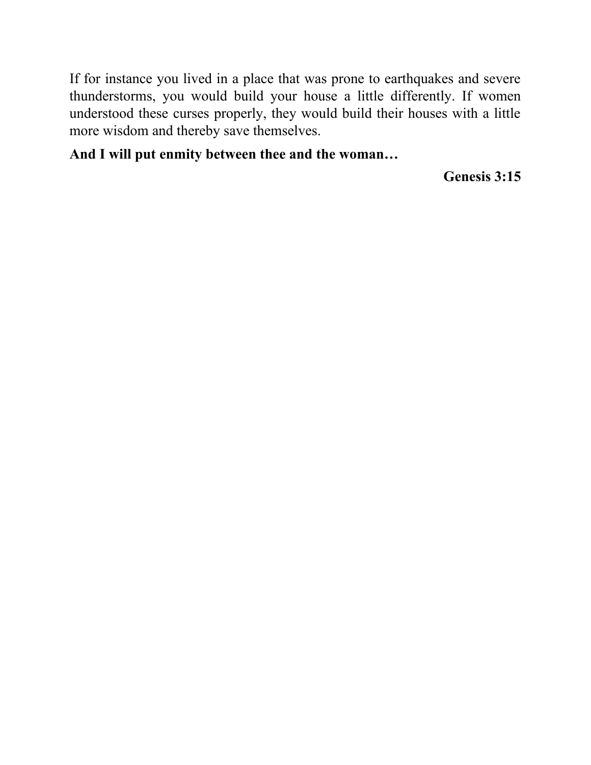If for instance you lived in a place that was prone to earthquakes and severe thunderstorms, you would build your house a little differently. If women understood these curses properly, they would build their houses with a little more wisdom and thereby save themselves.

**And I will put enmity between thee and the woman…**

**Genesis 3:15**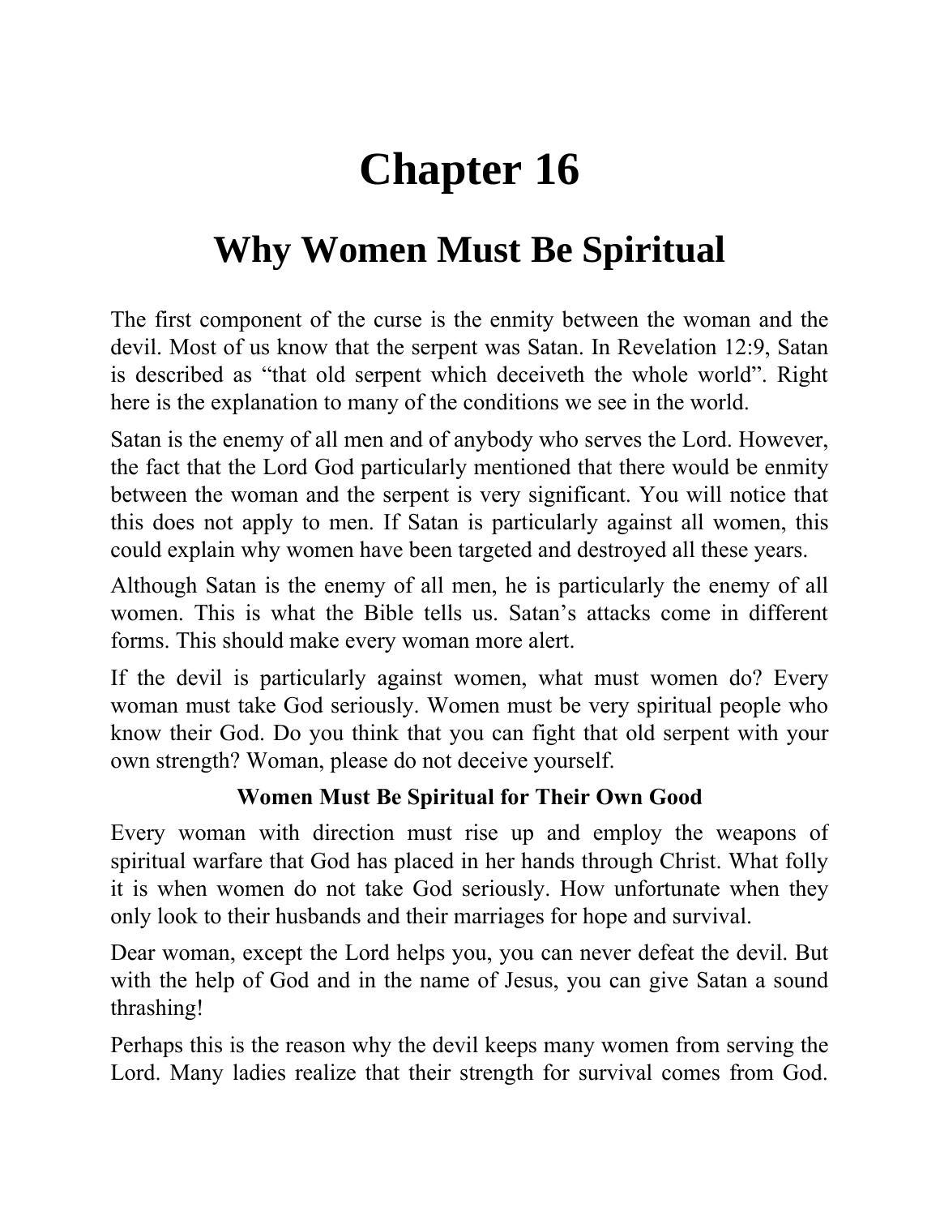# Chapter 16

## Why Women Must Be Spiritual

The first component of the curse is the enmity between the woman and the devil. Most of us know that the serpent was Satan. In Revelation 12:9, Satan is described as "that old serpent which deceiveth the whole world". Right here is the explanation to many of the conditions we see in the world.

Satan is the enemy of all men and of anybody who serves the Lord. However, the fact that the Lord God particularly mentioned that there would be enmity between the woman and the serpent is very significant. You will notice that this does not apply to men. If Satan is particularly against all women, this could explain why women have been targeted and destroyed all these years.

Although Satan is the enemy of all men, he is particularly the enemy of all women. This is what the Bible tells us. Satan's attacks come in different forms. This should make every woman more alert.

If the devil is particularly against women, what must women do? Every woman must take God seriously. Women must be very spiritual people who know their God. Do you think that you can fight that old serpent with your own strength? Woman, please do not deceive yourself.

**Women Must Be Spiritual for Their Own Good**

Every woman with direction must rise up and employ the weapons of spiritual warfare that God has placed in her hands through Christ. What folly it is when women do not take God seriously. How unfortunate when they only look to their husbands and their marriages for hope and survival.

Dear woman, except the Lord helps you, you can never defeat the devil. But with the help of God and in the name of Jesus, you can give Satan a sound thrashing!

Perhaps this is the reason why the devil keeps many women from serving the Lord. Many ladies realize that their strength for survival comes from God.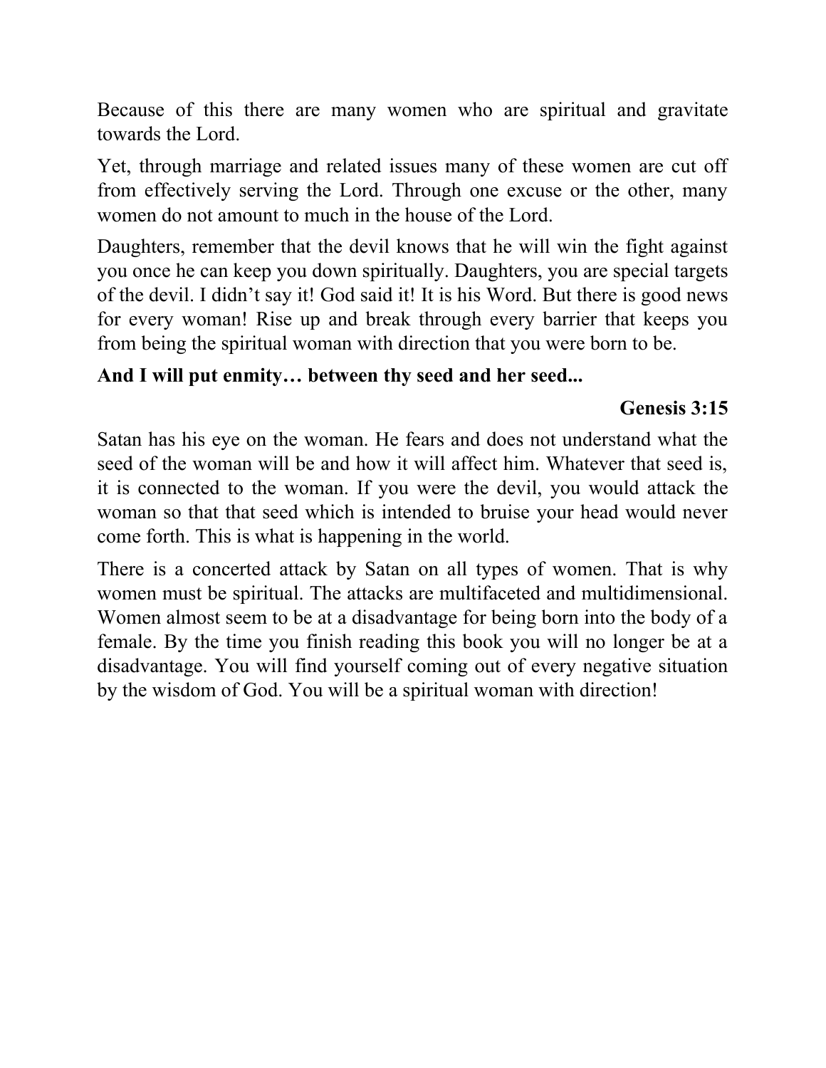Because of this there are many women who are spiritual and gravitate towards the Lord.

Yet, through marriage and related issues many of these women are cut off from effectively serving the Lord. Through one excuse or the other, many women do not amount to much in the house of the Lord.

Daughters, remember that the devil knows that he will win the fight against you once he can keep you down spiritually. Daughters, you are special targets of the devil. I didn't say it! God said it! It is his Word. But there is good news for every woman! Rise up and break through every barrier that keeps you from being the spiritual woman with direction that you were born to be.

**And I will put enmity… between thy seed and her seed...**

**Genesis 3:15**

Satan has his eye on the woman. He fears and does not understand what the seed of the woman will be and how it will affect him. Whatever that seed is, it is connected to the woman. If you were the devil, you would attack the woman so that that seed which is intended to bruise your head would never come forth. This is what is happening in the world.

There is a concerted attack by Satan on all types of women. That is why women must be spiritual. The attacks are multifaceted and multidimensional. Women almost seem to be at a disadvantage for being born into the body of a female. By the time you finish reading this book you will no longer be at a disadvantage. You will find yourself coming out of every negative situation by the wisdom of God. You will be a spiritual woman with direction!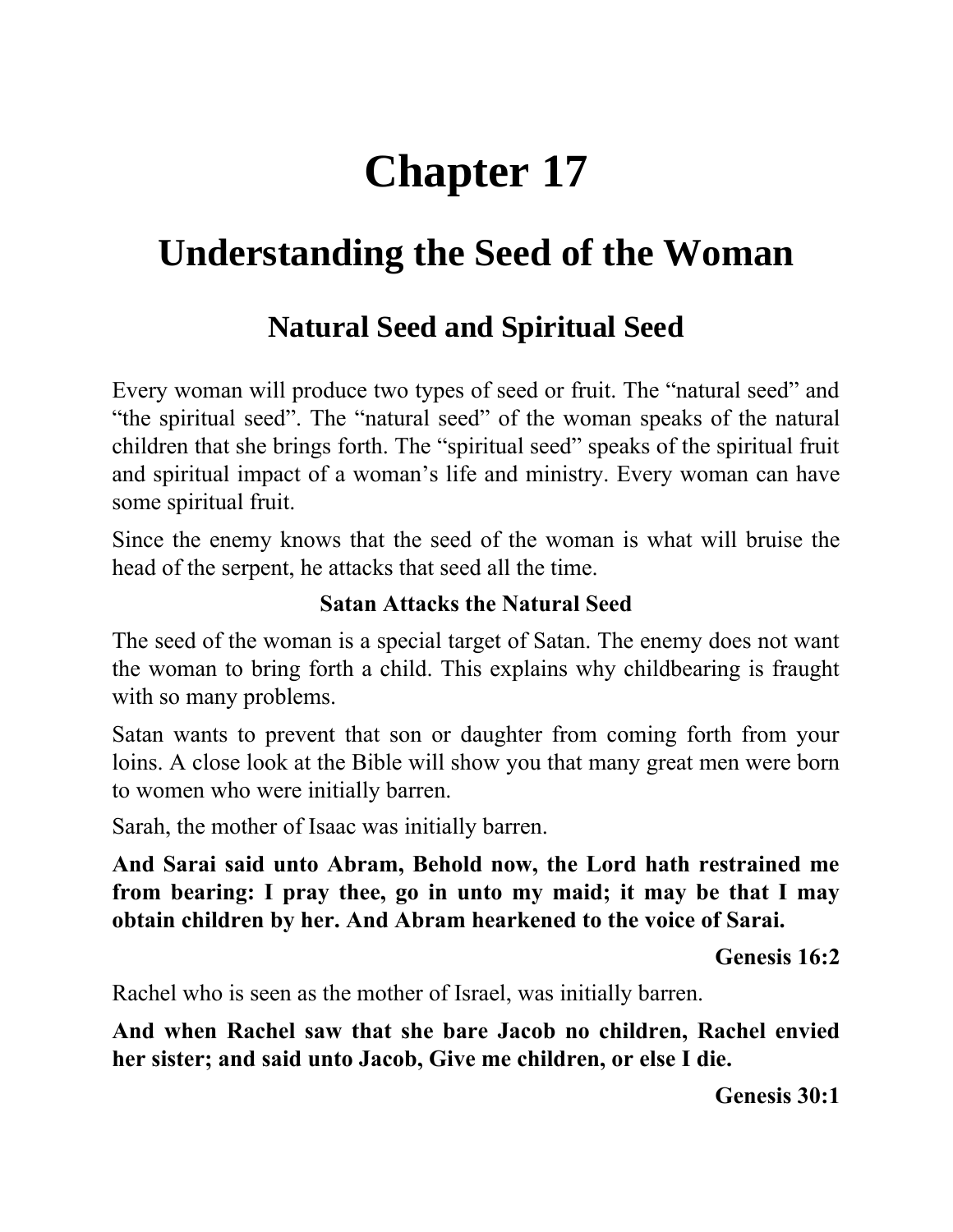# Chapter 17

## Understanding the Seed of the Woman

### Natural Seed and Spiritual Seed

Every woman will produce two types of seed or fruit. The "natural seed" and "the spiritual seed". The "natural seed" of the woman speaks of the natural children that she brings forth. The "spiritual seed" speaks of the spiritual fruit and spiritual impact of a woman's life and ministry. Every woman can have some spiritual fruit.

Since the enemy knows that the seed of the woman is what will bruise the head of the serpent, he attacks that seed all the time.

#### Satan Attacks the Natural Seed

The seed of the woman is a special target of Satan. The enemy does not want the woman to bring forth a child. This explains why childbearing is fraught with so many problems.

Satan wants to prevent that son or daughter from coming forth from your loins. A close look at the Bible will show you that many great men were born to women who were initially barren.

Sarah, the mother of Isaac was initially barren.

**And Sarai said unto Abram, Behold now, the Lord hath restrained me from bearing: I pray thee, go in unto my maid; it may be that I may obtain children by her. And Abram hearkened to the voice of Sarai.**

**Genesis 16:2**

Rachel who is seen as the mother of Israel, was initially barren.

**And when Rachel saw that she bare Jacob no children, Rachel envied her sister; and said unto Jacob, Give me children, or else I die.**

**Genesis 30:1**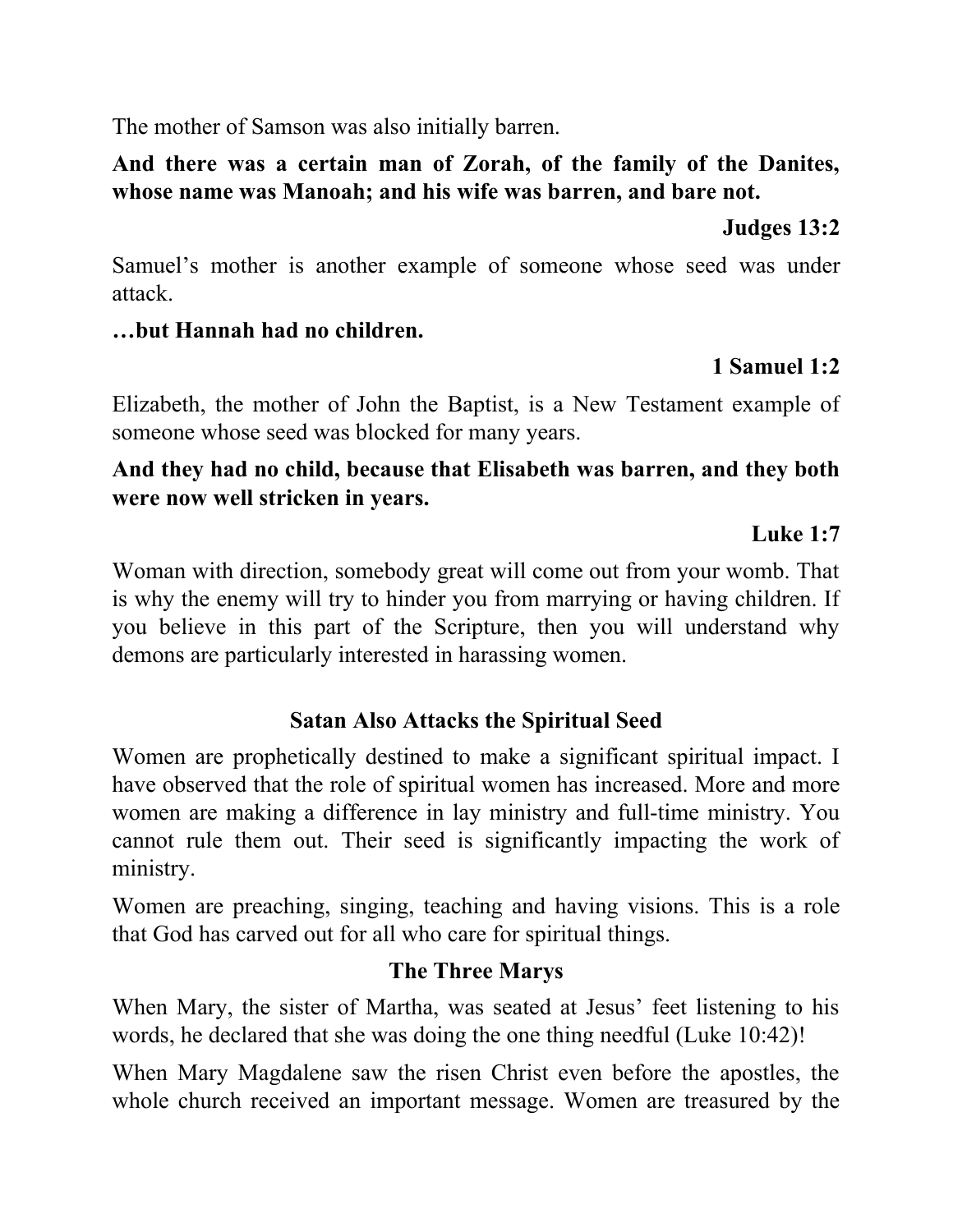The mother of Samson was also initially barren.

**And there was a certain man of Zorah, of the family of the Danites, whose name was Manoah; and his wife was barren, and bare not.**

**Judges 13:2**

Samuel's mother is another example of someone whose seed was under attack.

**…but Hannah had no children.**

**1 Samuel 1:2**

Elizabeth, the mother of John the Baptist, is a New Testament example of someone whose seed was blocked for many years.

**And they had no child, because that Elisabeth was barren, and they both were now well stricken in years.**

**Luke 1:7**

Woman with direction, somebody great will come out from your womb. That is why the enemy will try to hinder you from marrying or having children. If you believe in this part of the Scripture, then you will understand why demons are particularly interested in harassing women.

## Satan Also Attacks the Spiritual Seed

Women are prophetically destined to make a significant spiritual impact. I have observed that the role of spiritual women has increased. More and more women are making a difference in lay ministry and full-time ministry. You cannot rule them out. Their seed is significantly impacting the work of ministry.

Women are preaching, singing, teaching and having visions. This is a role that God has carved out for all who care for spiritual things.

## The Three Marys

When Mary, the sister of Martha, was seated at Jesus' feet listening to his words, he declared that she was doing the one thing needful (Luke 10:42)!

When Mary Magdalene saw the risen Christ even before the apostles, the whole church received an important message. Women are treasured by the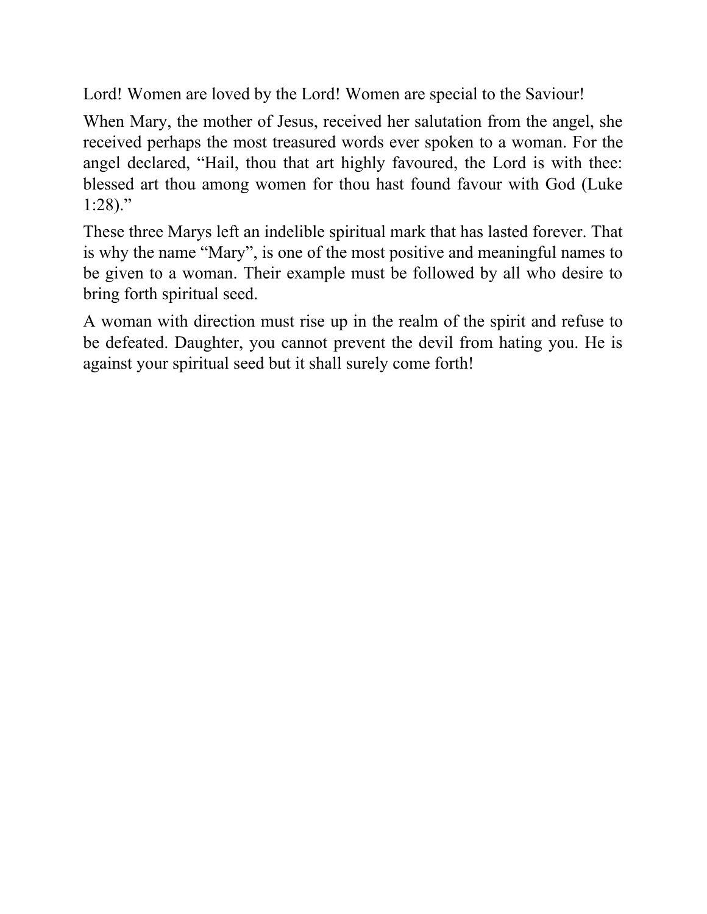Lord! Women are loved by the Lord! Women are special to the Saviour!

When Mary, the mother of Jesus, received her salutation from the angel, she received perhaps the most treasured words ever spoken to a woman. For the angel declared, "Hail, thou that art highly favoured, the Lord is with thee: blessed art thou among women for thou hast found favour with God (Luke 1:28)."

These three Marys left an indelible spiritual mark that has lasted forever. That is why the name "Mary", is one of the most positive and meaningful names to be given to a woman. Their example must be followed by all who desire to bring forth spiritual seed.

A woman with direction must rise up in the realm of the spirit and refuse to be defeated. Daughter, you cannot prevent the devil from hating you. He is against your spiritual seed but it shall surely come forth!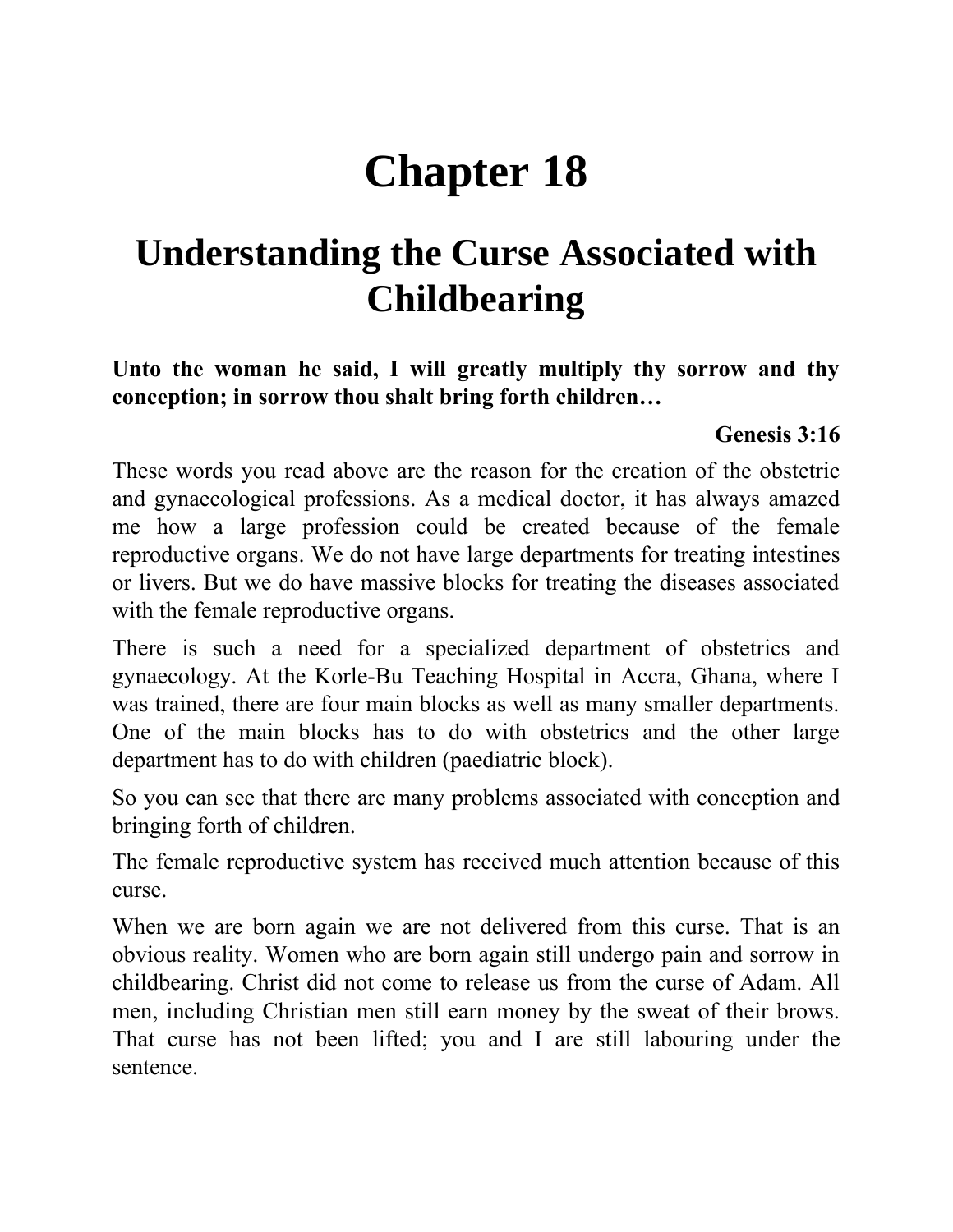# Chapter 18

## Understanding the Curse Associated with Childbearing

**Unto the woman he said, I will greatly multiply thy sorrow and thy conception; in sorrow thou shalt bring forth children…**

**Genesis 3:16**

These words you read above are the reason for the creation of the obstetric and gynaecological professions. As a medical doctor, it has always amazed me how a large profession could be created because of the female reproductive organs. We do not have large departments for treating intestines or livers. But we do have massive blocks for treating the diseases associated with the female reproductive organs.

There is such a need for a specialized department of obstetrics and gynaecology. At the Korle-Bu Teaching Hospital in Accra, Ghana, where I was trained, there are four main blocks as well as many smaller departments. One of the main blocks has to do with obstetrics and the other large department has to do with children (paediatric block).

So you can see that there are many problems associated with conception and bringing forth of children.

The female reproductive system has received much attention because of this curse.

When we are born again we are not delivered from this curse. That is an obvious reality. Women who are born again still undergo pain and sorrow in childbearing. Christ did not come to release us from the curse of Adam. All men, including Christian men still earn money by the sweat of their brows. That curse has not been lifted; you and I are still labouring under the sentence.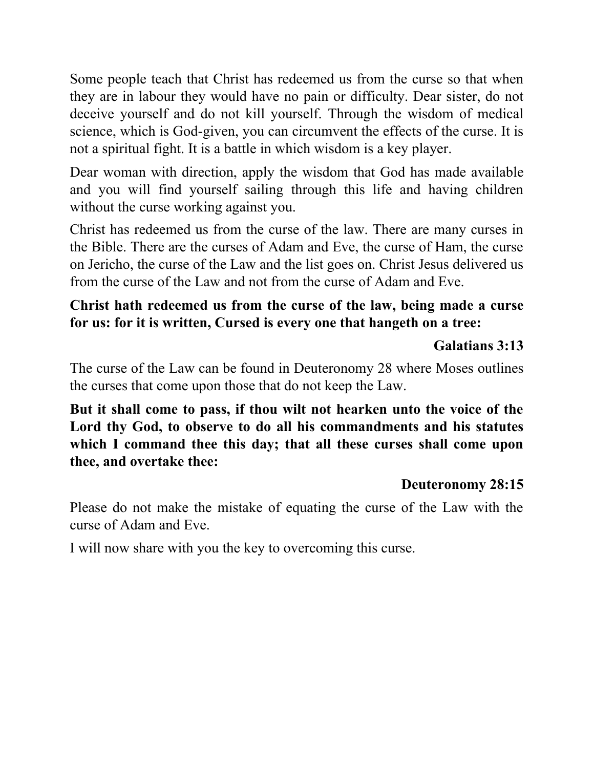Some people teach that Christ has redeemed us from the curse so that when they are in labour they would have no pain or difficulty. Dear sister, do not deceive yourself and do not kill yourself. Through the wisdom of medical science, which is God-given, you can circumvent the effects of the curse. It is not a spiritual fight. It is a battle in which wisdom is a key player.

Dear woman with direction, apply the wisdom that God has made available and you will find yourself sailing through this life and having children without the curse working against you.

Christ has redeemed us from the curse of the law. There are many curses in the Bible. There are the curses of Adam and Eve, the curse of Ham, the curse on Jericho, the curse of the Law and the list goes on. Christ Jesus delivered us from the curse of the Law and not from the curse of Adam and Eve.

**Christ hath redeemed us from the curse of the law, being made a curse for us: for it is written, Cursed is every one that hangeth on a tree:**

**Galatians 3:13**

The curse of the Law can be found in Deuteronomy 28 where Moses outlines the curses that come upon those that do not keep the Law.

**But it shall come to pass, if thou wilt not hearken unto the voice of the Lord thy God, to observe to do all his commandments and his statutes which I command thee this day; that all these curses shall come upon thee, and overtake thee:**

**Deuteronomy 28:15**

Please do not make the mistake of equating the curse of the Law with the curse of Adam and Eve.

I will now share with you the key to overcoming this curse.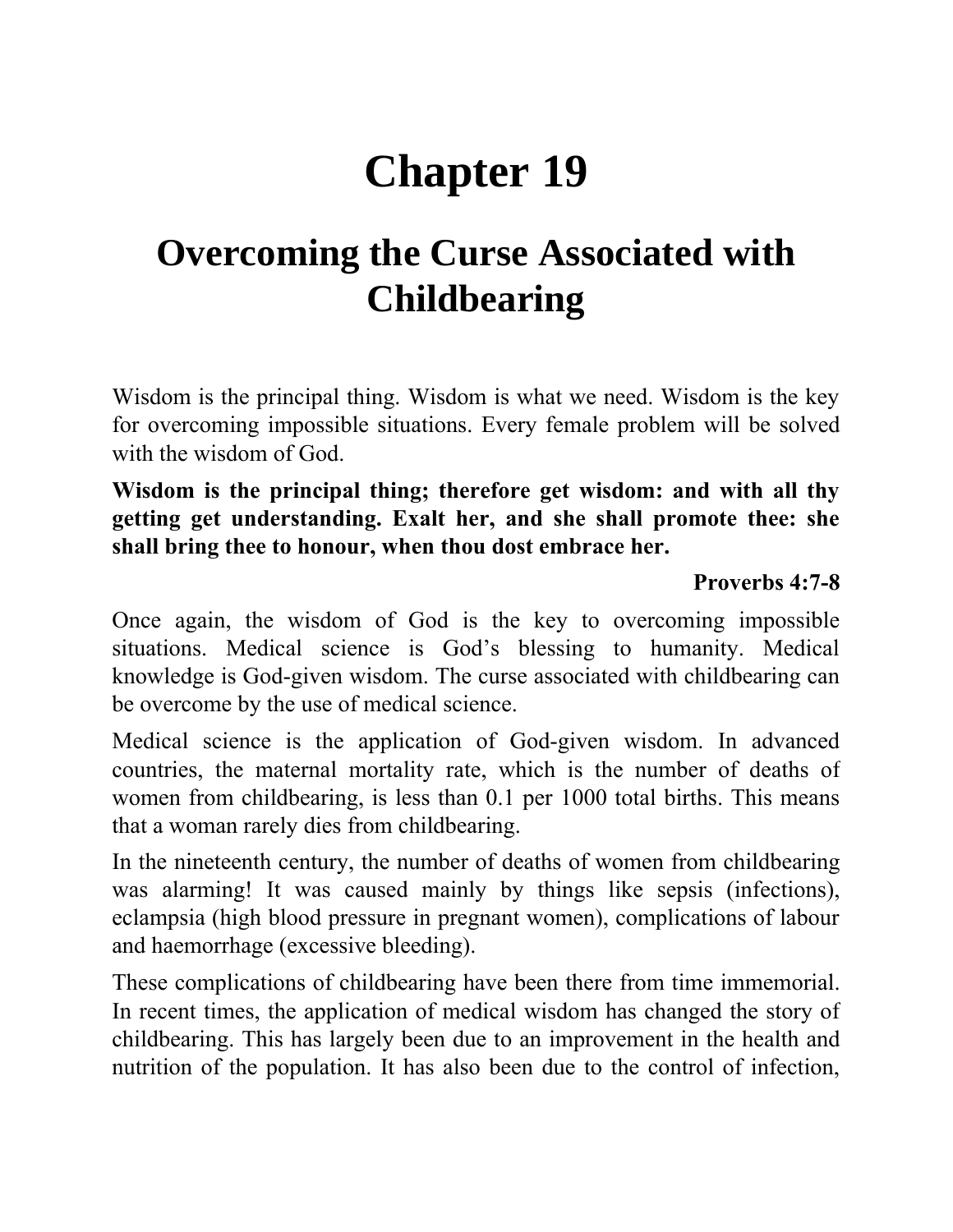# Chapter 19

## Overcoming the Curse Associated with Childbearing

Wisdom is the principal thing. Wisdom is what we need. Wisdom is the key for overcoming impossible situations. Every female problem will be solved with the wisdom of God.

**Wisdom is the principal thing; therefore get wisdom: and with all thy getting get understanding. Exalt her, and she shall promote thee: she shall bring thee to honour, when thou dost embrace her.**

**Proverbs 4:7-8**

Once again, the wisdom of God is the key to overcoming impossible situations. Medical science is God's blessing to humanity. Medical knowledge is God-given wisdom. The curse associated with childbearing can be overcome by the use of medical science.

Medical science is the application of God-given wisdom. In advanced countries, the maternal mortality rate, which is the number of deaths of women from childbearing, is less than 0.1 per 1000 total births. This means that a woman rarely dies from childbearing.

In the nineteenth century, the number of deaths of women from childbearing was alarming! It was caused mainly by things like sepsis (infections), eclampsia (high blood pressure in pregnant women), complications of labour and haemorrhage (excessive bleeding).

These complications of childbearing have been there from time immemorial. In recent times, the application of medical wisdom has changed the story of childbearing. This has largely been due to an improvement in the health and nutrition of the population. It has also been due to the control of infection,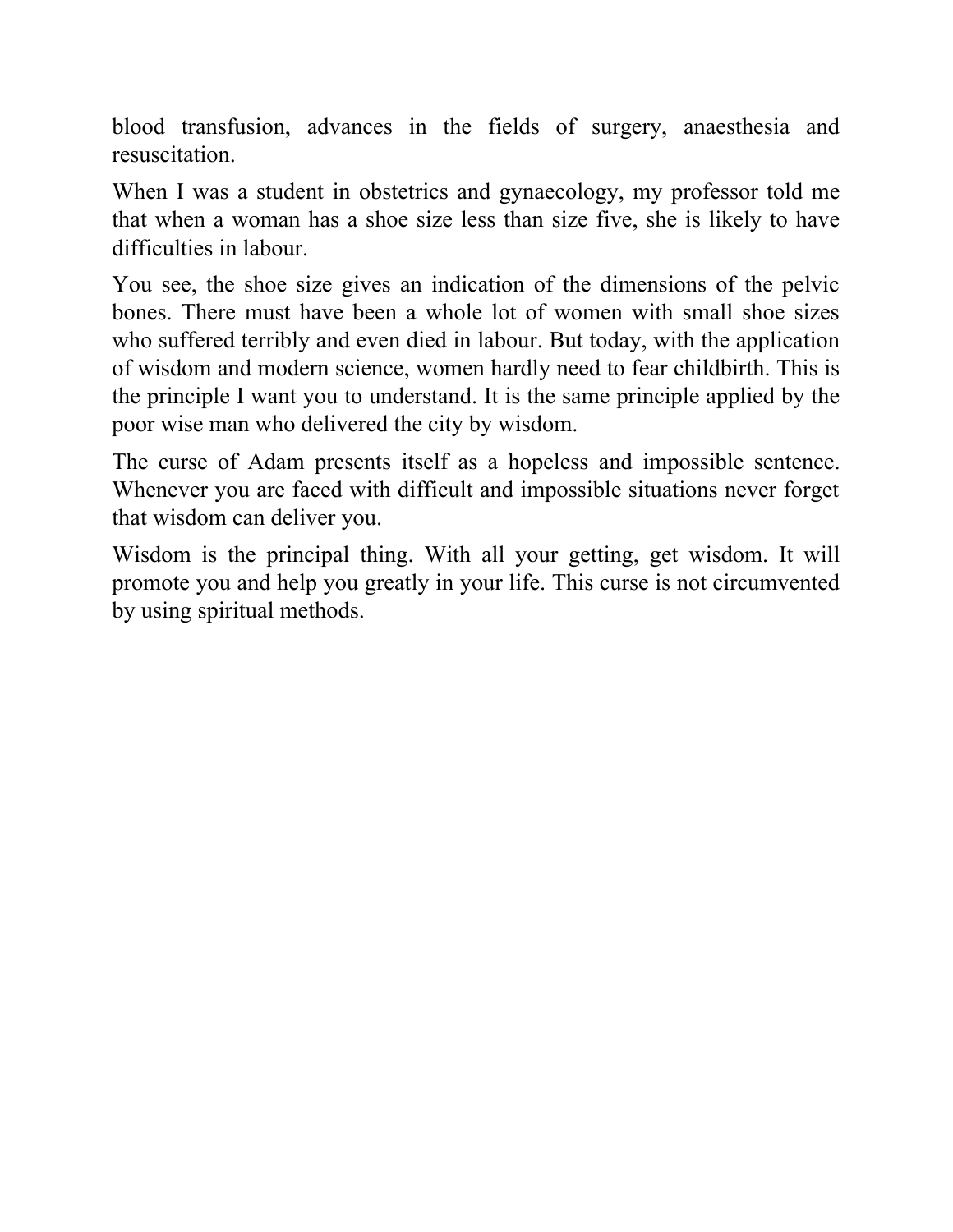blood transfusion, advances in the fields of surgery, anaesthesia and resuscitation.

When I was a student in obstetrics and gynaecology, my professor told me that when a woman has a shoe size less than size five, she is likely to have difficulties in labour.

You see, the shoe size gives an indication of the dimensions of the pelvic bones. There must have been a whole lot of women with small shoe sizes who suffered terribly and even died in labour. But today, with the application of wisdom and modern science, women hardly need to fear childbirth. This is the principle I want you to understand. It is the same principle applied by the poor wise man who delivered the city by wisdom.

The curse of Adam presents itself as a hopeless and impossible sentence. Whenever you are faced with difficult and impossible situations never forget that wisdom can deliver you.

Wisdom is the principal thing. With all your getting, get wisdom. It will promote you and help you greatly in your life. This curse is not circumvented by using spiritual methods.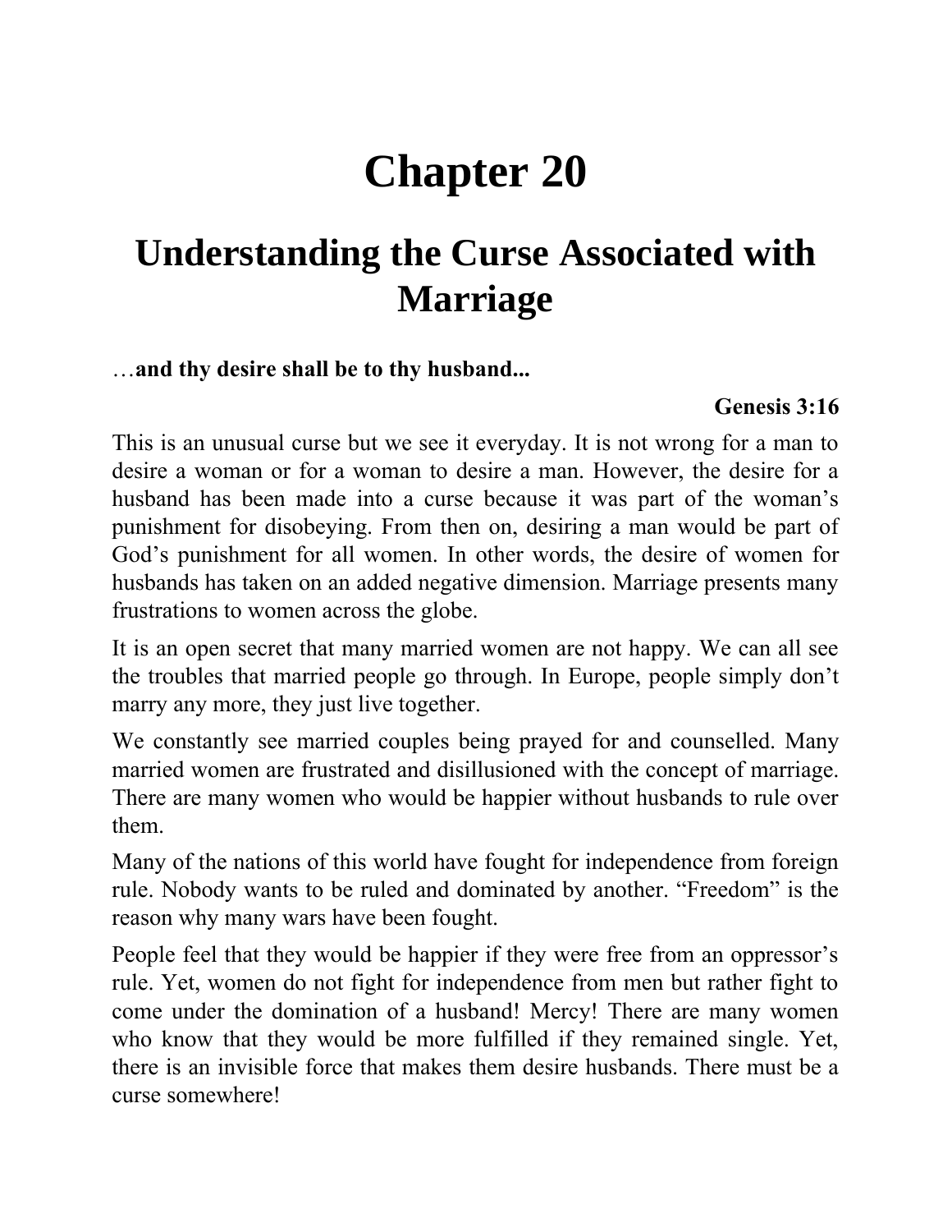# Chapter 20

## Understanding the Curse Associated with Marriage

…**and thy desire shall be to thy husband...**

**Genesis 3:16**

This is an unusual curse but we see it everyday. It is not wrong for a man to desire a woman or for a woman to desire a man. However, the desire for a husband has been made into a curse because it was part of the woman's punishment for disobeying. From then on, desiring a man would be part of God's punishment for all women. In other words, the desire of women for husbands has taken on an added negative dimension. Marriage presents many frustrations to women across the globe.

It is an open secret that many married women are not happy. We can all see the troubles that married people go through. In Europe, people simply don't marry any more, they just live together.

We constantly see married couples being prayed for and counselled. Many married women are frustrated and disillusioned with the concept of marriage. There are many women who would be happier without husbands to rule over them.

Many of the nations of this world have fought for independence from foreign rule. Nobody wants to be ruled and dominated by another. "Freedom" is the reason why many wars have been fought.

People feel that they would be happier if they were free from an oppressor's rule. Yet, women do not fight for independence from men but rather fight to come under the domination of a husband! Mercy! There are many women who know that they would be more fulfilled if they remained single. Yet, there is an invisible force that makes them desire husbands. There must be a curse somewhere!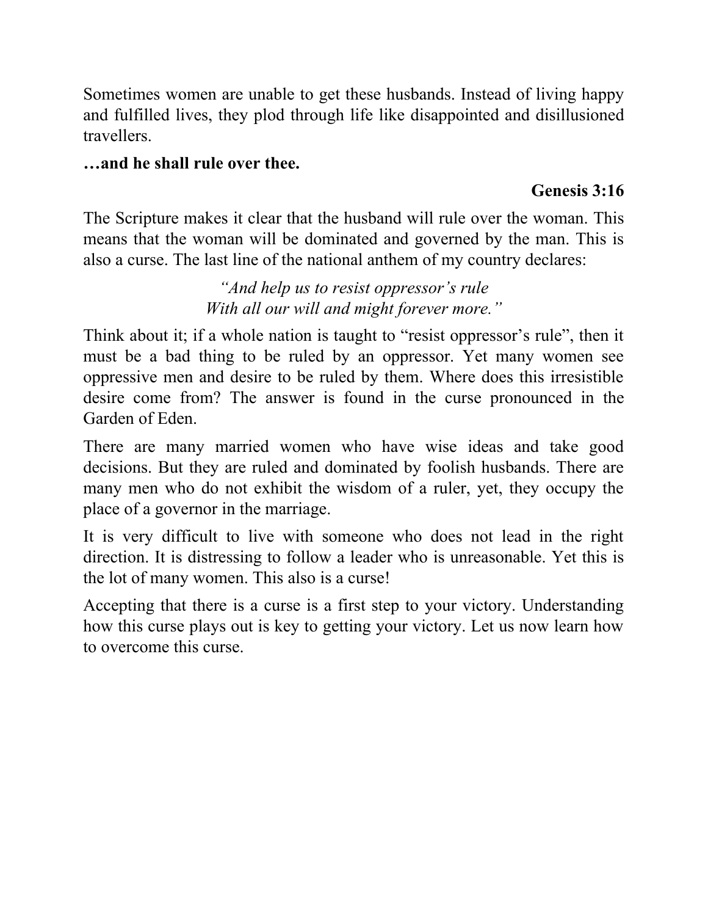Sometimes women are unable to get these husbands. Instead of living happy and fulfilled lives, they plod through life like disappointed and disillusioned travellers.

**…and he shall rule over thee.**

**Genesis 3:16**

The Scripture makes it clear that the husband will rule over the woman. This means that the woman will be dominated and governed by the man. This is also a curse. The last line of the national anthem of my country declares:

*"And help us to resist oppressor's rule*
*With all our will and might forever more."*

Think about it; if a whole nation is taught to "resist oppressor's rule", then it must be a bad thing to be ruled by an oppressor. Yet many women see oppressive men and desire to be ruled by them. Where does this irresistible desire come from? The answer is found in the curse pronounced in the Garden of Eden.

There are many married women who have wise ideas and take good decisions. But they are ruled and dominated by foolish husbands. There are many men who do not exhibit the wisdom of a ruler, yet, they occupy the place of a governor in the marriage.

It is very difficult to live with someone who does not lead in the right direction. It is distressing to follow a leader who is unreasonable. Yet this is the lot of many women. This also is a curse!

Accepting that there is a curse is a first step to your victory. Understanding how this curse plays out is key to getting your victory. Let us now learn how to overcome this curse.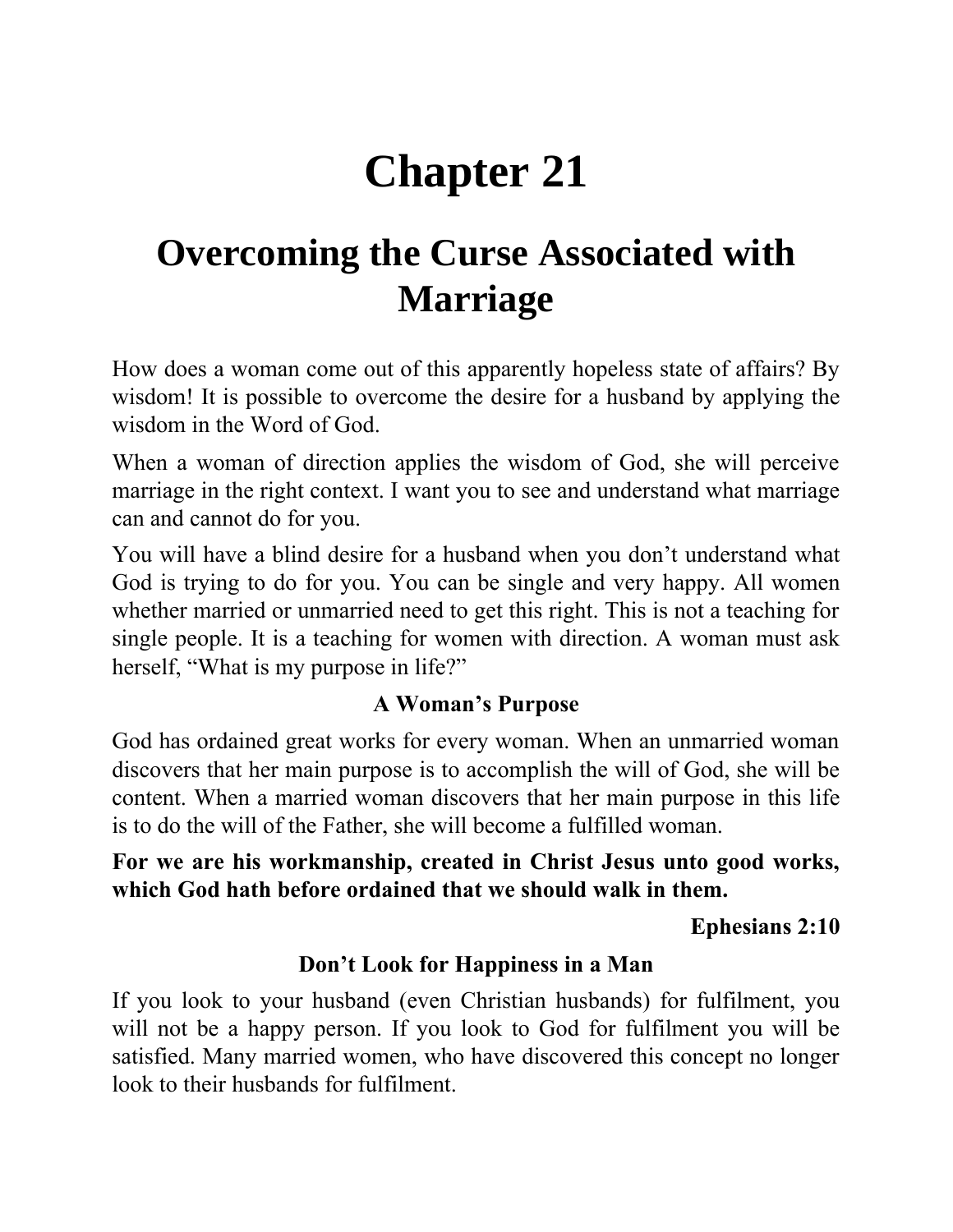# Chapter 21

## Overcoming the Curse Associated with Marriage

How does a woman come out of this apparently hopeless state of affairs? By wisdom! It is possible to overcome the desire for a husband by applying the wisdom in the Word of God.

When a woman of direction applies the wisdom of God, she will perceive marriage in the right context. I want you to see and understand what marriage can and cannot do for you.

You will have a blind desire for a husband when you don't understand what God is trying to do for you. You can be single and very happy. All women whether married or unmarried need to get this right. This is not a teaching for single people. It is a teaching for women with direction. A woman must ask herself, "What is my purpose in life?"

### A Woman's Purpose

God has ordained great works for every woman. When an unmarried woman discovers that her main purpose is to accomplish the will of God, she will be content. When a married woman discovers that her main purpose in this life is to do the will of the Father, she will become a fulfilled woman.

**For we are his workmanship, created in Christ Jesus unto good works, which God hath before ordained that we should walk in them.**

**Ephesians 2:10**

### Don't Look for Happiness in a Man

If you look to your husband (even Christian husbands) for fulfilment, you will not be a happy person. If you look to God for fulfilment you will be satisfied. Many married women, who have discovered this concept no longer look to their husbands for fulfilment.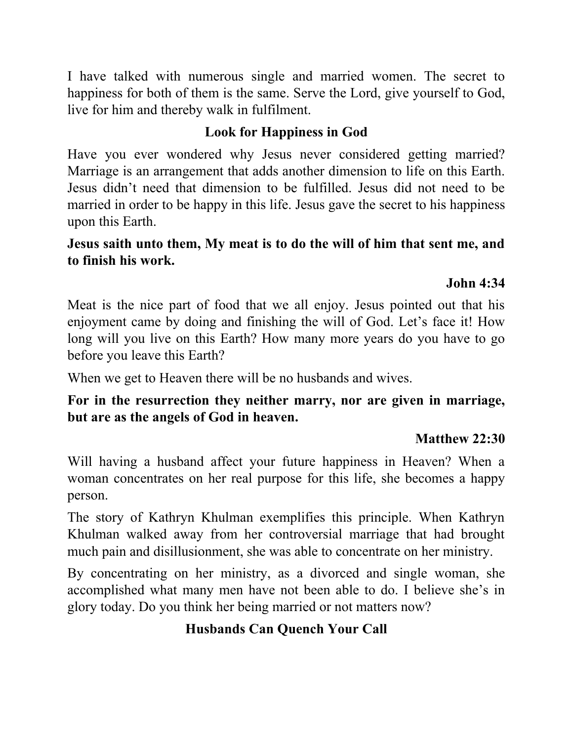I have talked with numerous single and married women. The secret to happiness for both of them is the same. Serve the Lord, give yourself to God, live for him and thereby walk in fulfilment.

## Look for Happiness in God

Have you ever wondered why Jesus never considered getting married? Marriage is an arrangement that adds another dimension to life on this Earth. Jesus didn't need that dimension to be fulfilled. Jesus did not need to be married in order to be happy in this life. Jesus gave the secret to his happiness upon this Earth.

**Jesus saith unto them, My meat is to do the will of him that sent me, and to finish his work.**

**John 4:34**

Meat is the nice part of food that we all enjoy. Jesus pointed out that his enjoyment came by doing and finishing the will of God. Let's face it! How long will you live on this Earth? How many more years do you have to go before you leave this Earth?

When we get to Heaven there will be no husbands and wives.

**For in the resurrection they neither marry, nor are given in marriage, but are as the angels of God in heaven.**

**Matthew 22:30**

Will having a husband affect your future happiness in Heaven? When a woman concentrates on her real purpose for this life, she becomes a happy person.

The story of Kathryn Khulman exemplifies this principle. When Kathryn Khulman walked away from her controversial marriage that had brought much pain and disillusionment, she was able to concentrate on her ministry.

By concentrating on her ministry, as a divorced and single woman, she accomplished what many men have not been able to do. I believe she's in glory today. Do you think her being married or not matters now?

## Husbands Can Quench Your Call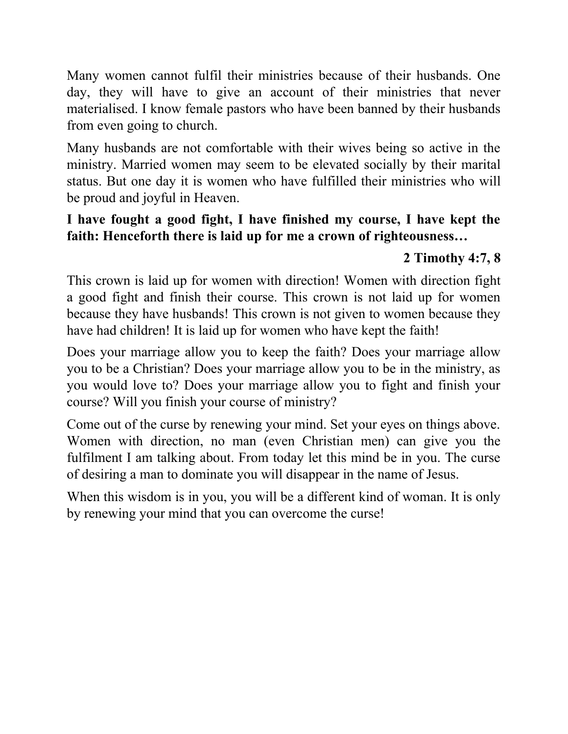Many women cannot fulfil their ministries because of their husbands. One day, they will have to give an account of their ministries that never materialised. I know female pastors who have been banned by their husbands from even going to church.

Many husbands are not comfortable with their wives being so active in the ministry. Married women may seem to be elevated socially by their marital status. But one day it is women who have fulfilled their ministries who will be proud and joyful in Heaven.

**I have fought a good fight, I have finished my course, I have kept the faith: Henceforth there is laid up for me a crown of righteousness…**

**2 Timothy 4:7, 8**

This crown is laid up for women with direction! Women with direction fight a good fight and finish their course. This crown is not laid up for women because they have husbands! This crown is not given to women because they have had children! It is laid up for women who have kept the faith!

Does your marriage allow you to keep the faith? Does your marriage allow you to be a Christian? Does your marriage allow you to be in the ministry, as you would love to? Does your marriage allow you to fight and finish your course? Will you finish your course of ministry?

Come out of the curse by renewing your mind. Set your eyes on things above. Women with direction, no man (even Christian men) can give you the fulfilment I am talking about. From today let this mind be in you. The curse of desiring a man to dominate you will disappear in the name of Jesus.

When this wisdom is in you, you will be a different kind of woman. It is only by renewing your mind that you can overcome the curse!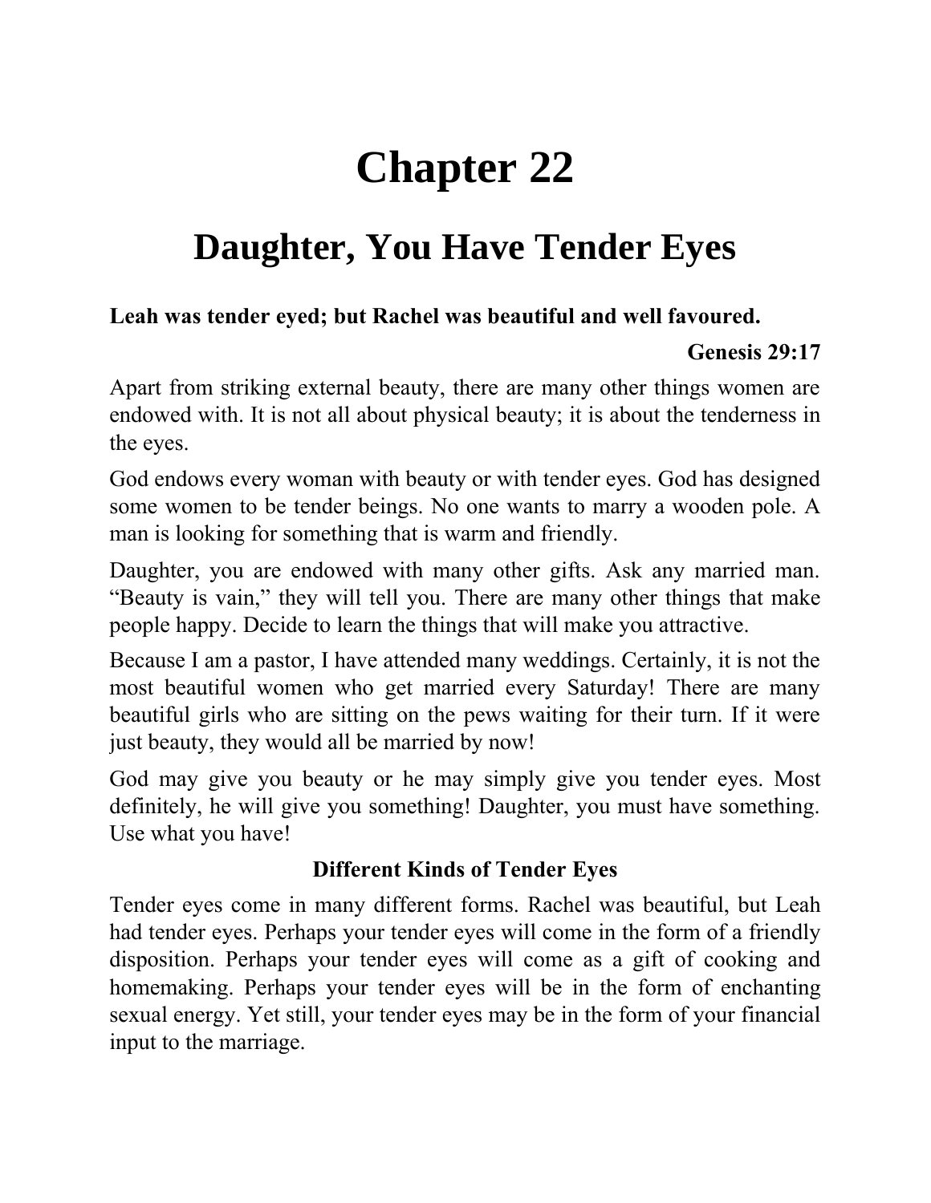# Chapter 22

## Daughter, You Have Tender Eyes

**Leah was tender eyed; but Rachel was beautiful and well favoured.**

**Genesis 29:17**

Apart from striking external beauty, there are many other things women are endowed with. It is not all about physical beauty; it is about the tenderness in the eyes.

God endows every woman with beauty or with tender eyes. God has designed some women to be tender beings. No one wants to marry a wooden pole. A man is looking for something that is warm and friendly.

Daughter, you are endowed with many other gifts. Ask any married man. "Beauty is vain," they will tell you. There are many other things that make people happy. Decide to learn the things that will make you attractive.

Because I am a pastor, I have attended many weddings. Certainly, it is not the most beautiful women who get married every Saturday! There are many beautiful girls who are sitting on the pews waiting for their turn. If it were just beauty, they would all be married by now!

God may give you beauty or he may simply give you tender eyes. Most definitely, he will give you something! Daughter, you must have something. Use what you have!

### Different Kinds of Tender Eyes

Tender eyes come in many different forms. Rachel was beautiful, but Leah had tender eyes. Perhaps your tender eyes will come in the form of a friendly disposition. Perhaps your tender eyes will come as a gift of cooking and homemaking. Perhaps your tender eyes will be in the form of enchanting sexual energy. Yet still, your tender eyes may be in the form of your financial input to the marriage.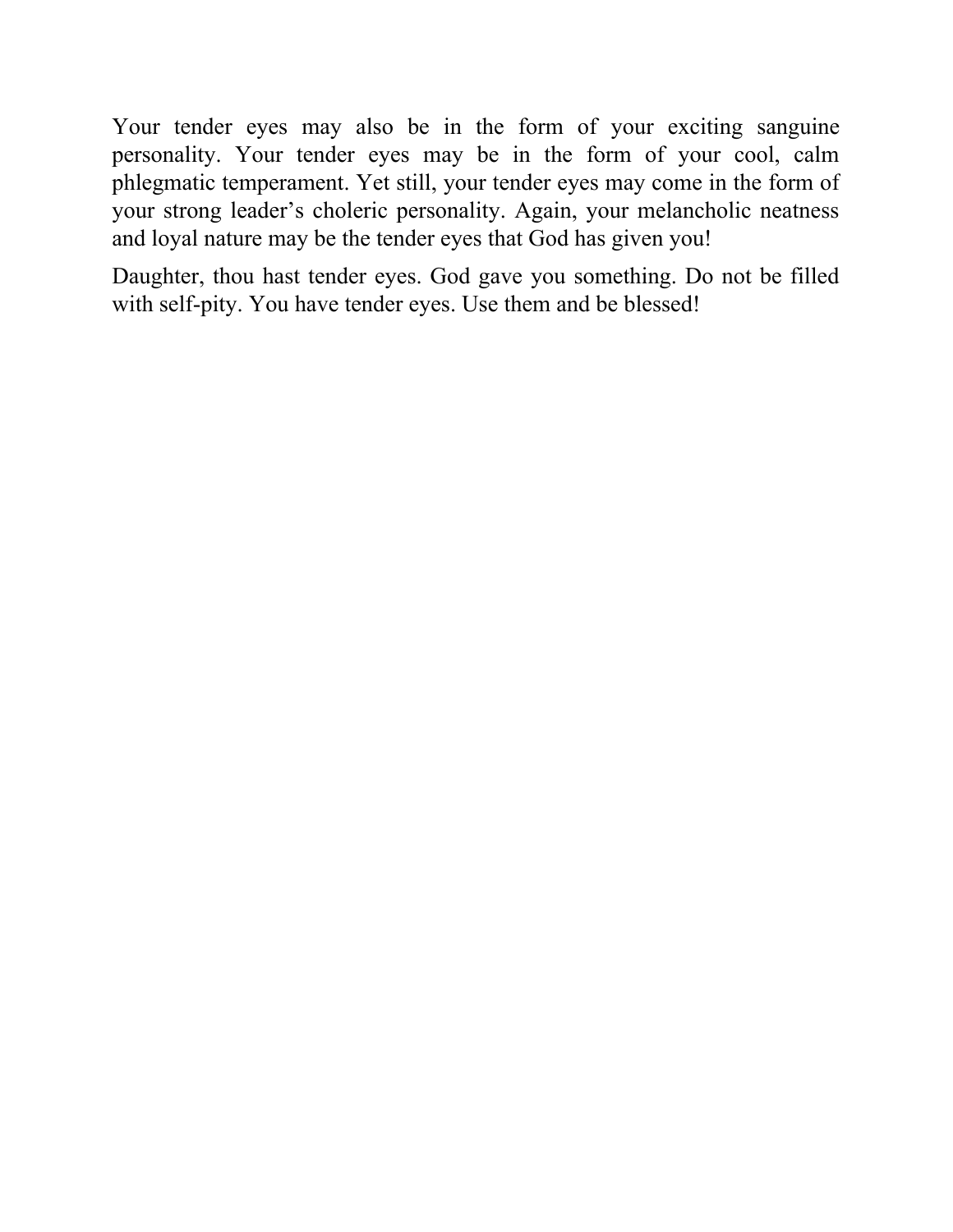Your tender eyes may also be in the form of your exciting sanguine personality. Your tender eyes may be in the form of your cool, calm phlegmatic temperament. Yet still, your tender eyes may come in the form of your strong leader’s choleric personality. Again, your melancholic neatness and loyal nature may be the tender eyes that God has given you!

Daughter, thou hast tender eyes. God gave you something. Do not be filled with self-pity. You have tender eyes. Use them and be blessed!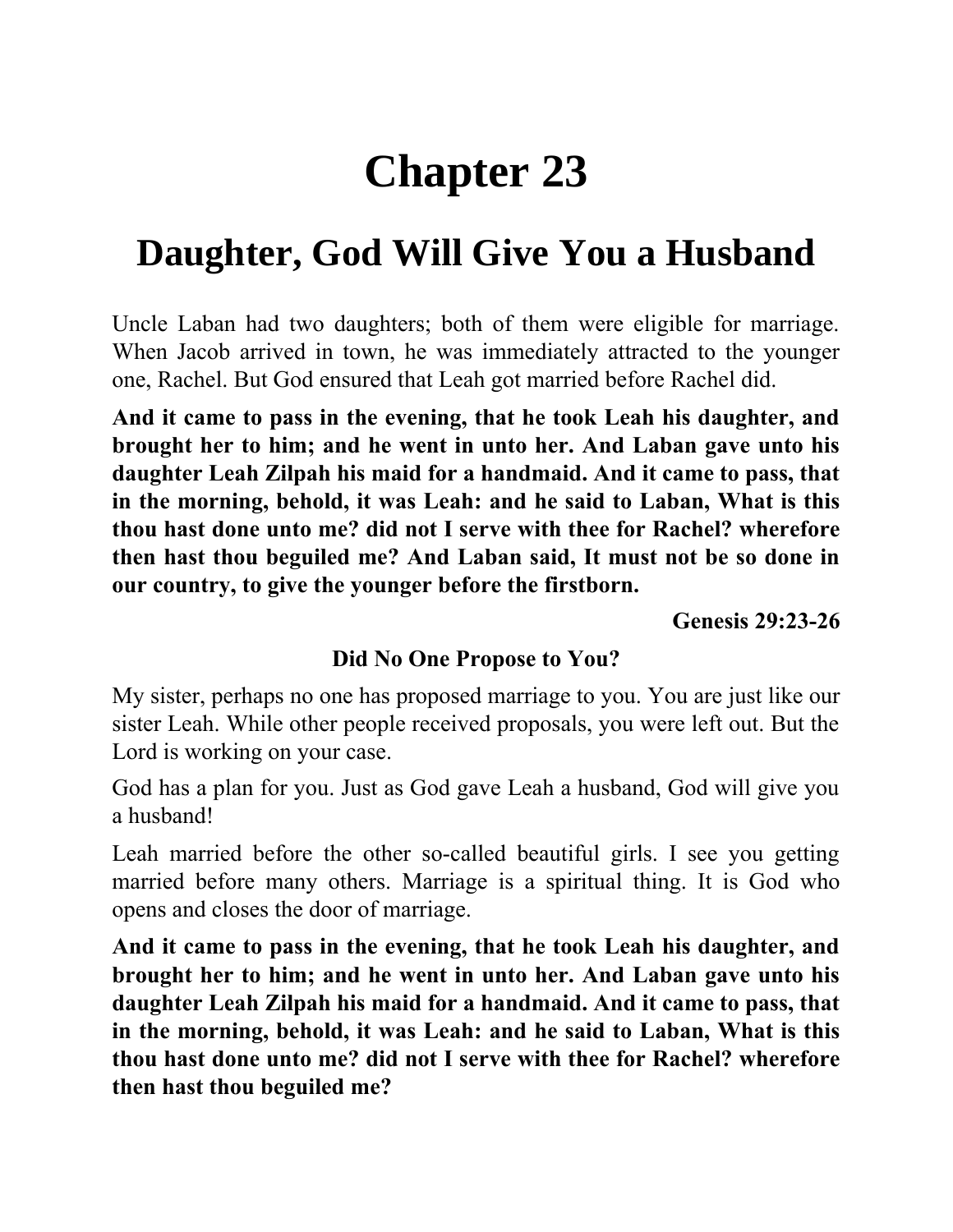# Chapter 23

## Daughter, God Will Give You a Husband

Uncle Laban had two daughters; both of them were eligible for marriage. When Jacob arrived in town, he was immediately attracted to the younger one, Rachel. But God ensured that Leah got married before Rachel did.

**And it came to pass in the evening, that he took Leah his daughter, and brought her to him; and he went in unto her. And Laban gave unto his daughter Leah Zilpah his maid for a handmaid. And it came to pass, that in the morning, behold, it was Leah: and he said to Laban, What is this thou hast done unto me? did not I serve with thee for Rachel? wherefore then hast thou beguiled me? And Laban said, It must not be so done in our country, to give the younger before the firstborn.**

**Genesis 29:23-26**

### Did No One Propose to You?

My sister, perhaps no one has proposed marriage to you. You are just like our sister Leah. While other people received proposals, you were left out. But the Lord is working on your case.

God has a plan for you. Just as God gave Leah a husband, God will give you a husband!

Leah married before the other so-called beautiful girls. I see you getting married before many others. Marriage is a spiritual thing. It is God who opens and closes the door of marriage.

**And it came to pass in the evening, that he took Leah his daughter, and brought her to him; and he went in unto her. And Laban gave unto his daughter Leah Zilpah his maid for a handmaid. And it came to pass, that in the morning, behold, it was Leah: and he said to Laban, What is this thou hast done unto me? did not I serve with thee for Rachel? wherefore then hast thou beguiled me?**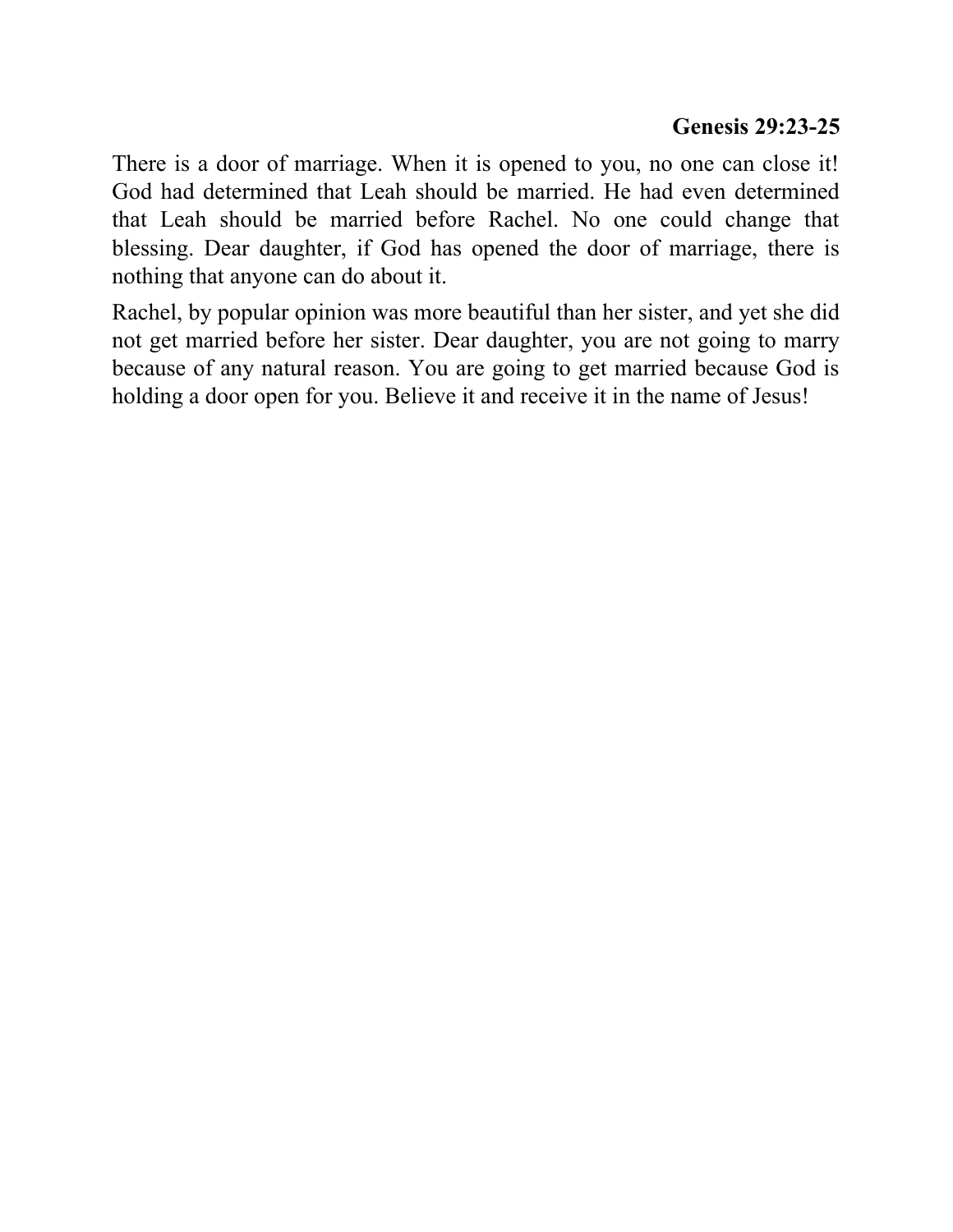**Genesis 29:23-25**

There is a door of marriage. When it is opened to you, no one can close it! God had determined that Leah should be married. He had even determined that Leah should be married before Rachel. No one could change that blessing. Dear daughter, if God has opened the door of marriage, there is nothing that anyone can do about it.

Rachel, by popular opinion was more beautiful than her sister, and yet she did not get married before her sister. Dear daughter, you are not going to marry because of any natural reason. You are going to get married because God is holding a door open for you. Believe it and receive it in the name of Jesus!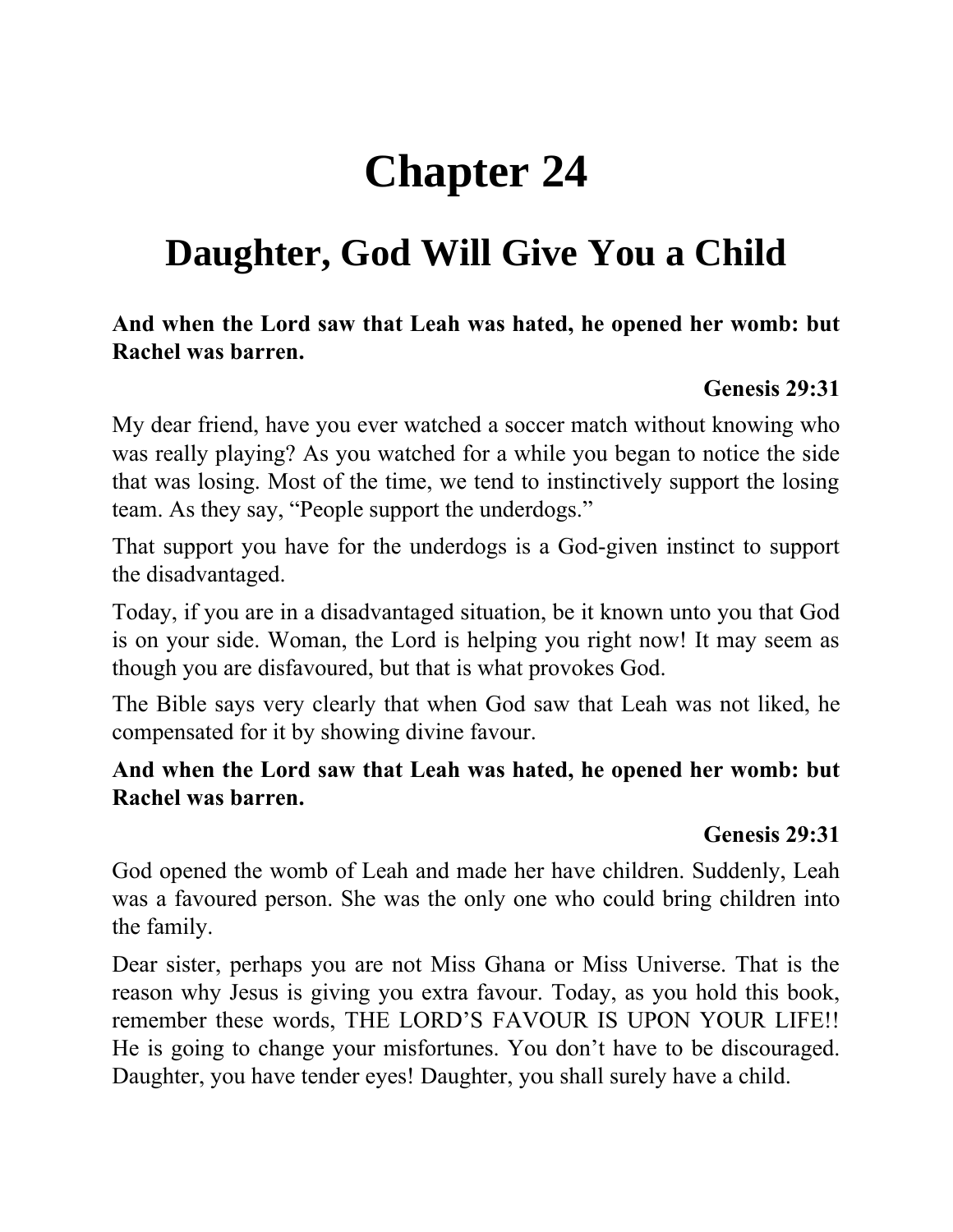# Chapter 24

## Daughter, God Will Give You a Child

**And when the Lord saw that Leah was hated, he opened her womb: but Rachel was barren.**

**Genesis 29:31**

My dear friend, have you ever watched a soccer match without knowing who was really playing? As you watched for a while you began to notice the side that was losing. Most of the time, we tend to instinctively support the losing team. As they say, "People support the underdogs."

That support you have for the underdogs is a God-given instinct to support the disadvantaged.

Today, if you are in a disadvantaged situation, be it known unto you that God is on your side. Woman, the Lord is helping you right now! It may seem as though you are disfavoured, but that is what provokes God.

The Bible says very clearly that when God saw that Leah was not liked, he compensated for it by showing divine favour.

**And when the Lord saw that Leah was hated, he opened her womb: but Rachel was barren.**

**Genesis 29:31**

God opened the womb of Leah and made her have children. Suddenly, Leah was a favoured person. She was the only one who could bring children into the family.

Dear sister, perhaps you are not Miss Ghana or Miss Universe. That is the reason why Jesus is giving you extra favour. Today, as you hold this book, remember these words, THE LORD'S FAVOUR IS UPON YOUR LIFE!! He is going to change your misfortunes. You don't have to be discouraged. Daughter, you have tender eyes! Daughter, you shall surely have a child.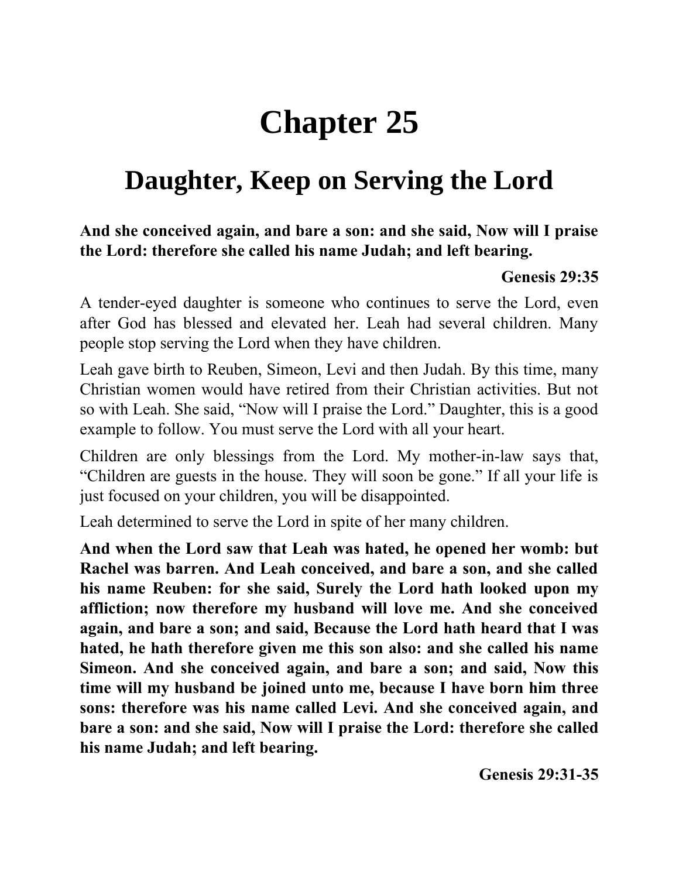# Chapter 25

## Daughter, Keep on Serving the Lord

**And she conceived again, and bare a son: and she said, Now will I praise the Lord: therefore she called his name Judah; and left bearing.**

**Genesis 29:35**

A tender-eyed daughter is someone who continues to serve the Lord, even after God has blessed and elevated her. Leah had several children. Many people stop serving the Lord when they have children.

Leah gave birth to Reuben, Simeon, Levi and then Judah. By this time, many Christian women would have retired from their Christian activities. But not so with Leah. She said, "Now will I praise the Lord." Daughter, this is a good example to follow. You must serve the Lord with all your heart.

Children are only blessings from the Lord. My mother-in-law says that, "Children are guests in the house. They will soon be gone." If all your life is just focused on your children, you will be disappointed.

Leah determined to serve the Lord in spite of her many children.

**And when the Lord saw that Leah was hated, he opened her womb: but Rachel was barren. And Leah conceived, and bare a son, and she called his name Reuben: for she said, Surely the Lord hath looked upon my affliction; now therefore my husband will love me. And she conceived again, and bare a son; and said, Because the Lord hath heard that I was hated, he hath therefore given me this son also: and she called his name Simeon. And she conceived again, and bare a son; and said, Now this time will my husband be joined unto me, because I have born him three sons: therefore was his name called Levi. And she conceived again, and bare a son: and she said, Now will I praise the Lord: therefore she called his name Judah; and left bearing.**

**Genesis 29:31-35**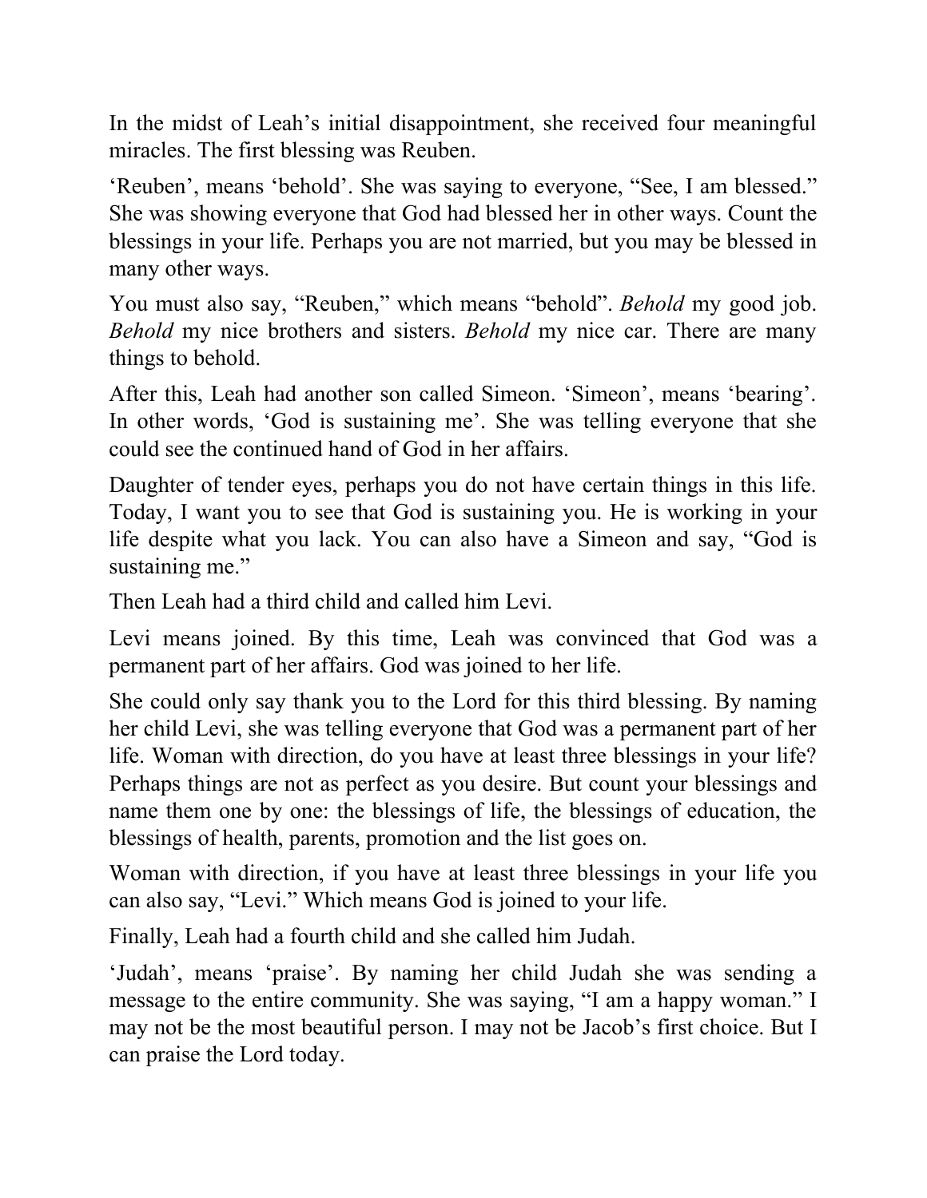In the midst of Leah’s initial disappointment, she received four meaningful miracles. The first blessing was Reuben.

‘Reuben’, means ‘behold’. She was saying to everyone, “See, I am blessed.” She was showing everyone that God had blessed her in other ways. Count the blessings in your life. Perhaps you are not married, but you may be blessed in many other ways.

You must also say, “Reuben,” which means “behold”. *Behold* my good job. *Behold* my nice brothers and sisters. *Behold* my nice car. There are many things to behold.

After this, Leah had another son called Simeon. ‘Simeon’, means ‘bearing’. In other words, ‘God is sustaining me’. She was telling everyone that she could see the continued hand of God in her affairs.

Daughter of tender eyes, perhaps you do not have certain things in this life. Today, I want you to see that God is sustaining you. He is working in your life despite what you lack. You can also have a Simeon and say, “God is sustaining me.”

Then Leah had a third child and called him Levi.

Levi means joined. By this time, Leah was convinced that God was a permanent part of her affairs. God was joined to her life.

She could only say thank you to the Lord for this third blessing. By naming her child Levi, she was telling everyone that God was a permanent part of her life. Woman with direction, do you have at least three blessings in your life? Perhaps things are not as perfect as you desire. But count your blessings and name them one by one: the blessings of life, the blessings of education, the blessings of health, parents, promotion and the list goes on.

Woman with direction, if you have at least three blessings in your life you can also say, “Levi.” Which means God is joined to your life.

Finally, Leah had a fourth child and she called him Judah.

‘Judah’, means ‘praise’. By naming her child Judah she was sending a message to the entire community. She was saying, “I am a happy woman.” I may not be the most beautiful person. I may not be Jacob’s first choice. But I can praise the Lord today.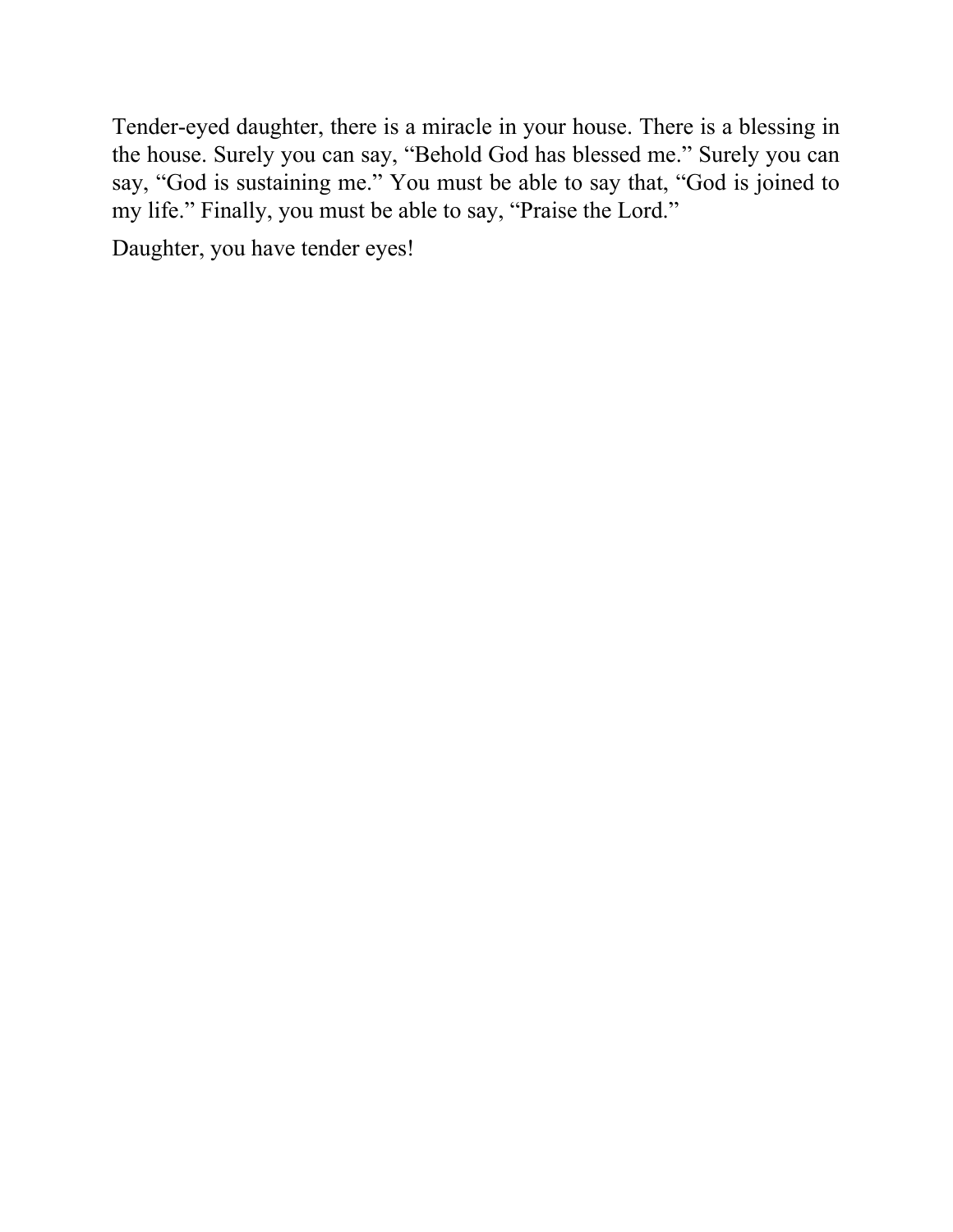Tender-eyed daughter, there is a miracle in your house. There is a blessing in the house. Surely you can say, “Behold God has blessed me.” Surely you can say, “God is sustaining me.” You must be able to say that, “God is joined to my life.” Finally, you must be able to say, “Praise the Lord.”

Daughter, you have tender eyes!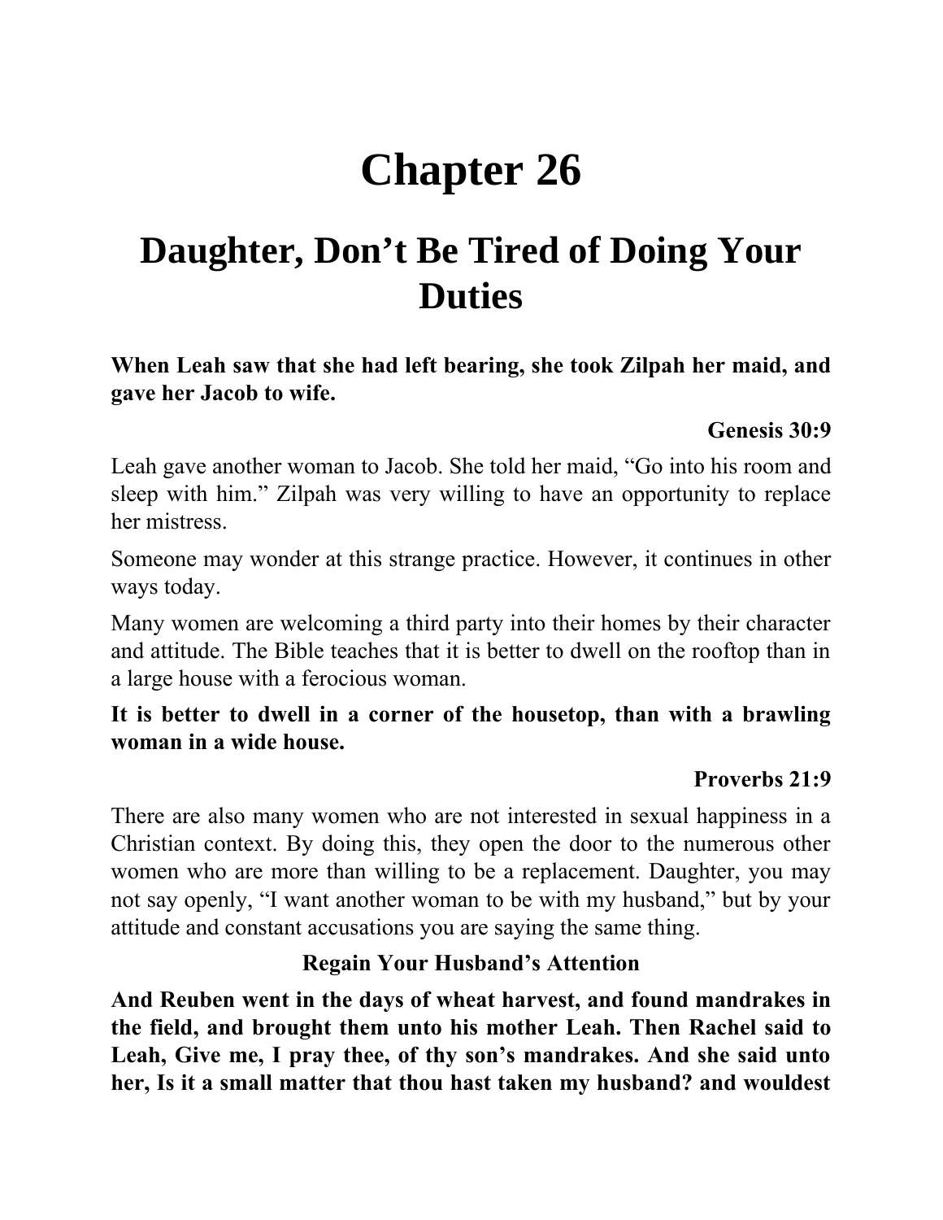# Chapter 26

## Daughter, Don’t Be Tired of Doing Your Duties

**When Leah saw that she had left bearing, she took Zilpah her maid, and gave her Jacob to wife.**

**Genesis 30:9**

Leah gave another woman to Jacob. She told her maid, “Go into his room and sleep with him.” Zilpah was very willing to have an opportunity to replace her mistress.

Someone may wonder at this strange practice. However, it continues in other ways today.

Many women are welcoming a third party into their homes by their character and attitude. The Bible teaches that it is better to dwell on the rooftop than in a large house with a ferocious woman.

**It is better to dwell in a corner of the housetop, than with a brawling woman in a wide house.**

**Proverbs 21:9**

There are also many women who are not interested in sexual happiness in a Christian context. By doing this, they open the door to the numerous other women who are more than willing to be a replacement. Daughter, you may not say openly, “I want another woman to be with my husband,” but by your attitude and constant accusations you are saying the same thing.

### Regain Your Husband’s Attention

**And Reuben went in the days of wheat harvest, and found mandrakes in the field, and brought them unto his mother Leah. Then Rachel said to Leah, Give me, I pray thee, of thy son’s mandrakes. And she said unto her, Is it a small matter that thou hast taken my husband? and wouldest**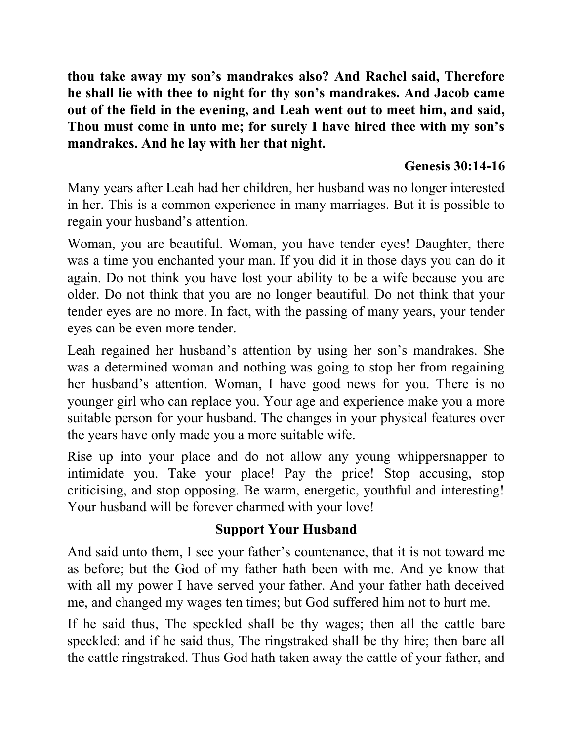**thou take away my son's mandrakes also? And Rachel said, Therefore he shall lie with thee to night for thy son's mandrakes. And Jacob came out of the field in the evening, and Leah went out to meet him, and said, Thou must come in unto me; for surely I have hired thee with my son's mandrakes. And he lay with her that night.**

**Genesis 30:14-16**

Many years after Leah had her children, her husband was no longer interested in her. This is a common experience in many marriages. But it is possible to regain your husband's attention.

Woman, you are beautiful. Woman, you have tender eyes! Daughter, there was a time you enchanted your man. If you did it in those days you can do it again. Do not think you have lost your ability to be a wife because you are older. Do not think that you are no longer beautiful. Do not think that your tender eyes are no more. In fact, with the passing of many years, your tender eyes can be even more tender.

Leah regained her husband's attention by using her son's mandrakes. She was a determined woman and nothing was going to stop her from regaining her husband's attention. Woman, I have good news for you. There is no younger girl who can replace you. Your age and experience make you a more suitable person for your husband. The changes in your physical features over the years have only made you a more suitable wife.

Rise up into your place and do not allow any young whippersnapper to intimidate you. Take your place! Pay the price! Stop accusing, stop criticising, and stop opposing. Be warm, energetic, youthful and interesting! Your husband will be forever charmed with your love!

## Support Your Husband

And said unto them, I see your father's countenance, that it is not toward me as before; but the God of my father hath been with me. And ye know that with all my power I have served your father. And your father hath deceived me, and changed my wages ten times; but God suffered him not to hurt me.

If he said thus, The speckled shall be thy wages; then all the cattle bare speckled: and if he said thus, The ringstraked shall be thy hire; then bare all the cattle ringstraked. Thus God hath taken away the cattle of your father, and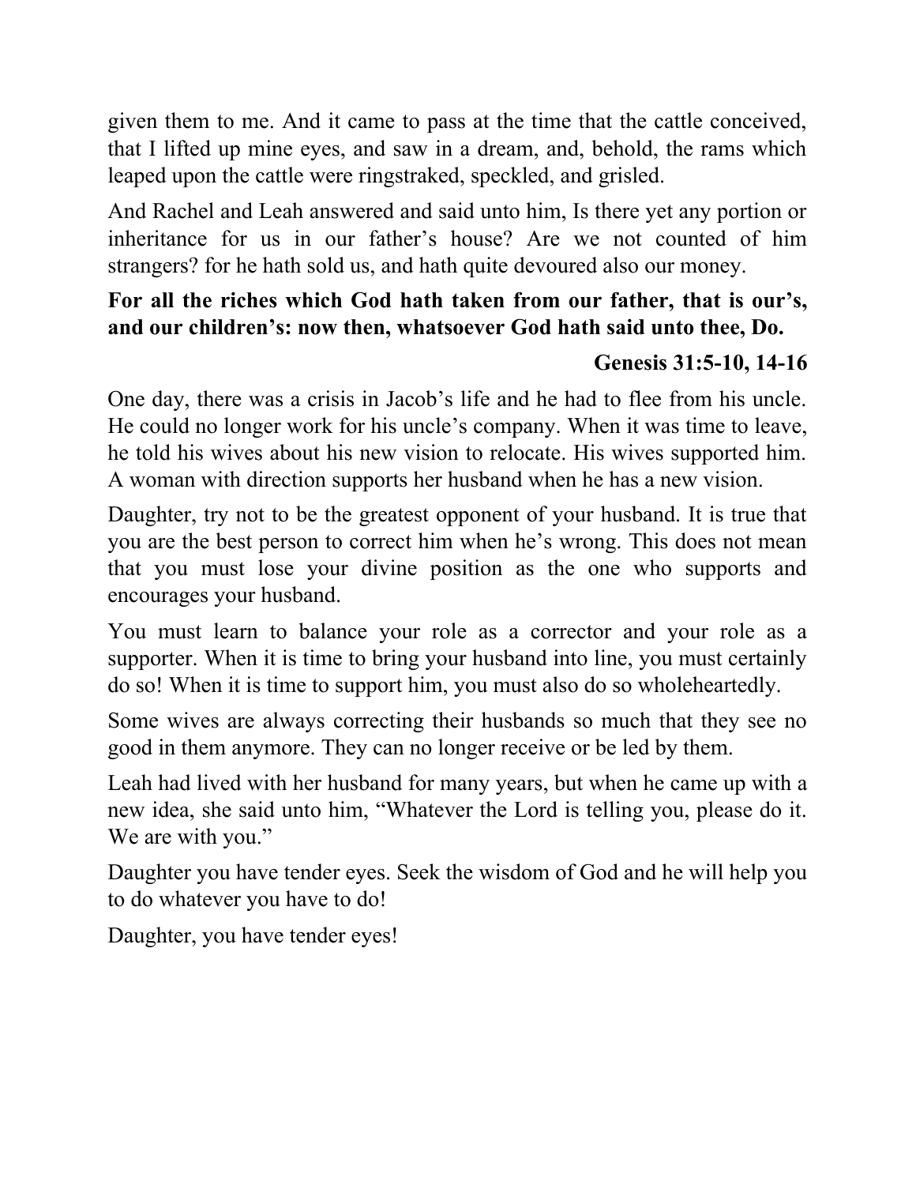given them to me. And it came to pass at the time that the cattle conceived, that I lifted up mine eyes, and saw in a dream, and, behold, the rams which leaped upon the cattle were ringstraked, speckled, and grisled.

And Rachel and Leah answered and said unto him, Is there yet any portion or inheritance for us in our father's house? Are we not counted of him strangers? for he hath sold us, and hath quite devoured also our money.

**For all the riches which God hath taken from our father, that is our's, and our children's: now then, whatsoever God hath said unto thee, Do.**

**Genesis 31:5-10, 14-16**

One day, there was a crisis in Jacob's life and he had to flee from his uncle. He could no longer work for his uncle's company. When it was time to leave, he told his wives about his new vision to relocate. His wives supported him. A woman with direction supports her husband when he has a new vision.

Daughter, try not to be the greatest opponent of your husband. It is true that you are the best person to correct him when he's wrong. This does not mean that you must lose your divine position as the one who supports and encourages your husband.

You must learn to balance your role as a corrector and your role as a supporter. When it is time to bring your husband into line, you must certainly do so! When it is time to support him, you must also do so wholeheartedly.

Some wives are always correcting their husbands so much that they see no good in them anymore. They can no longer receive or be led by them.

Leah had lived with her husband for many years, but when he came up with a new idea, she said unto him, "Whatever the Lord is telling you, please do it. We are with you."

Daughter you have tender eyes. Seek the wisdom of God and he will help you to do whatever you have to do!

Daughter, you have tender eyes!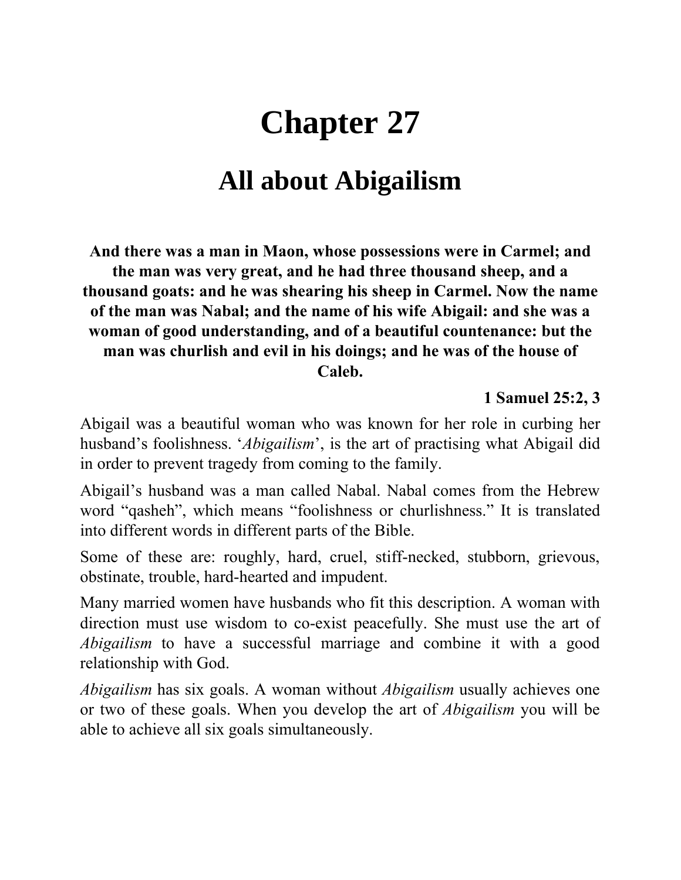# Chapter 27

## All about Abigailism

**And there was a man in Maon, whose possessions were in Carmel; and the man was very great, and he had three thousand sheep, and a thousand goats: and he was shearing his sheep in Carmel. Now the name of the man was Nabal; and the name of his wife Abigail: and she was a woman of good understanding, and of a beautiful countenance: but the man was churlish and evil in his doings; and he was of the house of Caleb.**

**1 Samuel 25:2, 3**

Abigail was a beautiful woman who was known for her role in curbing her husband's foolishness. '*Abigailism*', is the art of practising what Abigail did in order to prevent tragedy from coming to the family.

Abigail's husband was a man called Nabal. Nabal comes from the Hebrew word "qasheh", which means "foolishness or churlishness." It is translated into different words in different parts of the Bible.

Some of these are: roughly, hard, cruel, stiff-necked, stubborn, grievous, obstinate, trouble, hard-hearted and impudent.

Many married women have husbands who fit this description. A woman with direction must use wisdom to co-exist peacefully. She must use the art of *Abigailism* to have a successful marriage and combine it with a good relationship with God.

*Abigailism* has six goals. A woman without *Abigailism* usually achieves one or two of these goals. When you develop the art of *Abigailism* you will be able to achieve all six goals simultaneously.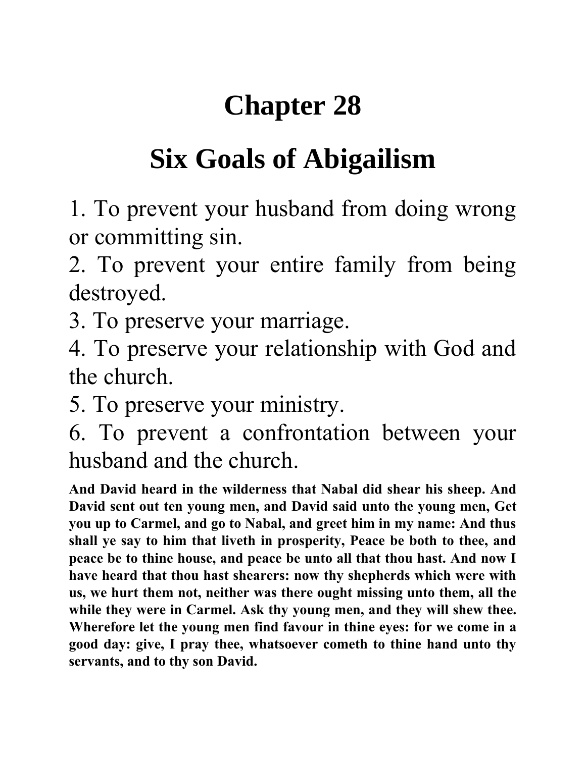# Chapter 28

## Six Goals of Abigailism

1. To prevent your husband from doing wrong or committing sin.
2. To prevent your entire family from being destroyed.
3. To preserve your marriage.
4. To preserve your relationship with God and the church.
5. To preserve your ministry.
6. To prevent a confrontation between your husband and the church.

**And David heard in the wilderness that Nabal did shear his sheep. And David sent out ten young men, and David said unto the young men, Get you up to Carmel, and go to Nabal, and greet him in my name: And thus shall ye say to him that liveth in prosperity, Peace be both to thee, and peace be to thine house, and peace be unto all that thou hast. And now I have heard that thou hast shearers: now thy shepherds which were with us, we hurt them not, neither was there ought missing unto them, all the while they were in Carmel. Ask thy young men, and they will shew thee. Wherefore let the young men find favour in thine eyes: for we come in a good day: give, I pray thee, whatsoever cometh to thine hand unto thy servants, and to thy son David.**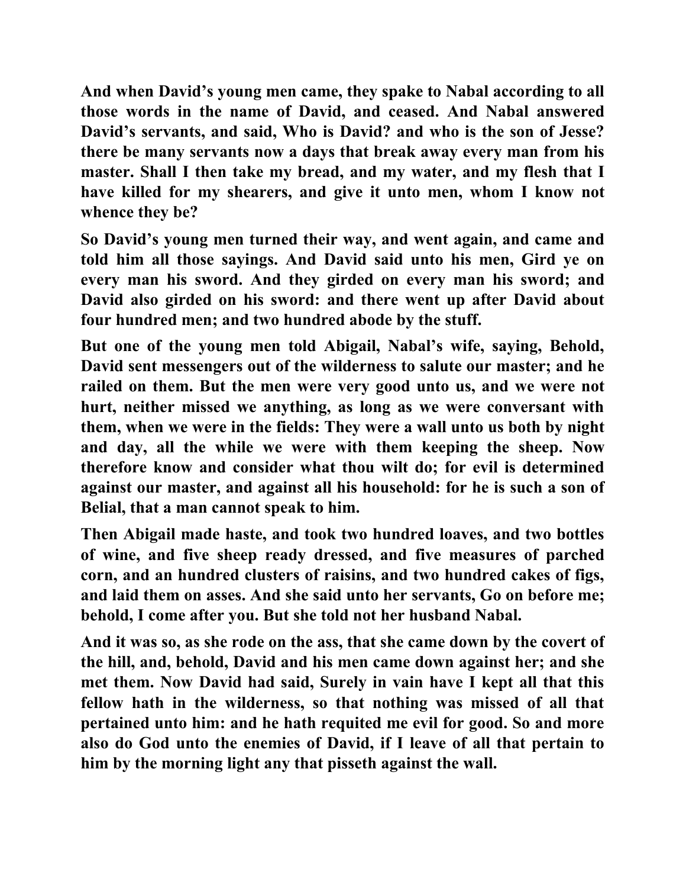**And when David's young men came, they spake to Nabal according to all those words in the name of David, and ceased. And Nabal answered David's servants, and said, Who is David? and who is the son of Jesse? there be many servants now a days that break away every man from his master. Shall I then take my bread, and my water, and my flesh that I have killed for my shearers, and give it unto men, whom I know not whence they be?**

**So David's young men turned their way, and went again, and came and told him all those sayings. And David said unto his men, Gird ye on every man his sword. And they girded on every man his sword; and David also girded on his sword: and there went up after David about four hundred men; and two hundred abode by the stuff.**

**But one of the young men told Abigail, Nabal's wife, saying, Behold, David sent messengers out of the wilderness to salute our master; and he railed on them. But the men were very good unto us, and we were not hurt, neither missed we anything, as long as we were conversant with them, when we were in the fields: They were a wall unto us both by night and day, all the while we were with them keeping the sheep. Now therefore know and consider what thou wilt do; for evil is determined against our master, and against all his household: for he is such a son of Belial, that a man cannot speak to him.**

**Then Abigail made haste, and took two hundred loaves, and two bottles of wine, and five sheep ready dressed, and five measures of parched corn, and an hundred clusters of raisins, and two hundred cakes of figs, and laid them on asses. And she said unto her servants, Go on before me; behold, I come after you. But she told not her husband Nabal.**

**And it was so, as she rode on the ass, that she came down by the covert of the hill, and, behold, David and his men came down against her; and she met them. Now David had said, Surely in vain have I kept all that this fellow hath in the wilderness, so that nothing was missed of all that pertained unto him: and he hath requited me evil for good. So and more also do God unto the enemies of David, if I leave of all that pertain to him by the morning light any that pisseth against the wall.**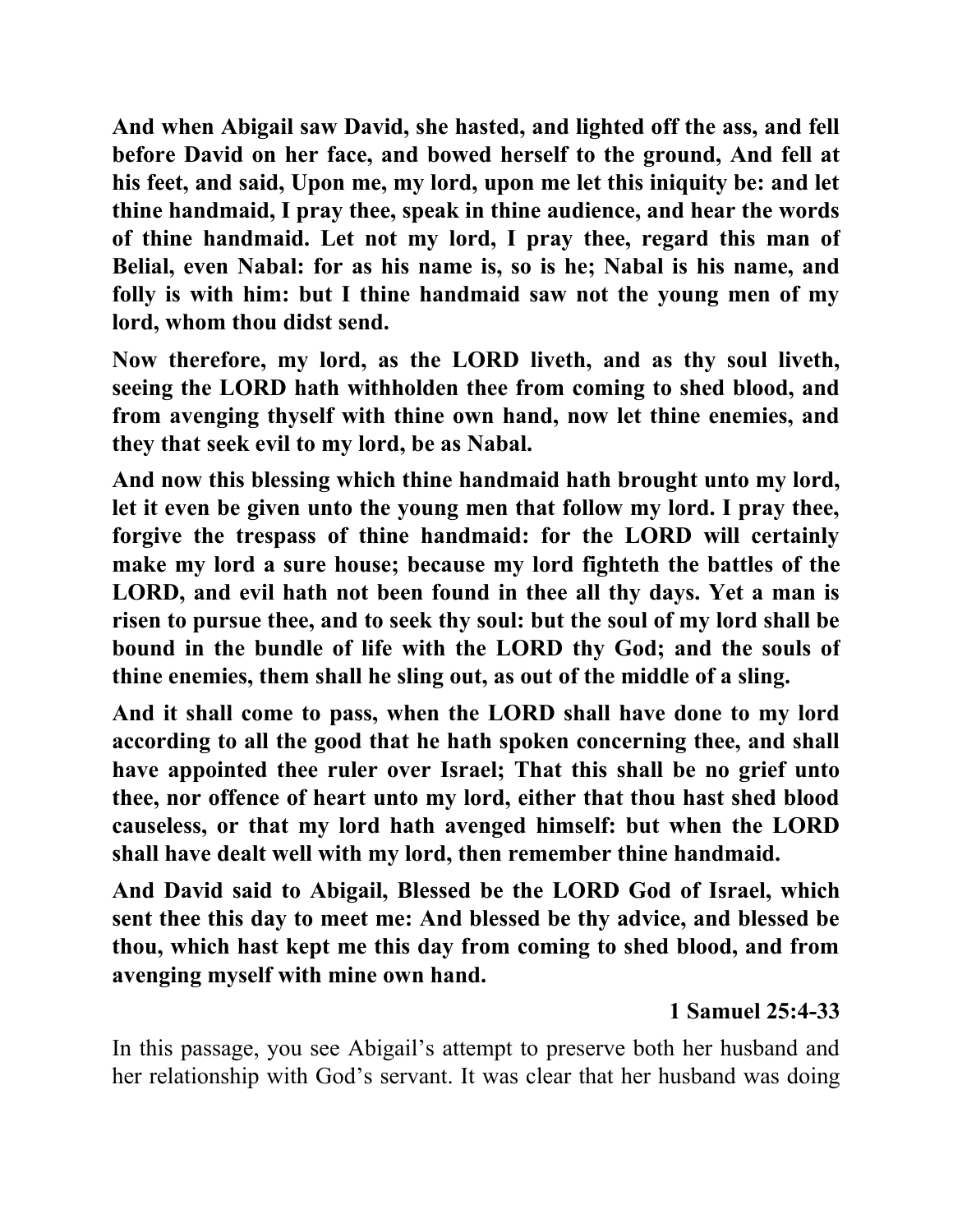**And when Abigail saw David, she hasted, and lighted off the ass, and fell before David on her face, and bowed herself to the ground, And fell at his feet, and said, Upon me, my lord, upon me let this iniquity be: and let thine handmaid, I pray thee, speak in thine audience, and hear the words of thine handmaid. Let not my lord, I pray thee, regard this man of Belial, even Nabal: for as his name is, so is he; Nabal is his name, and folly is with him: but I thine handmaid saw not the young men of my lord, whom thou didst send.**

**Now therefore, my lord, as the LORD liveth, and as thy soul liveth, seeing the LORD hath withholden thee from coming to shed blood, and from avenging thyself with thine own hand, now let thine enemies, and they that seek evil to my lord, be as Nabal.**

**And now this blessing which thine handmaid hath brought unto my lord, let it even be given unto the young men that follow my lord. I pray thee, forgive the trespass of thine handmaid: for the LORD will certainly make my lord a sure house; because my lord fighteth the battles of the LORD, and evil hath not been found in thee all thy days. Yet a man is risen to pursue thee, and to seek thy soul: but the soul of my lord shall be bound in the bundle of life with the LORD thy God; and the souls of thine enemies, them shall he sling out, as out of the middle of a sling.**

**And it shall come to pass, when the LORD shall have done to my lord according to all the good that he hath spoken concerning thee, and shall have appointed thee ruler over Israel; That this shall be no grief unto thee, nor offence of heart unto my lord, either that thou hast shed blood causeless, or that my lord hath avenged himself: but when the LORD shall have dealt well with my lord, then remember thine handmaid.**

**And David said to Abigail, Blessed be the LORD God of Israel, which sent thee this day to meet me: And blessed be thy advice, and blessed be thou, which hast kept me this day from coming to shed blood, and from avenging myself with mine own hand.**

**1 Samuel 25:4-33**

In this passage, you see Abigail's attempt to preserve both her husband and her relationship with God's servant. It was clear that her husband was doing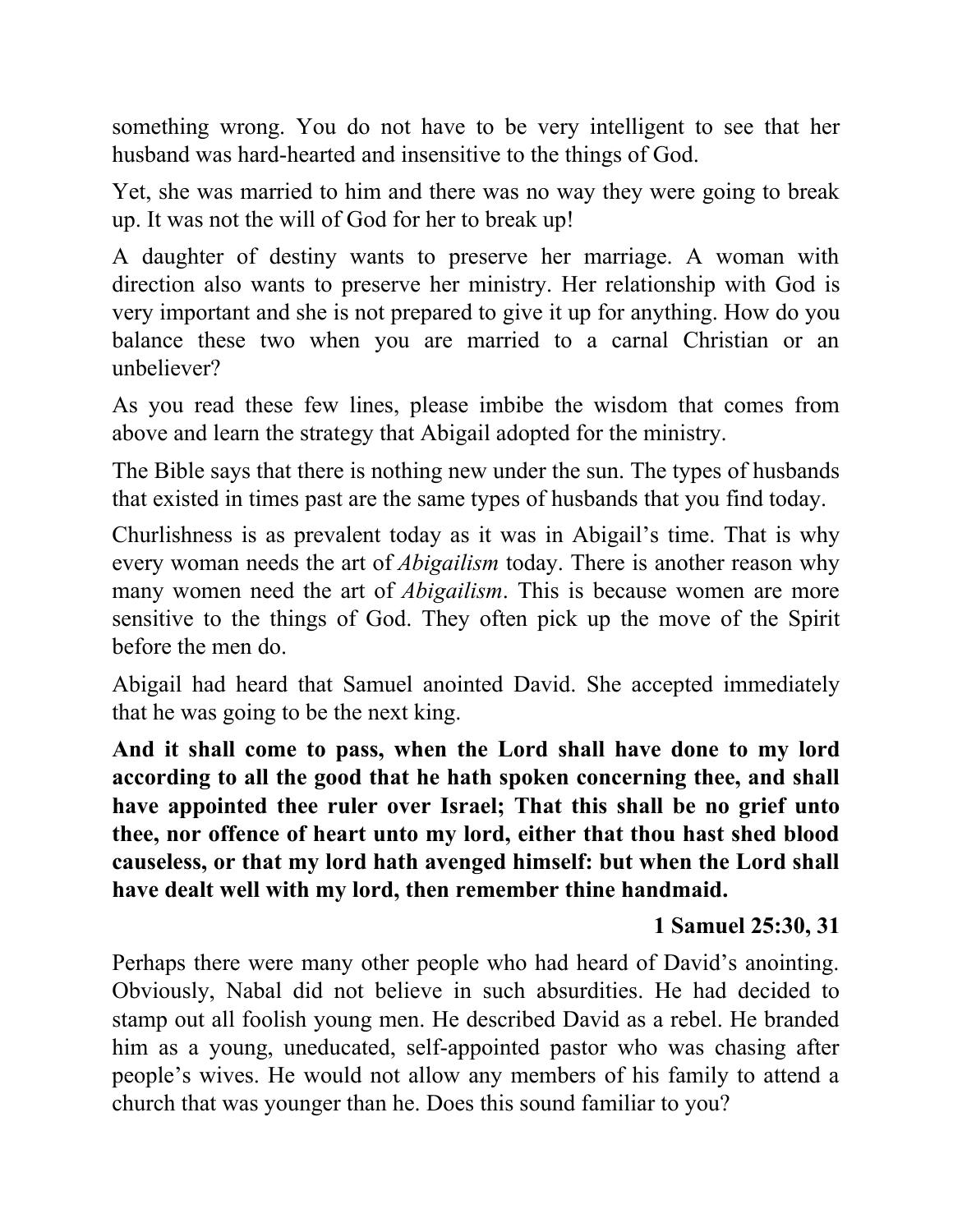something wrong. You do not have to be very intelligent to see that her husband was hard-hearted and insensitive to the things of God.

Yet, she was married to him and there was no way they were going to break up. It was not the will of God for her to break up!

A daughter of destiny wants to preserve her marriage. A woman with direction also wants to preserve her ministry. Her relationship with God is very important and she is not prepared to give it up for anything. How do you balance these two when you are married to a carnal Christian or an unbeliever?

As you read these few lines, please imbibe the wisdom that comes from above and learn the strategy that Abigail adopted for the ministry.

The Bible says that there is nothing new under the sun. The types of husbands that existed in times past are the same types of husbands that you find today.

Churlishness is as prevalent today as it was in Abigail's time. That is why every woman needs the art of *Abigailism* today. There is another reason why many women need the art of *Abigailism*. This is because women are more sensitive to the things of God. They often pick up the move of the Spirit before the men do.

Abigail had heard that Samuel anointed David. She accepted immediately that he was going to be the next king.

**And it shall come to pass, when the Lord shall have done to my lord according to all the good that he hath spoken concerning thee, and shall have appointed thee ruler over Israel; That this shall be no grief unto thee, nor offence of heart unto my lord, either that thou hast shed blood causeless, or that my lord hath avenged himself: but when the Lord shall have dealt well with my lord, then remember thine handmaid.**

**1 Samuel 25:30, 31**

Perhaps there were many other people who had heard of David's anointing. Obviously, Nabal did not believe in such absurdities. He had decided to stamp out all foolish young men. He described David as a rebel. He branded him as a young, uneducated, self-appointed pastor who was chasing after people's wives. He would not allow any members of his family to attend a church that was younger than he. Does this sound familiar to you?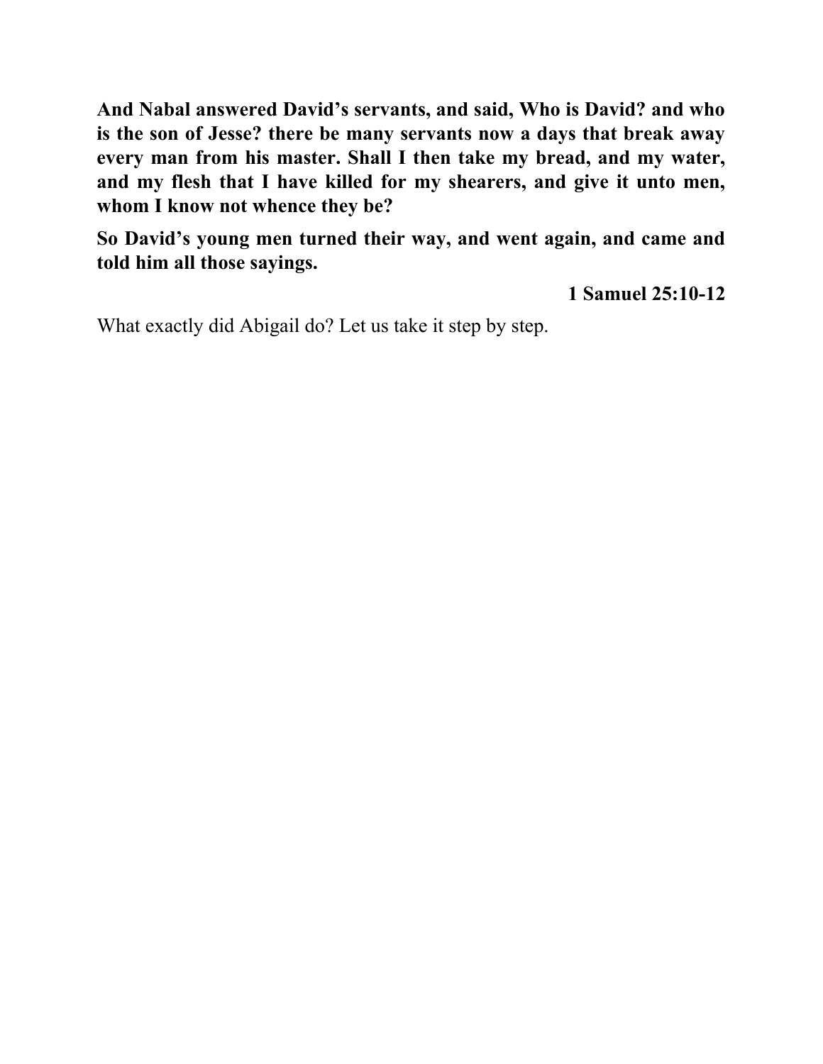**And Nabal answered David's servants, and said, Who is David? and who is the son of Jesse? there be many servants now a days that break away every man from his master. Shall I then take my bread, and my water, and my flesh that I have killed for my shearers, and give it unto men, whom I know not whence they be?**

**So David's young men turned their way, and went again, and came and told him all those sayings.**

**1 Samuel 25:10-12**

What exactly did Abigail do? Let us take it step by step.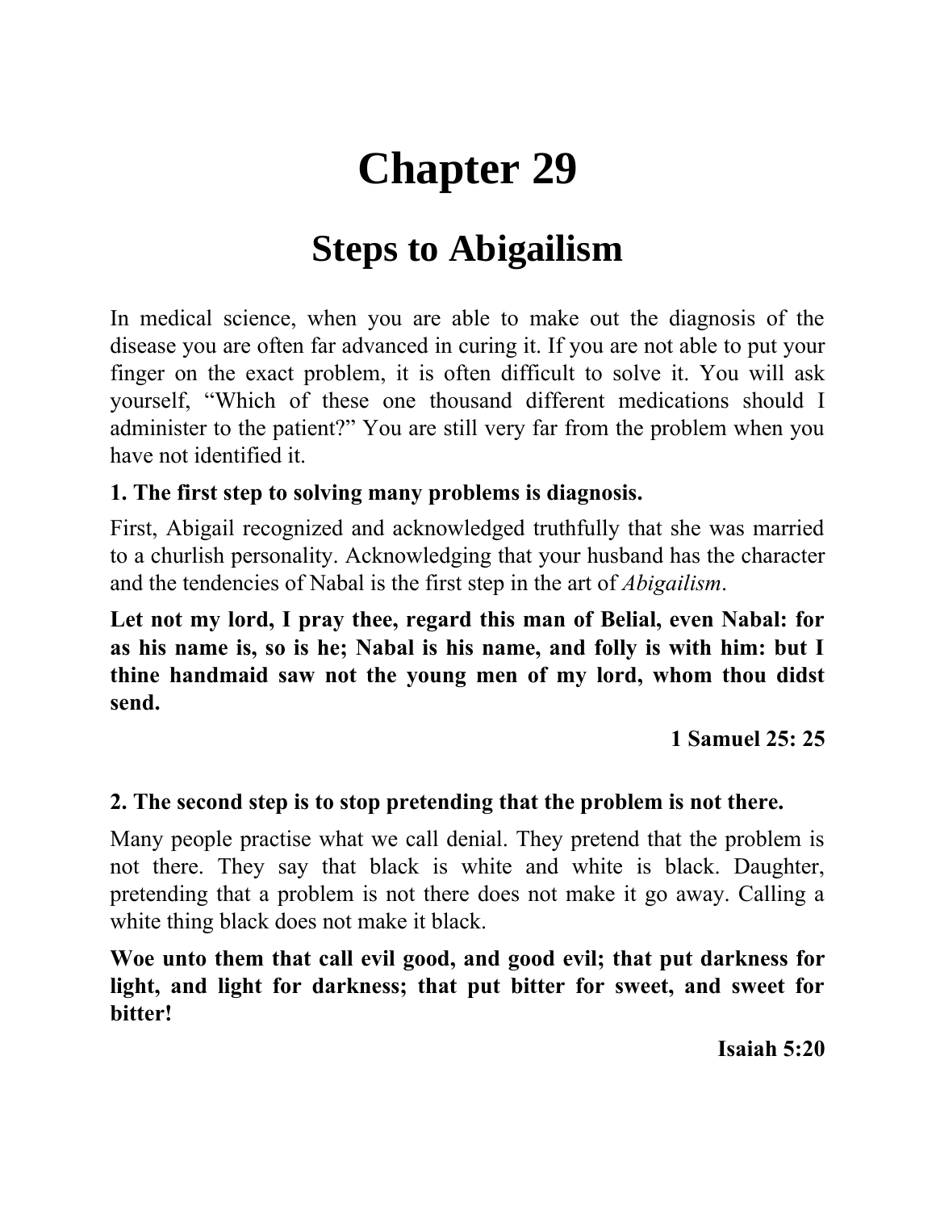# Chapter 29

## Steps to Abigailism

In medical science, when you are able to make out the diagnosis of the disease you are often far advanced in curing it. If you are not able to put your finger on the exact problem, it is often difficult to solve it. You will ask yourself, "Which of these one thousand different medications should I administer to the patient?" You are still very far from the problem when you have not identified it.

**1. The first step to solving many problems is diagnosis.**

First, Abigail recognized and acknowledged truthfully that she was married to a churlish personality. Acknowledging that your husband has the character and the tendencies of Nabal is the first step in the art of *Abigailism*.

**Let not my lord, I pray thee, regard this man of Belial, even Nabal: for as his name is, so is he; Nabal is his name, and folly is with him: but I thine handmaid saw not the young men of my lord, whom thou didst send.**

**1 Samuel 25: 25**

**2. The second step is to stop pretending that the problem is not there.**

Many people practise what we call denial. They pretend that the problem is not there. They say that black is white and white is black. Daughter, pretending that a problem is not there does not make it go away. Calling a white thing black does not make it black.

**Woe unto them that call evil good, and good evil; that put darkness for light, and light for darkness; that put bitter for sweet, and sweet for bitter!**

**Isaiah 5:20**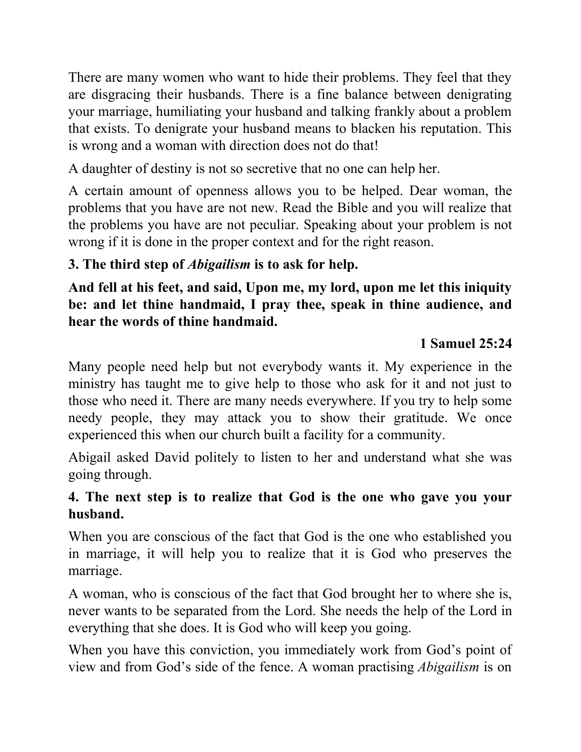There are many women who want to hide their problems. They feel that they are disgracing their husbands. There is a fine balance between denigrating your marriage, humiliating your husband and talking frankly about a problem that exists. To denigrate your husband means to blacken his reputation. This is wrong and a woman with direction does not do that!

A daughter of destiny is not so secretive that no one can help her.

A certain amount of openness allows you to be helped. Dear woman, the problems that you have are not new. Read the Bible and you will realize that the problems you have are not peculiar. Speaking about your problem is not wrong if it is done in the proper context and for the right reason.

**3. The third step of *Abigailism* is to ask for help.**

**And fell at his feet, and said, Upon me, my lord, upon me let this iniquity be: and let thine handmaid, I pray thee, speak in thine audience, and hear the words of thine handmaid.**

**1 Samuel 25:24**

Many people need help but not everybody wants it. My experience in the ministry has taught me to give help to those who ask for it and not just to those who need it. There are many needs everywhere. If you try to help some needy people, they may attack you to show their gratitude. We once experienced this when our church built a facility for a community.

Abigail asked David politely to listen to her and understand what she was going through.

**4. The next step is to realize that God is the one who gave you your husband.**

When you are conscious of the fact that God is the one who established you in marriage, it will help you to realize that it is God who preserves the marriage.

A woman, who is conscious of the fact that God brought her to where she is, never wants to be separated from the Lord. She needs the help of the Lord in everything that she does. It is God who will keep you going.

When you have this conviction, you immediately work from God's point of view and from God's side of the fence. A woman practising *Abigailism* is on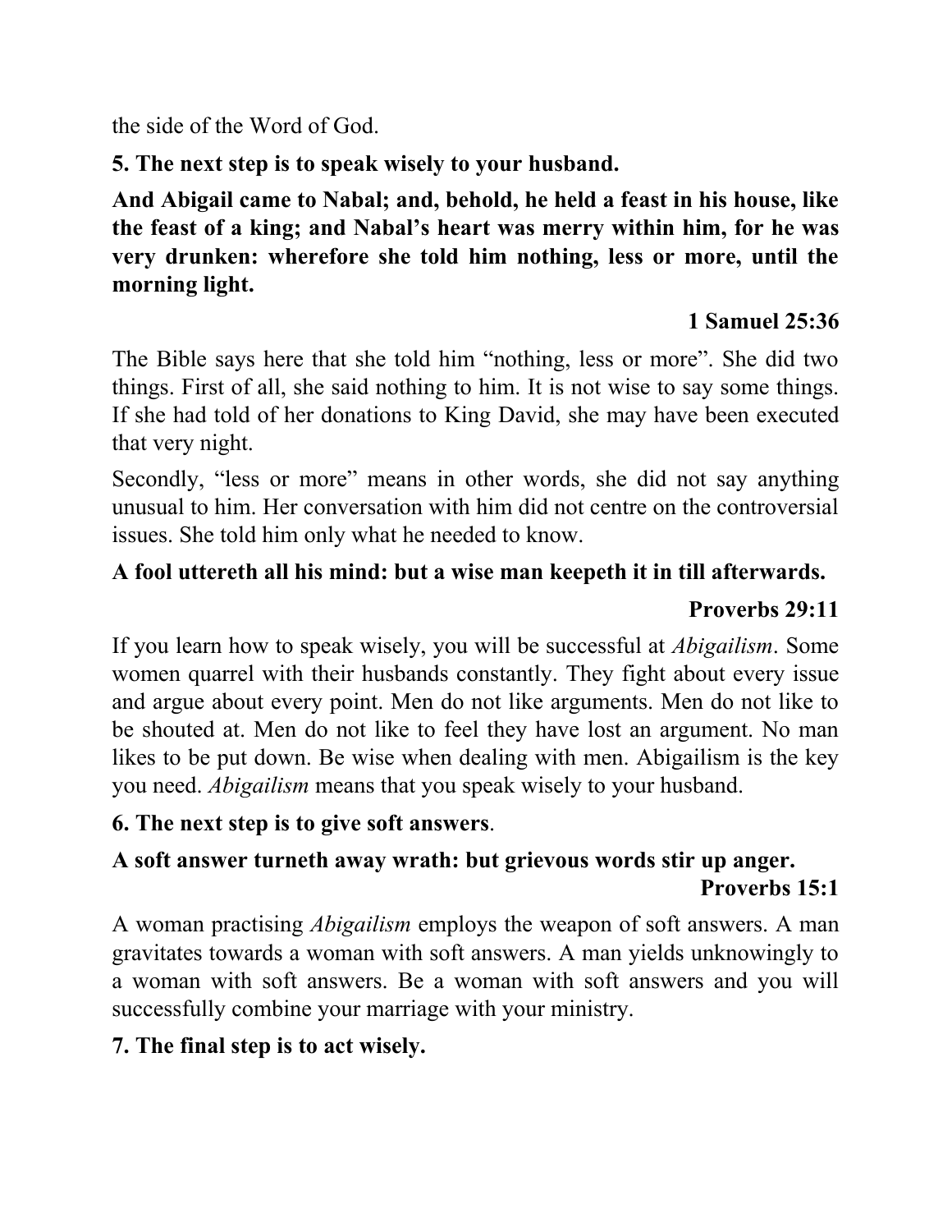the side of the Word of God.

**5. The next step is to speak wisely to your husband.**

**And Abigail came to Nabal; and, behold, he held a feast in his house, like the feast of a king; and Nabal's heart was merry within him, for he was very drunken: wherefore she told him nothing, less or more, until the morning light.**

**1 Samuel 25:36**

The Bible says here that she told him "nothing, less or more". She did two things. First of all, she said nothing to him. It is not wise to say some things. If she had told of her donations to King David, she may have been executed that very night.

Secondly, "less or more" means in other words, she did not say anything unusual to him. Her conversation with him did not centre on the controversial issues. She told him only what he needed to know.

**A fool uttereth all his mind: but a wise man keepeth it in till afterwards.**

**Proverbs 29:11**

If you learn how to speak wisely, you will be successful at *Abigailism*. Some women quarrel with their husbands constantly. They fight about every issue and argue about every point. Men do not like arguments. Men do not like to be shouted at. Men do not like to feel they have lost an argument. No man likes to be put down. Be wise when dealing with men. Abigailism is the key you need. *Abigailism* means that you speak wisely to your husband.

**6. The next step is to give soft answers**.

**A soft answer turneth away wrath: but grievous words stir up anger.**

**Proverbs 15:1**

A woman practising *Abigailism* employs the weapon of soft answers. A man gravitates towards a woman with soft answers. A man yields unknowingly to a woman with soft answers. Be a woman with soft answers and you will successfully combine your marriage with your ministry.

**7. The final step is to act wisely.**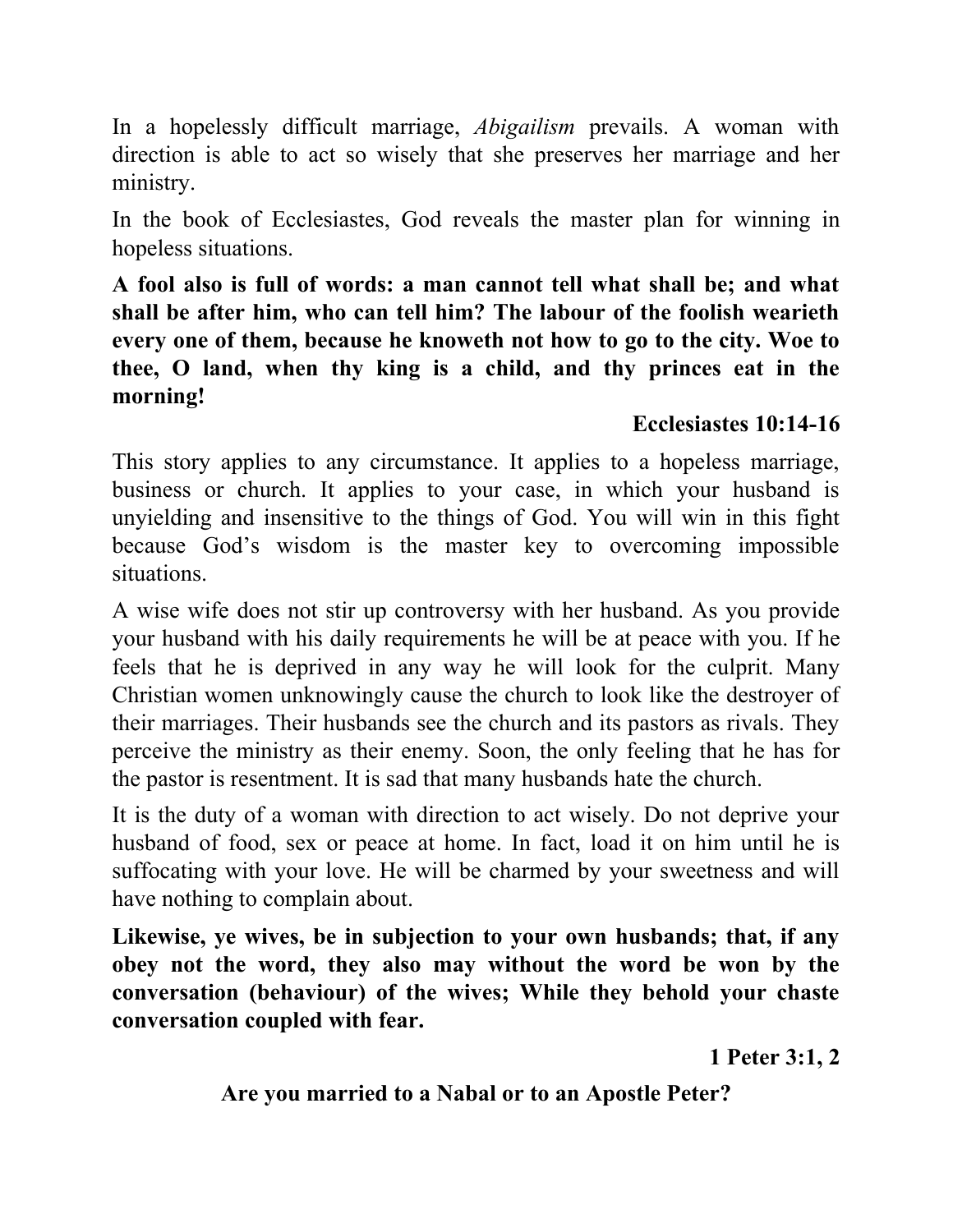In a hopelessly difficult marriage, *Abigailism* prevails. A woman with direction is able to act so wisely that she preserves her marriage and her ministry.

In the book of Ecclesiastes, God reveals the master plan for winning in hopeless situations.

**A fool also is full of words: a man cannot tell what shall be; and what shall be after him, who can tell him? The labour of the foolish wearieth every one of them, because he knoweth not how to go to the city. Woe to thee, O land, when thy king is a child, and thy princes eat in the morning!**

**Ecclesiastes 10:14-16**

This story applies to any circumstance. It applies to a hopeless marriage, business or church. It applies to your case, in which your husband is unyielding and insensitive to the things of God. You will win in this fight because God's wisdom is the master key to overcoming impossible situations.

A wise wife does not stir up controversy with her husband. As you provide your husband with his daily requirements he will be at peace with you. If he feels that he is deprived in any way he will look for the culprit. Many Christian women unknowingly cause the church to look like the destroyer of their marriages. Their husbands see the church and its pastors as rivals. They perceive the ministry as their enemy. Soon, the only feeling that he has for the pastor is resentment. It is sad that many husbands hate the church.

It is the duty of a woman with direction to act wisely. Do not deprive your husband of food, sex or peace at home. In fact, load it on him until he is suffocating with your love. He will be charmed by your sweetness and will have nothing to complain about.

**Likewise, ye wives, be in subjection to your own husbands; that, if any obey not the word, they also may without the word be won by the conversation (behaviour) of the wives; While they behold your chaste conversation coupled with fear.**

**1 Peter 3:1, 2**

**Are you married to a Nabal or to an Apostle Peter?**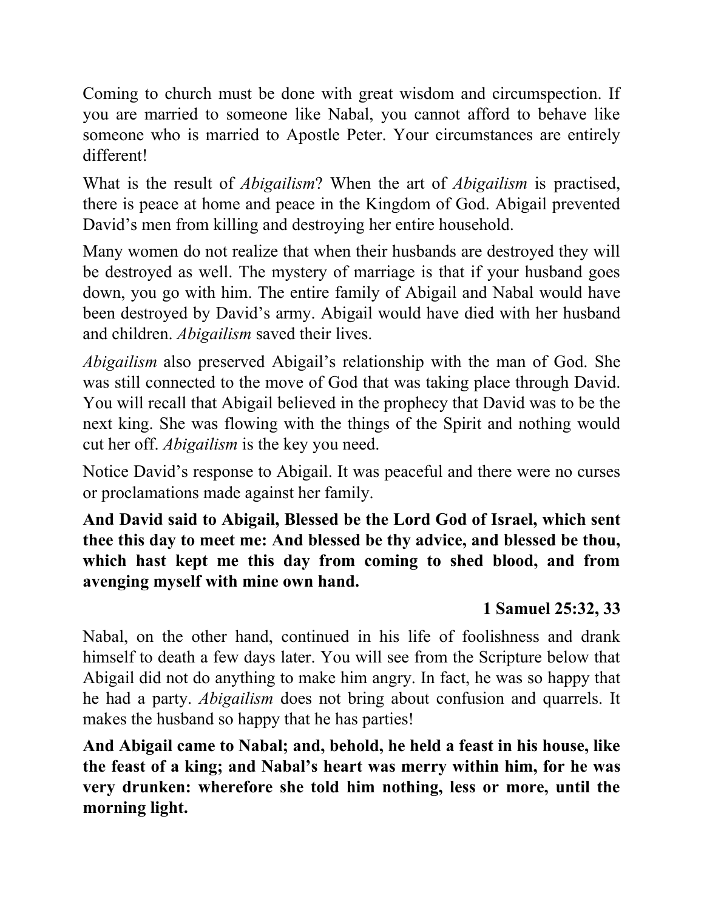Coming to church must be done with great wisdom and circumspection. If you are married to someone like Nabal, you cannot afford to behave like someone who is married to Apostle Peter. Your circumstances are entirely different!

What is the result of *Abigailism*? When the art of *Abigailism* is practised, there is peace at home and peace in the Kingdom of God. Abigail prevented David's men from killing and destroying her entire household.

Many women do not realize that when their husbands are destroyed they will be destroyed as well. The mystery of marriage is that if your husband goes down, you go with him. The entire family of Abigail and Nabal would have been destroyed by David's army. Abigail would have died with her husband and children. *Abigailism* saved their lives.

*Abigailism* also preserved Abigail's relationship with the man of God. She was still connected to the move of God that was taking place through David. You will recall that Abigail believed in the prophecy that David was to be the next king. She was flowing with the things of the Spirit and nothing would cut her off. *Abigailism* is the key you need.

Notice David's response to Abigail. It was peaceful and there were no curses or proclamations made against her family.

**And David said to Abigail, Blessed be the Lord God of Israel, which sent thee this day to meet me: And blessed be thy advice, and blessed be thou, which hast kept me this day from coming to shed blood, and from avenging myself with mine own hand.**

**1 Samuel 25:32, 33**

Nabal, on the other hand, continued in his life of foolishness and drank himself to death a few days later. You will see from the Scripture below that Abigail did not do anything to make him angry. In fact, he was so happy that he had a party. *Abigailism* does not bring about confusion and quarrels. It makes the husband so happy that he has parties!

**And Abigail came to Nabal; and, behold, he held a feast in his house, like the feast of a king; and Nabal's heart was merry within him, for he was very drunken: wherefore she told him nothing, less or more, until the morning light.**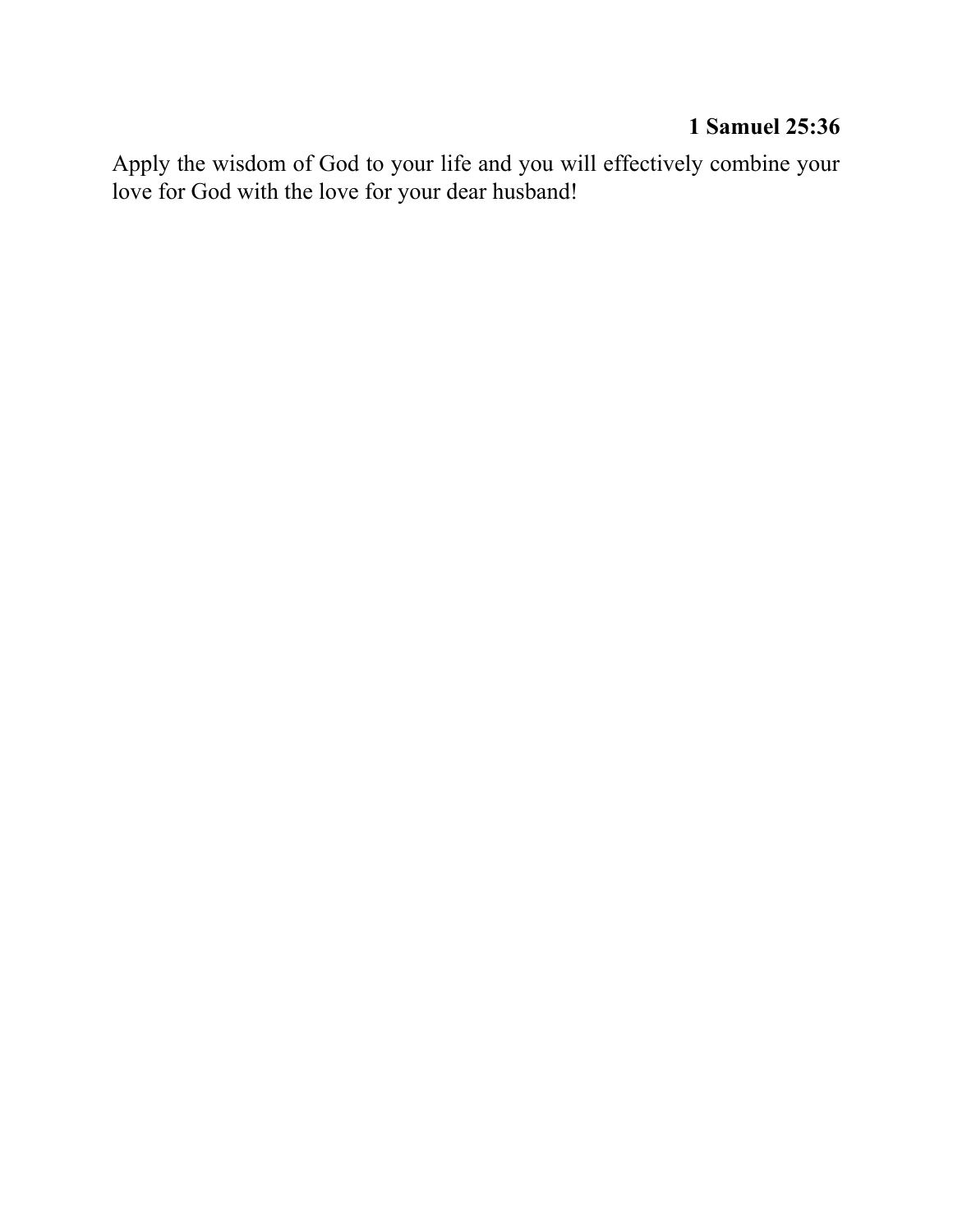**1 Samuel 25:36**

Apply the wisdom of God to your life and you will effectively combine your love for God with the love for your dear husband!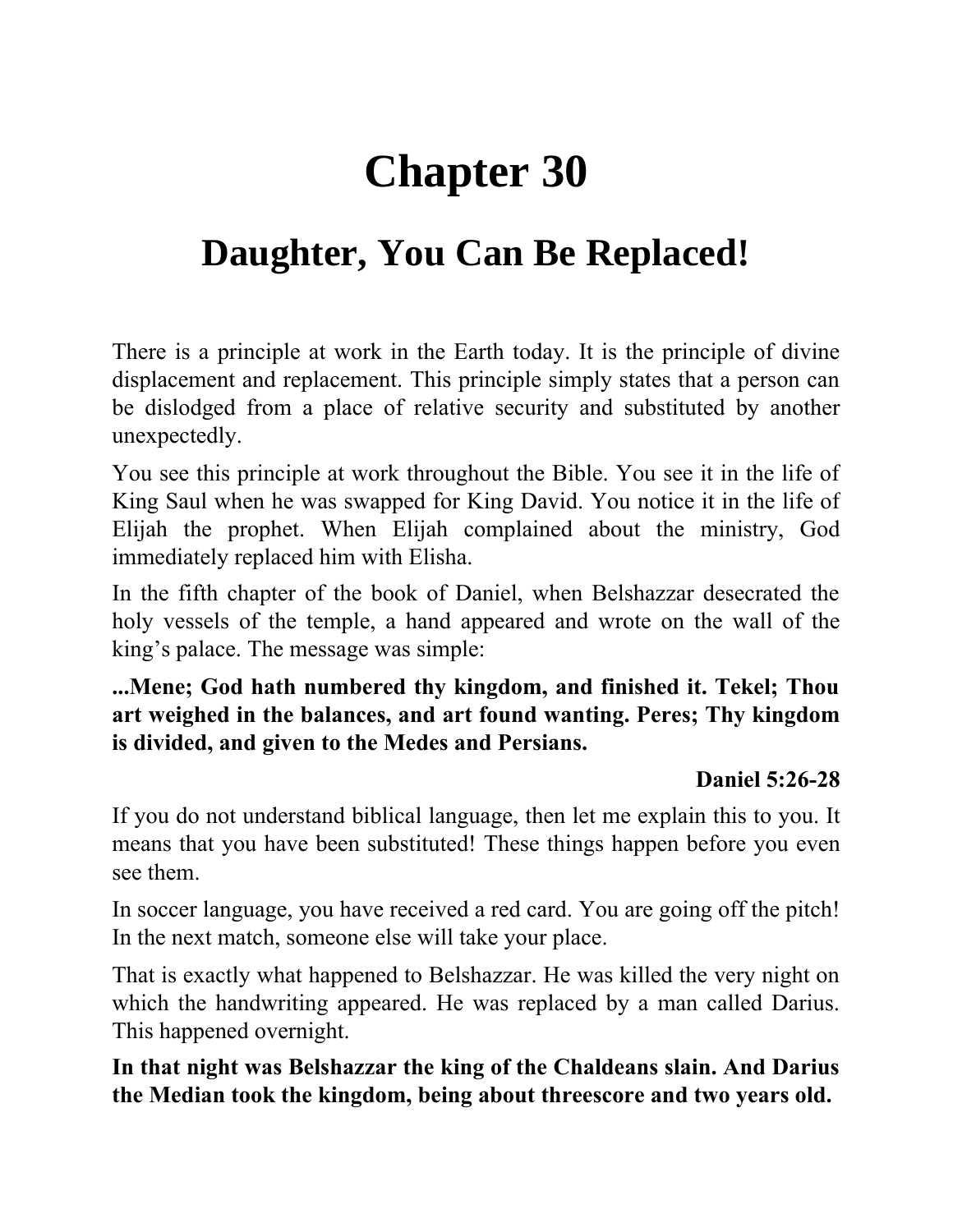# Chapter 30

## Daughter, You Can Be Replaced!

There is a principle at work in the Earth today. It is the principle of divine displacement and replacement. This principle simply states that a person can be dislodged from a place of relative security and substituted by another unexpectedly.

You see this principle at work throughout the Bible. You see it in the life of King Saul when he was swapped for King David. You notice it in the life of Elijah the prophet. When Elijah complained about the ministry, God immediately replaced him with Elisha.

In the fifth chapter of the book of Daniel, when Belshazzar desecrated the holy vessels of the temple, a hand appeared and wrote on the wall of the king's palace. The message was simple:

**...Mene; God hath numbered thy kingdom, and finished it. Tekel; Thou art weighed in the balances, and art found wanting. Peres; Thy kingdom is divided, and given to the Medes and Persians.**

**Daniel 5:26-28**

If you do not understand biblical language, then let me explain this to you. It means that you have been substituted! These things happen before you even see them.

In soccer language, you have received a red card. You are going off the pitch! In the next match, someone else will take your place.

That is exactly what happened to Belshazzar. He was killed the very night on which the handwriting appeared. He was replaced by a man called Darius. This happened overnight.

**In that night was Belshazzar the king of the Chaldeans slain. And Darius the Median took the kingdom, being about threescore and two years old.**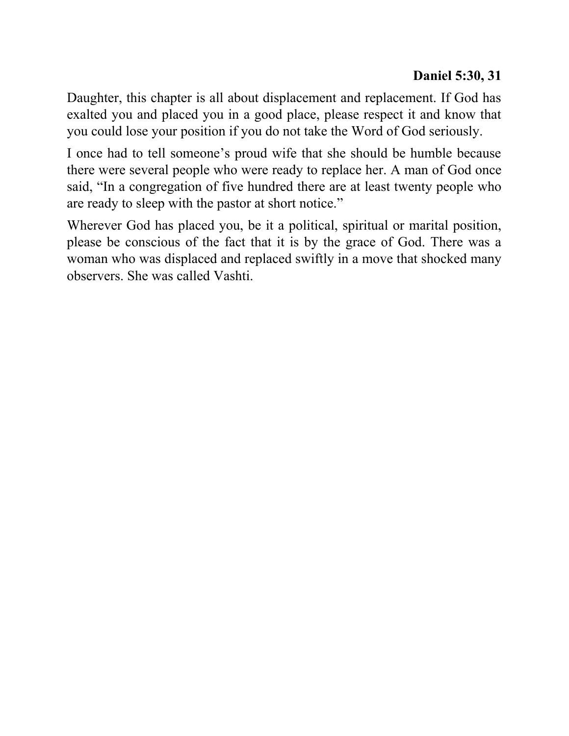**Daniel 5:30, 31**

Daughter, this chapter is all about displacement and replacement. If God has exalted you and placed you in a good place, please respect it and know that you could lose your position if you do not take the Word of God seriously.

I once had to tell someone's proud wife that she should be humble because there were several people who were ready to replace her. A man of God once said, "In a congregation of five hundred there are at least twenty people who are ready to sleep with the pastor at short notice."

Wherever God has placed you, be it a political, spiritual or marital position, please be conscious of the fact that it is by the grace of God. There was a woman who was displaced and replaced swiftly in a move that shocked many observers. She was called Vashti.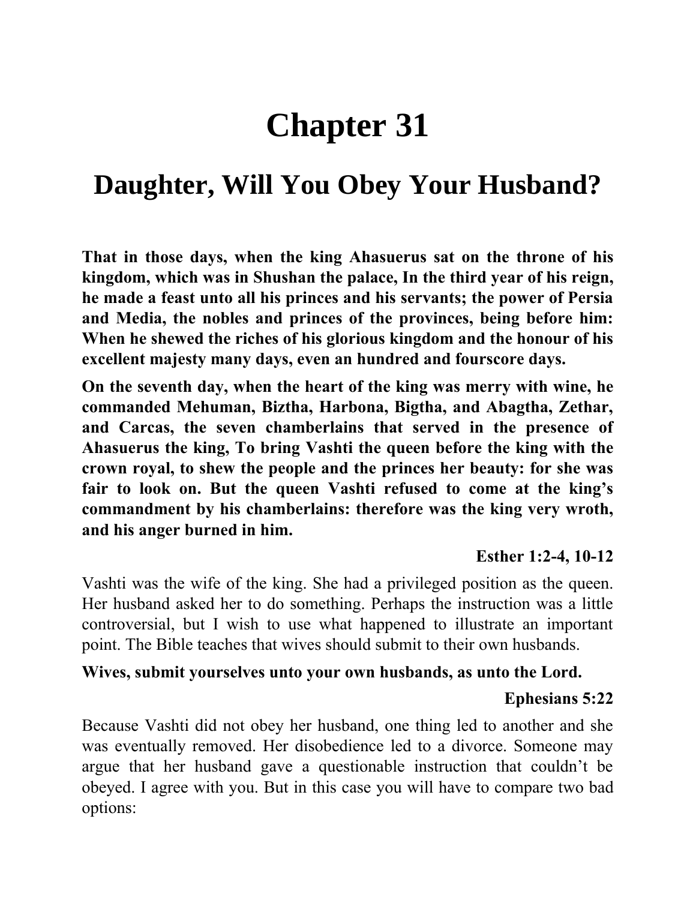# Chapter 31

## Daughter, Will You Obey Your Husband?

**That in those days, when the king Ahasuerus sat on the throne of his kingdom, which was in Shushan the palace, In the third year of his reign, he made a feast unto all his princes and his servants; the power of Persia and Media, the nobles and princes of the provinces, being before him: When he shewed the riches of his glorious kingdom and the honour of his excellent majesty many days, even an hundred and fourscore days.**

**On the seventh day, when the heart of the king was merry with wine, he commanded Mehuman, Biztha, Harbona, Bigtha, and Abagtha, Zethar, and Carcas, the seven chamberlains that served in the presence of Ahasuerus the king, To bring Vashti the queen before the king with the crown royal, to shew the people and the princes her beauty: for she was fair to look on. But the queen Vashti refused to come at the king's commandment by his chamberlains: therefore was the king very wroth, and his anger burned in him.**

**Esther 1:2-4, 10-12**

Vashti was the wife of the king. She had a privileged position as the queen. Her husband asked her to do something. Perhaps the instruction was a little controversial, but I wish to use what happened to illustrate an important point. The Bible teaches that wives should submit to their own husbands.

**Wives, submit yourselves unto your own husbands, as unto the Lord.**

**Ephesians 5:22**

Because Vashti did not obey her husband, one thing led to another and she was eventually removed. Her disobedience led to a divorce. Someone may argue that her husband gave a questionable instruction that couldn't be obeyed. I agree with you. But in this case you will have to compare two bad options: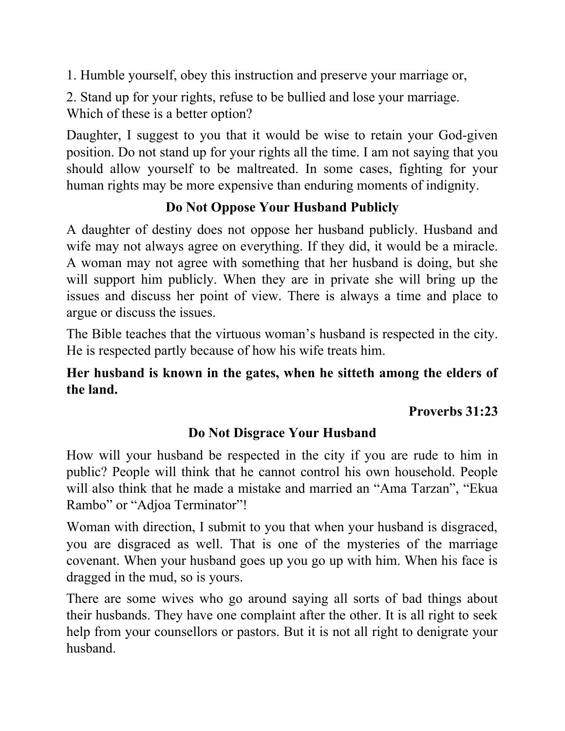1. Humble yourself, obey this instruction and preserve your marriage or,

2. Stand up for your rights, refuse to be bullied and lose your marriage.
Which of these is a better option?

Daughter, I suggest to you that it would be wise to retain your God-given position. Do not stand up for your rights all the time. I am not saying that you should allow yourself to be maltreated. In some cases, fighting for your human rights may be more expensive than enduring moments of indignity.

## Do Not Oppose Your Husband Publicly

A daughter of destiny does not oppose her husband publicly. Husband and wife may not always agree on everything. If they did, it would be a miracle. A woman may not agree with something that her husband is doing, but she will support him publicly. When they are in private she will bring up the issues and discuss her point of view. There is always a time and place to argue or discuss the issues.

The Bible teaches that the virtuous woman's husband is respected in the city. He is respected partly because of how his wife treats him.

**Her husband is known in the gates, when he sitteth among the elders of the land.**

**Proverbs 31:23**

## Do Not Disgrace Your Husband

How will your husband be respected in the city if you are rude to him in public? People will think that he cannot control his own household. People will also think that he made a mistake and married an "Ama Tarzan", "Ekua Rambo" or "Adjoa Terminator"!

Woman with direction, I submit to you that when your husband is disgraced, you are disgraced as well. That is one of the mysteries of the marriage covenant. When your husband goes up you go up with him. When his face is dragged in the mud, so is yours.

There are some wives who go around saying all sorts of bad things about their husbands. They have one complaint after the other. It is all right to seek help from your counsellors or pastors. But it is not all right to denigrate your husband.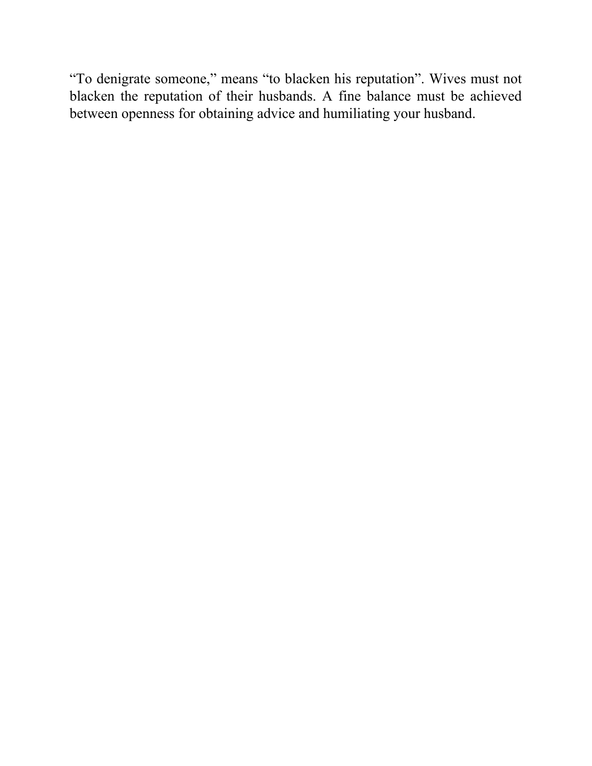“To denigrate someone,” means “to blacken his reputation”. Wives must not blacken the reputation of their husbands. A fine balance must be achieved between openness for obtaining advice and humiliating your husband.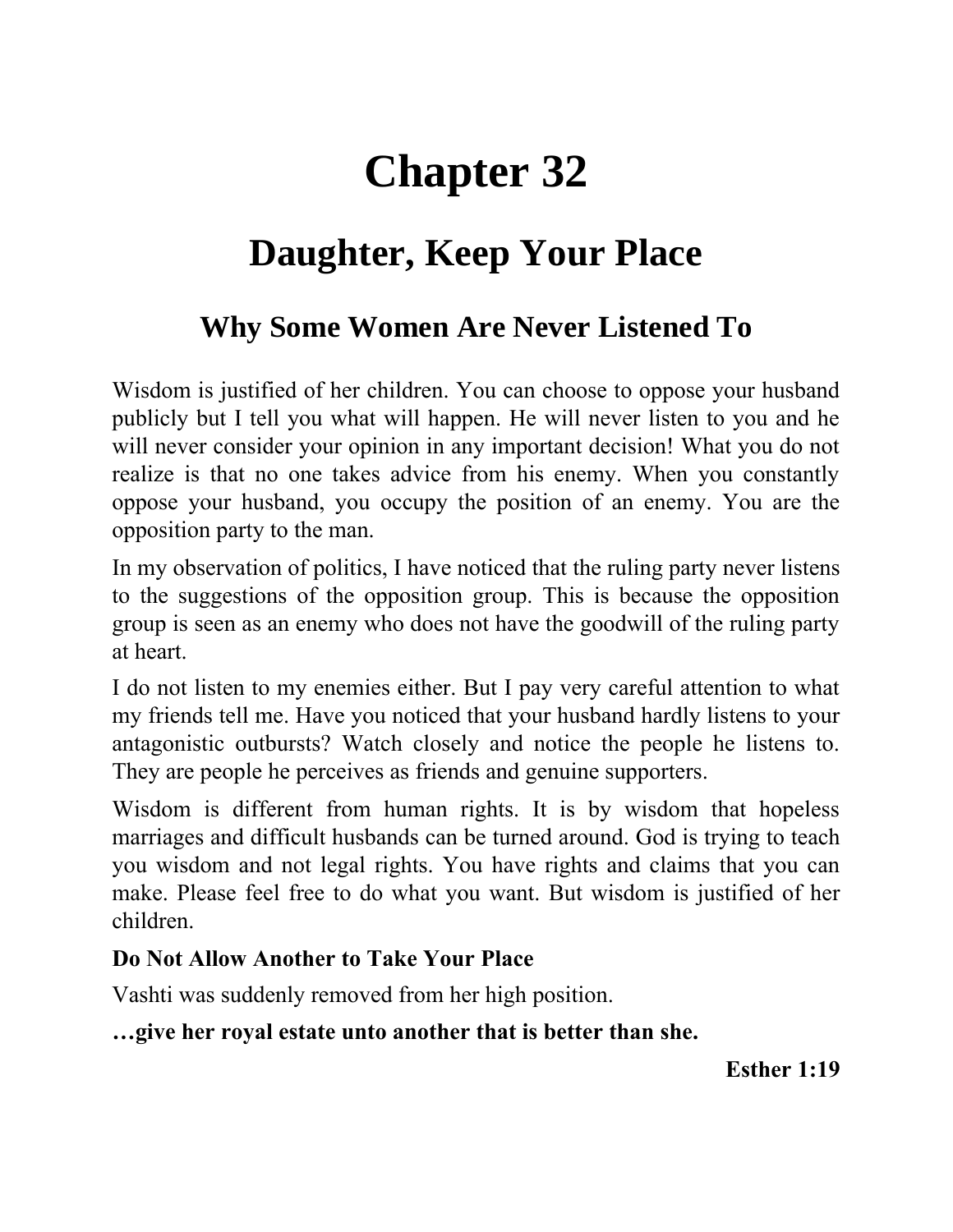# Chapter 32

## Daughter, Keep Your Place

### Why Some Women Are Never Listened To

Wisdom is justified of her children. You can choose to oppose your husband publicly but I tell you what will happen. He will never listen to you and he will never consider your opinion in any important decision! What you do not realize is that no one takes advice from his enemy. When you constantly oppose your husband, you occupy the position of an enemy. You are the opposition party to the man.

In my observation of politics, I have noticed that the ruling party never listens to the suggestions of the opposition group. This is because the opposition group is seen as an enemy who does not have the goodwill of the ruling party at heart.

I do not listen to my enemies either. But I pay very careful attention to what my friends tell me. Have you noticed that your husband hardly listens to your antagonistic outbursts? Watch closely and notice the people he listens to. They are people he perceives as friends and genuine supporters.

Wisdom is different from human rights. It is by wisdom that hopeless marriages and difficult husbands can be turned around. God is trying to teach you wisdom and not legal rights. You have rights and claims that you can make. Please feel free to do what you want. But wisdom is justified of her children.

**Do Not Allow Another to Take Your Place**

Vashti was suddenly removed from her high position.

**…give her royal estate unto another that is better than she.**

**Esther 1:19**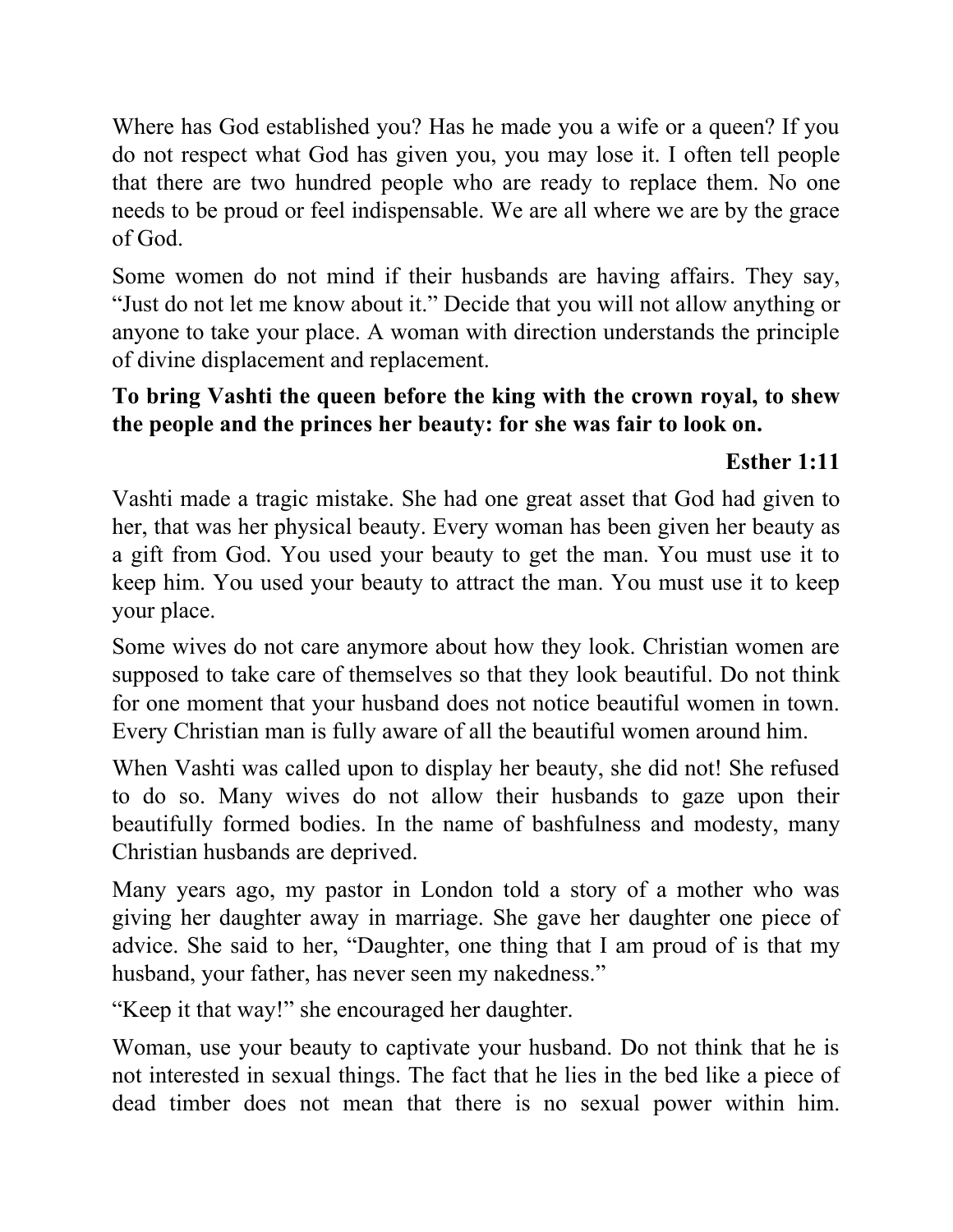Where has God established you? Has he made you a wife or a queen? If you do not respect what God has given you, you may lose it. I often tell people that there are two hundred people who are ready to replace them. No one needs to be proud or feel indispensable. We are all where we are by the grace of God.

Some women do not mind if their husbands are having affairs. They say, "Just do not let me know about it." Decide that you will not allow anything or anyone to take your place. A woman with direction understands the principle of divine displacement and replacement.

**To bring Vashti the queen before the king with the crown royal, to shew the people and the princes her beauty: for she was fair to look on.**

**Esther 1:11**

Vashti made a tragic mistake. She had one great asset that God had given to her, that was her physical beauty. Every woman has been given her beauty as a gift from God. You used your beauty to get the man. You must use it to keep him. You used your beauty to attract the man. You must use it to keep your place.

Some wives do not care anymore about how they look. Christian women are supposed to take care of themselves so that they look beautiful. Do not think for one moment that your husband does not notice beautiful women in town. Every Christian man is fully aware of all the beautiful women around him.

When Vashti was called upon to display her beauty, she did not! She refused to do so. Many wives do not allow their husbands to gaze upon their beautifully formed bodies. In the name of bashfulness and modesty, many Christian husbands are deprived.

Many years ago, my pastor in London told a story of a mother who was giving her daughter away in marriage. She gave her daughter one piece of advice. She said to her, "Daughter, one thing that I am proud of is that my husband, your father, has never seen my nakedness."

"Keep it that way!" she encouraged her daughter.

Woman, use your beauty to captivate your husband. Do not think that he is not interested in sexual things. The fact that he lies in the bed like a piece of dead timber does not mean that there is no sexual power within him.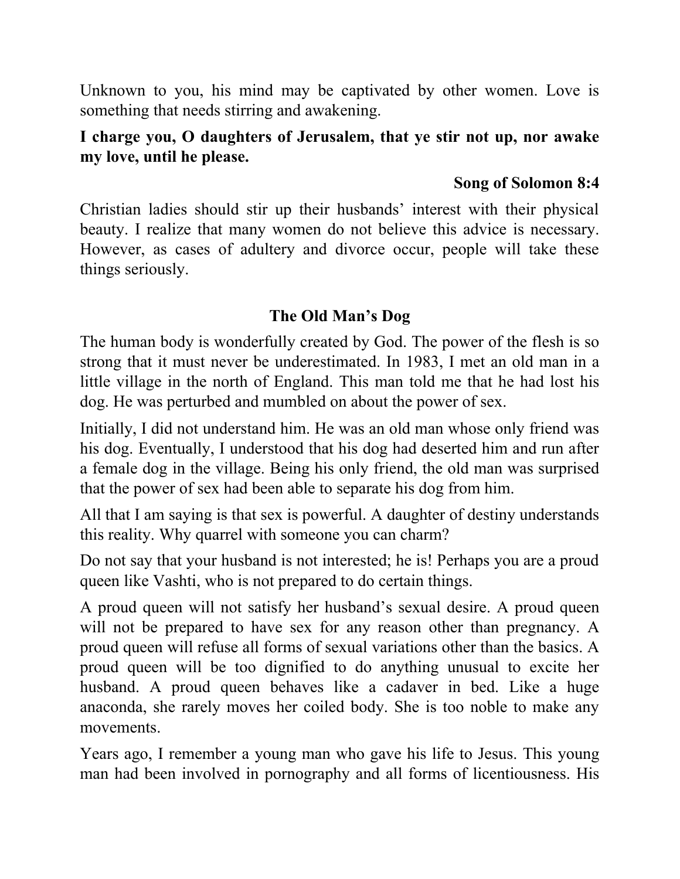Unknown to you, his mind may be captivated by other women. Love is something that needs stirring and awakening.

**I charge you, O daughters of Jerusalem, that ye stir not up, nor awake my love, until he please.**

**Song of Solomon 8:4**

Christian ladies should stir up their husbands' interest with their physical beauty. I realize that many women do not believe this advice is necessary. However, as cases of adultery and divorce occur, people will take these things seriously.

### The Old Man's Dog

The human body is wonderfully created by God. The power of the flesh is so strong that it must never be underestimated. In 1983, I met an old man in a little village in the north of England. This man told me that he had lost his dog. He was perturbed and mumbled on about the power of sex.

Initially, I did not understand him. He was an old man whose only friend was his dog. Eventually, I understood that his dog had deserted him and run after a female dog in the village. Being his only friend, the old man was surprised that the power of sex had been able to separate his dog from him.

All that I am saying is that sex is powerful. A daughter of destiny understands this reality. Why quarrel with someone you can charm?

Do not say that your husband is not interested; he is! Perhaps you are a proud queen like Vashti, who is not prepared to do certain things.

A proud queen will not satisfy her husband's sexual desire. A proud queen will not be prepared to have sex for any reason other than pregnancy. A proud queen will refuse all forms of sexual variations other than the basics. A proud queen will be too dignified to do anything unusual to excite her husband. A proud queen behaves like a cadaver in bed. Like a huge anaconda, she rarely moves her coiled body. She is too noble to make any movements.

Years ago, I remember a young man who gave his life to Jesus. This young man had been involved in pornography and all forms of licentiousness. His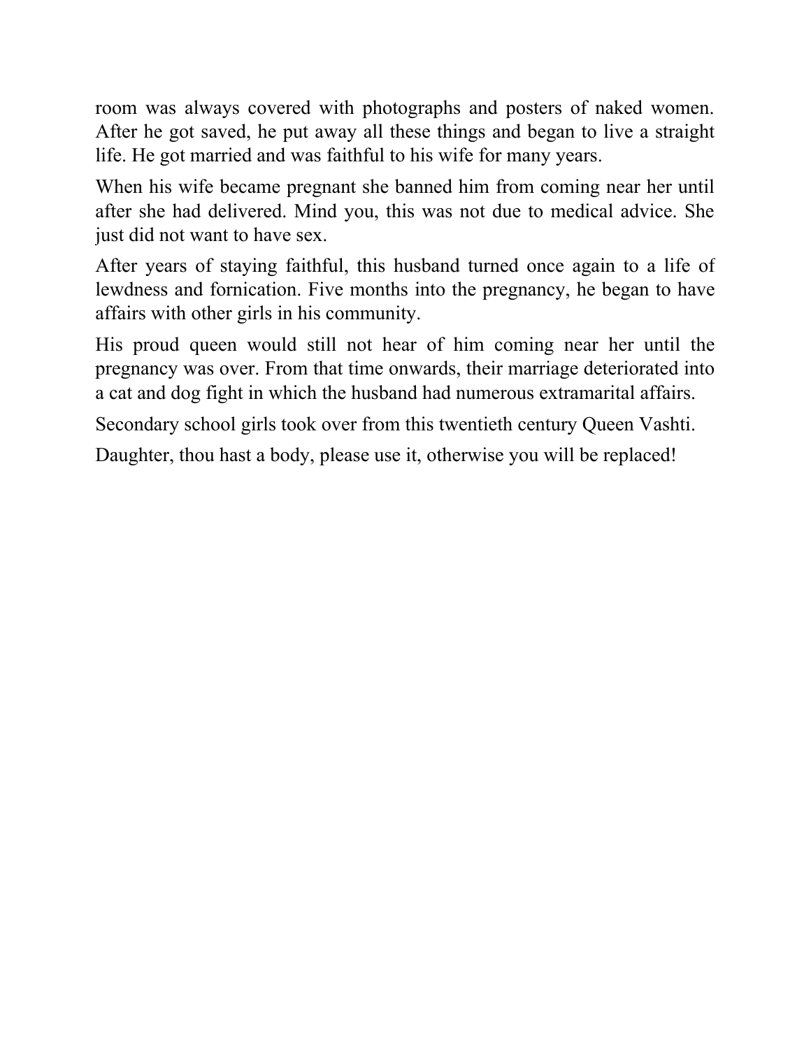room was always covered with photographs and posters of naked women. After he got saved, he put away all these things and began to live a straight life. He got married and was faithful to his wife for many years.

When his wife became pregnant she banned him from coming near her until after she had delivered. Mind you, this was not due to medical advice. She just did not want to have sex.

After years of staying faithful, this husband turned once again to a life of lewdness and fornication. Five months into the pregnancy, he began to have affairs with other girls in his community.

His proud queen would still not hear of him coming near her until the pregnancy was over. From that time onwards, their marriage deteriorated into a cat and dog fight in which the husband had numerous extramarital affairs.

Secondary school girls took over from this twentieth century Queen Vashti.

Daughter, thou hast a body, please use it, otherwise you will be replaced!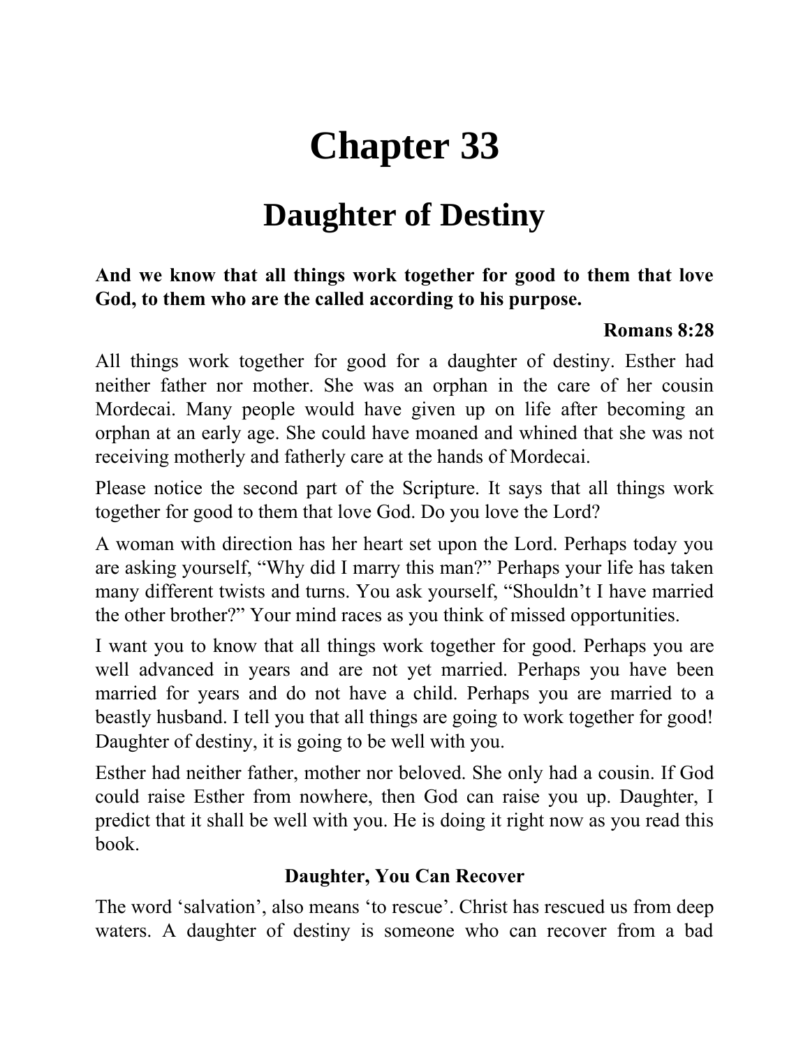# Chapter 33

## Daughter of Destiny

**And we know that all things work together for good to them that love God, to them who are the called according to his purpose.**

**Romans 8:28**

All things work together for good for a daughter of destiny. Esther had neither father nor mother. She was an orphan in the care of her cousin Mordecai. Many people would have given up on life after becoming an orphan at an early age. She could have moaned and whined that she was not receiving motherly and fatherly care at the hands of Mordecai.

Please notice the second part of the Scripture. It says that all things work together for good to them that love God. Do you love the Lord?

A woman with direction has her heart set upon the Lord. Perhaps today you are asking yourself, "Why did I marry this man?" Perhaps your life has taken many different twists and turns. You ask yourself, "Shouldn't I have married the other brother?" Your mind races as you think of missed opportunities.

I want you to know that all things work together for good. Perhaps you are well advanced in years and are not yet married. Perhaps you have been married for years and do not have a child. Perhaps you are married to a beastly husband. I tell you that all things are going to work together for good! Daughter of destiny, it is going to be well with you.

Esther had neither father, mother nor beloved. She only had a cousin. If God could raise Esther from nowhere, then God can raise you up. Daughter, I predict that it shall be well with you. He is doing it right now as you read this book.

### Daughter, You Can Recover

The word 'salvation', also means 'to rescue'. Christ has rescued us from deep waters. A daughter of destiny is someone who can recover from a bad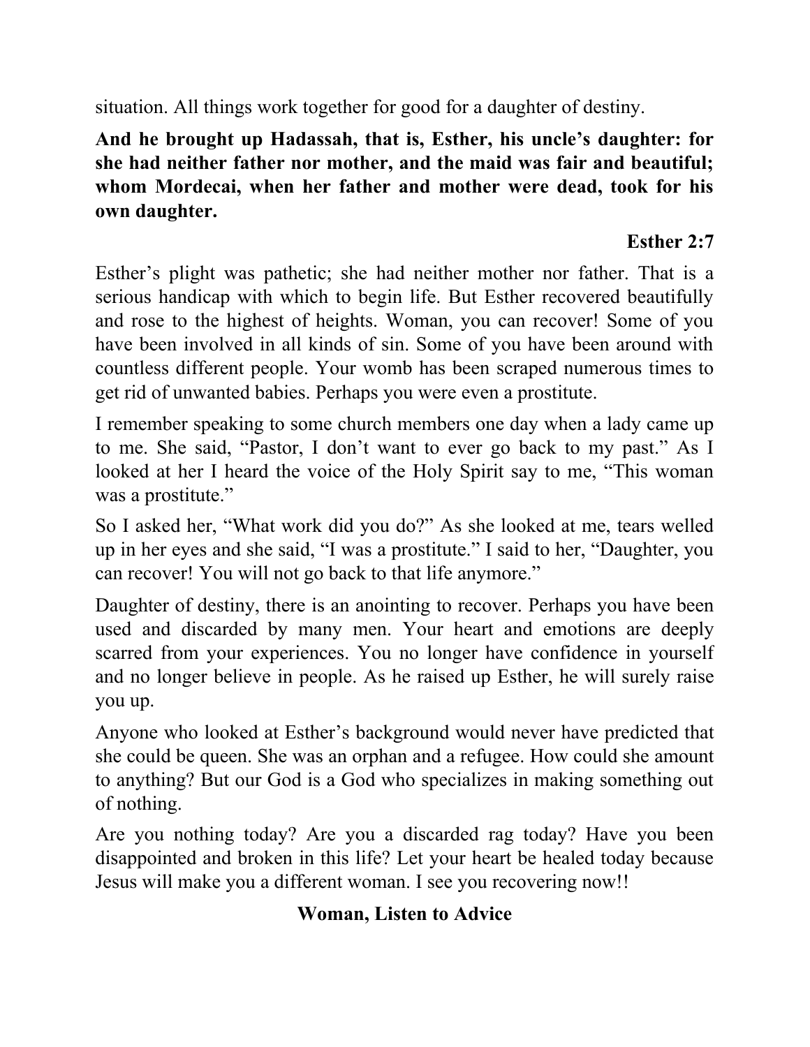situation. All things work together for good for a daughter of destiny.

**And he brought up Hadassah, that is, Esther, his uncle's daughter: for she had neither father nor mother, and the maid was fair and beautiful; whom Mordecai, when her father and mother were dead, took for his own daughter.**

**Esther 2:7**

Esther's plight was pathetic; she had neither mother nor father. That is a serious handicap with which to begin life. But Esther recovered beautifully and rose to the highest of heights. Woman, you can recover! Some of you have been involved in all kinds of sin. Some of you have been around with countless different people. Your womb has been scraped numerous times to get rid of unwanted babies. Perhaps you were even a prostitute.

I remember speaking to some church members one day when a lady came up to me. She said, "Pastor, I don't want to ever go back to my past." As I looked at her I heard the voice of the Holy Spirit say to me, "This woman was a prostitute."

So I asked her, "What work did you do?" As she looked at me, tears welled up in her eyes and she said, "I was a prostitute." I said to her, "Daughter, you can recover! You will not go back to that life anymore."

Daughter of destiny, there is an anointing to recover. Perhaps you have been used and discarded by many men. Your heart and emotions are deeply scarred from your experiences. You no longer have confidence in yourself and no longer believe in people. As he raised up Esther, he will surely raise you up.

Anyone who looked at Esther's background would never have predicted that she could be queen. She was an orphan and a refugee. How could she amount to anything? But our God is a God who specializes in making something out of nothing.

Are you nothing today? Are you a discarded rag today? Have you been disappointed and broken in this life? Let your heart be healed today because Jesus will make you a different woman. I see you recovering now!!

## Woman, Listen to Advice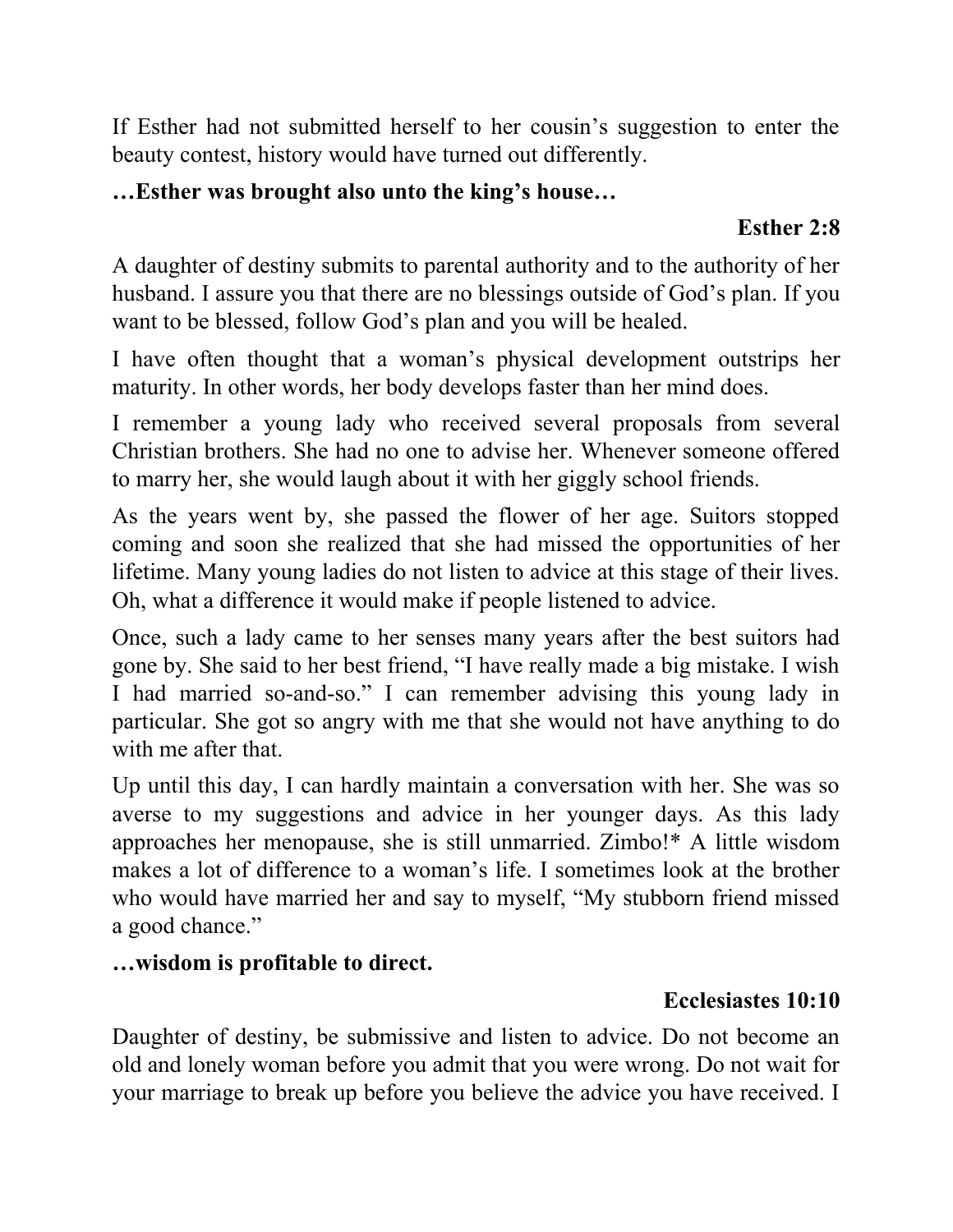If Esther had not submitted herself to her cousin's suggestion to enter the beauty contest, history would have turned out differently.

**…Esther was brought also unto the king's house…**

**Esther 2:8**

A daughter of destiny submits to parental authority and to the authority of her husband. I assure you that there are no blessings outside of God's plan. If you want to be blessed, follow God's plan and you will be healed.

I have often thought that a woman's physical development outstrips her maturity. In other words, her body develops faster than her mind does.

I remember a young lady who received several proposals from several Christian brothers. She had no one to advise her. Whenever someone offered to marry her, she would laugh about it with her giggly school friends.

As the years went by, she passed the flower of her age. Suitors stopped coming and soon she realized that she had missed the opportunities of her lifetime. Many young ladies do not listen to advice at this stage of their lives. Oh, what a difference it would make if people listened to advice.

Once, such a lady came to her senses many years after the best suitors had gone by. She said to her best friend, "I have really made a big mistake. I wish I had married so-and-so." I can remember advising this young lady in particular. She got so angry with me that she would not have anything to do with me after that.

Up until this day, I can hardly maintain a conversation with her. She was so averse to my suggestions and advice in her younger days. As this lady approaches her menopause, she is still unmarried. Zimbo!* A little wisdom makes a lot of difference to a woman's life. I sometimes look at the brother who would have married her and say to myself, "My stubborn friend missed a good chance."

**…wisdom is profitable to direct.**

**Ecclesiastes 10:10**

Daughter of destiny, be submissive and listen to advice. Do not become an old and lonely woman before you admit that you were wrong. Do not wait for your marriage to break up before you believe the advice you have received. I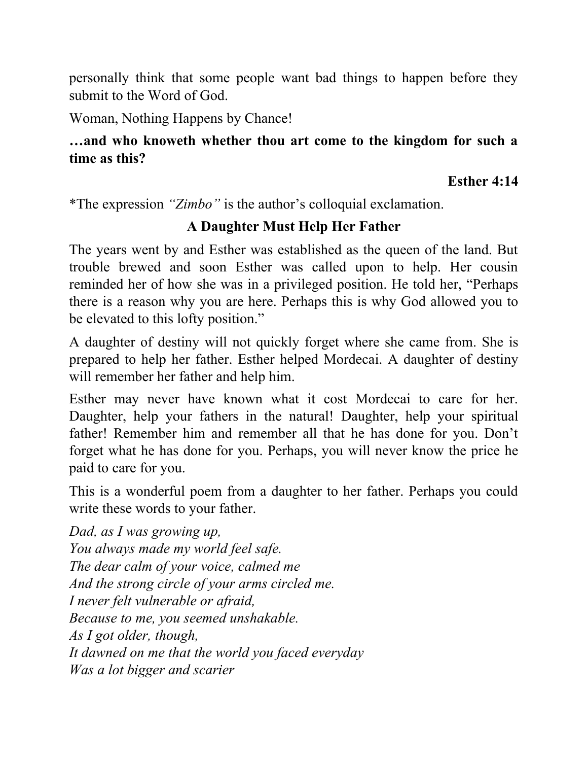personally think that some people want bad things to happen before they submit to the Word of God.

Woman, Nothing Happens by Chance!

**…and who knoweth whether thou art come to the kingdom for such a time as this?**

**Esther 4:14**

*The expression *"Zimbo"* is the author's colloquial exclamation.

### A Daughter Must Help Her Father

The years went by and Esther was established as the queen of the land. But trouble brewed and soon Esther was called upon to help. Her cousin reminded her of how she was in a privileged position. He told her, "Perhaps there is a reason why you are here. Perhaps this is why God allowed you to be elevated to this lofty position."

A daughter of destiny will not quickly forget where she came from. She is prepared to help her father. Esther helped Mordecai. A daughter of destiny will remember her father and help him.

Esther may never have known what it cost Mordecai to care for her. Daughter, help your fathers in the natural! Daughter, help your spiritual father! Remember him and remember all that he has done for you. Don't forget what he has done for you. Perhaps, you will never know the price he paid to care for you.

This is a wonderful poem from a daughter to her father. Perhaps you could write these words to your father.

*Dad, as I was growing up,*
*You always made my world feel safe.*
*The dear calm of your voice, calmed me*
*And the strong circle of your arms circled me.*
*I never felt vulnerable or afraid,*
*Because to me, you seemed unshakable.*
*As I got older, though,*
*It dawned on me that the world you faced everyday*
*Was a lot bigger and scarier*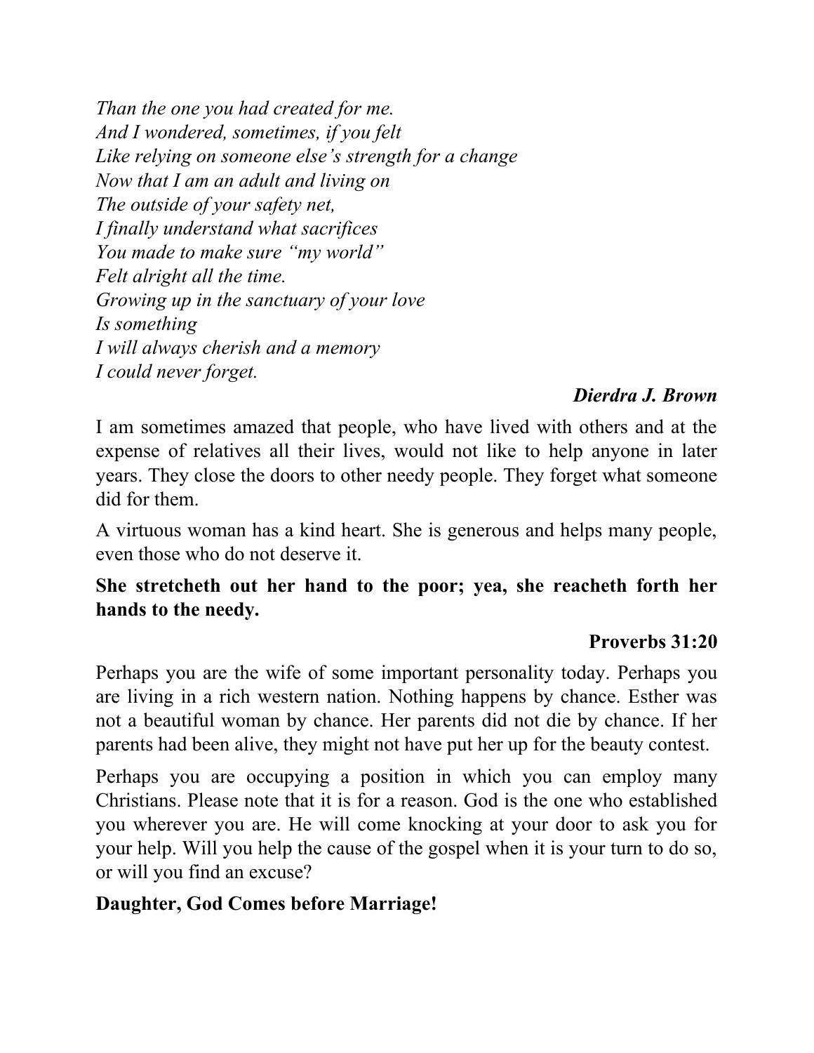*Than the one you had created for me.*
*And I wondered, sometimes, if you felt*
*Like relying on someone else's strength for a change*
*Now that I am an adult and living on*
*The outside of your safety net,*
*I finally understand what sacrifices*
*You made to make sure "my world"*
*Felt alright all the time.*
*Growing up in the sanctuary of your love*
*Is something*
*I will always cherish and a memory*
*I could never forget.*

***Dierdra J. Brown***

I am sometimes amazed that people, who have lived with others and at the expense of relatives all their lives, would not like to help anyone in later years. They close the doors to other needy people. They forget what someone did for them.

A virtuous woman has a kind heart. She is generous and helps many people, even those who do not deserve it.

**She stretcheth out her hand to the poor; yea, she reacheth forth her hands to the needy.**

**Proverbs 31:20**

Perhaps you are the wife of some important personality today. Perhaps you are living in a rich western nation. Nothing happens by chance. Esther was not a beautiful woman by chance. Her parents did not die by chance. If her parents had been alive, they might not have put her up for the beauty contest.

Perhaps you are occupying a position in which you can employ many Christians. Please note that it is for a reason. God is the one who established you wherever you are. He will come knocking at your door to ask you for your help. Will you help the cause of the gospel when it is your turn to do so, or will you find an excuse?

**Daughter, God Comes before Marriage!**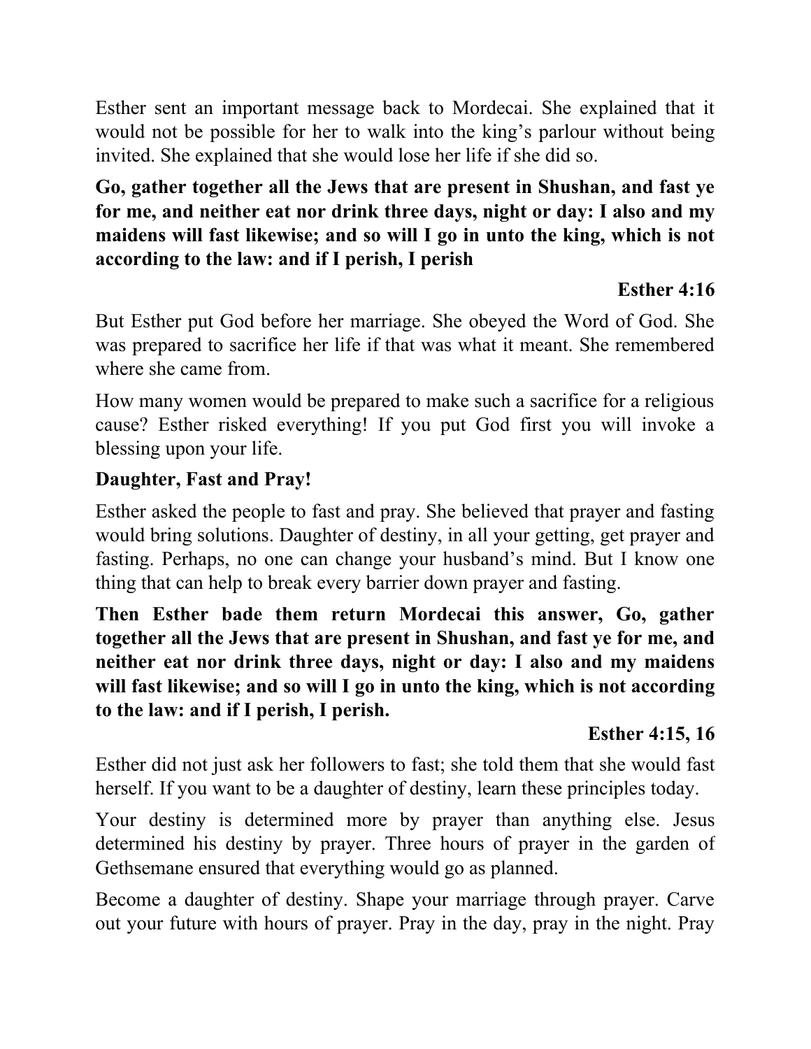Esther sent an important message back to Mordecai. She explained that it would not be possible for her to walk into the king's parlour without being invited. She explained that she would lose her life if she did so.

**Go, gather together all the Jews that are present in Shushan, and fast ye for me, and neither eat nor drink three days, night or day: I also and my maidens will fast likewise; and so will I go in unto the king, which is not according to the law: and if I perish, I perish**

**Esther 4:16**

But Esther put God before her marriage. She obeyed the Word of God. She was prepared to sacrifice her life if that was what it meant. She remembered where she came from.

How many women would be prepared to make such a sacrifice for a religious cause? Esther risked everything! If you put God first you will invoke a blessing upon your life.

**Daughter, Fast and Pray!**

Esther asked the people to fast and pray. She believed that prayer and fasting would bring solutions. Daughter of destiny, in all your getting, get prayer and fasting. Perhaps, no one can change your husband's mind. But I know one thing that can help to break every barrier down prayer and fasting.

**Then Esther bade them return Mordecai this answer, Go, gather together all the Jews that are present in Shushan, and fast ye for me, and neither eat nor drink three days, night or day: I also and my maidens will fast likewise; and so will I go in unto the king, which is not according to the law: and if I perish, I perish.**

**Esther 4:15, 16**

Esther did not just ask her followers to fast; she told them that she would fast herself. If you want to be a daughter of destiny, learn these principles today.

Your destiny is determined more by prayer than anything else. Jesus determined his destiny by prayer. Three hours of prayer in the garden of Gethsemane ensured that everything would go as planned.

Become a daughter of destiny. Shape your marriage through prayer. Carve out your future with hours of prayer. Pray in the day, pray in the night. Pray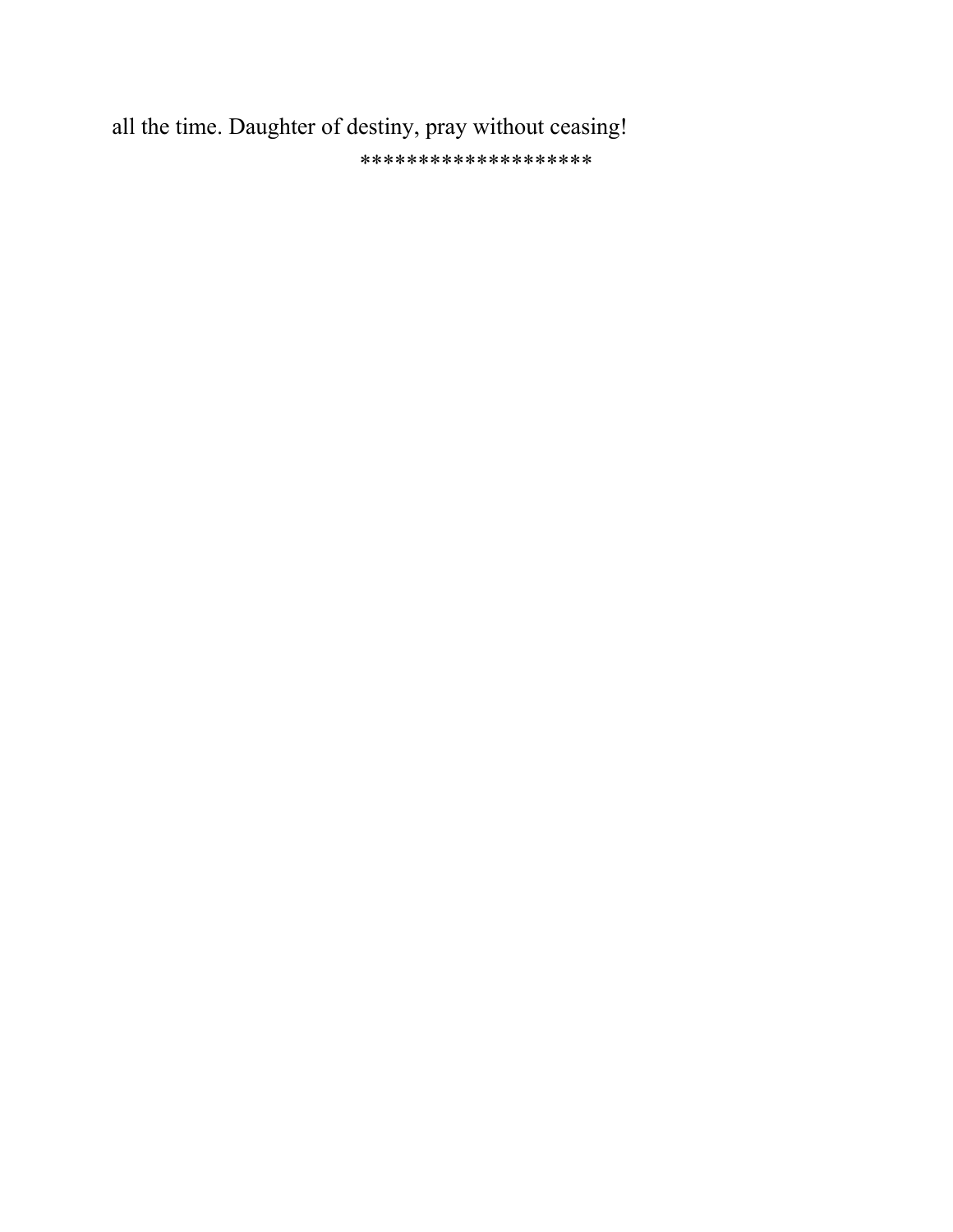all the time. Daughter of destiny, pray without ceasing!

********************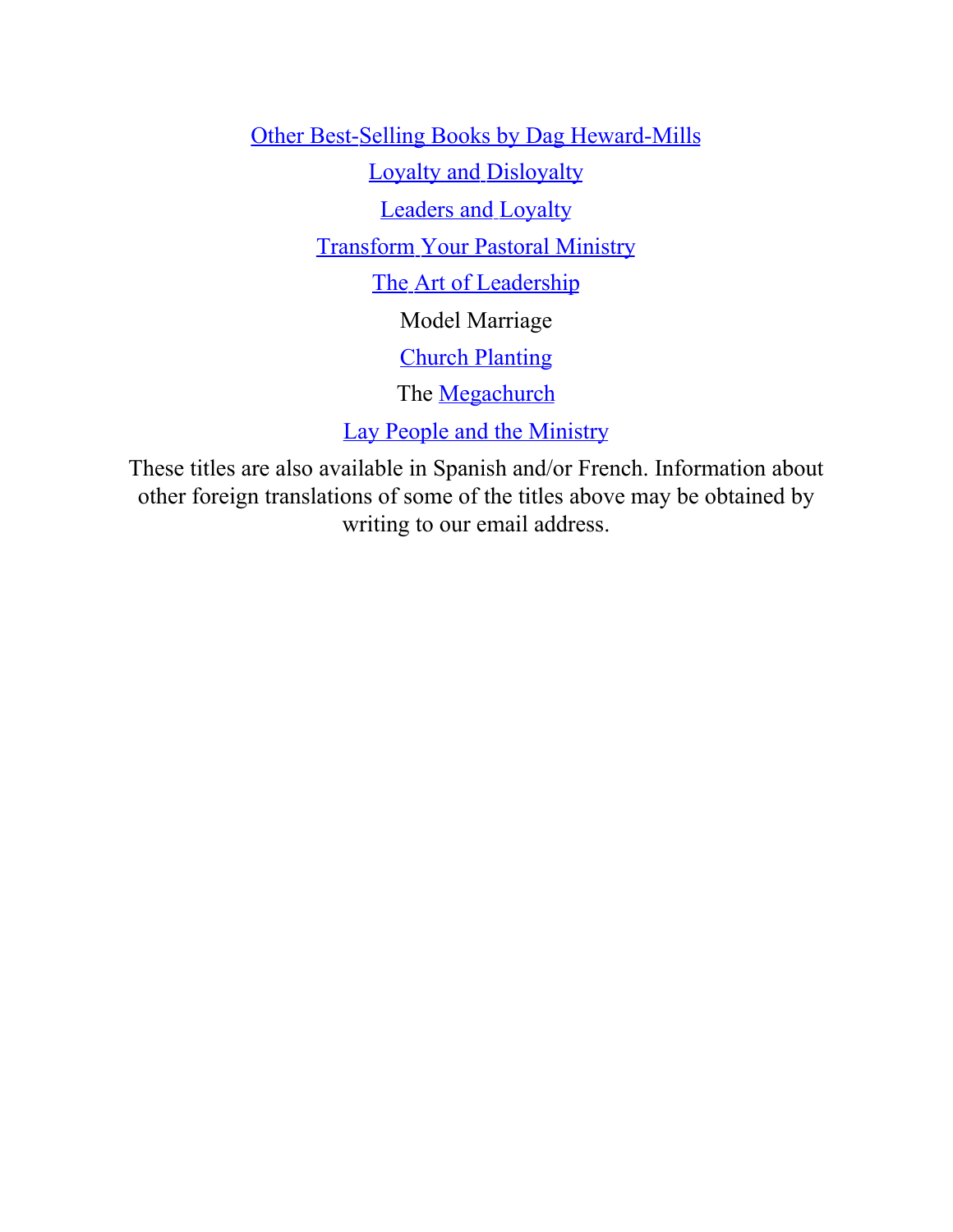Other Best-Selling Books by Dag Heward-Mills

Loyalty and Disloyalty

Leaders and Loyalty

Transform Your Pastoral Ministry

The Art of Leadership

Model Marriage

Church Planting

The Megachurch

Lay People and the Ministry

These titles are also available in Spanish and/or French. Information about other foreign translations of some of the titles above may be obtained by writing to our email address.